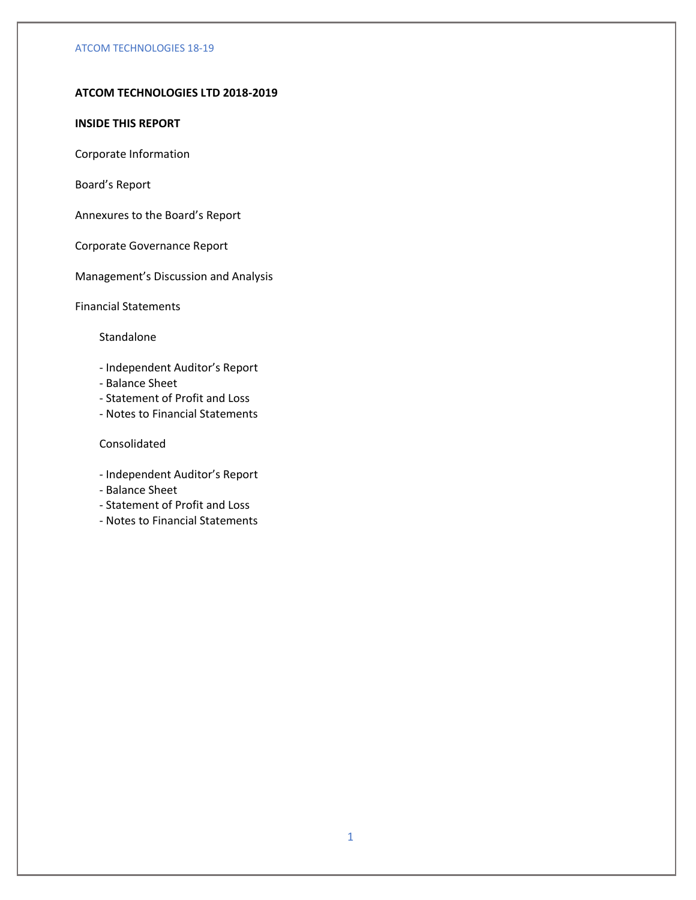**ATCOM TECHNOLOGIES LTD 2018-2019**

**INSIDE THIS REPORT**

Corporate Information

Board's Report

Annexures to the Board's Report

Corporate Governance Report

Management's Discussion and Analysis

Financial Statements

Standalone

- Independent Auditor's Report
- Balance Sheet
- Statement of Profit and Loss
- Notes to Financial Statements

Consolidated

- Independent Auditor's Report
- Balance Sheet
- Statement of Profit and Loss
- Notes to Financial Statements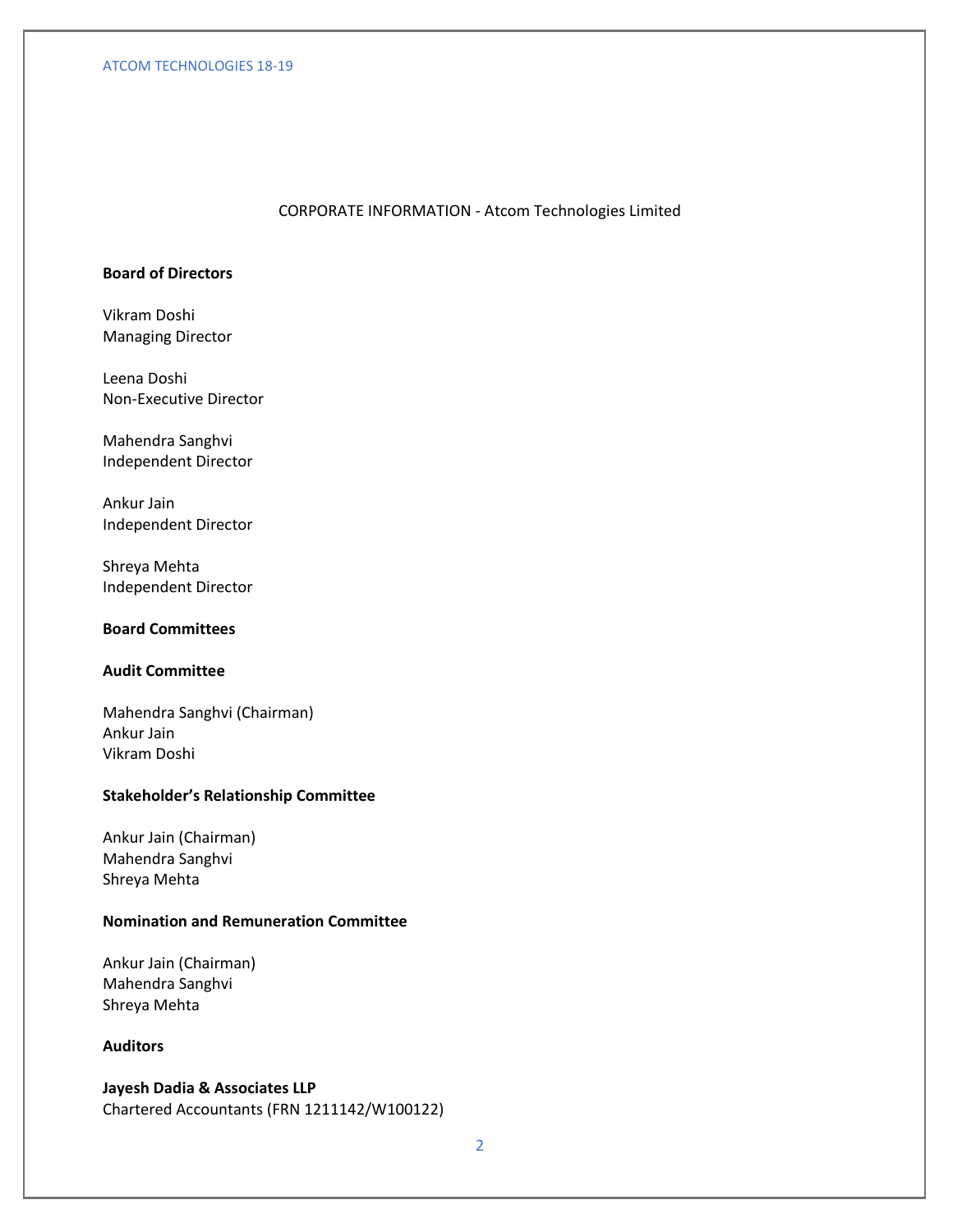# CORPORATE INFORMATION - Atcom Technologies Limited

**Board of Directors**

Vikram Doshi
Managing Director

Leena Doshi
Non-Executive Director

Mahendra Sanghvi
Independent Director

Ankur Jain
Independent Director

Shreya Mehta
Independent Director

**Board Committees**

**Audit Committee**

Mahendra Sanghvi (Chairman)
Ankur Jain
Vikram Doshi

**Stakeholder's Relationship Committee**

Ankur Jain (Chairman)
Mahendra Sanghvi
Shreya Mehta

**Nomination and Remuneration Committee**

Ankur Jain (Chairman)
Mahendra Sanghvi
Shreya Mehta

**Auditors**

**Jayesh Dadia & Associates LLP**
Chartered Accountants (FRN 1211142/W100122)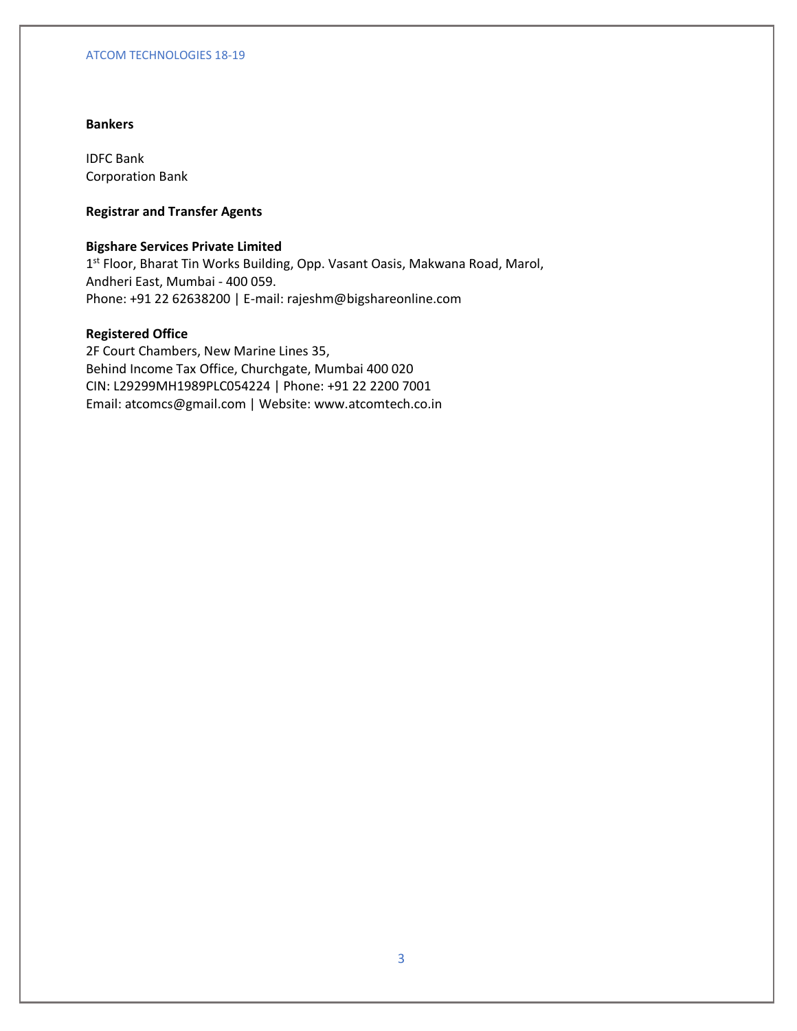**Bankers**

IDFC Bank
Corporation Bank

**Registrar and Transfer Agents**

**Bigshare Services Private Limited**
1st Floor, Bharat Tin Works Building, Opp. Vasant Oasis, Makwana Road, Marol,
Andheri East, Mumbai - 400 059.
Phone: +91 22 62638200 | E-mail: rajeshm@bigshareonline.com

**Registered Office**
2F Court Chambers, New Marine Lines 35,
Behind Income Tax Office, Churchgate, Mumbai 400 020
CIN: L29299MH1989PLC054224 | Phone: +91 22 2200 7001
Email: atcomcs@gmail.com | Website: www.atcomtech.co.in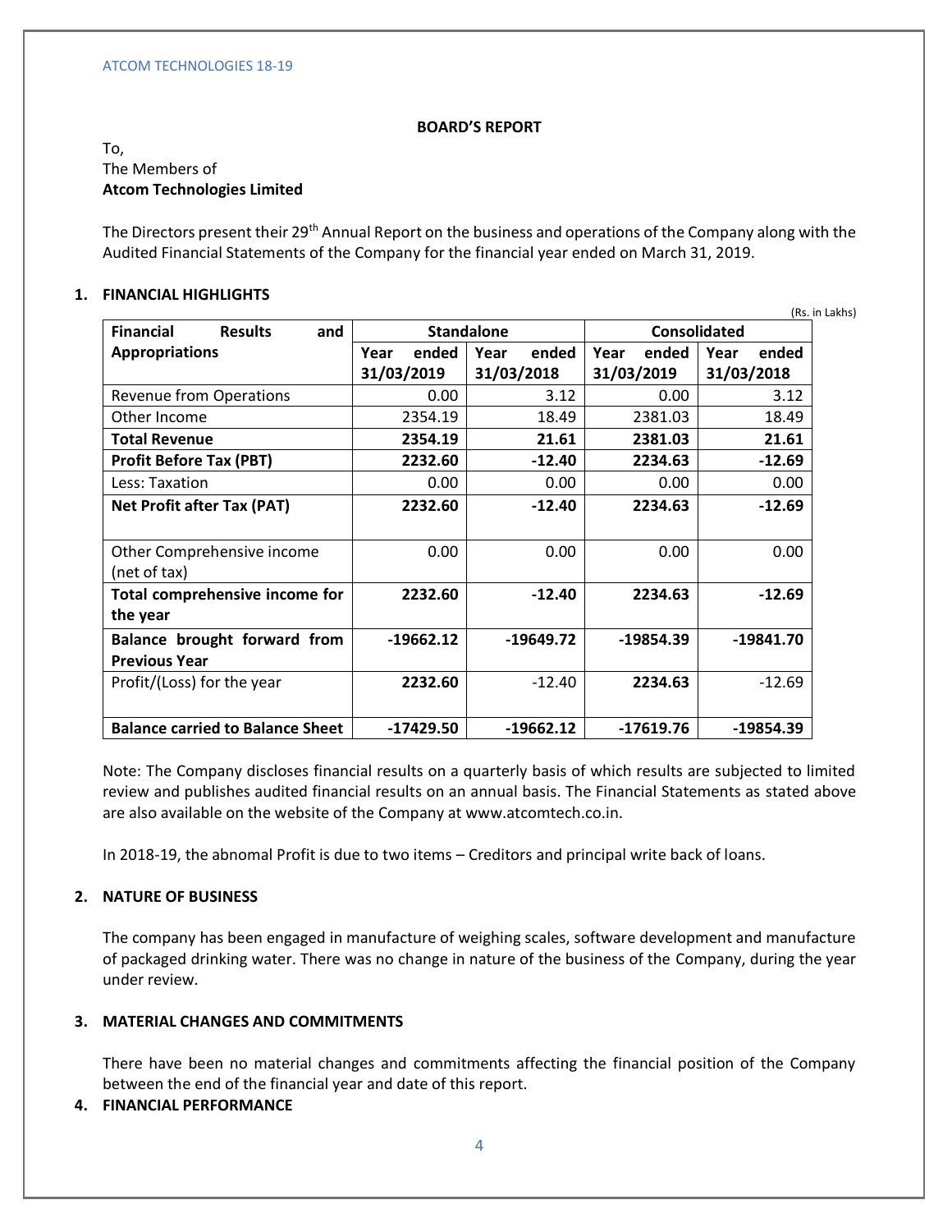## BOARD'S REPORT

To,
The Members of
**Atcom Technologies Limited**

The Directors present their 29th Annual Report on the business and operations of the Company along with the Audited Financial Statements of the Company for the financial year ended on March 31, 2019.

### 1. FINANCIAL HIGHLIGHTS

(Rs. in Lakhs)

| **Financial Results and Appropriations** | **Standalone** | | **Consolidated** | |
|---|---|---|---|---|
| | **Year ended 31/03/2019** | **Year ended 31/03/2018** | **Year ended 31/03/2019** | **Year ended 31/03/2018** |
| Revenue from Operations | 0.00 | 3.12 | 0.00 | 3.12 |
| Other Income | 2354.19 | 18.49 | 2381.03 | 18.49 |
| **Total Revenue** | **2354.19** | **21.61** | **2381.03** | **21.61** |
| **Profit Before Tax (PBT)** | **2232.60** | **-12.40** | **2234.63** | **-12.69** |
| Less: Taxation | 0.00 | 0.00 | 0.00 | 0.00 |
| **Net Profit after Tax (PAT)** | **2232.60** | **-12.40** | **2234.63** | **-12.69** |
| Other Comprehensive income (net of tax) | 0.00 | 0.00 | 0.00 | 0.00 |
| **Total comprehensive income for the year** | **2232.60** | **-12.40** | **2234.63** | **-12.69** |
| **Balance brought forward from Previous Year** | **-19662.12** | **-19649.72** | **-19854.39** | **-19841.70** |
| Profit/(Loss) for the year | **2232.60** | -12.40 | **2234.63** | -12.69 |
| **Balance carried to Balance Sheet** | **-17429.50** | **-19662.12** | **-17619.76** | **-19854.39** |

Note: The Company discloses financial results on a quarterly basis of which results are subjected to limited review and publishes audited financial results on an annual basis. The Financial Statements as stated above are also available on the website of the Company at www.atcomtech.co.in.

In 2018-19, the abnomal Profit is due to two items – Creditors and principal write back of loans.

### 2. NATURE OF BUSINESS

The company has been engaged in manufacture of weighing scales, software development and manufacture of packaged drinking water. There was no change in nature of the business of the Company, during the year under review.

### 3. MATERIAL CHANGES AND COMMITMENTS

There have been no material changes and commitments affecting the financial position of the Company between the end of the financial year and date of this report.

### 4. FINANCIAL PERFORMANCE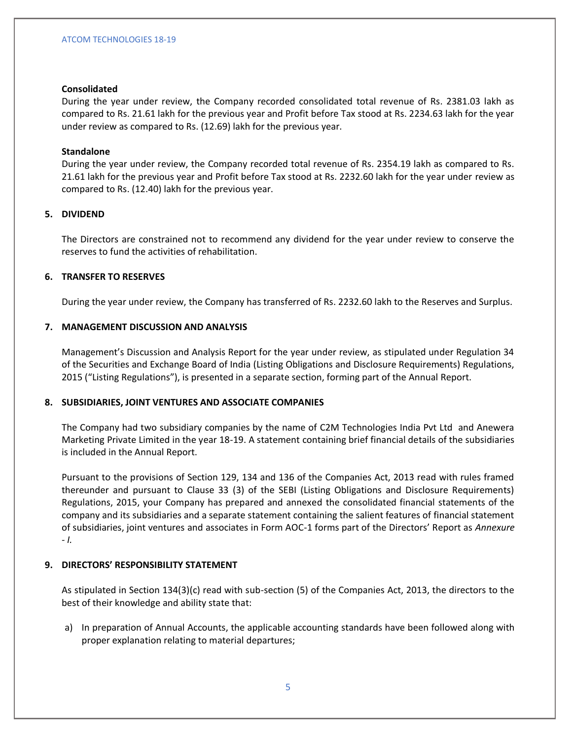**Consolidated**

During the year under review, the Company recorded consolidated total revenue of Rs. 2381.03 lakh as compared to Rs. 21.61 lakh for the previous year and Profit before Tax stood at Rs. 2234.63 lakh for the year under review as compared to Rs. (12.69) lakh for the previous year.

**Standalone**

During the year under review, the Company recorded total revenue of Rs. 2354.19 lakh as compared to Rs. 21.61 lakh for the previous year and Profit before Tax stood at Rs. 2232.60 lakh for the year under review as compared to Rs. (12.40) lakh for the previous year.

## 5. DIVIDEND

The Directors are constrained not to recommend any dividend for the year under review to conserve the reserves to fund the activities of rehabilitation.

## 6. TRANSFER TO RESERVES

During the year under review, the Company has transferred of Rs. 2232.60 lakh to the Reserves and Surplus.

## 7. MANAGEMENT DISCUSSION AND ANALYSIS

Management's Discussion and Analysis Report for the year under review, as stipulated under Regulation 34 of the Securities and Exchange Board of India (Listing Obligations and Disclosure Requirements) Regulations, 2015 ("Listing Regulations"), is presented in a separate section, forming part of the Annual Report.

## 8. SUBSIDIARIES, JOINT VENTURES AND ASSOCIATE COMPANIES

The Company had two subsidiary companies by the name of C2M Technologies India Pvt Ltd and Anewera Marketing Private Limited in the year 18-19. A statement containing brief financial details of the subsidiaries is included in the Annual Report.

Pursuant to the provisions of Section 129, 134 and 136 of the Companies Act, 2013 read with rules framed thereunder and pursuant to Clause 33 (3) of the SEBI (Listing Obligations and Disclosure Requirements) Regulations, 2015, your Company has prepared and annexed the consolidated financial statements of the company and its subsidiaries and a separate statement containing the salient features of financial statement of subsidiaries, joint ventures and associates in Form AOC-1 forms part of the Directors' Report as *Annexure - I.*

## 9. DIRECTORS' RESPONSIBILITY STATEMENT

As stipulated in Section 134(3)(c) read with sub-section (5) of the Companies Act, 2013, the directors to the best of their knowledge and ability state that:

a) In preparation of Annual Accounts, the applicable accounting standards have been followed along with proper explanation relating to material departures;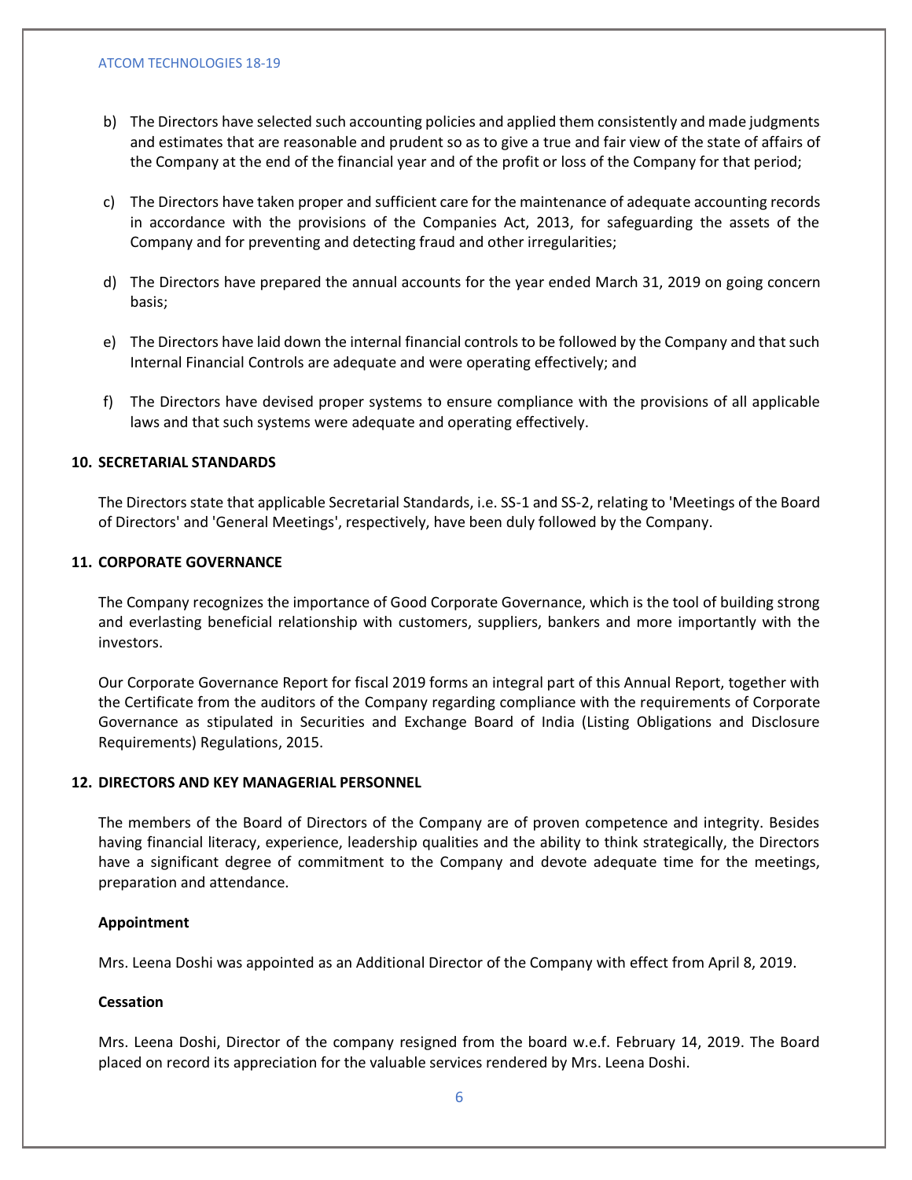b) The Directors have selected such accounting policies and applied them consistently and made judgments and estimates that are reasonable and prudent so as to give a true and fair view of the state of affairs of the Company at the end of the financial year and of the profit or loss of the Company for that period;

c) The Directors have taken proper and sufficient care for the maintenance of adequate accounting records in accordance with the provisions of the Companies Act, 2013, for safeguarding the assets of the Company and for preventing and detecting fraud and other irregularities;

d) The Directors have prepared the annual accounts for the year ended March 31, 2019 on going concern basis;

e) The Directors have laid down the internal financial controls to be followed by the Company and that such Internal Financial Controls are adequate and were operating effectively; and

f) The Directors have devised proper systems to ensure compliance with the provisions of all applicable laws and that such systems were adequate and operating effectively.

## 10. SECRETARIAL STANDARDS

The Directors state that applicable Secretarial Standards, i.e. SS-1 and SS-2, relating to 'Meetings of the Board of Directors' and 'General Meetings', respectively, have been duly followed by the Company.

## 11. CORPORATE GOVERNANCE

The Company recognizes the importance of Good Corporate Governance, which is the tool of building strong and everlasting beneficial relationship with customers, suppliers, bankers and more importantly with the investors.

Our Corporate Governance Report for fiscal 2019 forms an integral part of this Annual Report, together with the Certificate from the auditors of the Company regarding compliance with the requirements of Corporate Governance as stipulated in Securities and Exchange Board of India (Listing Obligations and Disclosure Requirements) Regulations, 2015.

## 12. DIRECTORS AND KEY MANAGERIAL PERSONNEL

The members of the Board of Directors of the Company are of proven competence and integrity. Besides having financial literacy, experience, leadership qualities and the ability to think strategically, the Directors have a significant degree of commitment to the Company and devote adequate time for the meetings, preparation and attendance.

**Appointment**

Mrs. Leena Doshi was appointed as an Additional Director of the Company with effect from April 8, 2019.

**Cessation**

Mrs. Leena Doshi, Director of the company resigned from the board w.e.f. February 14, 2019. The Board placed on record its appreciation for the valuable services rendered by Mrs. Leena Doshi.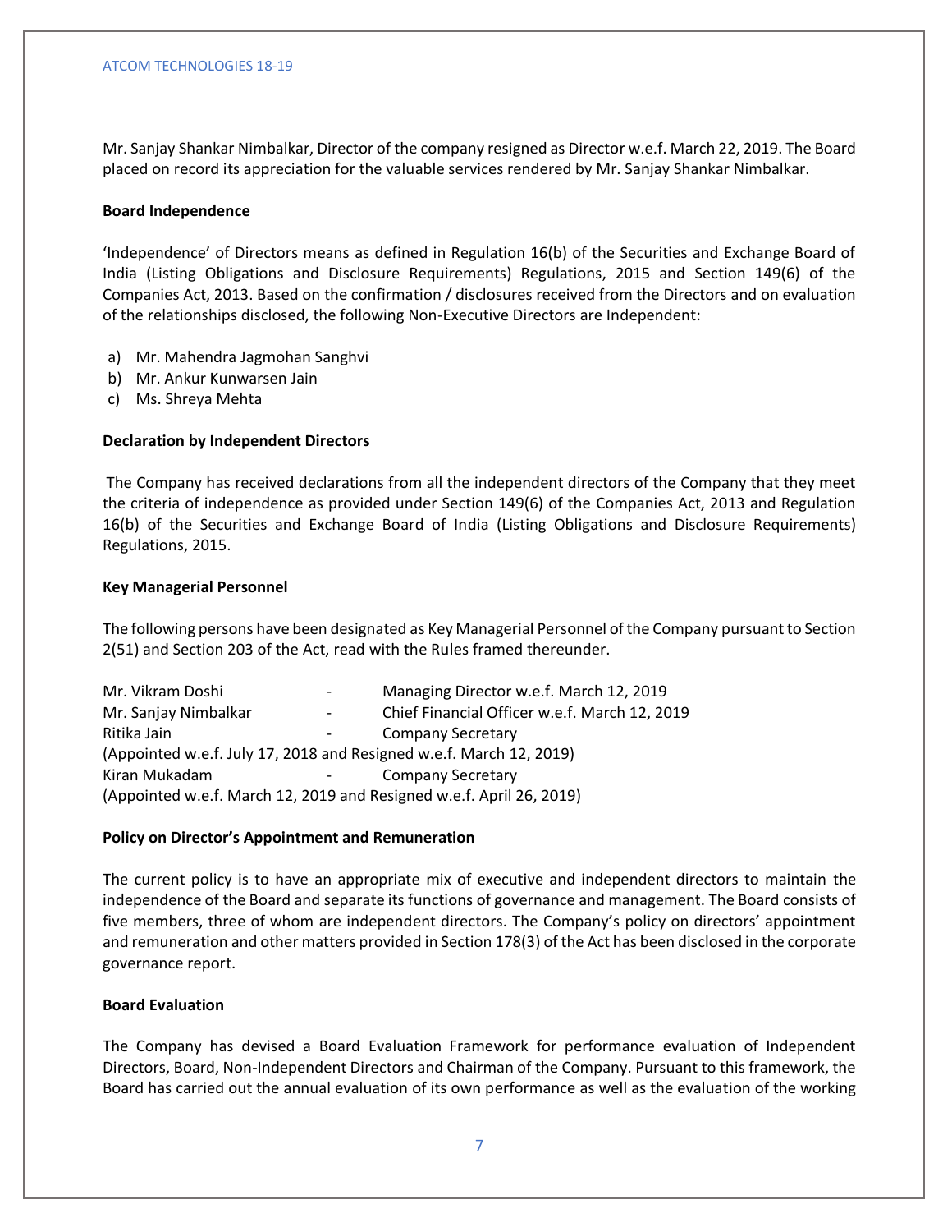Mr. Sanjay Shankar Nimbalkar, Director of the company resigned as Director w.e.f. March 22, 2019. The Board placed on record its appreciation for the valuable services rendered by Mr. Sanjay Shankar Nimbalkar.

**Board Independence**

'Independence' of Directors means as defined in Regulation 16(b) of the Securities and Exchange Board of India (Listing Obligations and Disclosure Requirements) Regulations, 2015 and Section 149(6) of the Companies Act, 2013. Based on the confirmation / disclosures received from the Directors and on evaluation of the relationships disclosed, the following Non-Executive Directors are Independent:

a) Mr. Mahendra Jagmohan Sanghvi
b) Mr. Ankur Kunwarsen Jain
c) Ms. Shreya Mehta

**Declaration by Independent Directors**

The Company has received declarations from all the independent directors of the Company that they meet the criteria of independence as provided under Section 149(6) of the Companies Act, 2013 and Regulation 16(b) of the Securities and Exchange Board of India (Listing Obligations and Disclosure Requirements) Regulations, 2015.

**Key Managerial Personnel**

The following persons have been designated as Key Managerial Personnel of the Company pursuant to Section 2(51) and Section 203 of the Act, read with the Rules framed thereunder.

Mr. Vikram Doshi - Managing Director w.e.f. March 12, 2019
Mr. Sanjay Nimbalkar - Chief Financial Officer w.e.f. March 12, 2019
Ritika Jain - Company Secretary
(Appointed w.e.f. July 17, 2018 and Resigned w.e.f. March 12, 2019)
Kiran Mukadam - Company Secretary
(Appointed w.e.f. March 12, 2019 and Resigned w.e.f. April 26, 2019)

**Policy on Director's Appointment and Remuneration**

The current policy is to have an appropriate mix of executive and independent directors to maintain the independence of the Board and separate its functions of governance and management. The Board consists of five members, three of whom are independent directors. The Company's policy on directors' appointment and remuneration and other matters provided in Section 178(3) of the Act has been disclosed in the corporate governance report.

**Board Evaluation**

The Company has devised a Board Evaluation Framework for performance evaluation of Independent Directors, Board, Non-Independent Directors and Chairman of the Company. Pursuant to this framework, the Board has carried out the annual evaluation of its own performance as well as the evaluation of the working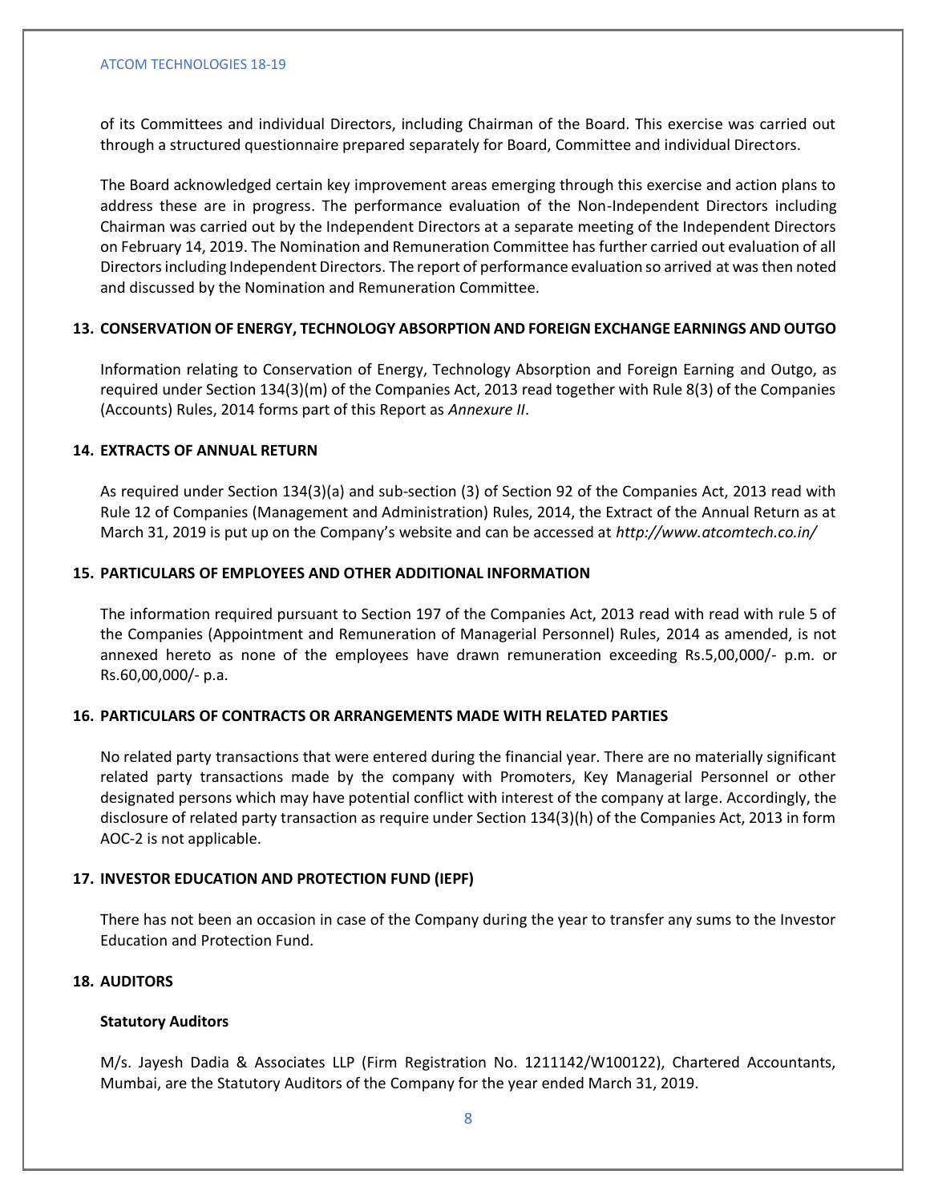of its Committees and individual Directors, including Chairman of the Board. This exercise was carried out through a structured questionnaire prepared separately for Board, Committee and individual Directors.

The Board acknowledged certain key improvement areas emerging through this exercise and action plans to address these are in progress. The performance evaluation of the Non-Independent Directors including Chairman was carried out by the Independent Directors at a separate meeting of the Independent Directors on February 14, 2019. The Nomination and Remuneration Committee has further carried out evaluation of all Directors including Independent Directors. The report of performance evaluation so arrived at was then noted and discussed by the Nomination and Remuneration Committee.

## 13. CONSERVATION OF ENERGY, TECHNOLOGY ABSORPTION AND FOREIGN EXCHANGE EARNINGS AND OUTGO

Information relating to Conservation of Energy, Technology Absorption and Foreign Earning and Outgo, as required under Section 134(3)(m) of the Companies Act, 2013 read together with Rule 8(3) of the Companies (Accounts) Rules, 2014 forms part of this Report as *Annexure II*.

## 14. EXTRACTS OF ANNUAL RETURN

As required under Section 134(3)(a) and sub-section (3) of Section 92 of the Companies Act, 2013 read with Rule 12 of Companies (Management and Administration) Rules, 2014, the Extract of the Annual Return as at March 31, 2019 is put up on the Company's website and can be accessed at *http://www.atcomtech.co.in/*

## 15. PARTICULARS OF EMPLOYEES AND OTHER ADDITIONAL INFORMATION

The information required pursuant to Section 197 of the Companies Act, 2013 read with read with rule 5 of the Companies (Appointment and Remuneration of Managerial Personnel) Rules, 2014 as amended, is not annexed hereto as none of the employees have drawn remuneration exceeding Rs.5,00,000/- p.m. or Rs.60,00,000/- p.a.

## 16. PARTICULARS OF CONTRACTS OR ARRANGEMENTS MADE WITH RELATED PARTIES

No related party transactions that were entered during the financial year. There are no materially significant related party transactions made by the company with Promoters, Key Managerial Personnel or other designated persons which may have potential conflict with interest of the company at large. Accordingly, the disclosure of related party transaction as require under Section 134(3)(h) of the Companies Act, 2013 in form AOC-2 is not applicable.

## 17. INVESTOR EDUCATION AND PROTECTION FUND (IEPF)

There has not been an occasion in case of the Company during the year to transfer any sums to the Investor Education and Protection Fund.

## 18. AUDITORS

### Statutory Auditors

M/s. Jayesh Dadia & Associates LLP (Firm Registration No. 1211142/W100122), Chartered Accountants, Mumbai, are the Statutory Auditors of the Company for the year ended March 31, 2019.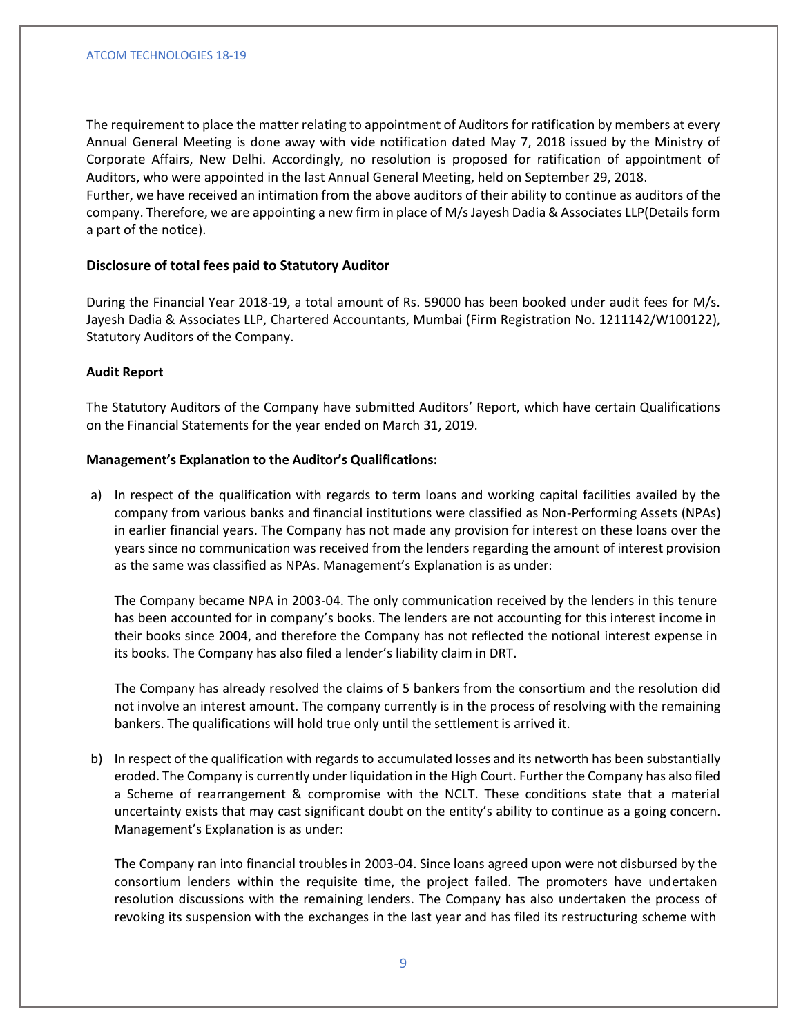The requirement to place the matter relating to appointment of Auditors for ratification by members at every Annual General Meeting is done away with vide notification dated May 7, 2018 issued by the Ministry of Corporate Affairs, New Delhi. Accordingly, no resolution is proposed for ratification of appointment of Auditors, who were appointed in the last Annual General Meeting, held on September 29, 2018.
Further, we have received an intimation from the above auditors of their ability to continue as auditors of the company. Therefore, we are appointing a new firm in place of M/s Jayesh Dadia & Associates LLP(Details form a part of the notice).

**Disclosure of total fees paid to Statutory Auditor**

During the Financial Year 2018-19, a total amount of Rs. 59000 has been booked under audit fees for M/s. Jayesh Dadia & Associates LLP, Chartered Accountants, Mumbai (Firm Registration No. 1211142/W100122), Statutory Auditors of the Company.

**Audit Report**

The Statutory Auditors of the Company have submitted Auditors' Report, which have certain Qualifications on the Financial Statements for the year ended on March 31, 2019.

**Management's Explanation to the Auditor's Qualifications:**

a) In respect of the qualification with regards to term loans and working capital facilities availed by the company from various banks and financial institutions were classified as Non-Performing Assets (NPAs) in earlier financial years. The Company has not made any provision for interest on these loans over the years since no communication was received from the lenders regarding the amount of interest provision as the same was classified as NPAs. Management's Explanation is as under:

   The Company became NPA in 2003-04. The only communication received by the lenders in this tenure has been accounted for in company's books. The lenders are not accounting for this interest income in their books since 2004, and therefore the Company has not reflected the notional interest expense in its books. The Company has also filed a lender's liability claim in DRT.

   The Company has already resolved the claims of 5 bankers from the consortium and the resolution did not involve an interest amount. The company currently is in the process of resolving with the remaining bankers. The qualifications will hold true only until the settlement is arrived it.

b) In respect of the qualification with regards to accumulated losses and its networth has been substantially eroded. The Company is currently under liquidation in the High Court. Further the Company has also filed a Scheme of rearrangement & compromise with the NCLT. These conditions state that a material uncertainty exists that may cast significant doubt on the entity's ability to continue as a going concern. Management's Explanation is as under:

   The Company ran into financial troubles in 2003-04. Since loans agreed upon were not disbursed by the consortium lenders within the requisite time, the project failed. The promoters have undertaken resolution discussions with the remaining lenders. The Company has also undertaken the process of revoking its suspension with the exchanges in the last year and has filed its restructuring scheme with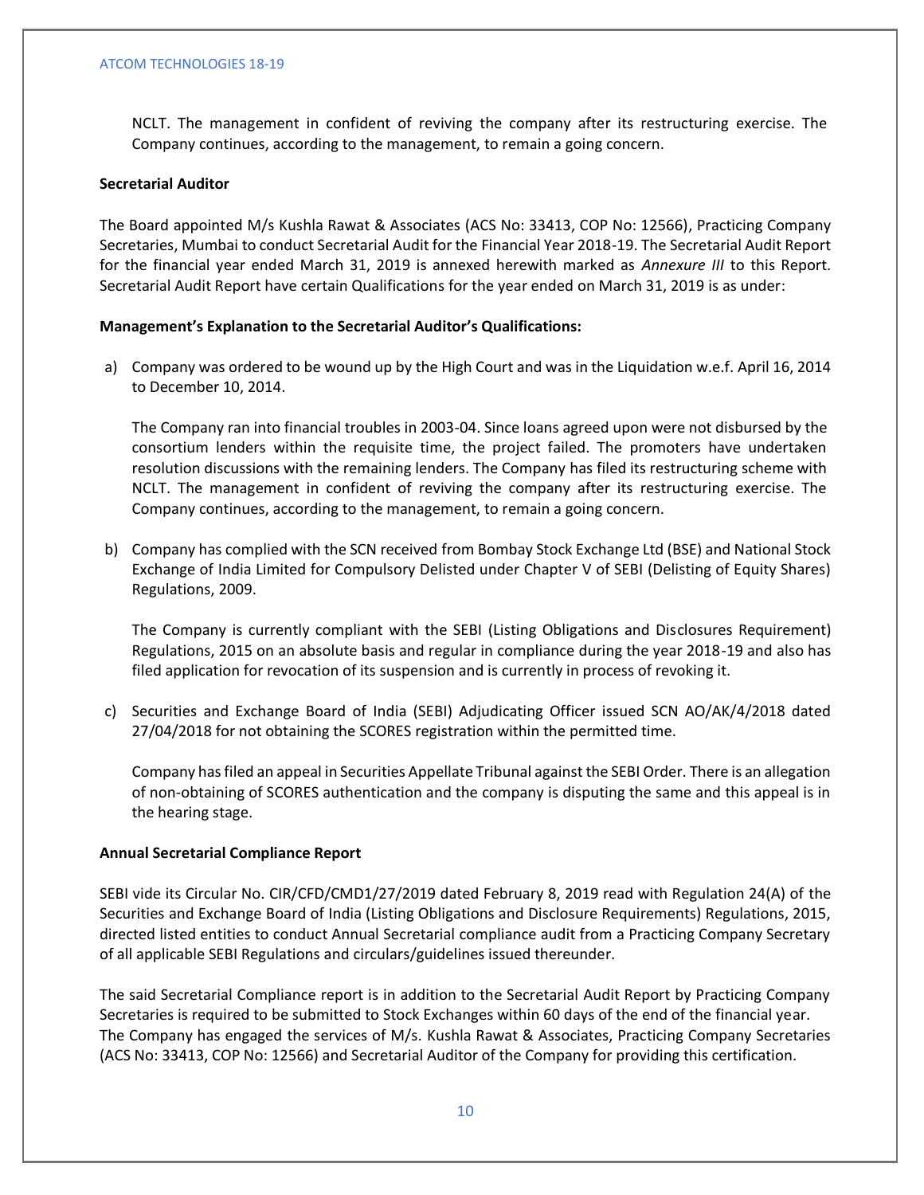NCLT. The management in confident of reviving the company after its restructuring exercise. The Company continues, according to the management, to remain a going concern.

**Secretarial Auditor**

The Board appointed M/s Kushla Rawat & Associates (ACS No: 33413, COP No: 12566), Practicing Company Secretaries, Mumbai to conduct Secretarial Audit for the Financial Year 2018-19. The Secretarial Audit Report for the financial year ended March 31, 2019 is annexed herewith marked as *Annexure III* to this Report. Secretarial Audit Report have certain Qualifications for the year ended on March 31, 2019 is as under:

**Management's Explanation to the Secretarial Auditor's Qualifications:**

a) Company was ordered to be wound up by the High Court and was in the Liquidation w.e.f. April 16, 2014 to December 10, 2014.

   The Company ran into financial troubles in 2003-04. Since loans agreed upon were not disbursed by the consortium lenders within the requisite time, the project failed. The promoters have undertaken resolution discussions with the remaining lenders. The Company has filed its restructuring scheme with NCLT. The management in confident of reviving the company after its restructuring exercise. The Company continues, according to the management, to remain a going concern.

b) Company has complied with the SCN received from Bombay Stock Exchange Ltd (BSE) and National Stock Exchange of India Limited for Compulsory Delisted under Chapter V of SEBI (Delisting of Equity Shares) Regulations, 2009.

   The Company is currently compliant with the SEBI (Listing Obligations and Disclosures Requirement) Regulations, 2015 on an absolute basis and regular in compliance during the year 2018-19 and also has filed application for revocation of its suspension and is currently in process of revoking it.

c) Securities and Exchange Board of India (SEBI) Adjudicating Officer issued SCN AO/AK/4/2018 dated 27/04/2018 for not obtaining the SCORES registration within the permitted time.

   Company has filed an appeal in Securities Appellate Tribunal against the SEBI Order. There is an allegation of non-obtaining of SCORES authentication and the company is disputing the same and this appeal is in the hearing stage.

**Annual Secretarial Compliance Report**

SEBI vide its Circular No. CIR/CFD/CMD1/27/2019 dated February 8, 2019 read with Regulation 24(A) of the Securities and Exchange Board of India (Listing Obligations and Disclosure Requirements) Regulations, 2015, directed listed entities to conduct Annual Secretarial compliance audit from a Practicing Company Secretary of all applicable SEBI Regulations and circulars/guidelines issued thereunder.

The said Secretarial Compliance report is in addition to the Secretarial Audit Report by Practicing Company Secretaries is required to be submitted to Stock Exchanges within 60 days of the end of the financial year. The Company has engaged the services of M/s. Kushla Rawat & Associates, Practicing Company Secretaries (ACS No: 33413, COP No: 12566) and Secretarial Auditor of the Company for providing this certification.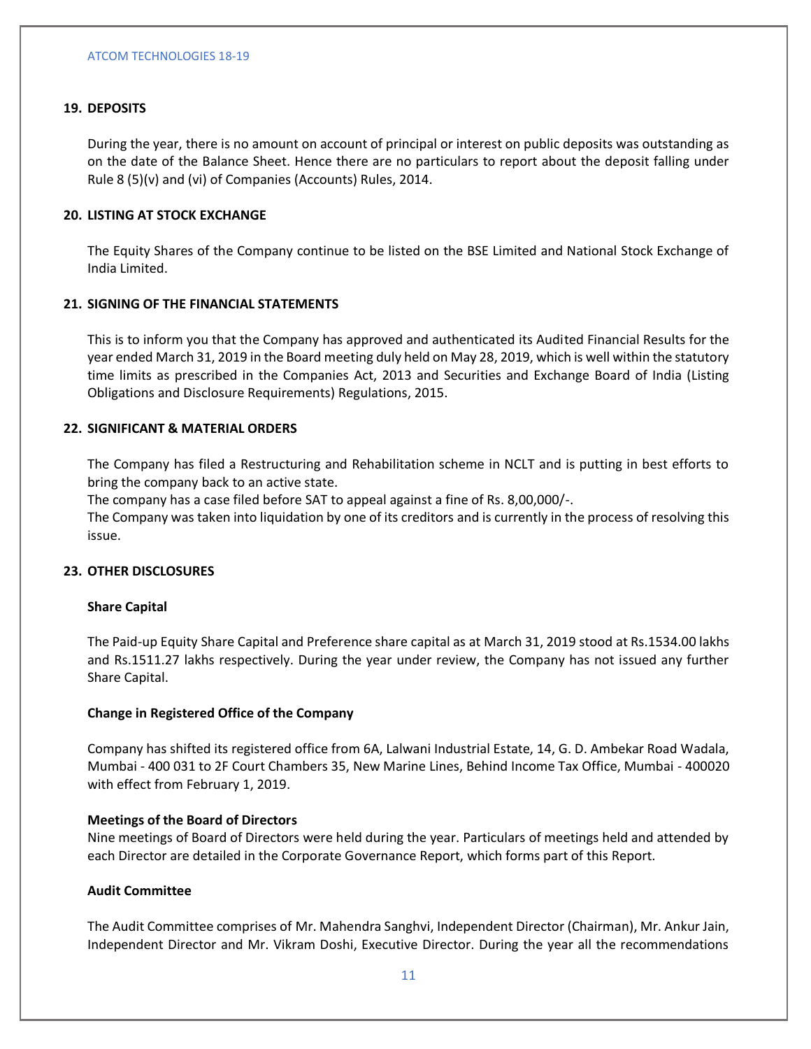## 19. DEPOSITS

During the year, there is no amount on account of principal or interest on public deposits was outstanding as on the date of the Balance Sheet. Hence there are no particulars to report about the deposit falling under Rule 8 (5)(v) and (vi) of Companies (Accounts) Rules, 2014.

## 20. LISTING AT STOCK EXCHANGE

The Equity Shares of the Company continue to be listed on the BSE Limited and National Stock Exchange of India Limited.

## 21. SIGNING OF THE FINANCIAL STATEMENTS

This is to inform you that the Company has approved and authenticated its Audited Financial Results for the year ended March 31, 2019 in the Board meeting duly held on May 28, 2019, which is well within the statutory time limits as prescribed in the Companies Act, 2013 and Securities and Exchange Board of India (Listing Obligations and Disclosure Requirements) Regulations, 2015.

## 22. SIGNIFICANT & MATERIAL ORDERS

The Company has filed a Restructuring and Rehabilitation scheme in NCLT and is putting in best efforts to bring the company back to an active state.

The company has a case filed before SAT to appeal against a fine of Rs. 8,00,000/-.

The Company was taken into liquidation by one of its creditors and is currently in the process of resolving this issue.

## 23. OTHER DISCLOSURES

### Share Capital

The Paid-up Equity Share Capital and Preference share capital as at March 31, 2019 stood at Rs.1534.00 lakhs and Rs.1511.27 lakhs respectively. During the year under review, the Company has not issued any further Share Capital.

### Change in Registered Office of the Company

Company has shifted its registered office from 6A, Lalwani Industrial Estate, 14, G. D. Ambekar Road Wadala, Mumbai - 400 031 to 2F Court Chambers 35, New Marine Lines, Behind Income Tax Office, Mumbai - 400020 with effect from February 1, 2019.

### Meetings of the Board of Directors

Nine meetings of Board of Directors were held during the year. Particulars of meetings held and attended by each Director are detailed in the Corporate Governance Report, which forms part of this Report.

### Audit Committee

The Audit Committee comprises of Mr. Mahendra Sanghvi, Independent Director (Chairman), Mr. Ankur Jain, Independent Director and Mr. Vikram Doshi, Executive Director. During the year all the recommendations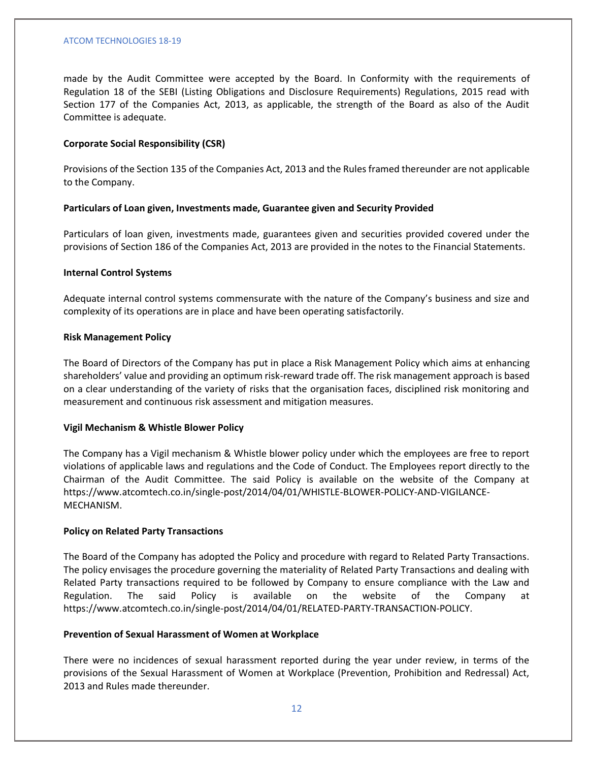made by the Audit Committee were accepted by the Board. In Conformity with the requirements of Regulation 18 of the SEBI (Listing Obligations and Disclosure Requirements) Regulations, 2015 read with Section 177 of the Companies Act, 2013, as applicable, the strength of the Board as also of the Audit Committee is adequate.

**Corporate Social Responsibility (CSR)**

Provisions of the Section 135 of the Companies Act, 2013 and the Rules framed thereunder are not applicable to the Company.

**Particulars of Loan given, Investments made, Guarantee given and Security Provided**

Particulars of loan given, investments made, guarantees given and securities provided covered under the provisions of Section 186 of the Companies Act, 2013 are provided in the notes to the Financial Statements.

**Internal Control Systems**

Adequate internal control systems commensurate with the nature of the Company's business and size and complexity of its operations are in place and have been operating satisfactorily.

**Risk Management Policy**

The Board of Directors of the Company has put in place a Risk Management Policy which aims at enhancing shareholders' value and providing an optimum risk-reward trade off. The risk management approach is based on a clear understanding of the variety of risks that the organisation faces, disciplined risk monitoring and measurement and continuous risk assessment and mitigation measures.

**Vigil Mechanism & Whistle Blower Policy**

The Company has a Vigil mechanism & Whistle blower policy under which the employees are free to report violations of applicable laws and regulations and the Code of Conduct. The Employees report directly to the Chairman of the Audit Committee. The said Policy is available on the website of the Company at https://www.atcomtech.co.in/single-post/2014/04/01/WHISTLE-BLOWER-POLICY-AND-VIGILANCE-MECHANISM.

**Policy on Related Party Transactions**

The Board of the Company has adopted the Policy and procedure with regard to Related Party Transactions. The policy envisages the procedure governing the materiality of Related Party Transactions and dealing with Related Party transactions required to be followed by Company to ensure compliance with the Law and Regulation. The said Policy is available on the website of the Company at https://www.atcomtech.co.in/single-post/2014/04/01/RELATED-PARTY-TRANSACTION-POLICY.

**Prevention of Sexual Harassment of Women at Workplace**

There were no incidences of sexual harassment reported during the year under review, in terms of the provisions of the Sexual Harassment of Women at Workplace (Prevention, Prohibition and Redressal) Act, 2013 and Rules made thereunder.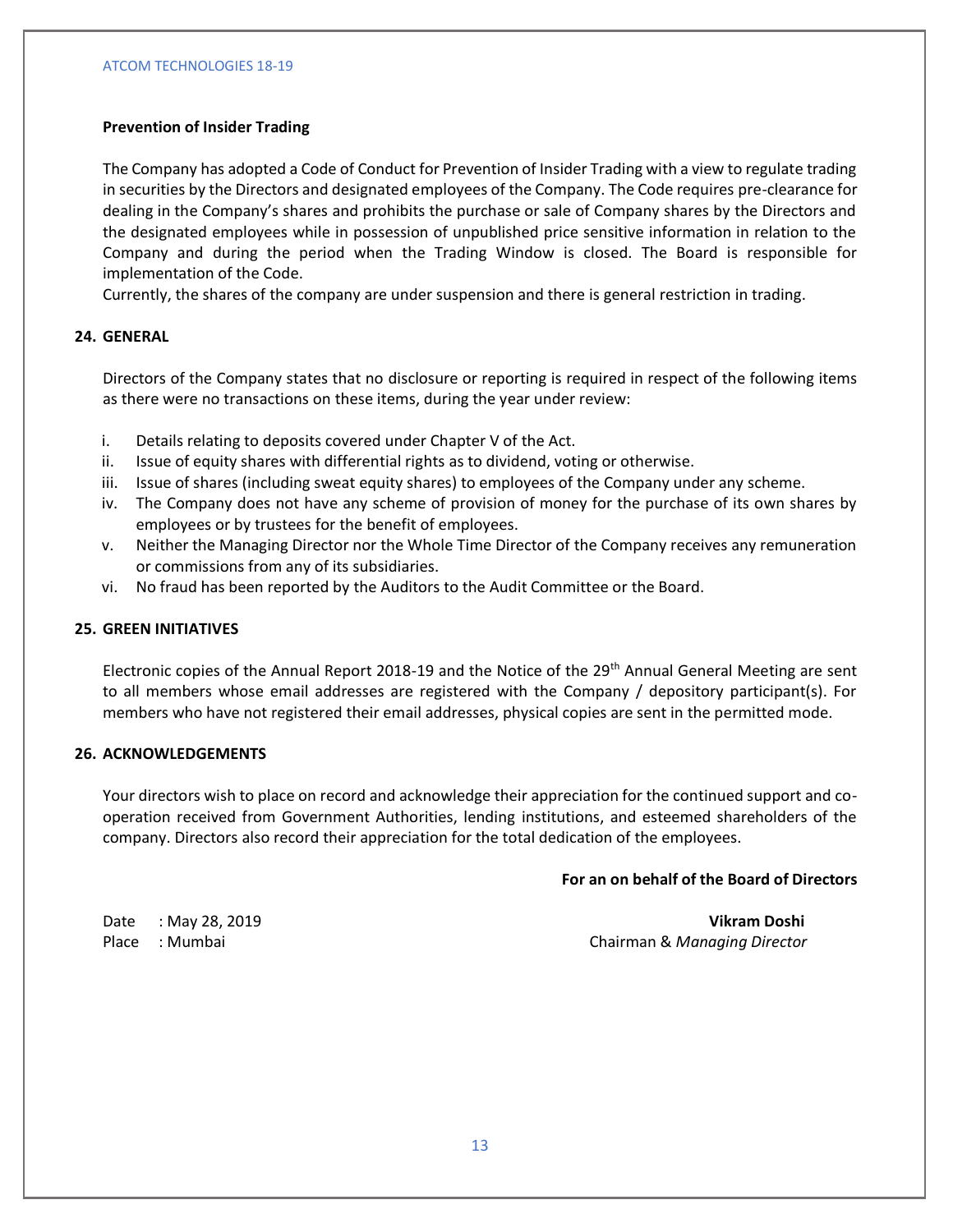**Prevention of Insider Trading**

The Company has adopted a Code of Conduct for Prevention of Insider Trading with a view to regulate trading in securities by the Directors and designated employees of the Company. The Code requires pre-clearance for dealing in the Company's shares and prohibits the purchase or sale of Company shares by the Directors and the designated employees while in possession of unpublished price sensitive information in relation to the Company and during the period when the Trading Window is closed. The Board is responsible for implementation of the Code.

Currently, the shares of the company are under suspension and there is general restriction in trading.

## 24. GENERAL

Directors of the Company states that no disclosure or reporting is required in respect of the following items as there were no transactions on these items, during the year under review:

i. Details relating to deposits covered under Chapter V of the Act.
ii. Issue of equity shares with differential rights as to dividend, voting or otherwise.
iii. Issue of shares (including sweat equity shares) to employees of the Company under any scheme.
iv. The Company does not have any scheme of provision of money for the purchase of its own shares by employees or by trustees for the benefit of employees.
v. Neither the Managing Director nor the Whole Time Director of the Company receives any remuneration or commissions from any of its subsidiaries.
vi. No fraud has been reported by the Auditors to the Audit Committee or the Board.

## 25. GREEN INITIATIVES

Electronic copies of the Annual Report 2018-19 and the Notice of the 29th Annual General Meeting are sent to all members whose email addresses are registered with the Company / depository participant(s). For members who have not registered their email addresses, physical copies are sent in the permitted mode.

## 26. ACKNOWLEDGEMENTS

Your directors wish to place on record and acknowledge their appreciation for the continued support and co-operation received from Government Authorities, lending institutions, and esteemed shareholders of the company. Directors also record their appreciation for the total dedication of the employees.

**For an on behalf of the Board of Directors**

Date : May 28, 2019
Place : Mumbai

**Vikram Doshi**
Chairman & *Managing Director*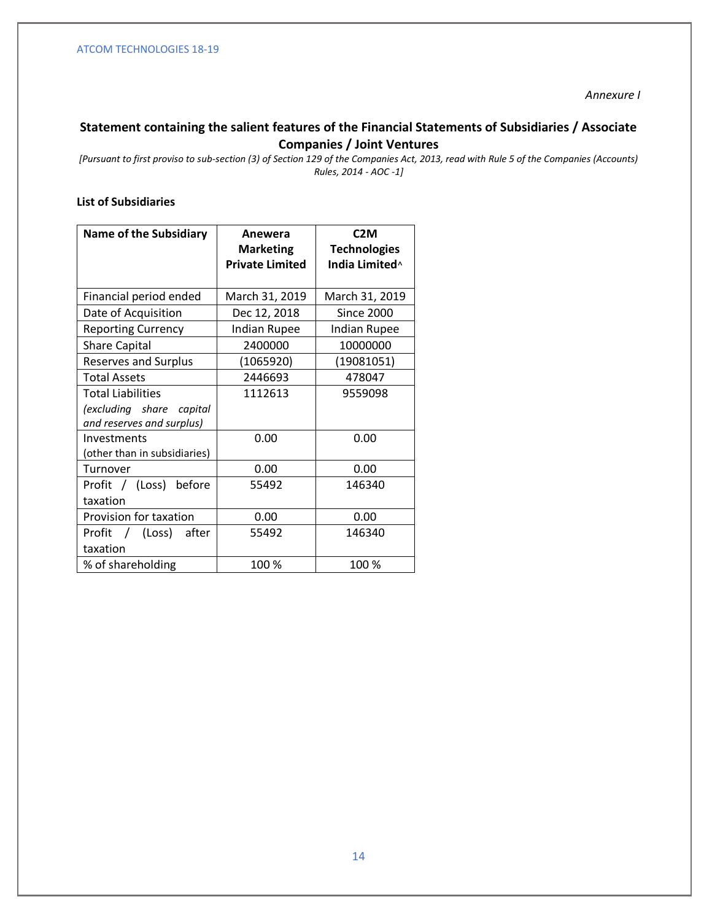*Annexure I*

## Statement containing the salient features of the Financial Statements of Subsidiaries / Associate Companies / Joint Ventures

*[Pursuant to first proviso to sub-section (3) of Section 129 of the Companies Act, 2013, read with Rule 5 of the Companies (Accounts) Rules, 2014 - AOC -1]*

**List of Subsidiaries**

| Name of the Subsidiary | Anewera Marketing Private Limited | C2M Technologies India Limited^ |
|---|---|---|
| Financial period ended | March 31, 2019 | March 31, 2019 |
| Date of Acquisition | Dec 12, 2018 | Since 2000 |
| Reporting Currency | Indian Rupee | Indian Rupee |
| Share Capital | 2400000 | 10000000 |
| Reserves and Surplus | (1065920) | (19081051) |
| Total Assets | 2446693 | 478047 |
| Total Liabilities *(excluding share capital and reserves and surplus)* | 1112613 | 9559098 |
| Investments (other than in subsidiaries) | 0.00 | 0.00 |
| Turnover | 0.00 | 0.00 |
| Profit / (Loss) before taxation | 55492 | 146340 |
| Provision for taxation | 0.00 | 0.00 |
| Profit / (Loss) after taxation | 55492 | 146340 |
| % of shareholding | 100 % | 100 % |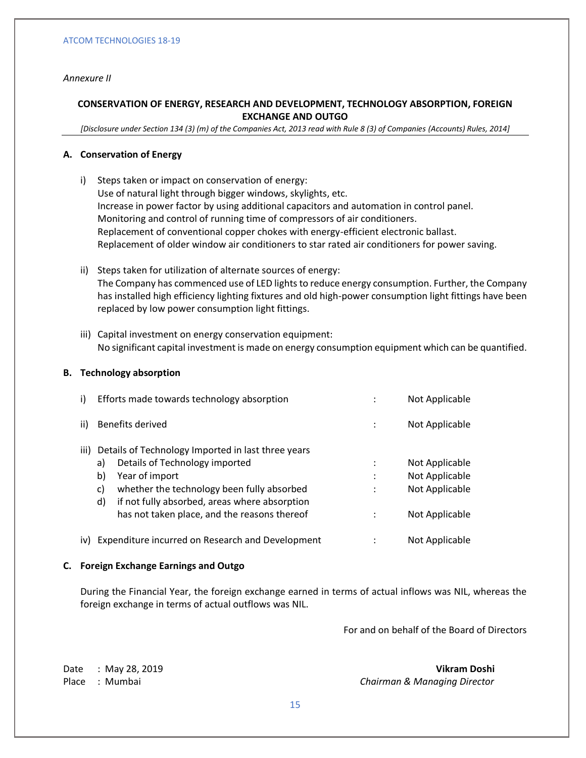*Annexure II*

## CONSERVATION OF ENERGY, RESEARCH AND DEVELOPMENT, TECHNOLOGY ABSORPTION, FOREIGN EXCHANGE AND OUTGO

*[Disclosure under Section 134 (3) (m) of the Companies Act, 2013 read with Rule 8 (3) of Companies (Accounts) Rules, 2014]*

### A. Conservation of Energy

i) Steps taken or impact on conservation of energy:
Use of natural light through bigger windows, skylights, etc.
Increase in power factor by using additional capacitors and automation in control panel.
Monitoring and control of running time of compressors of air conditioners.
Replacement of conventional copper chokes with energy-efficient electronic ballast.
Replacement of older window air conditioners to star rated air conditioners for power saving.

ii) Steps taken for utilization of alternate sources of energy:
The Company has commenced use of LED lights to reduce energy consumption. Further, the Company has installed high efficiency lighting fixtures and old high-power consumption light fittings have been replaced by low power consumption light fittings.

iii) Capital investment on energy conservation equipment:
No significant capital investment is made on energy consumption equipment which can be quantified.

### B. Technology absorption

| | | | |
|---|---|---|---|
| i) | Efforts made towards technology absorption | : | Not Applicable |
| ii) | Benefits derived | : | Not Applicable |
| iii) | Details of Technology Imported in last three years | | |
| | a) Details of Technology imported | : | Not Applicable |
| | b) Year of import | : | Not Applicable |
| | c) whether the technology been fully absorbed | : | Not Applicable |
| | d) if not fully absorbed, areas where absorption has not taken place, and the reasons thereof | : | Not Applicable |
| iv) | Expenditure incurred on Research and Development | : | Not Applicable |

### C. Foreign Exchange Earnings and Outgo

During the Financial Year, the foreign exchange earned in terms of actual inflows was NIL, whereas the foreign exchange in terms of actual outflows was NIL.

For and on behalf of the Board of Directors

Date : May 28, 2019
Place : Mumbai

**Vikram Doshi**
*Chairman & Managing Director*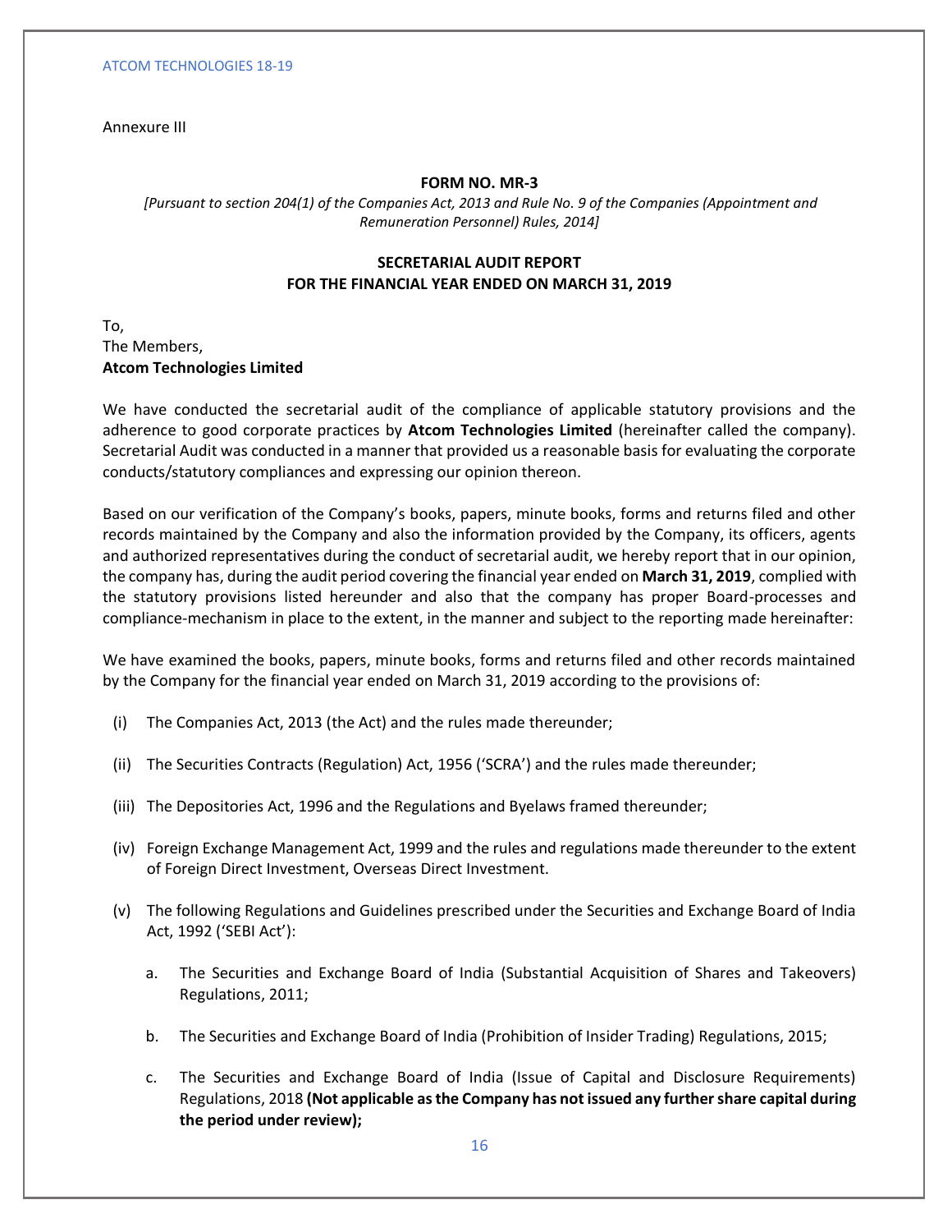Annexure III

**FORM NO. MR-3**

*[Pursuant to section 204(1) of the Companies Act, 2013 and Rule No. 9 of the Companies (Appointment and Remuneration Personnel) Rules, 2014]*

**SECRETARIAL AUDIT REPORT**
**FOR THE FINANCIAL YEAR ENDED ON MARCH 31, 2019**

To,
The Members,
**Atcom Technologies Limited**

We have conducted the secretarial audit of the compliance of applicable statutory provisions and the adherence to good corporate practices by **Atcom Technologies Limited** (hereinafter called the company). Secretarial Audit was conducted in a manner that provided us a reasonable basis for evaluating the corporate conducts/statutory compliances and expressing our opinion thereon.

Based on our verification of the Company's books, papers, minute books, forms and returns filed and other records maintained by the Company and also the information provided by the Company, its officers, agents and authorized representatives during the conduct of secretarial audit, we hereby report that in our opinion, the company has, during the audit period covering the financial year ended on **March 31, 2019**, complied with the statutory provisions listed hereunder and also that the company has proper Board-processes and compliance-mechanism in place to the extent, in the manner and subject to the reporting made hereinafter:

We have examined the books, papers, minute books, forms and returns filed and other records maintained by the Company for the financial year ended on March 31, 2019 according to the provisions of:

(i) The Companies Act, 2013 (the Act) and the rules made thereunder;

(ii) The Securities Contracts (Regulation) Act, 1956 ('SCRA') and the rules made thereunder;

(iii) The Depositories Act, 1996 and the Regulations and Byelaws framed thereunder;

(iv) Foreign Exchange Management Act, 1999 and the rules and regulations made thereunder to the extent of Foreign Direct Investment, Overseas Direct Investment.

(v) The following Regulations and Guidelines prescribed under the Securities and Exchange Board of India Act, 1992 ('SEBI Act'):

   a. The Securities and Exchange Board of India (Substantial Acquisition of Shares and Takeovers) Regulations, 2011;

   b. The Securities and Exchange Board of India (Prohibition of Insider Trading) Regulations, 2015;

   c. The Securities and Exchange Board of India (Issue of Capital and Disclosure Requirements) Regulations, 2018 **(Not applicable as the Company has not issued any further share capital during the period under review);**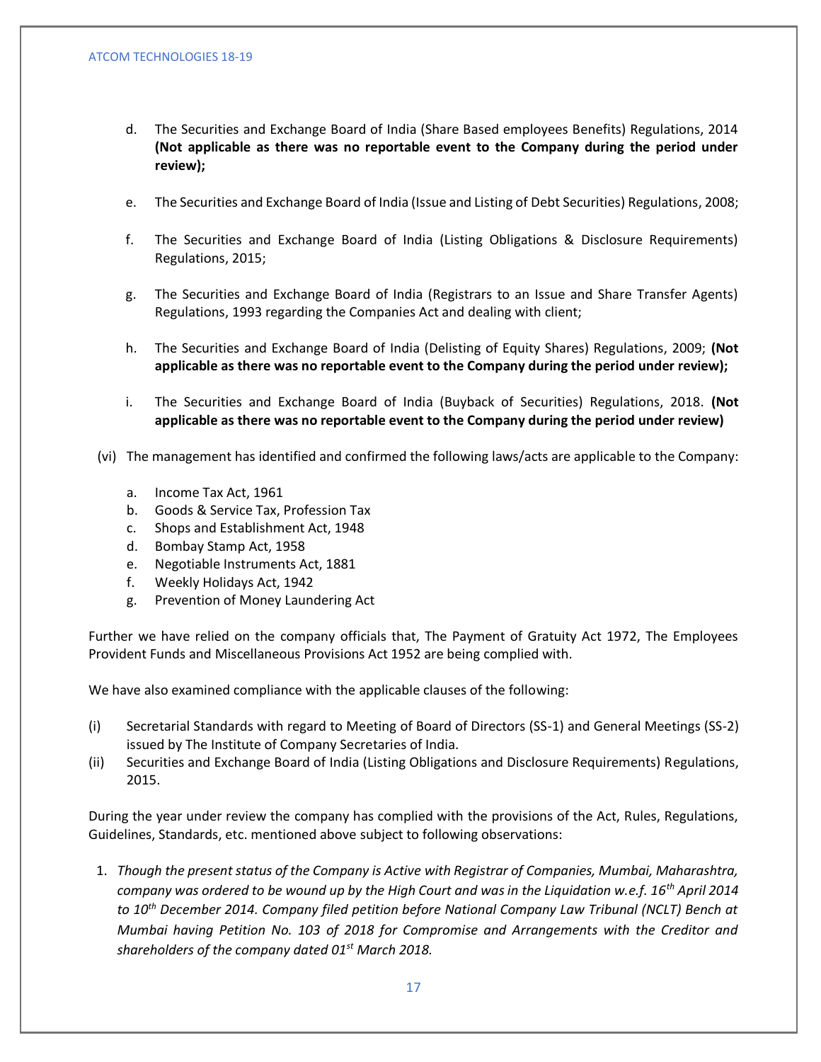d. The Securities and Exchange Board of India (Share Based employees Benefits) Regulations, 2014 **(Not applicable as there was no reportable event to the Company during the period under review);**

e. The Securities and Exchange Board of India (Issue and Listing of Debt Securities) Regulations, 2008;

f. The Securities and Exchange Board of India (Listing Obligations & Disclosure Requirements) Regulations, 2015;

g. The Securities and Exchange Board of India (Registrars to an Issue and Share Transfer Agents) Regulations, 1993 regarding the Companies Act and dealing with client;

h. The Securities and Exchange Board of India (Delisting of Equity Shares) Regulations, 2009; **(Not applicable as there was no reportable event to the Company during the period under review);**

i. The Securities and Exchange Board of India (Buyback of Securities) Regulations, 2018. **(Not applicable as there was no reportable event to the Company during the period under review)**

(vi) The management has identified and confirmed the following laws/acts are applicable to the Company:

a. Income Tax Act, 1961
b. Goods & Service Tax, Profession Tax
c. Shops and Establishment Act, 1948
d. Bombay Stamp Act, 1958
e. Negotiable Instruments Act, 1881
f. Weekly Holidays Act, 1942
g. Prevention of Money Laundering Act

Further we have relied on the company officials that, The Payment of Gratuity Act 1972, The Employees Provident Funds and Miscellaneous Provisions Act 1952 are being complied with.

We have also examined compliance with the applicable clauses of the following:

(i) Secretarial Standards with regard to Meeting of Board of Directors (SS-1) and General Meetings (SS-2) issued by The Institute of Company Secretaries of India.
(ii) Securities and Exchange Board of India (Listing Obligations and Disclosure Requirements) Regulations, 2015.

During the year under review the company has complied with the provisions of the Act, Rules, Regulations, Guidelines, Standards, etc. mentioned above subject to following observations:

1. *Though the present status of the Company is Active with Registrar of Companies, Mumbai, Maharashtra, company was ordered to be wound up by the High Court and was in the Liquidation w.e.f. 16th April 2014 to 10th December 2014. Company filed petition before National Company Law Tribunal (NCLT) Bench at Mumbai having Petition No. 103 of 2018 for Compromise and Arrangements with the Creditor and shareholders of the company dated 01st March 2018.*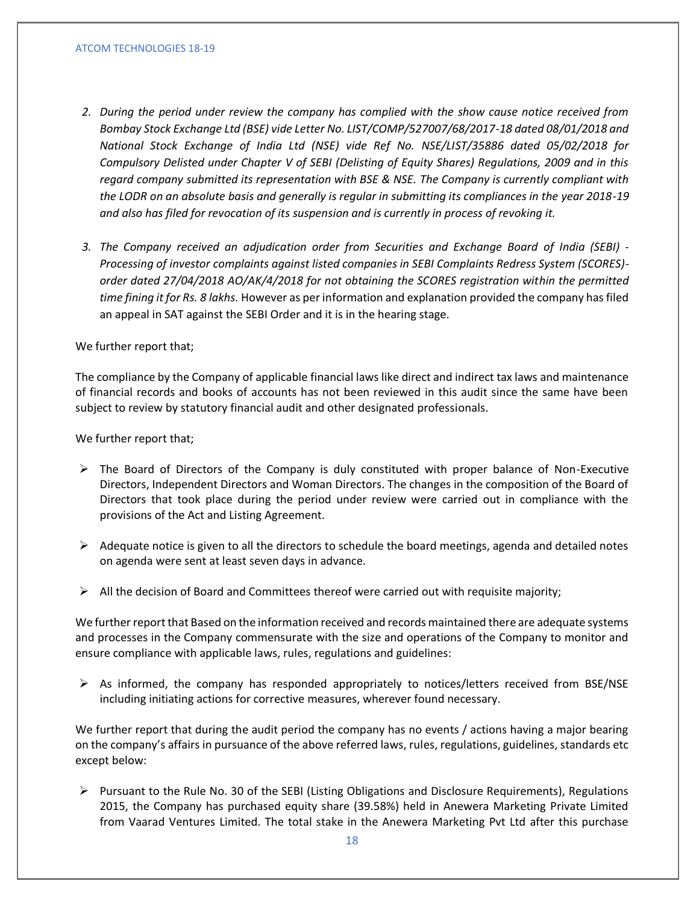2. *During the period under review the company has complied with the show cause notice received from Bombay Stock Exchange Ltd (BSE) vide Letter No. LIST/COMP/527007/68/2017-18 dated 08/01/2018 and National Stock Exchange of India Ltd (NSE) vide Ref No. NSE/LIST/35886 dated 05/02/2018 for Compulsory Delisted under Chapter V of SEBI (Delisting of Equity Shares) Regulations, 2009 and in this regard company submitted its representation with BSE & NSE. The Company is currently compliant with the LODR on an absolute basis and generally is regular in submitting its compliances in the year 2018-19 and also has filed for revocation of its suspension and is currently in process of revoking it.*

3. *The Company received an adjudication order from Securities and Exchange Board of India (SEBI) - Processing of investor complaints against listed companies in SEBI Complaints Redress System (SCORES)- order dated 27/04/2018 AO/AK/4/2018 for not obtaining the SCORES registration within the permitted time fining it for Rs. 8 lakhs.* However as per information and explanation provided the company has filed an appeal in SAT against the SEBI Order and it is in the hearing stage.

We further report that;

The compliance by the Company of applicable financial laws like direct and indirect tax laws and maintenance of financial records and books of accounts has not been reviewed in this audit since the same have been subject to review by statutory financial audit and other designated professionals.

We further report that;

- The Board of Directors of the Company is duly constituted with proper balance of Non-Executive Directors, Independent Directors and Woman Directors. The changes in the composition of the Board of Directors that took place during the period under review were carried out in compliance with the provisions of the Act and Listing Agreement.

- Adequate notice is given to all the directors to schedule the board meetings, agenda and detailed notes on agenda were sent at least seven days in advance.

- All the decision of Board and Committees thereof were carried out with requisite majority;

We further report that Based on the information received and records maintained there are adequate systems and processes in the Company commensurate with the size and operations of the Company to monitor and ensure compliance with applicable laws, rules, regulations and guidelines:

- As informed, the company has responded appropriately to notices/letters received from BSE/NSE including initiating actions for corrective measures, wherever found necessary.

We further report that during the audit period the company has no events / actions having a major bearing on the company's affairs in pursuance of the above referred laws, rules, regulations, guidelines, standards etc except below:

- Pursuant to the Rule No. 30 of the SEBI (Listing Obligations and Disclosure Requirements), Regulations 2015, the Company has purchased equity share (39.58%) held in Anewera Marketing Private Limited from Vaarad Ventures Limited. The total stake in the Anewera Marketing Pvt Ltd after this purchase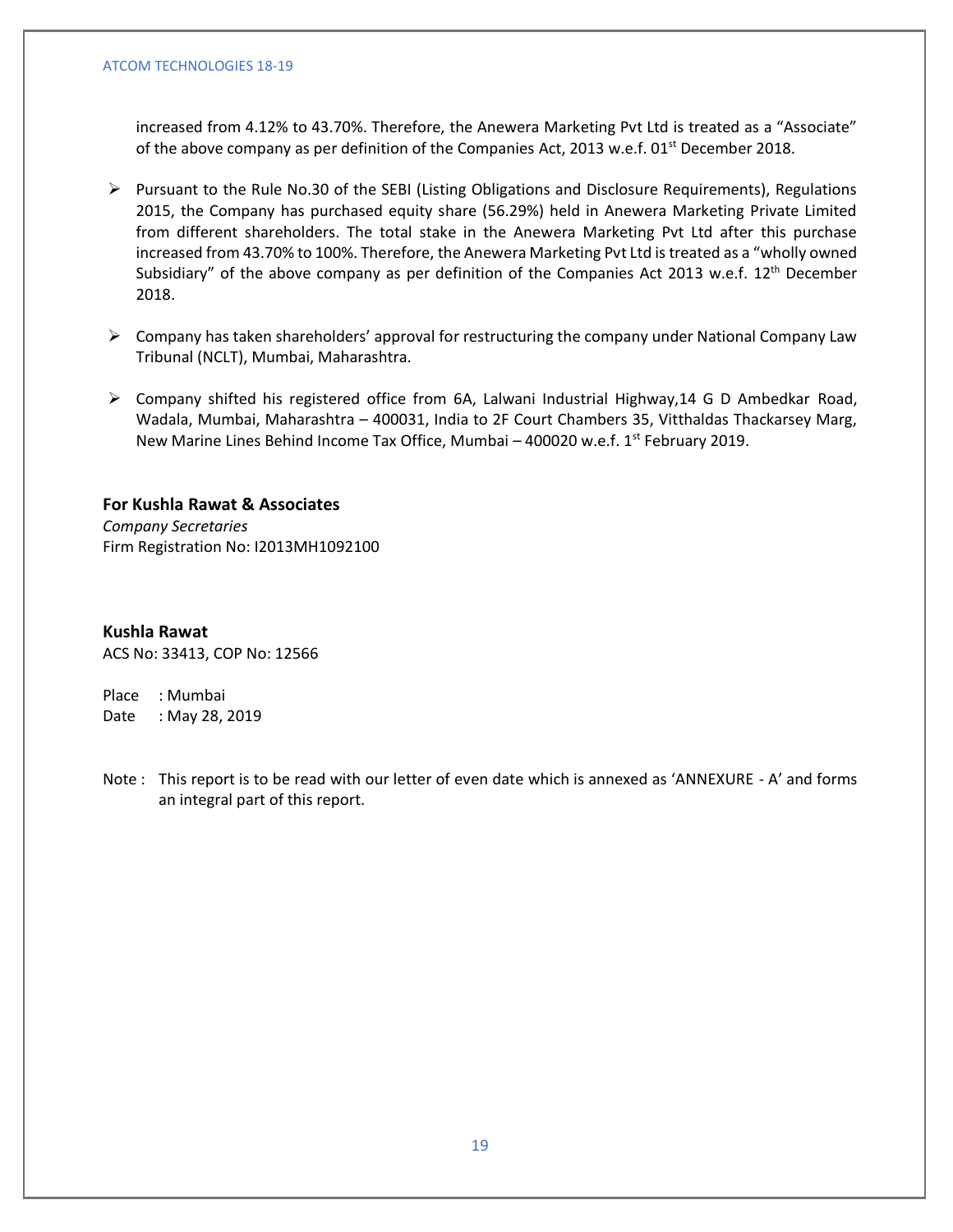increased from 4.12% to 43.70%. Therefore, the Anewera Marketing Pvt Ltd is treated as a "Associate" of the above company as per definition of the Companies Act, 2013 w.e.f. 01st December 2018.

- Pursuant to the Rule No.30 of the SEBI (Listing Obligations and Disclosure Requirements), Regulations 2015, the Company has purchased equity share (56.29%) held in Anewera Marketing Private Limited from different shareholders. The total stake in the Anewera Marketing Pvt Ltd after this purchase increased from 43.70% to 100%. Therefore, the Anewera Marketing Pvt Ltd is treated as a "wholly owned Subsidiary" of the above company as per definition of the Companies Act 2013 w.e.f. 12th December 2018.

- Company has taken shareholders' approval for restructuring the company under National Company Law Tribunal (NCLT), Mumbai, Maharashtra.

- Company shifted his registered office from 6A, Lalwani Industrial Highway,14 G D Ambedkar Road, Wadala, Mumbai, Maharashtra – 400031, India to 2F Court Chambers 35, Vitthaldas Thackarsey Marg, New Marine Lines Behind Income Tax Office, Mumbai – 400020 w.e.f. 1st February 2019.

**For Kushla Rawat & Associates**
*Company Secretaries*
Firm Registration No: I2013MH1092100

**Kushla Rawat**
ACS No: 33413, COP No: 12566

Place : Mumbai
Date : May 28, 2019

Note : This report is to be read with our letter of even date which is annexed as 'ANNEXURE - A' and forms an integral part of this report.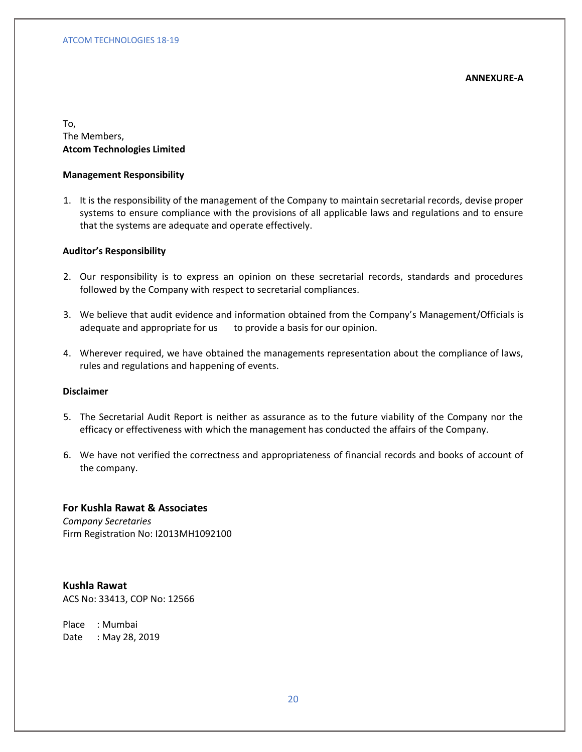**ANNEXURE-A**

To,
The Members,
**Atcom Technologies Limited**

**Management Responsibility**

1. It is the responsibility of the management of the Company to maintain secretarial records, devise proper systems to ensure compliance with the provisions of all applicable laws and regulations and to ensure that the systems are adequate and operate effectively.

**Auditor's Responsibility**

2. Our responsibility is to express an opinion on these secretarial records, standards and procedures followed by the Company with respect to secretarial compliances.

3. We believe that audit evidence and information obtained from the Company's Management/Officials is adequate and appropriate for us to provide a basis for our opinion.

4. Wherever required, we have obtained the managements representation about the compliance of laws, rules and regulations and happening of events.

**Disclaimer**

5. The Secretarial Audit Report is neither as assurance as to the future viability of the Company nor the efficacy or effectiveness with which the management has conducted the affairs of the Company.

6. We have not verified the correctness and appropriateness of financial records and books of account of the company.

**For Kushla Rawat & Associates**
*Company Secretaries*
Firm Registration No: I2013MH1092100

**Kushla Rawat**
ACS No: 33413, COP No: 12566

Place : Mumbai
Date : May 28, 2019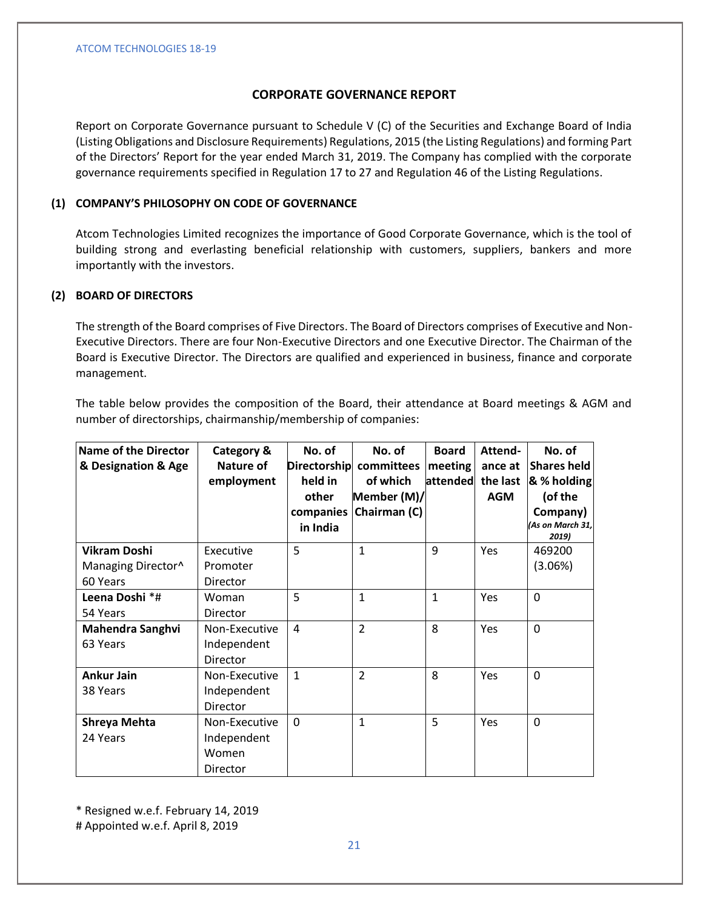# CORPORATE GOVERNANCE REPORT

Report on Corporate Governance pursuant to Schedule V (C) of the Securities and Exchange Board of India (Listing Obligations and Disclosure Requirements) Regulations, 2015 (the Listing Regulations) and forming Part of the Directors' Report for the year ended March 31, 2019. The Company has complied with the corporate governance requirements specified in Regulation 17 to 27 and Regulation 46 of the Listing Regulations.

## (1) COMPANY'S PHILOSOPHY ON CODE OF GOVERNANCE

Atcom Technologies Limited recognizes the importance of Good Corporate Governance, which is the tool of building strong and everlasting beneficial relationship with customers, suppliers, bankers and more importantly with the investors.

## (2) BOARD OF DIRECTORS

The strength of the Board comprises of Five Directors. The Board of Directors comprises of Executive and Non-Executive Directors. There are four Non-Executive Directors and one Executive Director. The Chairman of the Board is Executive Director. The Directors are qualified and experienced in business, finance and corporate management.

The table below provides the composition of the Board, their attendance at Board meetings & AGM and number of directorships, chairmanship/membership of companies:

| Name of the Director & Designation & Age | Category & Nature of employment | No. of Directorship held in other companies in India | No. of committees of which Member (M)/ Chairman (C) | Board meeting attended | Attend-ance at the last AGM | No. of Shares held & % holding (of the Company) *(As on March 31, 2019)* |
|---|---|---|---|---|---|---|
| **Vikram Doshi** Managing Director^ 60 Years | Executive Promoter Director | 5 | 1 | 9 | Yes | 469200 (3.06%) |
| **Leena Doshi** *# 54 Years | Woman Director | 5 | 1 | 1 | Yes | 0 |
| **Mahendra Sanghvi** 63 Years | Non-Executive Independent Director | 4 | 2 | 8 | Yes | 0 |
| **Ankur Jain** 38 Years | Non-Executive Independent Director | 1 | 2 | 8 | Yes | 0 |
| **Shreya Mehta** 24 Years | Non-Executive Independent Women Director | 0 | 1 | 5 | Yes | 0 |

* Resigned w.e.f. February 14, 2019

# Appointed w.e.f. April 8, 2019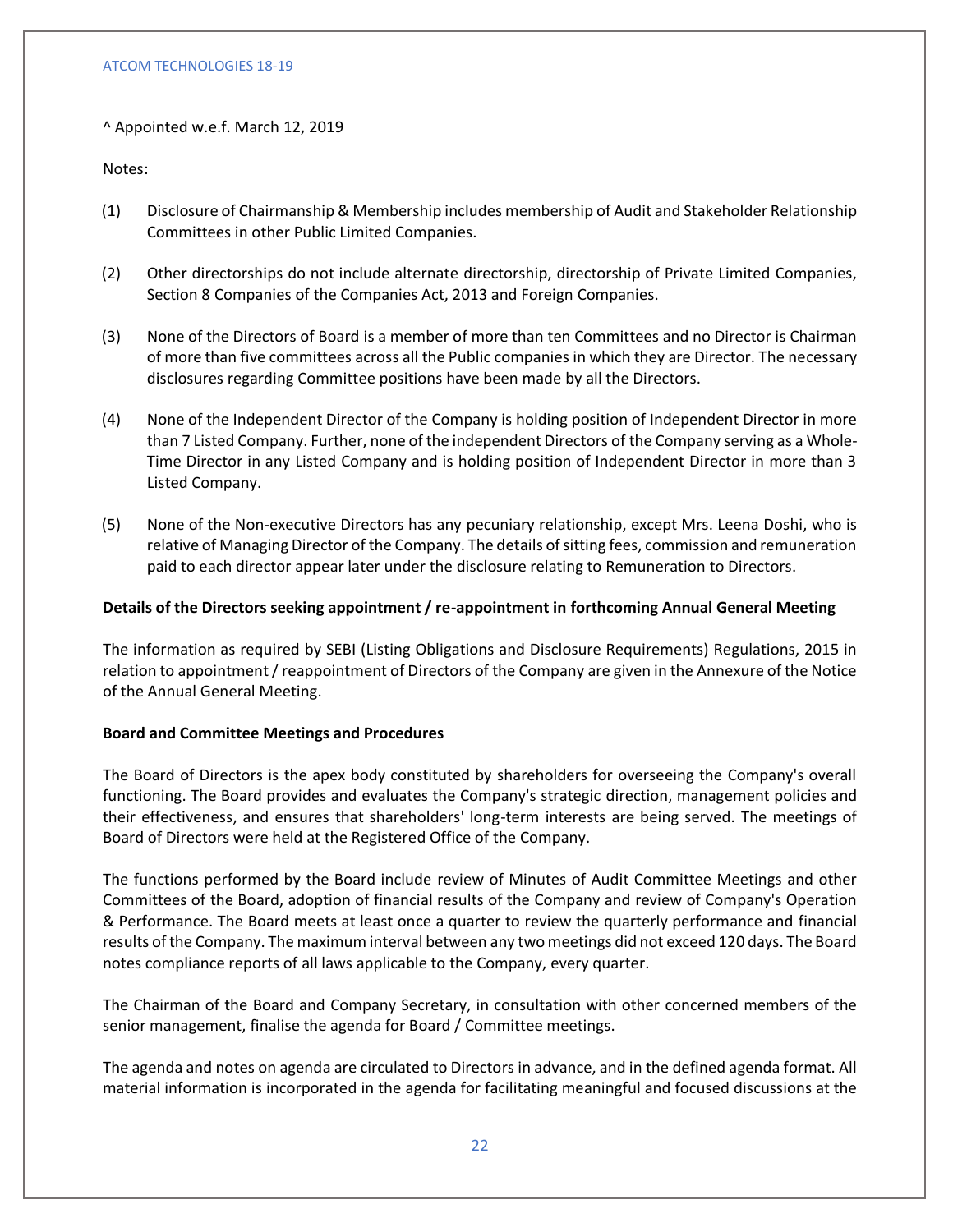^ Appointed w.e.f. March 12, 2019

Notes:

(1) Disclosure of Chairmanship & Membership includes membership of Audit and Stakeholder Relationship Committees in other Public Limited Companies.

(2) Other directorships do not include alternate directorship, directorship of Private Limited Companies, Section 8 Companies of the Companies Act, 2013 and Foreign Companies.

(3) None of the Directors of Board is a member of more than ten Committees and no Director is Chairman of more than five committees across all the Public companies in which they are Director. The necessary disclosures regarding Committee positions have been made by all the Directors.

(4) None of the Independent Director of the Company is holding position of Independent Director in more than 7 Listed Company. Further, none of the independent Directors of the Company serving as a Whole-Time Director in any Listed Company and is holding position of Independent Director in more than 3 Listed Company.

(5) None of the Non-executive Directors has any pecuniary relationship, except Mrs. Leena Doshi, who is relative of Managing Director of the Company. The details of sitting fees, commission and remuneration paid to each director appear later under the disclosure relating to Remuneration to Directors.

**Details of the Directors seeking appointment / re-appointment in forthcoming Annual General Meeting**

The information as required by SEBI (Listing Obligations and Disclosure Requirements) Regulations, 2015 in relation to appointment / reappointment of Directors of the Company are given in the Annexure of the Notice of the Annual General Meeting.

**Board and Committee Meetings and Procedures**

The Board of Directors is the apex body constituted by shareholders for overseeing the Company's overall functioning. The Board provides and evaluates the Company's strategic direction, management policies and their effectiveness, and ensures that shareholders' long-term interests are being served. The meetings of Board of Directors were held at the Registered Office of the Company.

The functions performed by the Board include review of Minutes of Audit Committee Meetings and other Committees of the Board, adoption of financial results of the Company and review of Company's Operation & Performance. The Board meets at least once a quarter to review the quarterly performance and financial results of the Company. The maximum interval between any two meetings did not exceed 120 days. The Board notes compliance reports of all laws applicable to the Company, every quarter.

The Chairman of the Board and Company Secretary, in consultation with other concerned members of the senior management, finalise the agenda for Board / Committee meetings.

The agenda and notes on agenda are circulated to Directors in advance, and in the defined agenda format. All material information is incorporated in the agenda for facilitating meaningful and focused discussions at the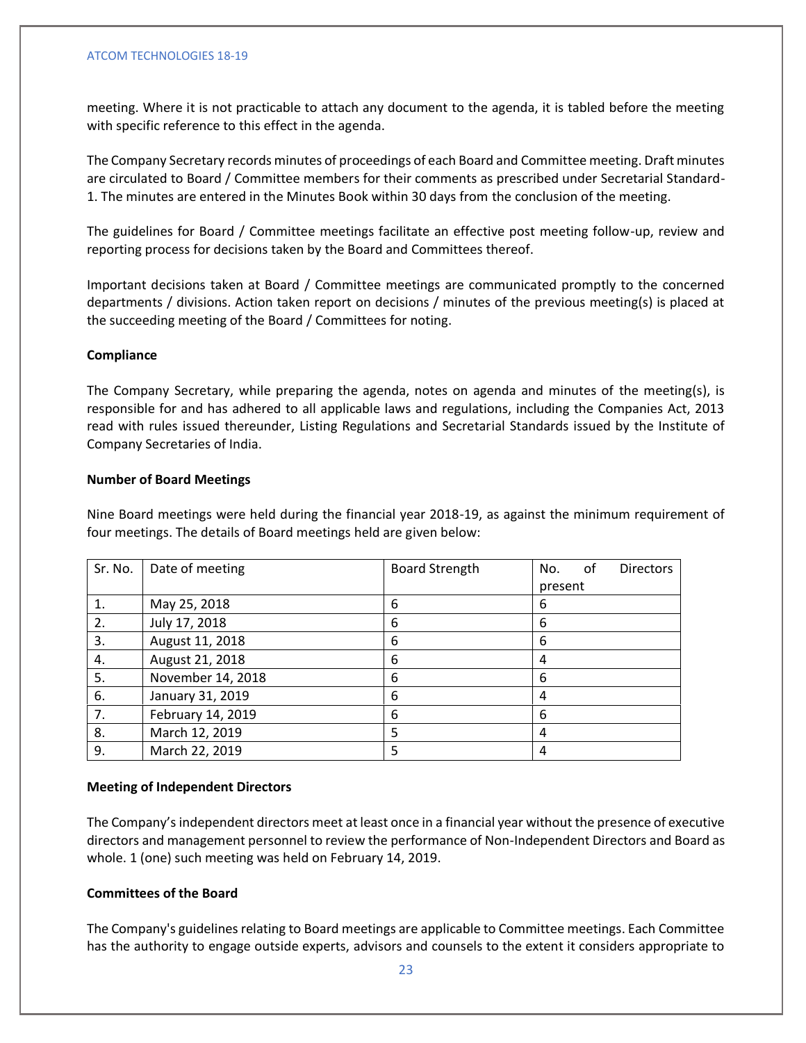meeting. Where it is not practicable to attach any document to the agenda, it is tabled before the meeting with specific reference to this effect in the agenda.

The Company Secretary records minutes of proceedings of each Board and Committee meeting. Draft minutes are circulated to Board / Committee members for their comments as prescribed under Secretarial Standard-1. The minutes are entered in the Minutes Book within 30 days from the conclusion of the meeting.

The guidelines for Board / Committee meetings facilitate an effective post meeting follow-up, review and reporting process for decisions taken by the Board and Committees thereof.

Important decisions taken at Board / Committee meetings are communicated promptly to the concerned departments / divisions. Action taken report on decisions / minutes of the previous meeting(s) is placed at the succeeding meeting of the Board / Committees for noting.

**Compliance**

The Company Secretary, while preparing the agenda, notes on agenda and minutes of the meeting(s), is responsible for and has adhered to all applicable laws and regulations, including the Companies Act, 2013 read with rules issued thereunder, Listing Regulations and Secretarial Standards issued by the Institute of Company Secretaries of India.

**Number of Board Meetings**

Nine Board meetings were held during the financial year 2018-19, as against the minimum requirement of four meetings. The details of Board meetings held are given below:

| Sr. No. | Date of meeting | Board Strength | No. of Directors present |
|---|---|---|---|
| 1. | May 25, 2018 | 6 | 6 |
| 2. | July 17, 2018 | 6 | 6 |
| 3. | August 11, 2018 | 6 | 6 |
| 4. | August 21, 2018 | 6 | 4 |
| 5. | November 14, 2018 | 6 | 6 |
| 6. | January 31, 2019 | 6 | 4 |
| 7. | February 14, 2019 | 6 | 6 |
| 8. | March 12, 2019 | 5 | 4 |
| 9. | March 22, 2019 | 5 | 4 |

**Meeting of Independent Directors**

The Company's independent directors meet at least once in a financial year without the presence of executive directors and management personnel to review the performance of Non-Independent Directors and Board as whole. 1 (one) such meeting was held on February 14, 2019.

**Committees of the Board**

The Company's guidelines relating to Board meetings are applicable to Committee meetings. Each Committee has the authority to engage outside experts, advisors and counsels to the extent it considers appropriate to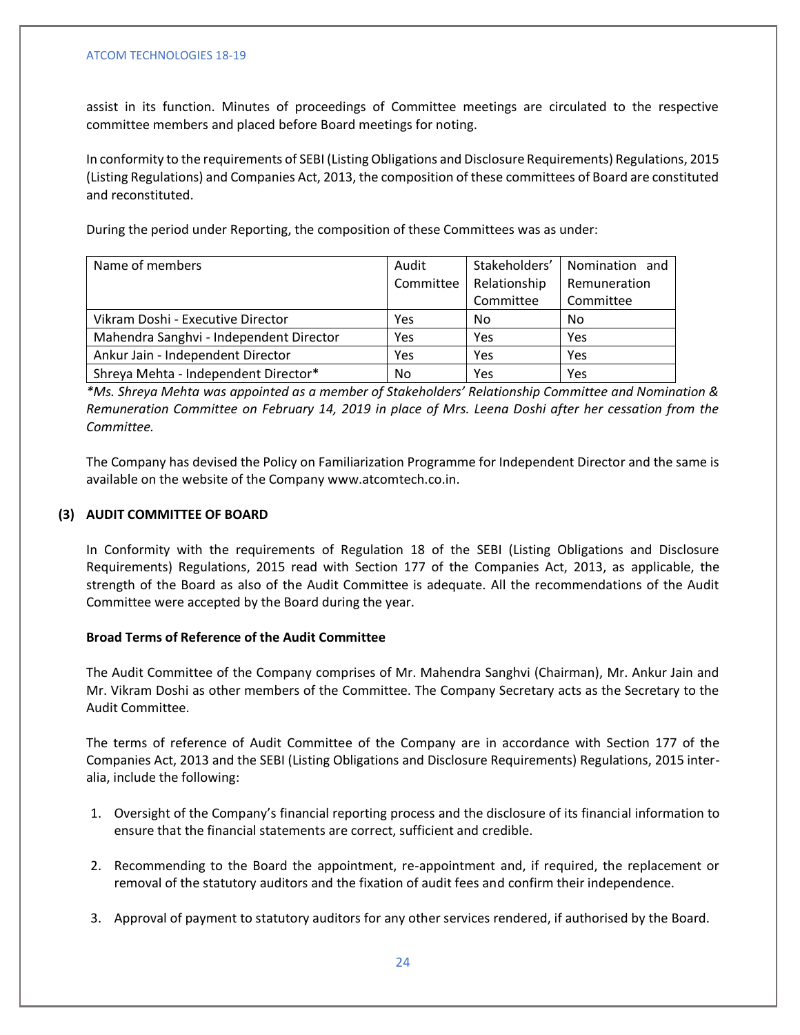assist in its function. Minutes of proceedings of Committee meetings are circulated to the respective committee members and placed before Board meetings for noting.

In conformity to the requirements of SEBI (Listing Obligations and Disclosure Requirements) Regulations, 2015 (Listing Regulations) and Companies Act, 2013, the composition of these committees of Board are constituted and reconstituted.

During the period under Reporting, the composition of these Committees was as under:

| Name of members | Audit Committee | Stakeholders' Relationship Committee | Nomination and Remuneration Committee |
|---|---|---|---|
| Vikram Doshi - Executive Director | Yes | No | No |
| Mahendra Sanghvi - Independent Director | Yes | Yes | Yes |
| Ankur Jain - Independent Director | Yes | Yes | Yes |
| Shreya Mehta - Independent Director* | No | Yes | Yes |

**Ms. Shreya Mehta was appointed as a member of Stakeholders' Relationship Committee and Nomination & Remuneration Committee on February 14, 2019 in place of Mrs. Leena Doshi after her cessation from the Committee.*

The Company has devised the Policy on Familiarization Programme for Independent Director and the same is available on the website of the Company www.atcomtech.co.in.

## (3) AUDIT COMMITTEE OF BOARD

In Conformity with the requirements of Regulation 18 of the SEBI (Listing Obligations and Disclosure Requirements) Regulations, 2015 read with Section 177 of the Companies Act, 2013, as applicable, the strength of the Board as also of the Audit Committee is adequate. All the recommendations of the Audit Committee were accepted by the Board during the year.

**Broad Terms of Reference of the Audit Committee**

The Audit Committee of the Company comprises of Mr. Mahendra Sanghvi (Chairman), Mr. Ankur Jain and Mr. Vikram Doshi as other members of the Committee. The Company Secretary acts as the Secretary to the Audit Committee.

The terms of reference of Audit Committee of the Company are in accordance with Section 177 of the Companies Act, 2013 and the SEBI (Listing Obligations and Disclosure Requirements) Regulations, 2015 inter-alia, include the following:

1. Oversight of the Company's financial reporting process and the disclosure of its financial information to ensure that the financial statements are correct, sufficient and credible.
2. Recommending to the Board the appointment, re-appointment and, if required, the replacement or removal of the statutory auditors and the fixation of audit fees and confirm their independence.
3. Approval of payment to statutory auditors for any other services rendered, if authorised by the Board.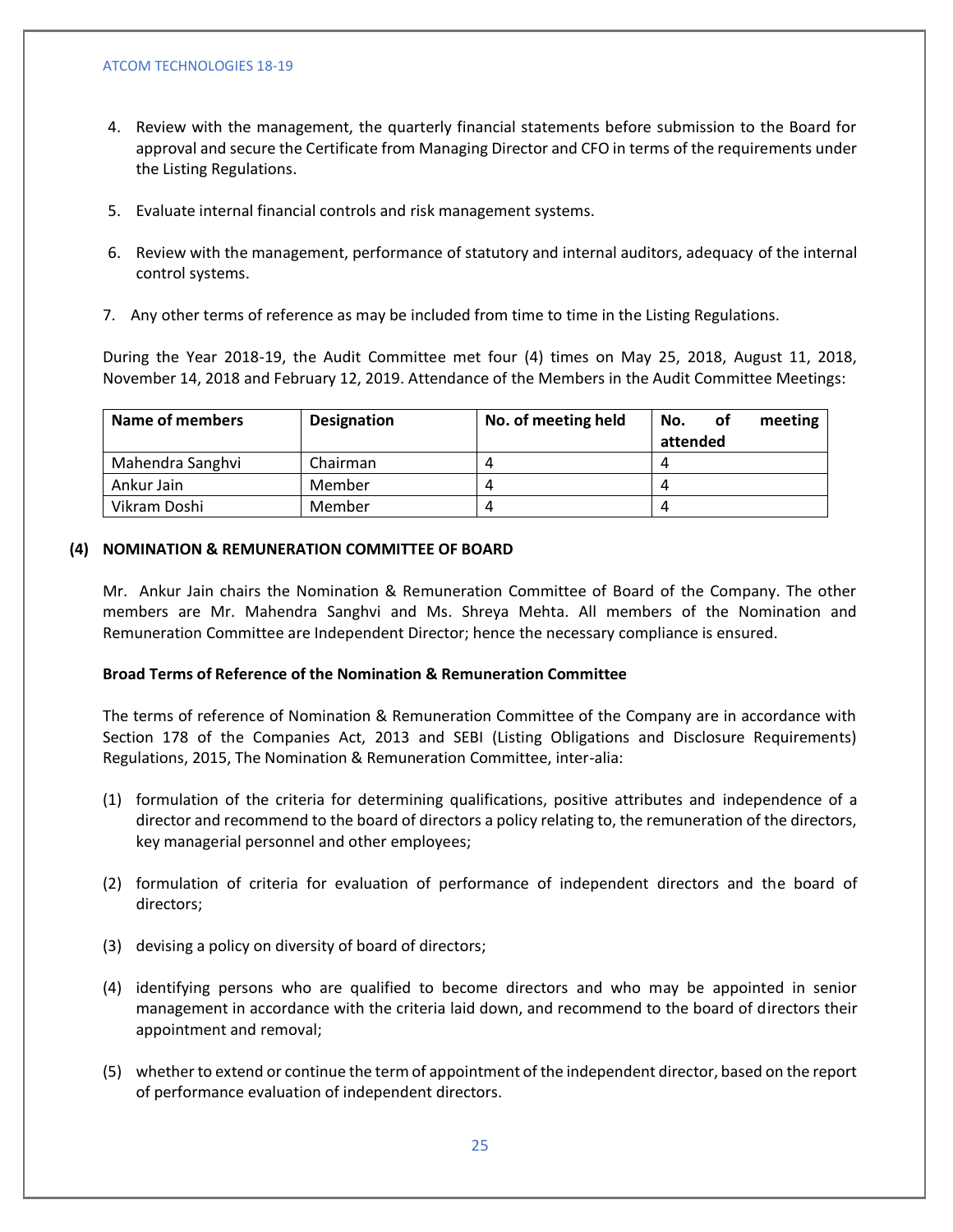4. Review with the management, the quarterly financial statements before submission to the Board for approval and secure the Certificate from Managing Director and CFO in terms of the requirements under the Listing Regulations.

5. Evaluate internal financial controls and risk management systems.

6. Review with the management, performance of statutory and internal auditors, adequacy of the internal control systems.

7. Any other terms of reference as may be included from time to time in the Listing Regulations.

During the Year 2018-19, the Audit Committee met four (4) times on May 25, 2018, August 11, 2018, November 14, 2018 and February 12, 2019. Attendance of the Members in the Audit Committee Meetings:

| Name of members | Designation | No. of meeting held | No. of meeting attended |
|---|---|---|---|
| Mahendra Sanghvi | Chairman | 4 | 4 |
| Ankur Jain | Member | 4 | 4 |
| Vikram Doshi | Member | 4 | 4 |

### (4) NOMINATION & REMUNERATION COMMITTEE OF BOARD

Mr. Ankur Jain chairs the Nomination & Remuneration Committee of Board of the Company. The other members are Mr. Mahendra Sanghvi and Ms. Shreya Mehta. All members of the Nomination and Remuneration Committee are Independent Director; hence the necessary compliance is ensured.

**Broad Terms of Reference of the Nomination & Remuneration Committee**

The terms of reference of Nomination & Remuneration Committee of the Company are in accordance with Section 178 of the Companies Act, 2013 and SEBI (Listing Obligations and Disclosure Requirements) Regulations, 2015, The Nomination & Remuneration Committee, inter-alia:

(1) formulation of the criteria for determining qualifications, positive attributes and independence of a director and recommend to the board of directors a policy relating to, the remuneration of the directors, key managerial personnel and other employees;

(2) formulation of criteria for evaluation of performance of independent directors and the board of directors;

(3) devising a policy on diversity of board of directors;

(4) identifying persons who are qualified to become directors and who may be appointed in senior management in accordance with the criteria laid down, and recommend to the board of directors their appointment and removal;

(5) whether to extend or continue the term of appointment of the independent director, based on the report of performance evaluation of independent directors.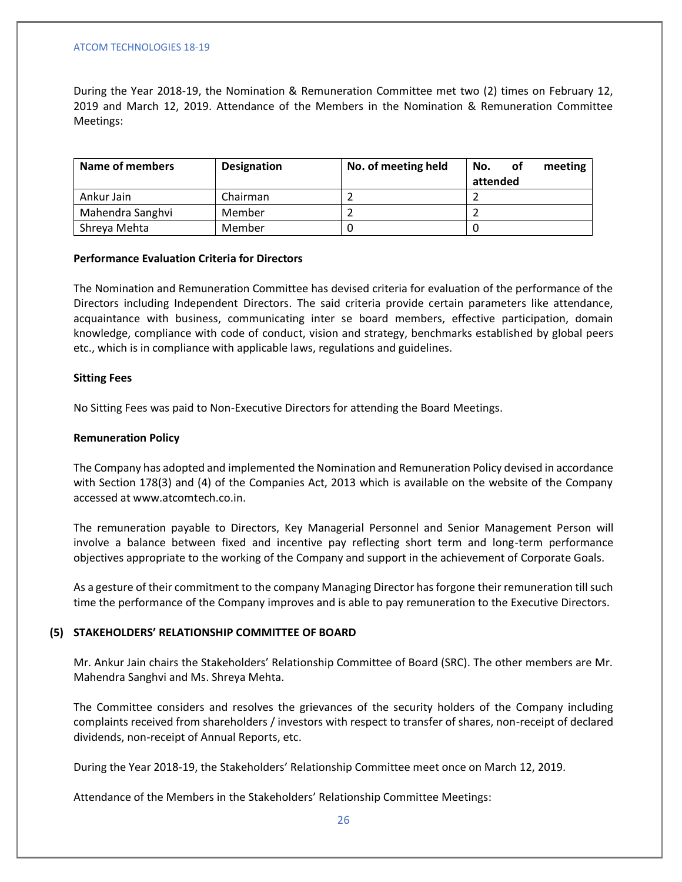During the Year 2018-19, the Nomination & Remuneration Committee met two (2) times on February 12, 2019 and March 12, 2019. Attendance of the Members in the Nomination & Remuneration Committee Meetings:

| Name of members | Designation | No. of meeting held | No. of meeting attended |
|---|---|---|---|
| Ankur Jain | Chairman | 2 | 2 |
| Mahendra Sanghvi | Member | 2 | 2 |
| Shreya Mehta | Member | 0 | 0 |

**Performance Evaluation Criteria for Directors**

The Nomination and Remuneration Committee has devised criteria for evaluation of the performance of the Directors including Independent Directors. The said criteria provide certain parameters like attendance, acquaintance with business, communicating inter se board members, effective participation, domain knowledge, compliance with code of conduct, vision and strategy, benchmarks established by global peers etc., which is in compliance with applicable laws, regulations and guidelines.

**Sitting Fees**

No Sitting Fees was paid to Non-Executive Directors for attending the Board Meetings.

**Remuneration Policy**

The Company has adopted and implemented the Nomination and Remuneration Policy devised in accordance with Section 178(3) and (4) of the Companies Act, 2013 which is available on the website of the Company accessed at www.atcomtech.co.in.

The remuneration payable to Directors, Key Managerial Personnel and Senior Management Person will involve a balance between fixed and incentive pay reflecting short term and long-term performance objectives appropriate to the working of the Company and support in the achievement of Corporate Goals.

As a gesture of their commitment to the company Managing Director has forgone their remuneration till such time the performance of the Company improves and is able to pay remuneration to the Executive Directors.

**(5) STAKEHOLDERS' RELATIONSHIP COMMITTEE OF BOARD**

Mr. Ankur Jain chairs the Stakeholders' Relationship Committee of Board (SRC). The other members are Mr. Mahendra Sanghvi and Ms. Shreya Mehta.

The Committee considers and resolves the grievances of the security holders of the Company including complaints received from shareholders / investors with respect to transfer of shares, non-receipt of declared dividends, non-receipt of Annual Reports, etc.

During the Year 2018-19, the Stakeholders' Relationship Committee meet once on March 12, 2019.

Attendance of the Members in the Stakeholders' Relationship Committee Meetings: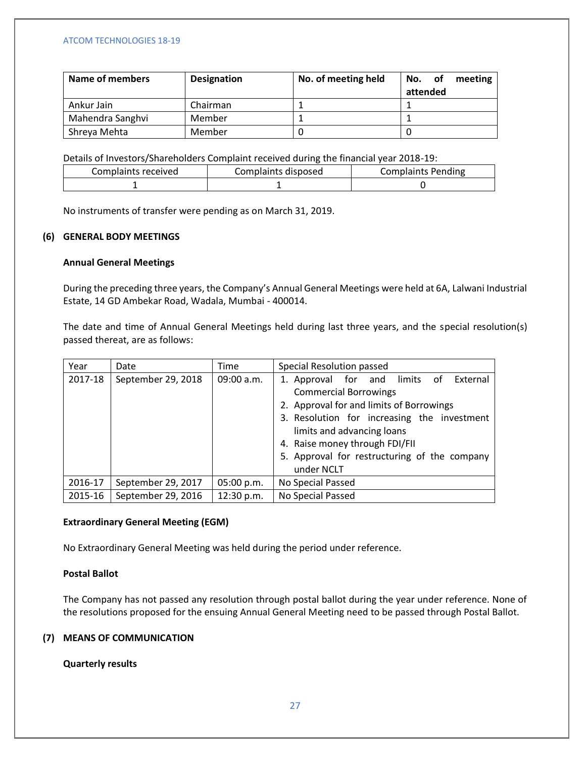| Name of members | Designation | No. of meeting held | No. of meeting attended |
|---|---|---|---|
| Ankur Jain | Chairman | 1 | 1 |
| Mahendra Sanghvi | Member | 1 | 1 |
| Shreya Mehta | Member | 0 | 0 |

Details of Investors/Shareholders Complaint received during the financial year 2018-19:

| Complaints received | Complaints disposed | Complaints Pending |
|---|---|---|
| 1 | 1 | 0 |

No instruments of transfer were pending as on March 31, 2019.

## (6) GENERAL BODY MEETINGS

**Annual General Meetings**

During the preceding three years, the Company's Annual General Meetings were held at 6A, Lalwani Industrial Estate, 14 GD Ambekar Road, Wadala, Mumbai - 400014.

The date and time of Annual General Meetings held during last three years, and the special resolution(s) passed thereat, are as follows:

| Year | Date | Time | Special Resolution passed |
|---|---|---|---|
| 2017-18 | September 29, 2018 | 09:00 a.m. | 1. Approval for and limits of External Commercial Borrowings<br>2. Approval for and limits of Borrowings<br>3. Resolution for increasing the investment limits and advancing loans<br>4. Raise money through FDI/FII<br>5. Approval for restructuring of the company under NCLT |
| 2016-17 | September 29, 2017 | 05:00 p.m. | No Special Passed |
| 2015-16 | September 29, 2016 | 12:30 p.m. | No Special Passed |

**Extraordinary General Meeting (EGM)**

No Extraordinary General Meeting was held during the period under reference.

**Postal Ballot**

The Company has not passed any resolution through postal ballot during the year under reference. None of the resolutions proposed for the ensuing Annual General Meeting need to be passed through Postal Ballot.

## (7) MEANS OF COMMUNICATION

**Quarterly results**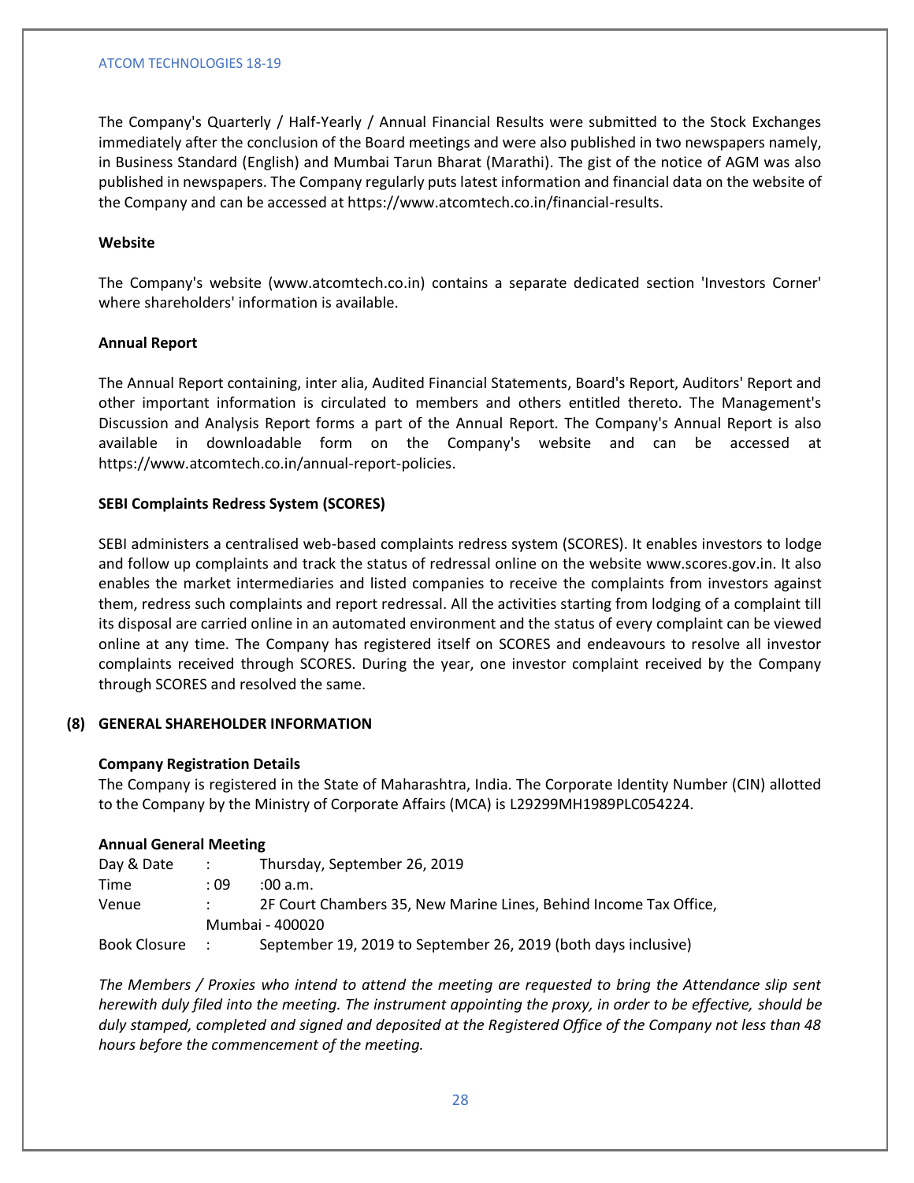The Company's Quarterly / Half-Yearly / Annual Financial Results were submitted to the Stock Exchanges immediately after the conclusion of the Board meetings and were also published in two newspapers namely, in Business Standard (English) and Mumbai Tarun Bharat (Marathi). The gist of the notice of AGM was also published in newspapers. The Company regularly puts latest information and financial data on the website of the Company and can be accessed at https://www.atcomtech.co.in/financial-results.

**Website**

The Company's website (www.atcomtech.co.in) contains a separate dedicated section 'Investors Corner' where shareholders' information is available.

**Annual Report**

The Annual Report containing, inter alia, Audited Financial Statements, Board's Report, Auditors' Report and other important information is circulated to members and others entitled thereto. The Management's Discussion and Analysis Report forms a part of the Annual Report. The Company's Annual Report is also available in downloadable form on the Company's website and can be accessed at https://www.atcomtech.co.in/annual-report-policies.

**SEBI Complaints Redress System (SCORES)**

SEBI administers a centralised web-based complaints redress system (SCORES). It enables investors to lodge and follow up complaints and track the status of redressal online on the website www.scores.gov.in. It also enables the market intermediaries and listed companies to receive the complaints from investors against them, redress such complaints and report redressal. All the activities starting from lodging of a complaint till its disposal are carried online in an automated environment and the status of every complaint can be viewed online at any time. The Company has registered itself on SCORES and endeavours to resolve all investor complaints received through SCORES. During the year, one investor complaint received by the Company through SCORES and resolved the same.

## (8) GENERAL SHAREHOLDER INFORMATION

**Company Registration Details**

The Company is registered in the State of Maharashtra, India. The Corporate Identity Number (CIN) allotted to the Company by the Ministry of Corporate Affairs (MCA) is L29299MH1989PLC054224.

**Annual General Meeting**

| | | |
|---|---|---|
| Day & Date | : | Thursday, September 26, 2019 |
| Time | : | 09:00 a.m. |
| Venue | : | 2F Court Chambers 35, New Marine Lines, Behind Income Tax Office, Mumbai - 400020 |
| Book Closure | : | September 19, 2019 to September 26, 2019 (both days inclusive) |

*The Members / Proxies who intend to attend the meeting are requested to bring the Attendance slip sent herewith duly filed into the meeting. The instrument appointing the proxy, in order to be effective, should be duly stamped, completed and signed and deposited at the Registered Office of the Company not less than 48 hours before the commencement of the meeting.*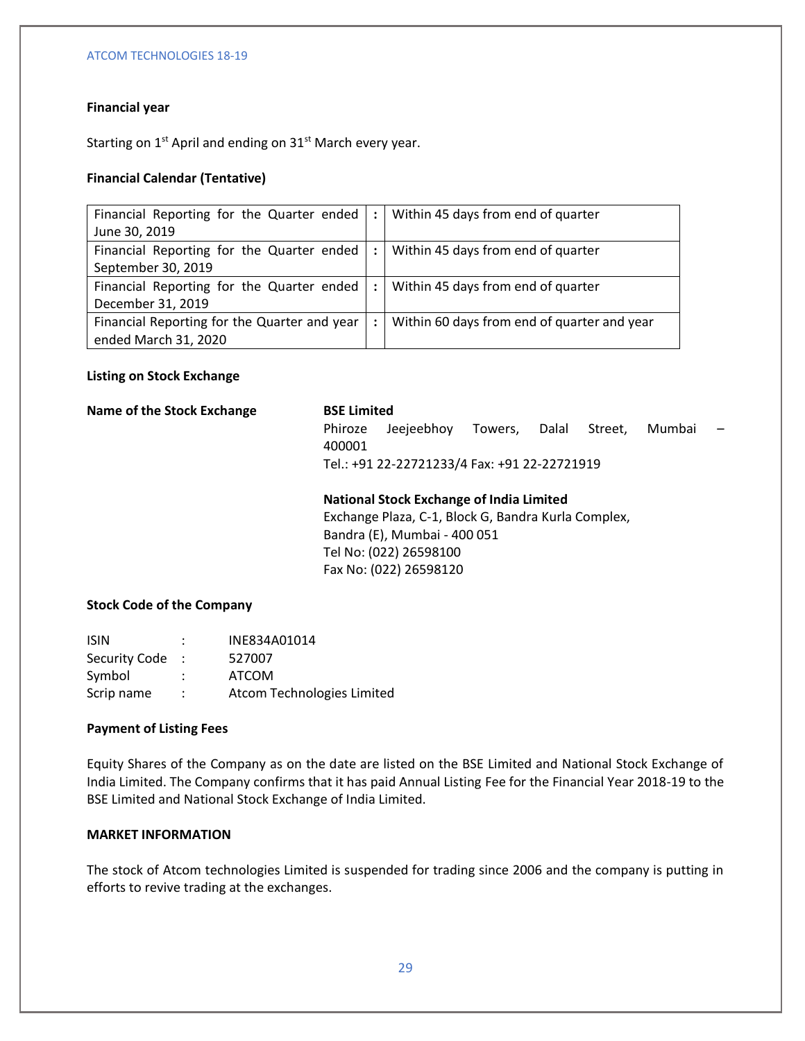**Financial year**

Starting on 1st April and ending on 31st March every year.

**Financial Calendar (Tentative)**

| | | |
|---|---|---|
| Financial Reporting for the Quarter ended June 30, 2019 | : | Within 45 days from end of quarter |
| Financial Reporting for the Quarter ended September 30, 2019 | : | Within 45 days from end of quarter |
| Financial Reporting for the Quarter ended December 31, 2019 | : | Within 45 days from end of quarter |
| Financial Reporting for the Quarter and year ended March 31, 2020 | : | Within 60 days from end of quarter and year |

**Listing on Stock Exchange**

**Name of the Stock Exchange**

**BSE Limited**
Phiroze Jeejeebhoy Towers, Dalal Street, Mumbai – 400001
Tel.: +91 22-22721233/4 Fax: +91 22-22721919

**National Stock Exchange of India Limited**
Exchange Plaza, C-1, Block G, Bandra Kurla Complex,
Bandra (E), Mumbai - 400 051
Tel No: (022) 26598100
Fax No: (022) 26598120

**Stock Code of the Company**

| | | |
|---|---|---|
| ISIN | : | INE834A01014 |
| Security Code | : | 527007 |
| Symbol | : | ATCOM |
| Scrip name | : | Atcom Technologies Limited |

**Payment of Listing Fees**

Equity Shares of the Company as on the date are listed on the BSE Limited and National Stock Exchange of India Limited. The Company confirms that it has paid Annual Listing Fee for the Financial Year 2018-19 to the BSE Limited and National Stock Exchange of India Limited.

**MARKET INFORMATION**

The stock of Atcom technologies Limited is suspended for trading since 2006 and the company is putting in efforts to revive trading at the exchanges.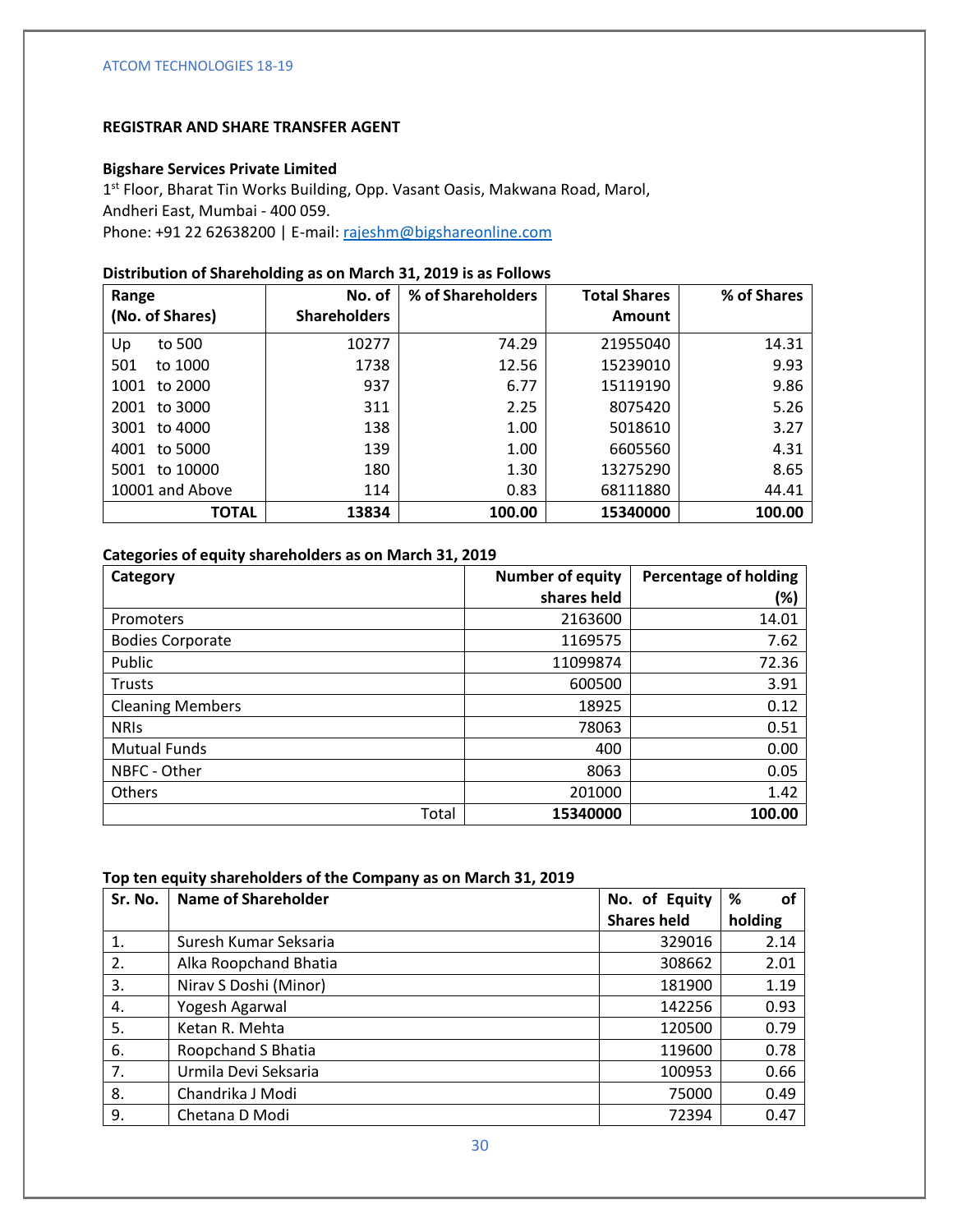**REGISTRAR AND SHARE TRANSFER AGENT**

**Bigshare Services Private Limited**
1st Floor, Bharat Tin Works Building, Opp. Vasant Oasis, Makwana Road, Marol, Andheri East, Mumbai - 400 059.
Phone: +91 22 62638200 | E-mail: rajeshm@bigshareonline.com

**Distribution of Shareholding as on March 31, 2019 is as Follows**

| Range (No. of Shares) | No. of Shareholders | % of Shareholders | Total Shares Amount | % of Shares |
|---|---|---|---|---|
| Up to 500 | 10277 | 74.29 | 21955040 | 14.31 |
| 501 to 1000 | 1738 | 12.56 | 15239010 | 9.93 |
| 1001 to 2000 | 937 | 6.77 | 15119190 | 9.86 |
| 2001 to 3000 | 311 | 2.25 | 8075420 | 5.26 |
| 3001 to 4000 | 138 | 1.00 | 5018610 | 3.27 |
| 4001 to 5000 | 139 | 1.00 | 6605560 | 4.31 |
| 5001 to 10000 | 180 | 1.30 | 13275290 | 8.65 |
| 10001 and Above | 114 | 0.83 | 68111880 | 44.41 |
| **TOTAL** | **13834** | **100.00** | **15340000** | **100.00** |

**Categories of equity shareholders as on March 31, 2019**

| Category | Number of equity shares held | Percentage of holding (%) |
|---|---|---|
| Promoters | 2163600 | 14.01 |
| Bodies Corporate | 1169575 | 7.62 |
| Public | 11099874 | 72.36 |
| Trusts | 600500 | 3.91 |
| Cleaning Members | 18925 | 0.12 |
| NRIs | 78063 | 0.51 |
| Mutual Funds | 400 | 0.00 |
| NBFC - Other | 8063 | 0.05 |
| Others | 201000 | 1.42 |
| Total | **15340000** | **100.00** |

**Top ten equity shareholders of the Company as on March 31, 2019**

| Sr. No. | Name of Shareholder | No. of Equity Shares held | % of holding |
|---|---|---|---|
| 1. | Suresh Kumar Seksaria | 329016 | 2.14 |
| 2. | Alka Roopchand Bhatia | 308662 | 2.01 |
| 3. | Nirav S Doshi (Minor) | 181900 | 1.19 |
| 4. | Yogesh Agarwal | 142256 | 0.93 |
| 5. | Ketan R. Mehta | 120500 | 0.79 |
| 6. | Roopchand S Bhatia | 119600 | 0.78 |
| 7. | Urmila Devi Seksaria | 100953 | 0.66 |
| 8. | Chandrika J Modi | 75000 | 0.49 |
| 9. | Chetana D Modi | 72394 | 0.47 |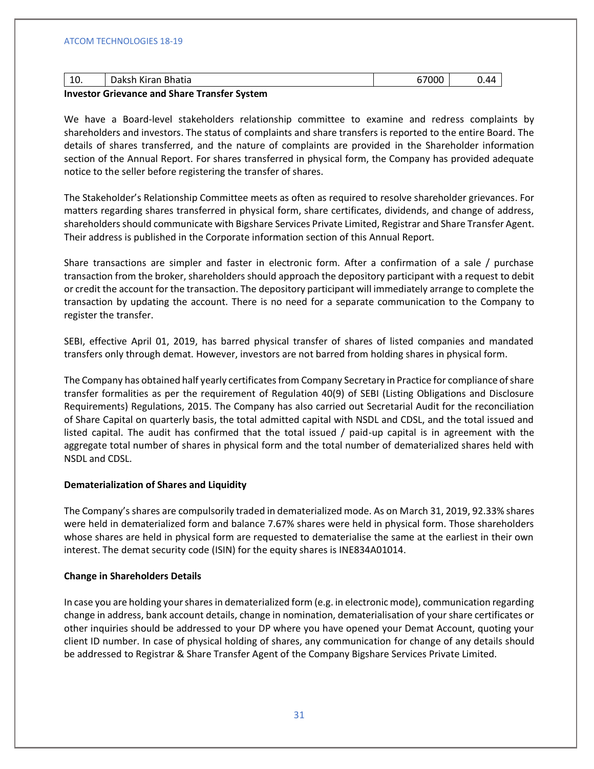| 10. | Daksh Kiran Bhatia | 67000 | 0.44 |
|---|---|---|---|

**Investor Grievance and Share Transfer System**

We have a Board-level stakeholders relationship committee to examine and redress complaints by shareholders and investors. The status of complaints and share transfers is reported to the entire Board. The details of shares transferred, and the nature of complaints are provided in the Shareholder information section of the Annual Report. For shares transferred in physical form, the Company has provided adequate notice to the seller before registering the transfer of shares.

The Stakeholder's Relationship Committee meets as often as required to resolve shareholder grievances. For matters regarding shares transferred in physical form, share certificates, dividends, and change of address, shareholders should communicate with Bigshare Services Private Limited, Registrar and Share Transfer Agent. Their address is published in the Corporate information section of this Annual Report.

Share transactions are simpler and faster in electronic form. After a confirmation of a sale / purchase transaction from the broker, shareholders should approach the depository participant with a request to debit or credit the account for the transaction. The depository participant will immediately arrange to complete the transaction by updating the account. There is no need for a separate communication to the Company to register the transfer.

SEBI, effective April 01, 2019, has barred physical transfer of shares of listed companies and mandated transfers only through demat. However, investors are not barred from holding shares in physical form.

The Company has obtained half yearly certificates from Company Secretary in Practice for compliance of share transfer formalities as per the requirement of Regulation 40(9) of SEBI (Listing Obligations and Disclosure Requirements) Regulations, 2015. The Company has also carried out Secretarial Audit for the reconciliation of Share Capital on quarterly basis, the total admitted capital with NSDL and CDSL, and the total issued and listed capital. The audit has confirmed that the total issued / paid-up capital is in agreement with the aggregate total number of shares in physical form and the total number of dematerialized shares held with NSDL and CDSL.

**Dematerialization of Shares and Liquidity**

The Company's shares are compulsorily traded in dematerialized mode. As on March 31, 2019, 92.33% shares were held in dematerialized form and balance 7.67% shares were held in physical form. Those shareholders whose shares are held in physical form are requested to dematerialise the same at the earliest in their own interest. The demat security code (ISIN) for the equity shares is INE834A01014.

**Change in Shareholders Details**

In case you are holding your shares in dematerialized form (e.g. in electronic mode), communication regarding change in address, bank account details, change in nomination, dematerialisation of your share certificates or other inquiries should be addressed to your DP where you have opened your Demat Account, quoting your client ID number. In case of physical holding of shares, any communication for change of any details should be addressed to Registrar & Share Transfer Agent of the Company Bigshare Services Private Limited.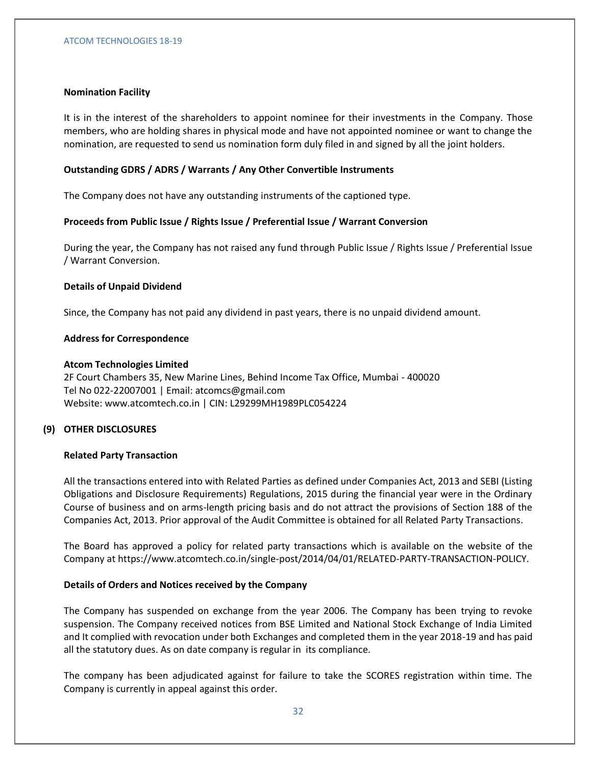**Nomination Facility**

It is in the interest of the shareholders to appoint nominee for their investments in the Company. Those members, who are holding shares in physical mode and have not appointed nominee or want to change the nomination, are requested to send us nomination form duly filed in and signed by all the joint holders.

**Outstanding GDRS / ADRS / Warrants / Any Other Convertible Instruments**

The Company does not have any outstanding instruments of the captioned type.

**Proceeds from Public Issue / Rights Issue / Preferential Issue / Warrant Conversion**

During the year, the Company has not raised any fund through Public Issue / Rights Issue / Preferential Issue / Warrant Conversion.

**Details of Unpaid Dividend**

Since, the Company has not paid any dividend in past years, there is no unpaid dividend amount.

**Address for Correspondence**

**Atcom Technologies Limited**
2F Court Chambers 35, New Marine Lines, Behind Income Tax Office, Mumbai - 400020
Tel No 022-22007001 | Email: atcomcs@gmail.com
Website: www.atcomtech.co.in | CIN: L29299MH1989PLC054224

## (9) OTHER DISCLOSURES

**Related Party Transaction**

All the transactions entered into with Related Parties as defined under Companies Act, 2013 and SEBI (Listing Obligations and Disclosure Requirements) Regulations, 2015 during the financial year were in the Ordinary Course of business and on arms-length pricing basis and do not attract the provisions of Section 188 of the Companies Act, 2013. Prior approval of the Audit Committee is obtained for all Related Party Transactions.

The Board has approved a policy for related party transactions which is available on the website of the Company at https://www.atcomtech.co.in/single-post/2014/04/01/RELATED-PARTY-TRANSACTION-POLICY.

**Details of Orders and Notices received by the Company**

The Company has suspended on exchange from the year 2006. The Company has been trying to revoke suspension. The Company received notices from BSE Limited and National Stock Exchange of India Limited and It complied with revocation under both Exchanges and completed them in the year 2018-19 and has paid all the statutory dues. As on date company is regular in its compliance.

The company has been adjudicated against for failure to take the SCORES registration within time. The Company is currently in appeal against this order.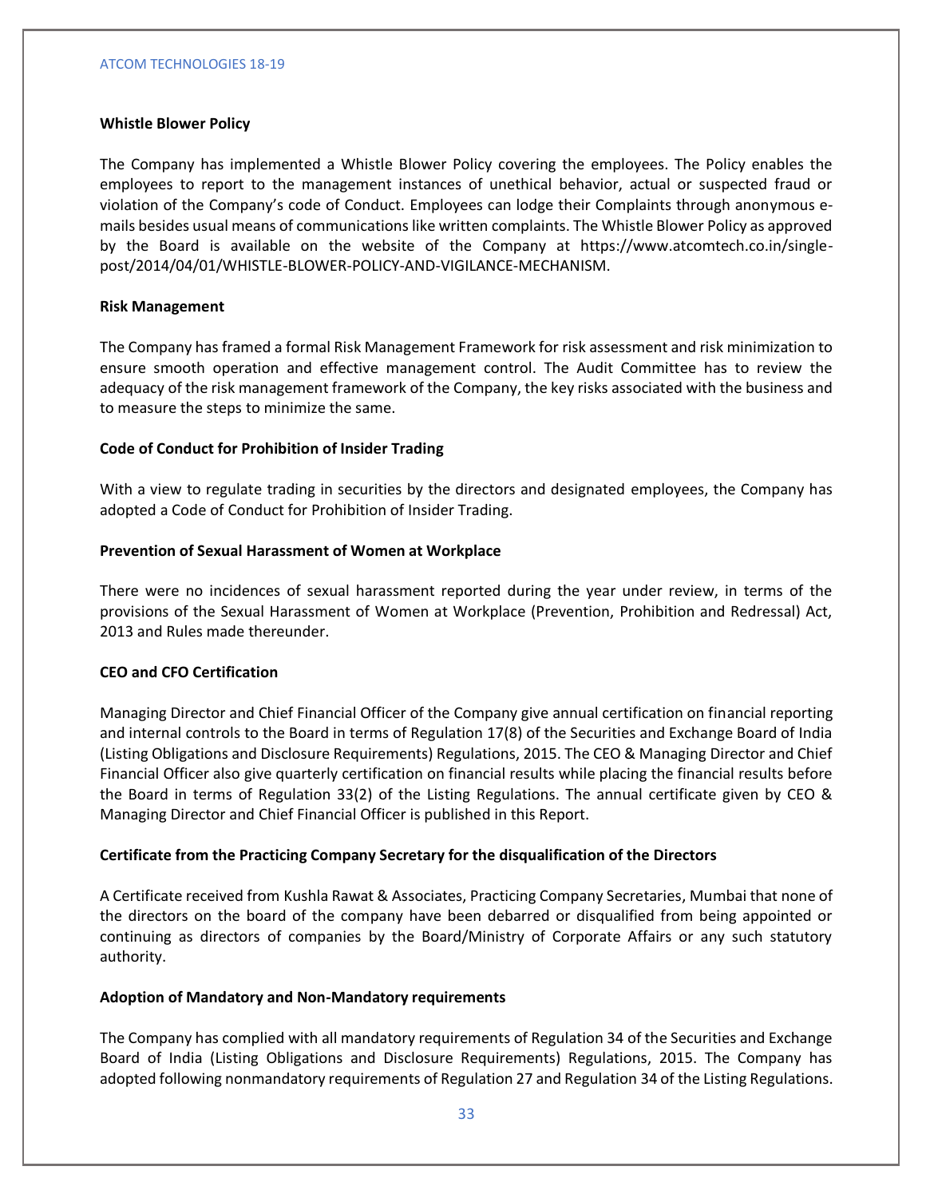### Whistle Blower Policy

The Company has implemented a Whistle Blower Policy covering the employees. The Policy enables the employees to report to the management instances of unethical behavior, actual or suspected fraud or violation of the Company's code of Conduct. Employees can lodge their Complaints through anonymous e-mails besides usual means of communications like written complaints. The Whistle Blower Policy as approved by the Board is available on the website of the Company at https://www.atcomtech.co.in/single-post/2014/04/01/WHISTLE-BLOWER-POLICY-AND-VIGILANCE-MECHANISM.

### Risk Management

The Company has framed a formal Risk Management Framework for risk assessment and risk minimization to ensure smooth operation and effective management control. The Audit Committee has to review the adequacy of the risk management framework of the Company, the key risks associated with the business and to measure the steps to minimize the same.

### Code of Conduct for Prohibition of Insider Trading

With a view to regulate trading in securities by the directors and designated employees, the Company has adopted a Code of Conduct for Prohibition of Insider Trading.

### Prevention of Sexual Harassment of Women at Workplace

There were no incidences of sexual harassment reported during the year under review, in terms of the provisions of the Sexual Harassment of Women at Workplace (Prevention, Prohibition and Redressal) Act, 2013 and Rules made thereunder.

### CEO and CFO Certification

Managing Director and Chief Financial Officer of the Company give annual certification on financial reporting and internal controls to the Board in terms of Regulation 17(8) of the Securities and Exchange Board of India (Listing Obligations and Disclosure Requirements) Regulations, 2015. The CEO & Managing Director and Chief Financial Officer also give quarterly certification on financial results while placing the financial results before the Board in terms of Regulation 33(2) of the Listing Regulations. The annual certificate given by CEO & Managing Director and Chief Financial Officer is published in this Report.

### Certificate from the Practicing Company Secretary for the disqualification of the Directors

A Certificate received from Kushla Rawat & Associates, Practicing Company Secretaries, Mumbai that none of the directors on the board of the company have been debarred or disqualified from being appointed or continuing as directors of companies by the Board/Ministry of Corporate Affairs or any such statutory authority.

### Adoption of Mandatory and Non-Mandatory requirements

The Company has complied with all mandatory requirements of Regulation 34 of the Securities and Exchange Board of India (Listing Obligations and Disclosure Requirements) Regulations, 2015. The Company has adopted following nonmandatory requirements of Regulation 27 and Regulation 34 of the Listing Regulations.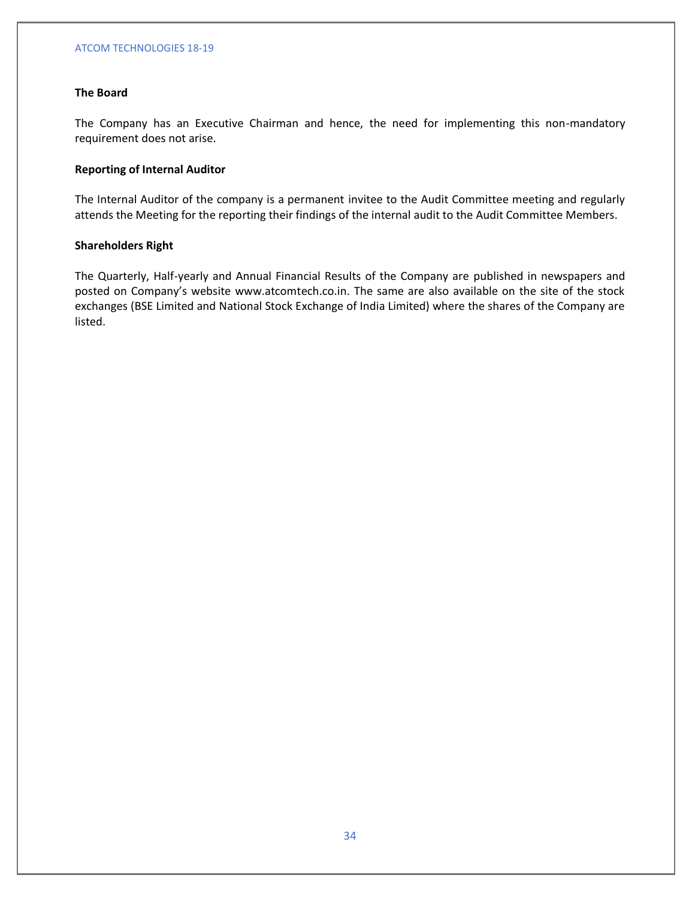**The Board**

The Company has an Executive Chairman and hence, the need for implementing this non-mandatory requirement does not arise.

**Reporting of Internal Auditor**

The Internal Auditor of the company is a permanent invitee to the Audit Committee meeting and regularly attends the Meeting for the reporting their findings of the internal audit to the Audit Committee Members.

**Shareholders Right**

The Quarterly, Half-yearly and Annual Financial Results of the Company are published in newspapers and posted on Company's website www.atcomtech.co.in. The same are also available on the site of the stock exchanges (BSE Limited and National Stock Exchange of India Limited) where the shares of the Company are listed.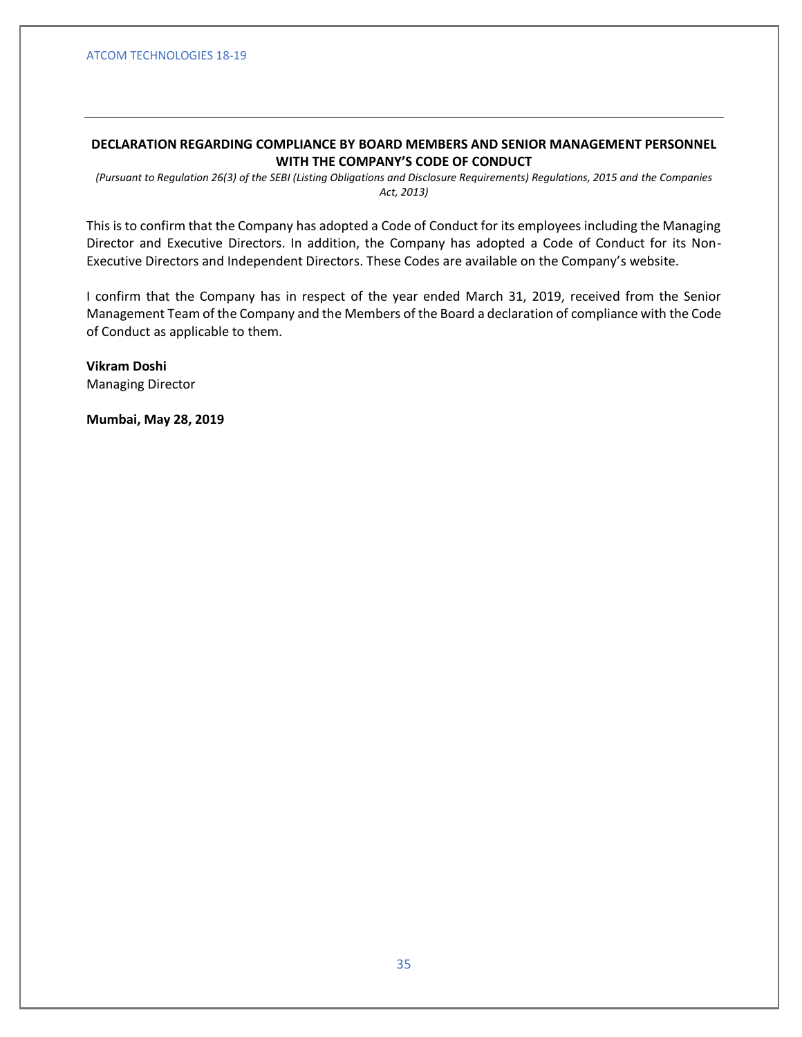## DECLARATION REGARDING COMPLIANCE BY BOARD MEMBERS AND SENIOR MANAGEMENT PERSONNEL WITH THE COMPANY'S CODE OF CONDUCT

*(Pursuant to Regulation 26(3) of the SEBI (Listing Obligations and Disclosure Requirements) Regulations, 2015 and the Companies Act, 2013)*

This is to confirm that the Company has adopted a Code of Conduct for its employees including the Managing Director and Executive Directors. In addition, the Company has adopted a Code of Conduct for its Non-Executive Directors and Independent Directors. These Codes are available on the Company's website.

I confirm that the Company has in respect of the year ended March 31, 2019, received from the Senior Management Team of the Company and the Members of the Board a declaration of compliance with the Code of Conduct as applicable to them.

**Vikram Doshi**
Managing Director

**Mumbai, May 28, 2019**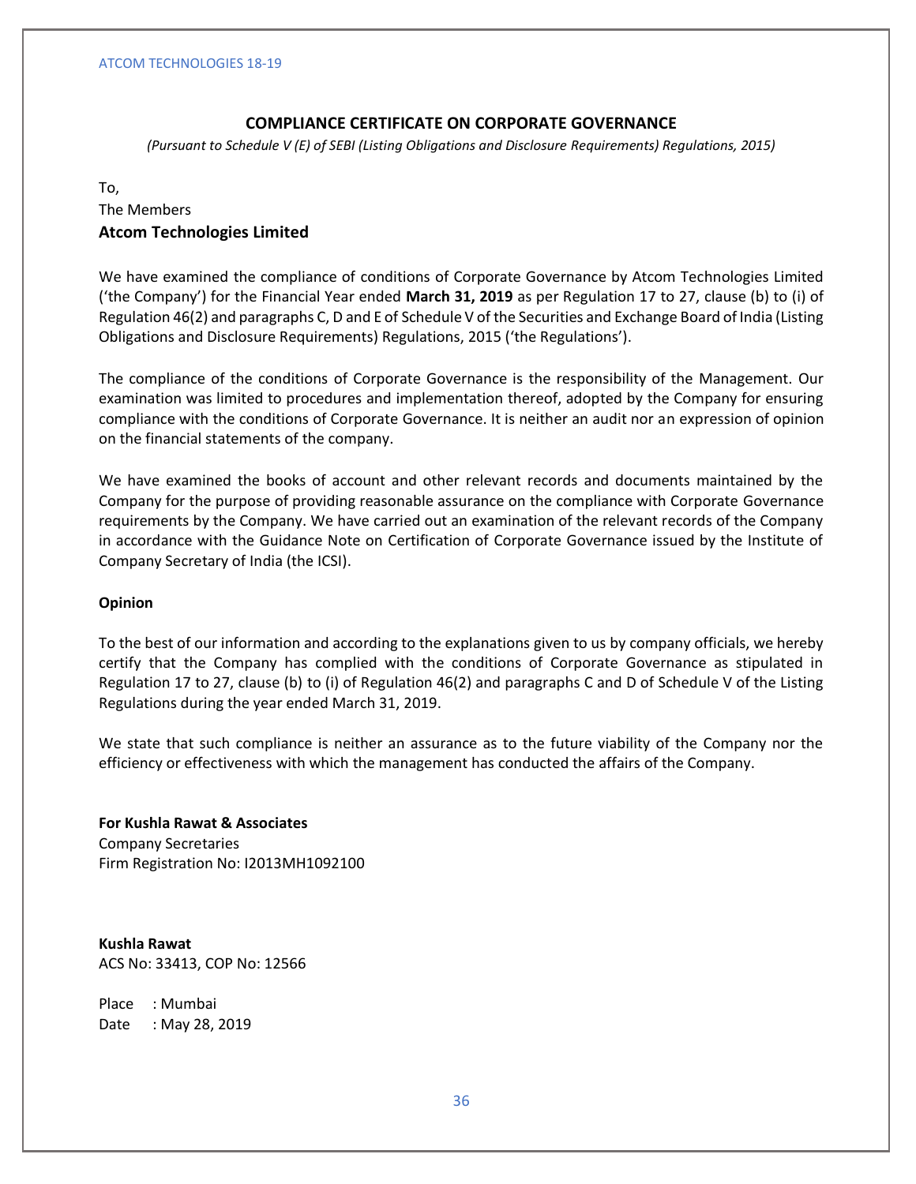## COMPLIANCE CERTIFICATE ON CORPORATE GOVERNANCE

*(Pursuant to Schedule V (E) of SEBI (Listing Obligations and Disclosure Requirements) Regulations, 2015)*

To,
The Members
**Atcom Technologies Limited**

We have examined the compliance of conditions of Corporate Governance by Atcom Technologies Limited ('the Company') for the Financial Year ended **March 31, 2019** as per Regulation 17 to 27, clause (b) to (i) of Regulation 46(2) and paragraphs C, D and E of Schedule V of the Securities and Exchange Board of India (Listing Obligations and Disclosure Requirements) Regulations, 2015 ('the Regulations').

The compliance of the conditions of Corporate Governance is the responsibility of the Management. Our examination was limited to procedures and implementation thereof, adopted by the Company for ensuring compliance with the conditions of Corporate Governance. It is neither an audit nor an expression of opinion on the financial statements of the company.

We have examined the books of account and other relevant records and documents maintained by the Company for the purpose of providing reasonable assurance on the compliance with Corporate Governance requirements by the Company. We have carried out an examination of the relevant records of the Company in accordance with the Guidance Note on Certification of Corporate Governance issued by the Institute of Company Secretary of India (the ICSI).

**Opinion**

To the best of our information and according to the explanations given to us by company officials, we hereby certify that the Company has complied with the conditions of Corporate Governance as stipulated in Regulation 17 to 27, clause (b) to (i) of Regulation 46(2) and paragraphs C and D of Schedule V of the Listing Regulations during the year ended March 31, 2019.

We state that such compliance is neither an assurance as to the future viability of the Company nor the efficiency or effectiveness with which the management has conducted the affairs of the Company.

**For Kushla Rawat & Associates**
Company Secretaries
Firm Registration No: I2013MH1092100

**Kushla Rawat**
ACS No: 33413, COP No: 12566

Place : Mumbai
Date : May 28, 2019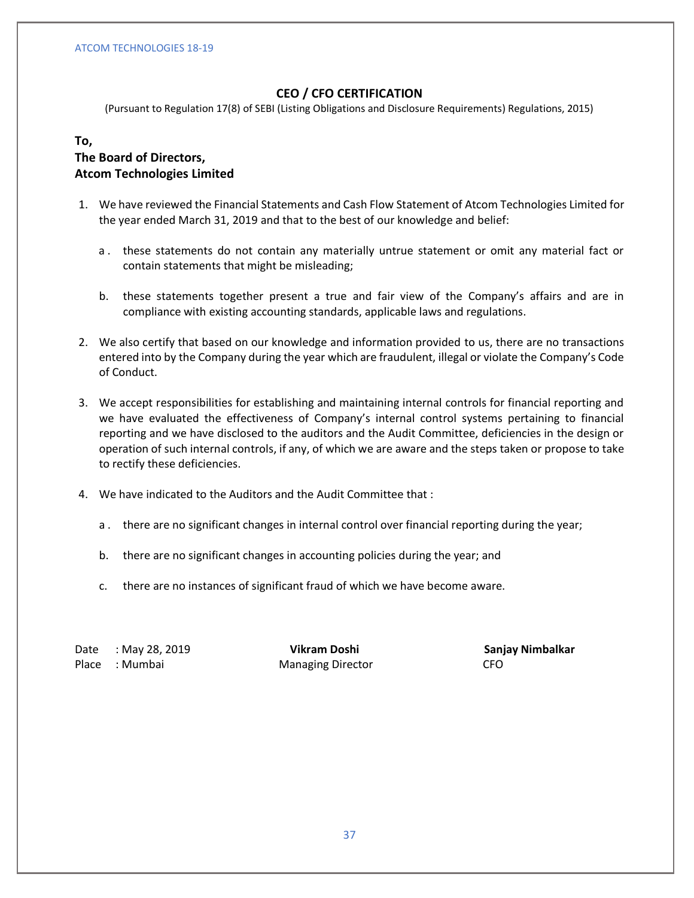## CEO / CFO CERTIFICATION

(Pursuant to Regulation 17(8) of SEBI (Listing Obligations and Disclosure Requirements) Regulations, 2015)

**To,**
**The Board of Directors,**
**Atcom Technologies Limited**

1. We have reviewed the Financial Statements and Cash Flow Statement of Atcom Technologies Limited for the year ended March 31, 2019 and that to the best of our knowledge and belief:

   a. these statements do not contain any materially untrue statement or omit any material fact or contain statements that might be misleading;

   b. these statements together present a true and fair view of the Company's affairs and are in compliance with existing accounting standards, applicable laws and regulations.

2. We also certify that based on our knowledge and information provided to us, there are no transactions entered into by the Company during the year which are fraudulent, illegal or violate the Company's Code of Conduct.

3. We accept responsibilities for establishing and maintaining internal controls for financial reporting and we have evaluated the effectiveness of Company's internal control systems pertaining to financial reporting and we have disclosed to the auditors and the Audit Committee, deficiencies in the design or operation of such internal controls, if any, of which we are aware and the steps taken or propose to take to rectify these deficiencies.

4. We have indicated to the Auditors and the Audit Committee that :

   a. there are no significant changes in internal control over financial reporting during the year;

   b. there are no significant changes in accounting policies during the year; and

   c. there are no instances of significant fraud of which we have become aware.

Date : May 28, 2019
Place : Mumbai

**Vikram Doshi**
Managing Director

**Sanjay Nimbalkar**
CFO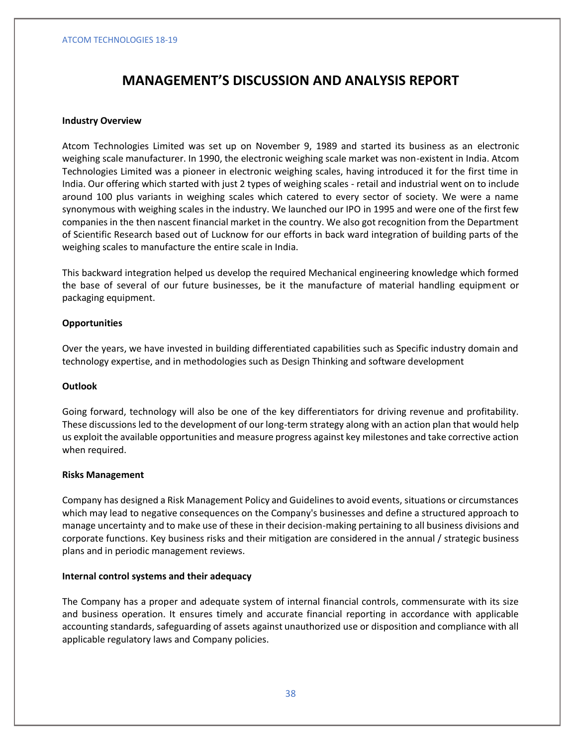# MANAGEMENT'S DISCUSSION AND ANALYSIS REPORT

**Industry Overview**

Atcom Technologies Limited was set up on November 9, 1989 and started its business as an electronic weighing scale manufacturer. In 1990, the electronic weighing scale market was non-existent in India. Atcom Technologies Limited was a pioneer in electronic weighing scales, having introduced it for the first time in India. Our offering which started with just 2 types of weighing scales - retail and industrial went on to include around 100 plus variants in weighing scales which catered to every sector of society. We were a name synonymous with weighing scales in the industry. We launched our IPO in 1995 and were one of the first few companies in the then nascent financial market in the country. We also got recognition from the Department of Scientific Research based out of Lucknow for our efforts in back ward integration of building parts of the weighing scales to manufacture the entire scale in India.

This backward integration helped us develop the required Mechanical engineering knowledge which formed the base of several of our future businesses, be it the manufacture of material handling equipment or packaging equipment.

**Opportunities**

Over the years, we have invested in building differentiated capabilities such as Specific industry domain and technology expertise, and in methodologies such as Design Thinking and software development

**Outlook**

Going forward, technology will also be one of the key differentiators for driving revenue and profitability. These discussions led to the development of our long-term strategy along with an action plan that would help us exploit the available opportunities and measure progress against key milestones and take corrective action when required.

**Risks Management**

Company has designed a Risk Management Policy and Guidelines to avoid events, situations or circumstances which may lead to negative consequences on the Company's businesses and define a structured approach to manage uncertainty and to make use of these in their decision-making pertaining to all business divisions and corporate functions. Key business risks and their mitigation are considered in the annual / strategic business plans and in periodic management reviews.

**Internal control systems and their adequacy**

The Company has a proper and adequate system of internal financial controls, commensurate with its size and business operation. It ensures timely and accurate financial reporting in accordance with applicable accounting standards, safeguarding of assets against unauthorized use or disposition and compliance with all applicable regulatory laws and Company policies.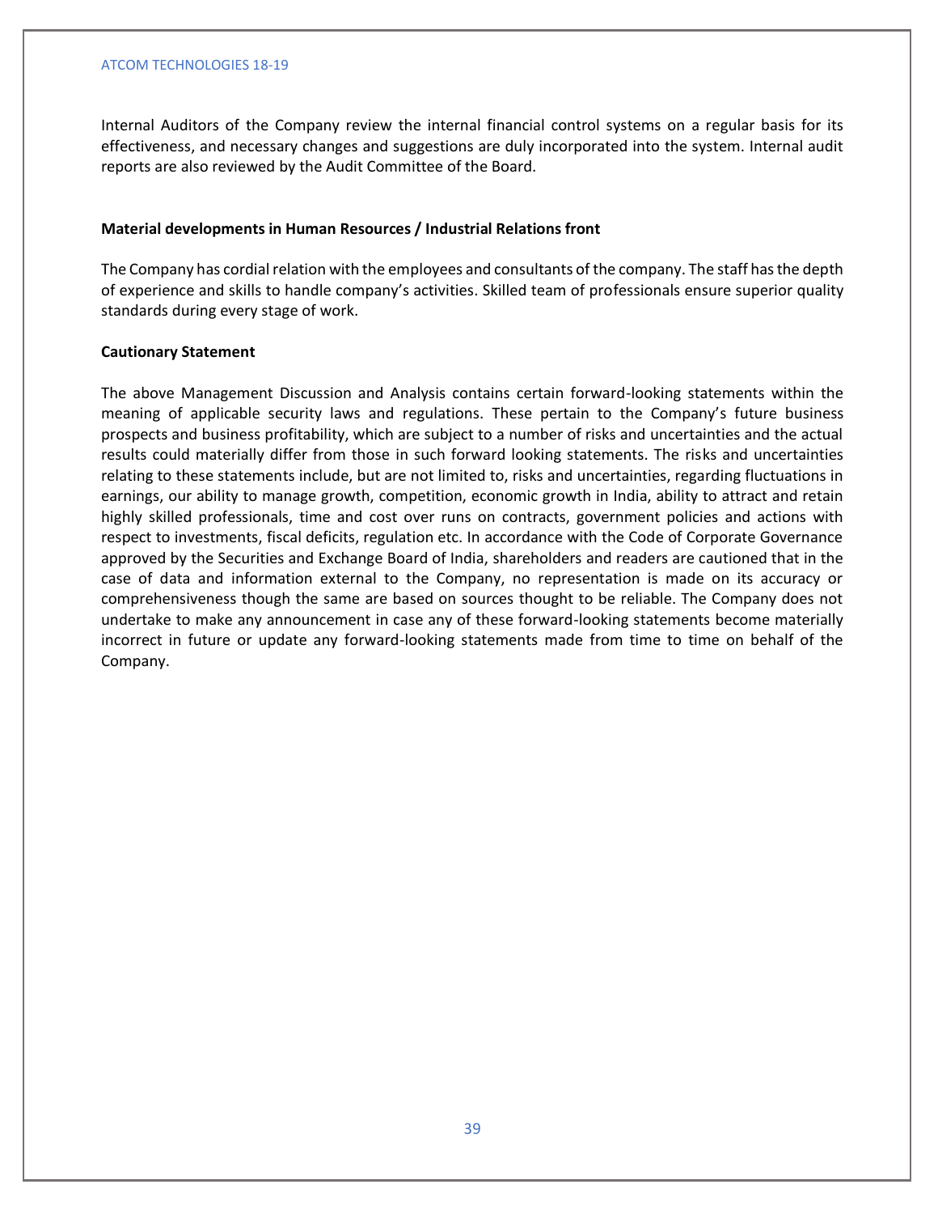Internal Auditors of the Company review the internal financial control systems on a regular basis for its effectiveness, and necessary changes and suggestions are duly incorporated into the system. Internal audit reports are also reviewed by the Audit Committee of the Board.

**Material developments in Human Resources / Industrial Relations front**

The Company has cordial relation with the employees and consultants of the company. The staff has the depth of experience and skills to handle company's activities. Skilled team of professionals ensure superior quality standards during every stage of work.

**Cautionary Statement**

The above Management Discussion and Analysis contains certain forward-looking statements within the meaning of applicable security laws and regulations. These pertain to the Company's future business prospects and business profitability, which are subject to a number of risks and uncertainties and the actual results could materially differ from those in such forward looking statements. The risks and uncertainties relating to these statements include, but are not limited to, risks and uncertainties, regarding fluctuations in earnings, our ability to manage growth, competition, economic growth in India, ability to attract and retain highly skilled professionals, time and cost over runs on contracts, government policies and actions with respect to investments, fiscal deficits, regulation etc. In accordance with the Code of Corporate Governance approved by the Securities and Exchange Board of India, shareholders and readers are cautioned that in the case of data and information external to the Company, no representation is made on its accuracy or comprehensiveness though the same are based on sources thought to be reliable. The Company does not undertake to make any announcement in case any of these forward-looking statements become materially incorrect in future or update any forward-looking statements made from time to time on behalf of the Company.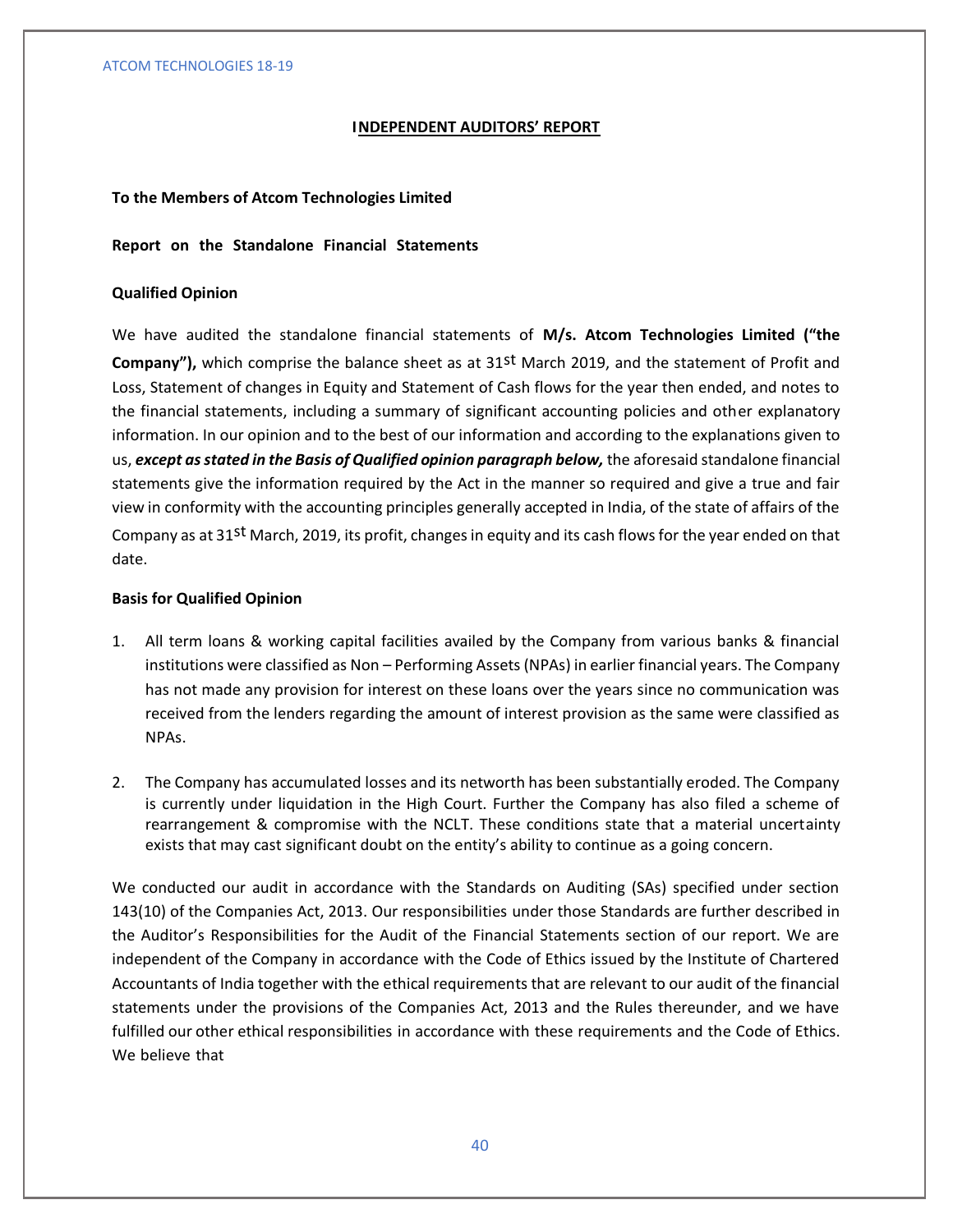## INDEPENDENT AUDITORS' REPORT

**To the Members of Atcom Technologies Limited**

**Report on the Standalone Financial Statements**

**Qualified Opinion**

We have audited the standalone financial statements of **M/s. Atcom Technologies Limited ("the Company"),** which comprise the balance sheet as at 31st March 2019, and the statement of Profit and Loss, Statement of changes in Equity and Statement of Cash flows for the year then ended, and notes to the financial statements, including a summary of significant accounting policies and other explanatory information. In our opinion and to the best of our information and according to the explanations given to us, ***except as stated in the Basis of Qualified opinion paragraph below,*** the aforesaid standalone financial statements give the information required by the Act in the manner so required and give a true and fair view in conformity with the accounting principles generally accepted in India, of the state of affairs of the Company as at 31st March, 2019, its profit, changes in equity and its cash flows for the year ended on that date.

**Basis for Qualified Opinion**

1. All term loans & working capital facilities availed by the Company from various banks & financial institutions were classified as Non – Performing Assets (NPAs) in earlier financial years. The Company has not made any provision for interest on these loans over the years since no communication was received from the lenders regarding the amount of interest provision as the same were classified as NPAs.

2. The Company has accumulated losses and its networth has been substantially eroded. The Company is currently under liquidation in the High Court. Further the Company has also filed a scheme of rearrangement & compromise with the NCLT. These conditions state that a material uncertainty exists that may cast significant doubt on the entity's ability to continue as a going concern.

We conducted our audit in accordance with the Standards on Auditing (SAs) specified under section 143(10) of the Companies Act, 2013. Our responsibilities under those Standards are further described in the Auditor's Responsibilities for the Audit of the Financial Statements section of our report. We are independent of the Company in accordance with the Code of Ethics issued by the Institute of Chartered Accountants of India together with the ethical requirements that are relevant to our audit of the financial statements under the provisions of the Companies Act, 2013 and the Rules thereunder, and we have fulfilled our other ethical responsibilities in accordance with these requirements and the Code of Ethics. We believe that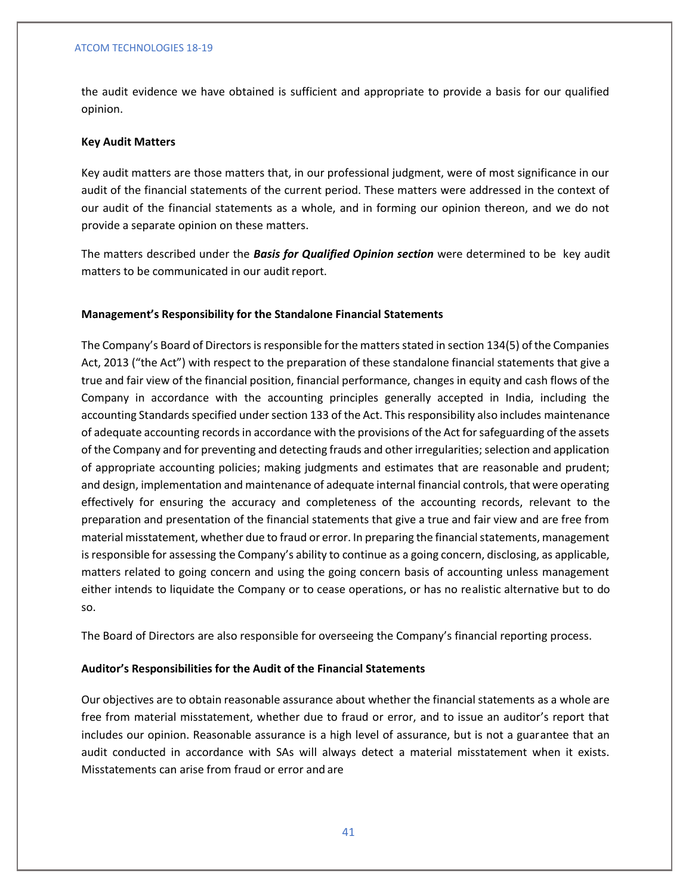the audit evidence we have obtained is sufficient and appropriate to provide a basis for our qualified opinion.

**Key Audit Matters**

Key audit matters are those matters that, in our professional judgment, were of most significance in our audit of the financial statements of the current period. These matters were addressed in the context of our audit of the financial statements as a whole, and in forming our opinion thereon, and we do not provide a separate opinion on these matters.

The matters described under the ***Basis for Qualified Opinion section*** were determined to be key audit matters to be communicated in our audit report.

**Management's Responsibility for the Standalone Financial Statements**

The Company's Board of Directors is responsible for the matters stated in section 134(5) of the Companies Act, 2013 ("the Act") with respect to the preparation of these standalone financial statements that give a true and fair view of the financial position, financial performance, changes in equity and cash flows of the Company in accordance with the accounting principles generally accepted in India, including the accounting Standards specified under section 133 of the Act. This responsibility also includes maintenance of adequate accounting records in accordance with the provisions of the Act for safeguarding of the assets of the Company and for preventing and detecting frauds and other irregularities; selection and application of appropriate accounting policies; making judgments and estimates that are reasonable and prudent; and design, implementation and maintenance of adequate internal financial controls, that were operating effectively for ensuring the accuracy and completeness of the accounting records, relevant to the preparation and presentation of the financial statements that give a true and fair view and are free from material misstatement, whether due to fraud or error. In preparing the financial statements, management is responsible for assessing the Company's ability to continue as a going concern, disclosing, as applicable, matters related to going concern and using the going concern basis of accounting unless management either intends to liquidate the Company or to cease operations, or has no realistic alternative but to do so.

The Board of Directors are also responsible for overseeing the Company's financial reporting process.

**Auditor's Responsibilities for the Audit of the Financial Statements**

Our objectives are to obtain reasonable assurance about whether the financial statements as a whole are free from material misstatement, whether due to fraud or error, and to issue an auditor's report that includes our opinion. Reasonable assurance is a high level of assurance, but is not a guarantee that an audit conducted in accordance with SAs will always detect a material misstatement when it exists. Misstatements can arise from fraud or error and are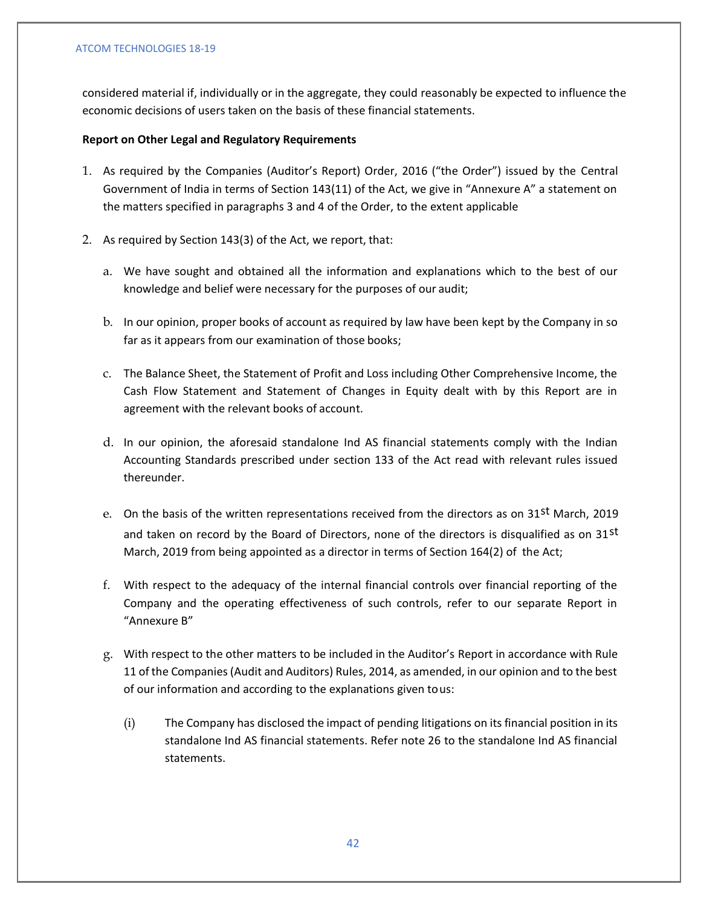considered material if, individually or in the aggregate, they could reasonably be expected to influence the economic decisions of users taken on the basis of these financial statements.

**Report on Other Legal and Regulatory Requirements**

1. As required by the Companies (Auditor's Report) Order, 2016 ("the Order") issued by the Central Government of India in terms of Section 143(11) of the Act, we give in "Annexure A" a statement on the matters specified in paragraphs 3 and 4 of the Order, to the extent applicable

2. As required by Section 143(3) of the Act, we report, that:

   a. We have sought and obtained all the information and explanations which to the best of our knowledge and belief were necessary for the purposes of our audit;

   b. In our opinion, proper books of account as required by law have been kept by the Company in so far as it appears from our examination of those books;

   c. The Balance Sheet, the Statement of Profit and Loss including Other Comprehensive Income, the Cash Flow Statement and Statement of Changes in Equity dealt with by this Report are in agreement with the relevant books of account.

   d. In our opinion, the aforesaid standalone Ind AS financial statements comply with the Indian Accounting Standards prescribed under section 133 of the Act read with relevant rules issued thereunder.

   e. On the basis of the written representations received from the directors as on 31st March, 2019 and taken on record by the Board of Directors, none of the directors is disqualified as on 31st March, 2019 from being appointed as a director in terms of Section 164(2) of the Act;

   f. With respect to the adequacy of the internal financial controls over financial reporting of the Company and the operating effectiveness of such controls, refer to our separate Report in "Annexure B"

   g. With respect to the other matters to be included in the Auditor's Report in accordance with Rule 11 of the Companies (Audit and Auditors) Rules, 2014, as amended, in our opinion and to the best of our information and according to the explanations given to us:

      (i) The Company has disclosed the impact of pending litigations on its financial position in its standalone Ind AS financial statements. Refer note 26 to the standalone Ind AS financial statements.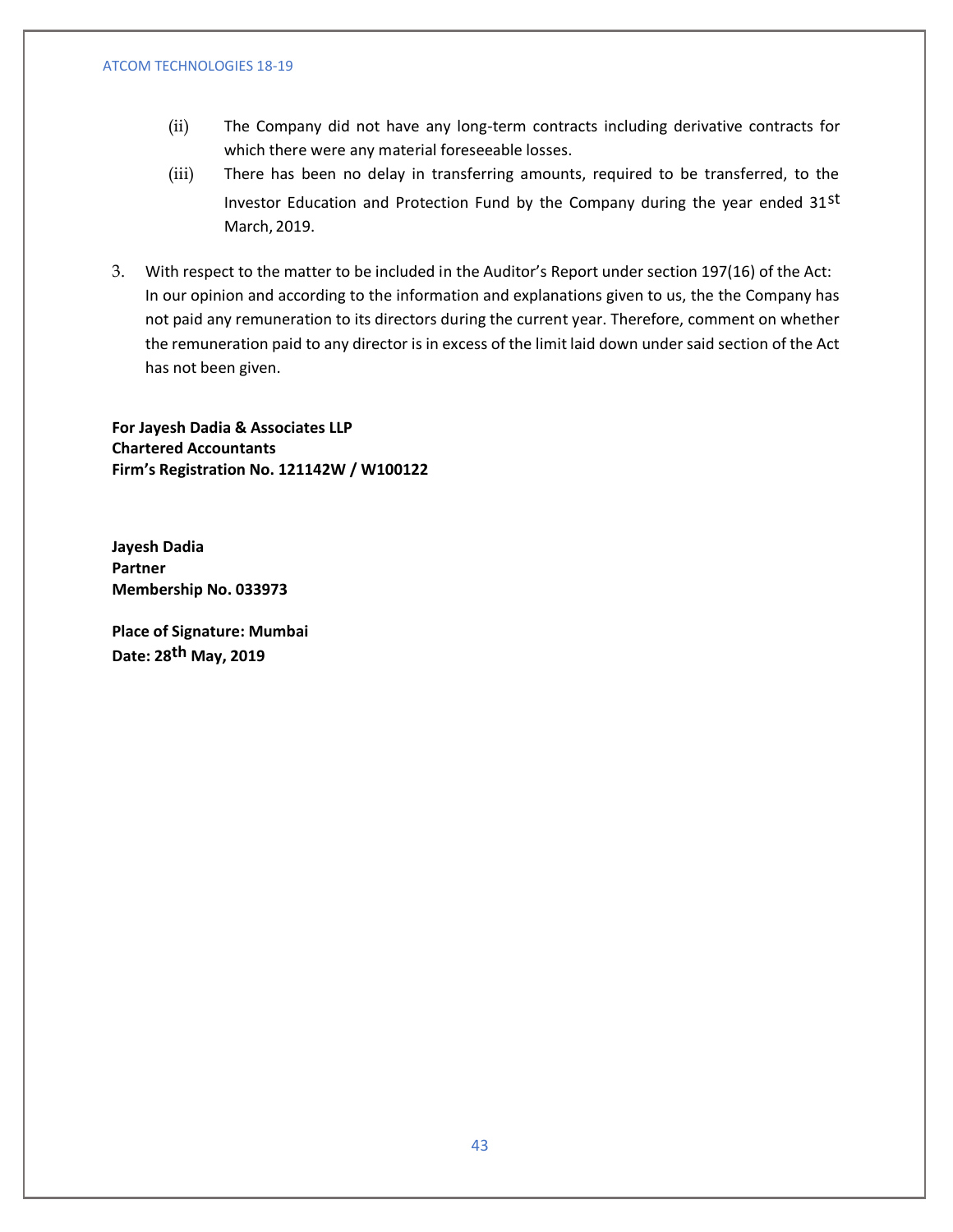(ii) The Company did not have any long-term contracts including derivative contracts for which there were any material foreseeable losses.

(iii) There has been no delay in transferring amounts, required to be transferred, to the Investor Education and Protection Fund by the Company during the year ended 31st March, 2019.

3. With respect to the matter to be included in the Auditor's Report under section 197(16) of the Act: In our opinion and according to the information and explanations given to us, the the Company has not paid any remuneration to its directors during the current year. Therefore, comment on whether the remuneration paid to any director is in excess of the limit laid down under said section of the Act has not been given.

**For Jayesh Dadia & Associates LLP**
**Chartered Accountants**
**Firm's Registration No. 121142W / W100122**

**Jayesh Dadia**
**Partner**
**Membership No. 033973**

**Place of Signature: Mumbai**
**Date: 28th May, 2019**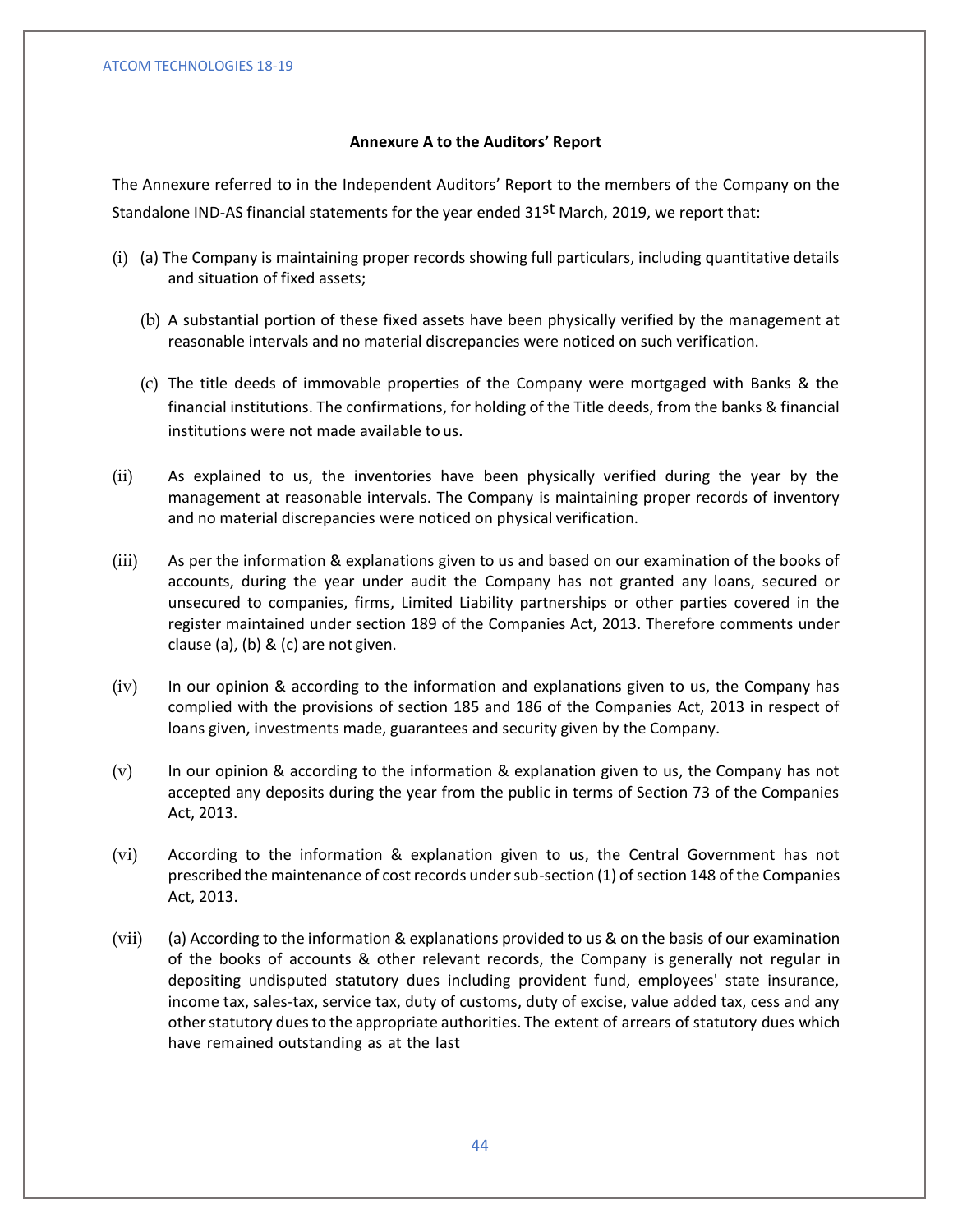### Annexure A to the Auditors' Report

The Annexure referred to in the Independent Auditors' Report to the members of the Company on the Standalone IND-AS financial statements for the year ended 31st March, 2019, we report that:

(i) (a) The Company is maintaining proper records showing full particulars, including quantitative details and situation of fixed assets;

(b) A substantial portion of these fixed assets have been physically verified by the management at reasonable intervals and no material discrepancies were noticed on such verification.

(c) The title deeds of immovable properties of the Company were mortgaged with Banks & the financial institutions. The confirmations, for holding of the Title deeds, from the banks & financial institutions were not made available to us.

(ii) As explained to us, the inventories have been physically verified during the year by the management at reasonable intervals. The Company is maintaining proper records of inventory and no material discrepancies were noticed on physical verification.

(iii) As per the information & explanations given to us and based on our examination of the books of accounts, during the year under audit the Company has not granted any loans, secured or unsecured to companies, firms, Limited Liability partnerships or other parties covered in the register maintained under section 189 of the Companies Act, 2013. Therefore comments under clause (a), (b) & (c) are not given.

(iv) In our opinion & according to the information and explanations given to us, the Company has complied with the provisions of section 185 and 186 of the Companies Act, 2013 in respect of loans given, investments made, guarantees and security given by the Company.

(v) In our opinion & according to the information & explanation given to us, the Company has not accepted any deposits during the year from the public in terms of Section 73 of the Companies Act, 2013.

(vi) According to the information & explanation given to us, the Central Government has not prescribed the maintenance of cost records under sub-section (1) of section 148 of the Companies Act, 2013.

(vii) (a) According to the information & explanations provided to us & on the basis of our examination of the books of accounts & other relevant records, the Company is generally not regular in depositing undisputed statutory dues including provident fund, employees' state insurance, income tax, sales-tax, service tax, duty of customs, duty of excise, value added tax, cess and any other statutory dues to the appropriate authorities. The extent of arrears of statutory dues which have remained outstanding as at the last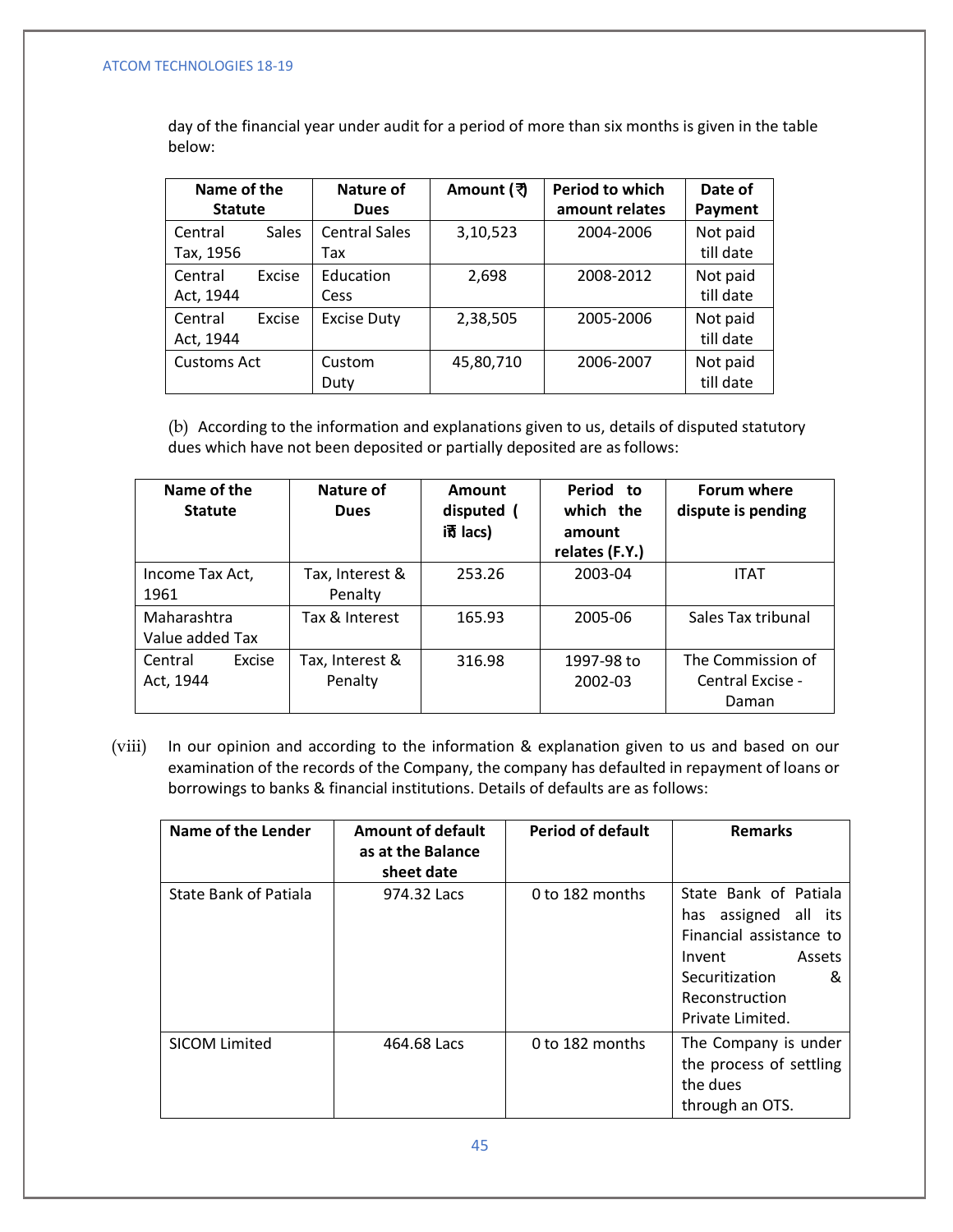day of the financial year under audit for a period of more than six months is given in the table below:

| Name of the Statute | Nature of Dues | Amount (₹) | Period to which amount relates | Date of Payment |
|---|---|---|---|---|
| Central Sales Tax, 1956 | Central Sales Tax | 3,10,523 | 2004-2006 | Not paid till date |
| Central Excise Act, 1944 | Education Cess | 2,698 | 2008-2012 | Not paid till date |
| Central Excise Act, 1944 | Excise Duty | 2,38,505 | 2005-2006 | Not paid till date |
| Customs Act | Custom Duty | 45,80,710 | 2006-2007 | Not paid till date |

(b) According to the information and explanations given to us, details of disputed statutory dues which have not been deposited or partially deposited are as follows:

| Name of the Statute | Nature of Dues | Amount disputed ( in lacs) | Period to which the amount relates (F.Y.) | Forum where dispute is pending |
|---|---|---|---|---|
| Income Tax Act, 1961 | Tax, Interest & Penalty | 253.26 | 2003-04 | ITAT |
| Maharashtra Value added Tax | Tax & Interest | 165.93 | 2005-06 | Sales Tax tribunal |
| Central Excise Act, 1944 | Tax, Interest & Penalty | 316.98 | 1997-98 to 2002-03 | The Commission of Central Excise - Daman |

(viii) In our opinion and according to the information & explanation given to us and based on our examination of the records of the Company, the company has defaulted in repayment of loans or borrowings to banks & financial institutions. Details of defaults are as follows:

| Name of the Lender | Amount of default as at the Balance sheet date | Period of default | Remarks |
|---|---|---|---|
| State Bank of Patiala | 974.32 Lacs | 0 to 182 months | State Bank of Patiala has assigned all its Financial assistance to Invent Assets Securitization & Reconstruction Private Limited. |
| SICOM Limited | 464.68 Lacs | 0 to 182 months | The Company is under the process of settling the dues through an OTS. |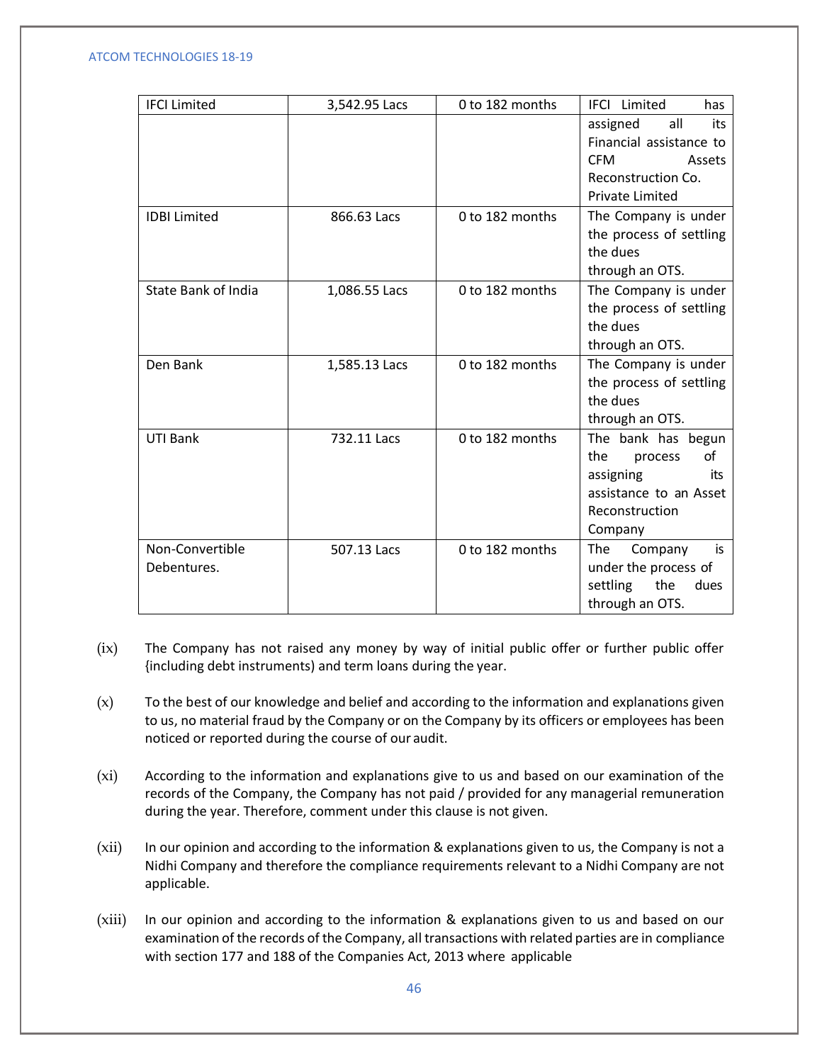| | | | |
|---|---|---|---|
| IFCI Limited | 3,542.95 Lacs | 0 to 182 months | IFCI Limited has assigned all its Financial assistance to CFM Assets Reconstruction Co. Private Limited |
| IDBI Limited | 866.63 Lacs | 0 to 182 months | The Company is under the process of settling the dues through an OTS. |
| State Bank of India | 1,086.55 Lacs | 0 to 182 months | The Company is under the process of settling the dues through an OTS. |
| Den Bank | 1,585.13 Lacs | 0 to 182 months | The Company is under the process of settling the dues through an OTS. |
| UTI Bank | 732.11 Lacs | 0 to 182 months | The bank has begun the process of assigning its assistance to an Asset Reconstruction Company |
| Non-Convertible Debentures. | 507.13 Lacs | 0 to 182 months | The Company is under the process of settling the dues through an OTS. |

(ix) The Company has not raised any money by way of initial public offer or further public offer {including debt instruments) and term loans during the year.

(x) To the best of our knowledge and belief and according to the information and explanations given to us, no material fraud by the Company or on the Company by its officers or employees has been noticed or reported during the course of our audit.

(xi) According to the information and explanations give to us and based on our examination of the records of the Company, the Company has not paid / provided for any managerial remuneration during the year. Therefore, comment under this clause is not given.

(xii) In our opinion and according to the information & explanations given to us, the Company is not a Nidhi Company and therefore the compliance requirements relevant to a Nidhi Company are not applicable.

(xiii) In our opinion and according to the information & explanations given to us and based on our examination of the records of the Company, all transactions with related parties are in compliance with section 177 and 188 of the Companies Act, 2013 where applicable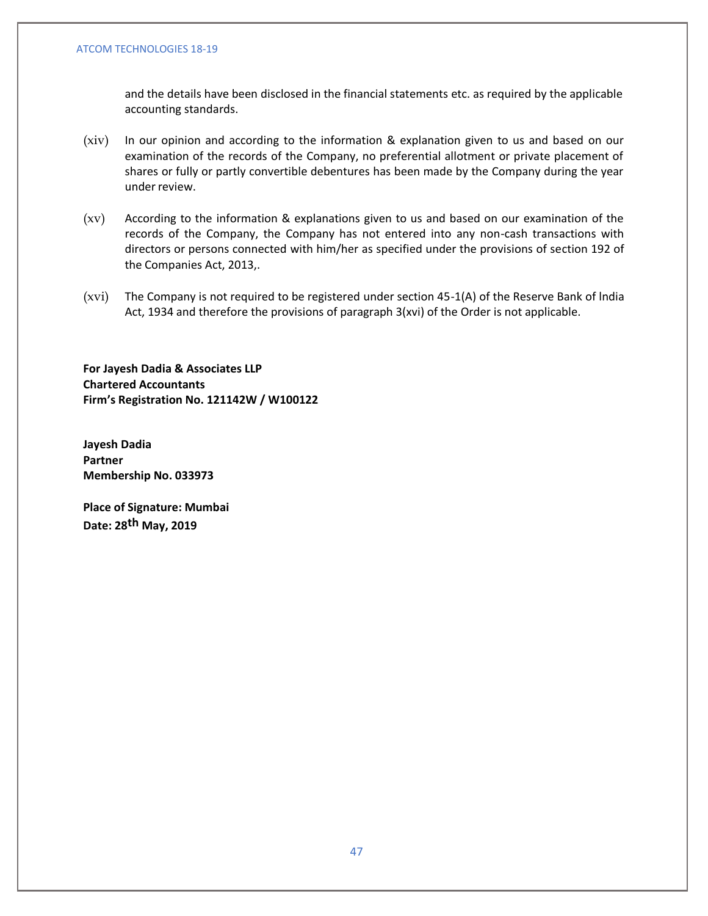and the details have been disclosed in the financial statements etc. as required by the applicable accounting standards.

(xiv) In our opinion and according to the information & explanation given to us and based on our examination of the records of the Company, no preferential allotment or private placement of shares or fully or partly convertible debentures has been made by the Company during the year under review.

(xv) According to the information & explanations given to us and based on our examination of the records of the Company, the Company has not entered into any non-cash transactions with directors or persons connected with him/her as specified under the provisions of section 192 of the Companies Act, 2013,.

(xvi) The Company is not required to be registered under section 45-1(A) of the Reserve Bank of lndia Act, 1934 and therefore the provisions of paragraph 3(xvi) of the Order is not applicable.

**For Jayesh Dadia & Associates LLP**
**Chartered Accountants**
**Firm's Registration No. 121142W / W100122**

**Jayesh Dadia**
**Partner**
**Membership No. 033973**

**Place of Signature: Mumbai**
**Date: 28th May, 2019**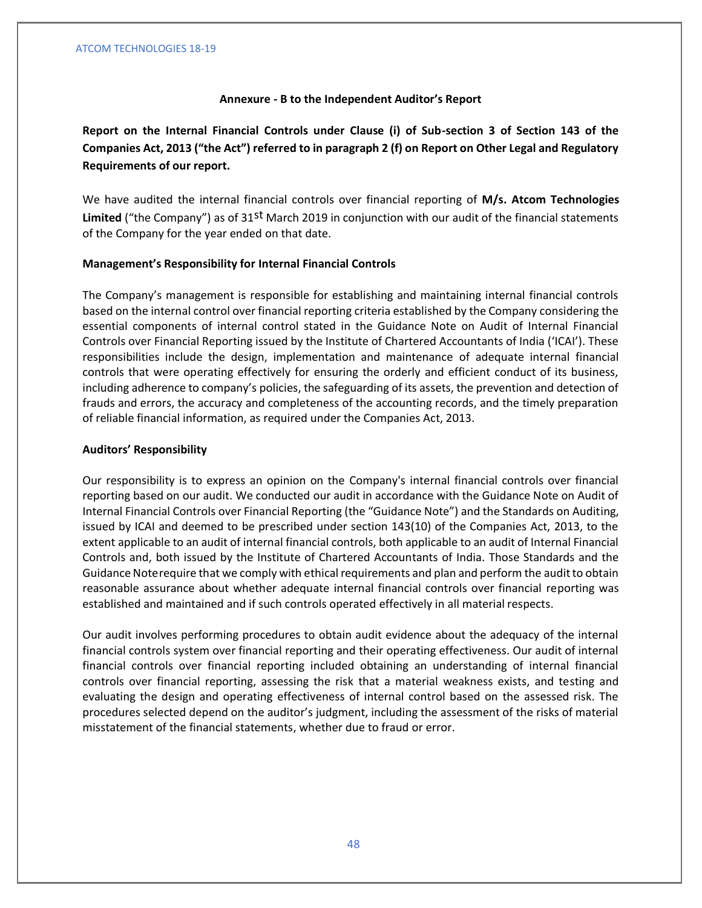## Annexure - B to the Independent Auditor's Report

**Report on the Internal Financial Controls under Clause (i) of Sub-section 3 of Section 143 of the Companies Act, 2013 ("the Act") referred to in paragraph 2 (f) on Report on Other Legal and Regulatory Requirements of our report.**

We have audited the internal financial controls over financial reporting of **M/s. Atcom Technologies Limited** ("the Company") as of 31st March 2019 in conjunction with our audit of the financial statements of the Company for the year ended on that date.

### Management's Responsibility for Internal Financial Controls

The Company's management is responsible for establishing and maintaining internal financial controls based on the internal control over financial reporting criteria established by the Company considering the essential components of internal control stated in the Guidance Note on Audit of Internal Financial Controls over Financial Reporting issued by the Institute of Chartered Accountants of India ('ICAI'). These responsibilities include the design, implementation and maintenance of adequate internal financial controls that were operating effectively for ensuring the orderly and efficient conduct of its business, including adherence to company's policies, the safeguarding of its assets, the prevention and detection of frauds and errors, the accuracy and completeness of the accounting records, and the timely preparation of reliable financial information, as required under the Companies Act, 2013.

### Auditors' Responsibility

Our responsibility is to express an opinion on the Company's internal financial controls over financial reporting based on our audit. We conducted our audit in accordance with the Guidance Note on Audit of Internal Financial Controls over Financial Reporting (the "Guidance Note") and the Standards on Auditing, issued by ICAI and deemed to be prescribed under section 143(10) of the Companies Act, 2013, to the extent applicable to an audit of internal financial controls, both applicable to an audit of Internal Financial Controls and, both issued by the Institute of Chartered Accountants of India. Those Standards and the Guidance Noterequire that we comply with ethical requirements and plan and perform the audit to obtain reasonable assurance about whether adequate internal financial controls over financial reporting was established and maintained and if such controls operated effectively in all material respects.

Our audit involves performing procedures to obtain audit evidence about the adequacy of the internal financial controls system over financial reporting and their operating effectiveness. Our audit of internal financial controls over financial reporting included obtaining an understanding of internal financial controls over financial reporting, assessing the risk that a material weakness exists, and testing and evaluating the design and operating effectiveness of internal control based on the assessed risk. The procedures selected depend on the auditor's judgment, including the assessment of the risks of material misstatement of the financial statements, whether due to fraud or error.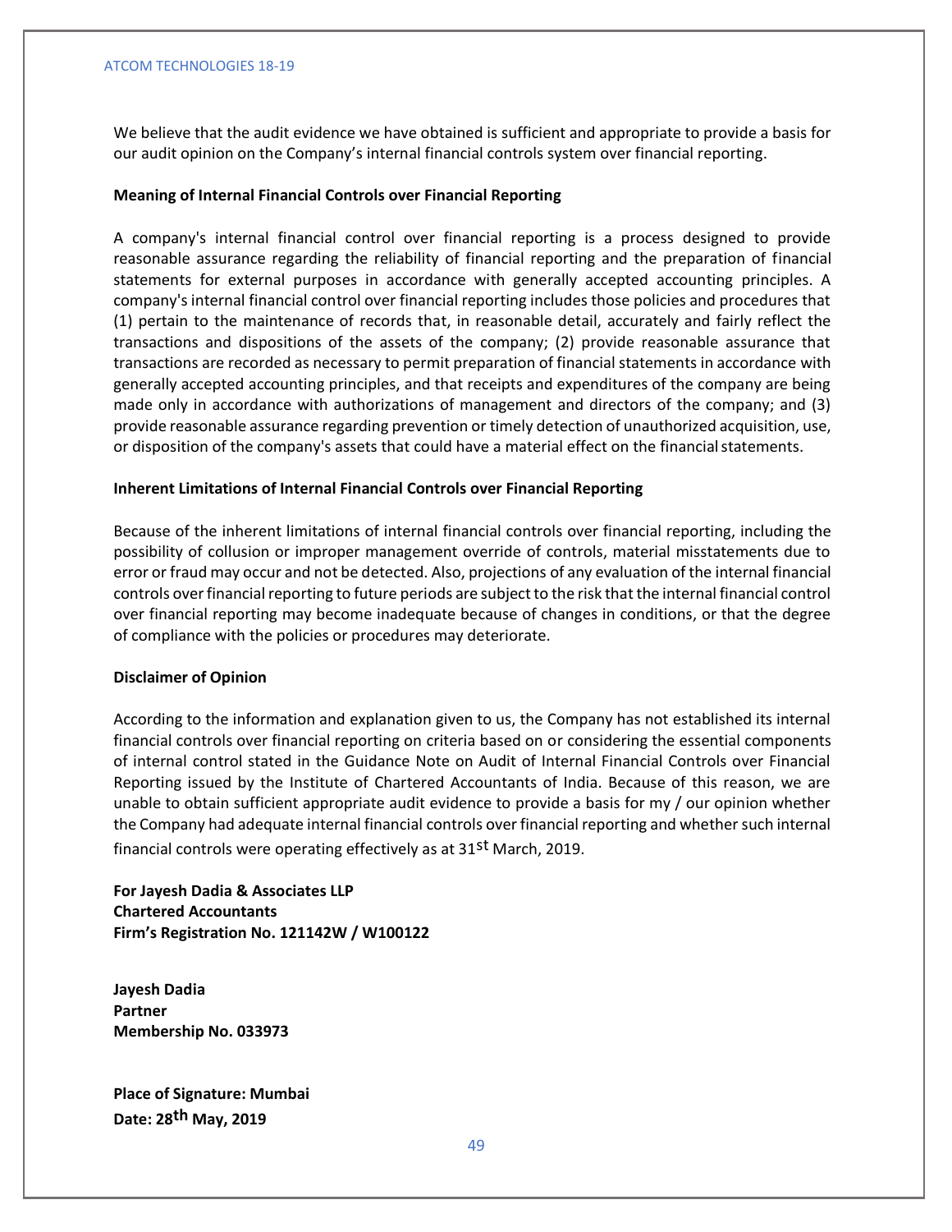We believe that the audit evidence we have obtained is sufficient and appropriate to provide a basis for our audit opinion on the Company's internal financial controls system over financial reporting.

**Meaning of Internal Financial Controls over Financial Reporting**

A company's internal financial control over financial reporting is a process designed to provide reasonable assurance regarding the reliability of financial reporting and the preparation of financial statements for external purposes in accordance with generally accepted accounting principles. A company's internal financial control over financial reporting includes those policies and procedures that (1) pertain to the maintenance of records that, in reasonable detail, accurately and fairly reflect the transactions and dispositions of the assets of the company; (2) provide reasonable assurance that transactions are recorded as necessary to permit preparation of financial statements in accordance with generally accepted accounting principles, and that receipts and expenditures of the company are being made only in accordance with authorizations of management and directors of the company; and (3) provide reasonable assurance regarding prevention or timely detection of unauthorized acquisition, use, or disposition of the company's assets that could have a material effect on the financial statements.

**Inherent Limitations of Internal Financial Controls over Financial Reporting**

Because of the inherent limitations of internal financial controls over financial reporting, including the possibility of collusion or improper management override of controls, material misstatements due to error or fraud may occur and not be detected. Also, projections of any evaluation of the internal financial controls over financial reporting to future periods are subject to the risk that the internal financial control over financial reporting may become inadequate because of changes in conditions, or that the degree of compliance with the policies or procedures may deteriorate.

**Disclaimer of Opinion**

According to the information and explanation given to us, the Company has not established its internal financial controls over financial reporting on criteria based on or considering the essential components of internal control stated in the Guidance Note on Audit of Internal Financial Controls over Financial Reporting issued by the Institute of Chartered Accountants of India. Because of this reason, we are unable to obtain sufficient appropriate audit evidence to provide a basis for my / our opinion whether the Company had adequate internal financial controls over financial reporting and whether such internal financial controls were operating effectively as at 31st March, 2019.

**For Jayesh Dadia & Associates LLP**
**Chartered Accountants**
**Firm's Registration No. 121142W / W100122**

**Jayesh Dadia**
**Partner**
**Membership No. 033973**

**Place of Signature: Mumbai**
**Date: 28th May, 2019**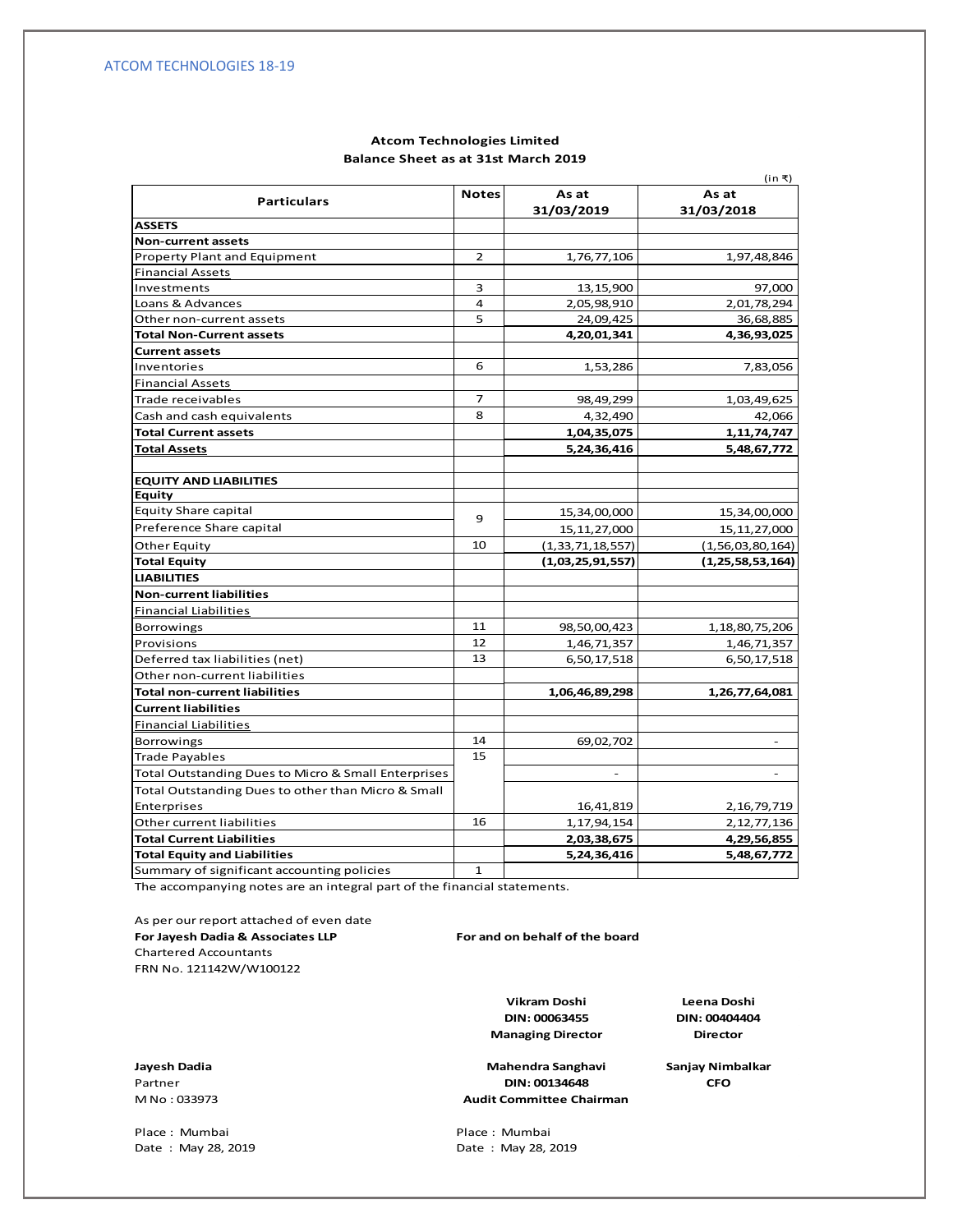**Atcom Technologies Limited**
**Balance Sheet as at 31st March 2019**

(in ₹)

| Particulars | Notes | As at 31/03/2019 | As at 31/03/2018 |
|---|---|---|---|
| **ASSETS** | | | |
| **Non-current assets** | | | |
| Property Plant and Equipment | 2 | 1,76,77,106 | 1,97,48,846 |
| Financial Assets | | | |
| Investments | 3 | 13,15,900 | 97,000 |
| Loans & Advances | 4 | 2,05,98,910 | 2,01,78,294 |
| Other non-current assets | 5 | 24,09,425 | 36,68,885 |
| **Total Non-Current assets** | | **4,20,01,341** | **4,36,93,025** |
| **Current assets** | | | |
| Inventories | 6 | 1,53,286 | 7,83,056 |
| Financial Assets | | | |
| Trade receivables | 7 | 98,49,299 | 1,03,49,625 |
| Cash and cash equivalents | 8 | 4,32,490 | 42,066 |
| **Total Current assets** | | **1,04,35,075** | **1,11,74,747** |
| **Total Assets** | | **5,24,36,416** | **5,48,67,772** |
| | | | |
| **EQUITY AND LIABILITIES** | | | |
| **Equity** | | | |
| Equity Share capital | 9 | 15,34,00,000 | 15,34,00,000 |
| Preference Share capital | | 15,11,27,000 | 15,11,27,000 |
| Other Equity | 10 | (1,33,71,18,557) | (1,56,03,80,164) |
| **Total Equity** | | **(1,03,25,91,557)** | **(1,25,58,53,164)** |
| **LIABILITIES** | | | |
| **Non-current liabilities** | | | |
| Financial Liabilities | | | |
| Borrowings | 11 | 98,50,00,423 | 1,18,80,75,206 |
| Provisions | 12 | 1,46,71,357 | 1,46,71,357 |
| Deferred tax liabilities (net) | 13 | 6,50,17,518 | 6,50,17,518 |
| Other non-current liabilities | | | |
| **Total non-current liabilities** | | **1,06,46,89,298** | **1,26,77,64,081** |
| **Current liabilities** | | | |
| Financial Liabilities | | | |
| Borrowings | 14 | 69,02,702 | - |
| Trade Payables | 15 | | |
| Total Outstanding Dues to Micro & Small Enterprises | | - | - |
| Total Outstanding Dues to other than Micro & Small Enterprises | | 16,41,819 | 2,16,79,719 |
| Other current liabilities | 16 | 1,17,94,154 | 2,12,77,136 |
| **Total Current Liabilities** | | **2,03,38,675** | **4,29,56,855** |
| **Total Equity and Liabilities** | | **5,24,36,416** | **5,48,67,772** |
| Summary of significant accounting policies | 1 | | |

The accompanying notes are an integral part of the financial statements.

As per our report attached of even date
**For Jayesh Dadia & Associates LLP**
Chartered Accountants
FRN No. 121142W/W100122

**Jayesh Dadia**
Partner
M No : 033973

Place : Mumbai
Date : May 28, 2019

**For and on behalf of the board**

**Vikram Doshi**
**DIN: 00063455**
**Managing Director**

**Leena Doshi**
**DIN: 00404404**
**Director**

**Mahendra Sanghavi**
**DIN: 00134648**
**Audit Committee Chairman**

**Sanjay Nimbalkar**
**CFO**

Place : Mumbai
Date : May 28, 2019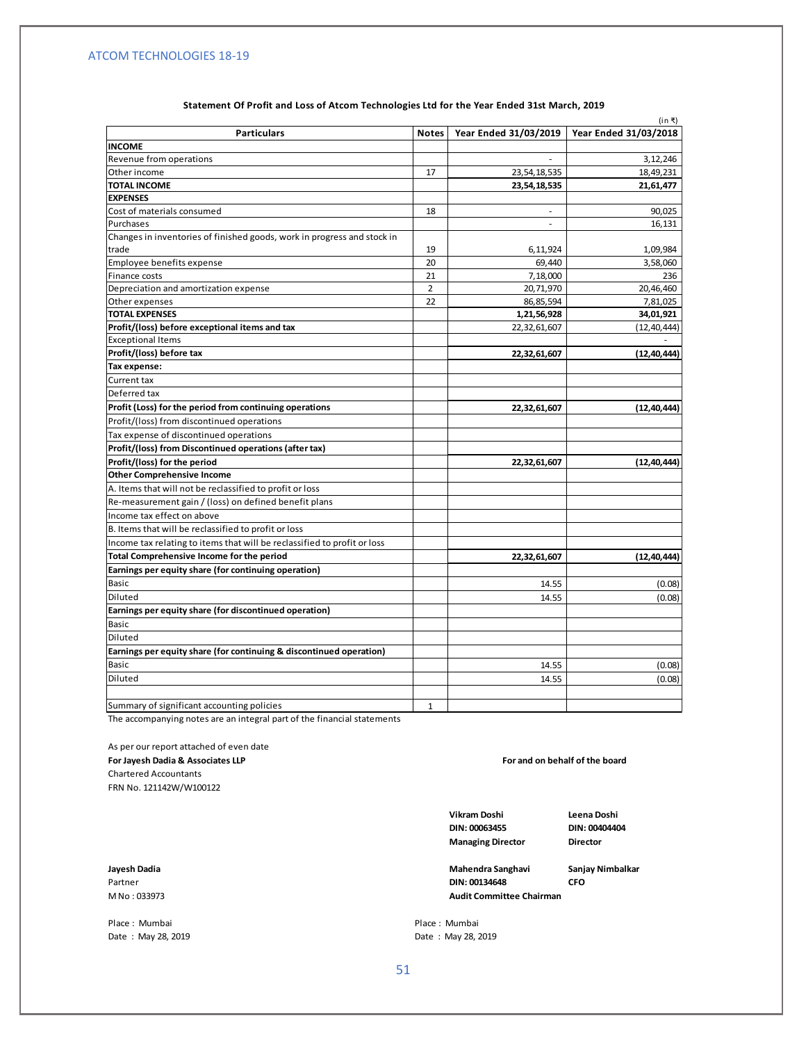**Statement Of Profit and Loss of Atcom Technologies Ltd for the Year Ended 31st March, 2019**

(in ₹)

| Particulars | Notes | Year Ended 31/03/2019 | Year Ended 31/03/2018 |
|---|---|---|---|
| **INCOME** | | | |
| Revenue from operations | | - | 3,12,246 |
| Other income | 17 | 23,54,18,535 | 18,49,231 |
| **TOTAL INCOME** | | **23,54,18,535** | **21,61,477** |
| **EXPENSES** | | | |
| Cost of materials consumed | 18 | - | 90,025 |
| Purchases | | - | 16,131 |
| Changes in inventories of finished goods, work in progress and stock in trade | 19 | 6,11,924 | 1,09,984 |
| Employee benefits expense | 20 | 69,440 | 3,58,060 |
| Finance costs | 21 | 7,18,000 | 236 |
| Depreciation and amortization expense | 2 | 20,71,970 | 20,46,460 |
| Other expenses | 22 | 86,85,594 | 7,81,025 |
| **TOTAL EXPENSES** | | **1,21,56,928** | **34,01,921** |
| **Profit/(loss) before exceptional items and tax** | | 22,32,61,607 | (12,40,444) |
| Exceptional Items | | | - |
| **Profit/(loss) before tax** | | **22,32,61,607** | **(12,40,444)** |
| **Tax expense:** | | | |
| Current tax | | | |
| Deferred tax | | | |
| **Profit (Loss) for the period from continuing operations** | | **22,32,61,607** | **(12,40,444)** |
| Profit/(loss) from discontinued operations | | | |
| Tax expense of discontinued operations | | | |
| **Profit/(loss) from Discontinued operations (after tax)** | | | |
| **Profit/(loss) for the period** | | **22,32,61,607** | **(12,40,444)** |
| **Other Comprehensive Income** | | | |
| A. Items that will not be reclassified to profit or loss | | | |
| Re-measurement gain / (loss) on defined benefit plans | | | |
| Income tax effect on above | | | |
| B. Items that will be reclassified to profit or loss | | | |
| Income tax relating to items that will be reclassified to profit or loss | | | |
| **Total Comprehensive Income for the period** | | **22,32,61,607** | **(12,40,444)** |
| **Earnings per equity share (for continuing operation)** | | | |
| Basic | | 14.55 | (0.08) |
| Diluted | | 14.55 | (0.08) |
| **Earnings per equity share (for discontinued operation)** | | | |
| Basic | | | |
| Diluted | | | |
| **Earnings per equity share (for continuing & discontinued operation)** | | | |
| Basic | | 14.55 | (0.08) |
| Diluted | | 14.55 | (0.08) |
| | | | |
| Summary of significant accounting policies | 1 | | |

The accompanying notes are an integral part of the financial statements

As per our report attached of even date
**For Jayesh Dadia & Associates LLP**
Chartered Accountants
FRN No. 121142W/W100122

**For and on behalf of the board**

**Vikram Doshi**
**DIN: 00063455**
**Managing Director**

**Leena Doshi**
**DIN: 00404404**
**Director**

**Jayesh Dadia**
Partner
M No : 033973

**Mahendra Sanghavi**
**DIN: 00134648**
**Audit Committee Chairman**

**Sanjay Nimbalkar**
**CFO**

Place : Mumbai
Date : May 28, 2019

Place : Mumbai
Date : May 28, 2019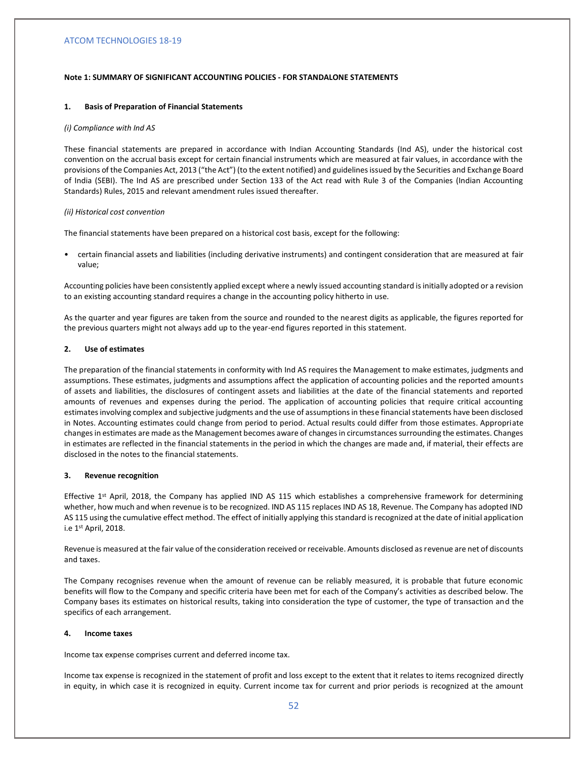**Note 1: SUMMARY OF SIGNIFICANT ACCOUNTING POLICIES - FOR STANDALONE STATEMENTS**

**1. Basis of Preparation of Financial Statements**

*(i) Compliance with Ind AS*

These financial statements are prepared in accordance with Indian Accounting Standards (Ind AS), under the historical cost convention on the accrual basis except for certain financial instruments which are measured at fair values, in accordance with the provisions of the Companies Act, 2013 ("the Act") (to the extent notified) and guidelines issued by the Securities and Exchange Board of India (SEBI). The Ind AS are prescribed under Section 133 of the Act read with Rule 3 of the Companies (Indian Accounting Standards) Rules, 2015 and relevant amendment rules issued thereafter.

*(ii) Historical cost convention*

The financial statements have been prepared on a historical cost basis, except for the following:

- certain financial assets and liabilities (including derivative instruments) and contingent consideration that are measured at fair value;

Accounting policies have been consistently applied except where a newly issued accounting standard is initially adopted or a revision to an existing accounting standard requires a change in the accounting policy hitherto in use.

As the quarter and year figures are taken from the source and rounded to the nearest digits as applicable, the figures reported for the previous quarters might not always add up to the year-end figures reported in this statement.

**2. Use of estimates**

The preparation of the financial statements in conformity with Ind AS requires the Management to make estimates, judgments and assumptions. These estimates, judgments and assumptions affect the application of accounting policies and the reported amounts of assets and liabilities, the disclosures of contingent assets and liabilities at the date of the financial statements and reported amounts of revenues and expenses during the period. The application of accounting policies that require critical accounting estimates involving complex and subjective judgments and the use of assumptions in these financial statements have been disclosed in Notes. Accounting estimates could change from period to period. Actual results could differ from those estimates. Appropriate changes in estimates are made as the Management becomes aware of changes in circumstances surrounding the estimates. Changes in estimates are reflected in the financial statements in the period in which the changes are made and, if material, their effects are disclosed in the notes to the financial statements.

**3. Revenue recognition**

Effective 1st April, 2018, the Company has applied IND AS 115 which establishes a comprehensive framework for determining whether, how much and when revenue is to be recognized. IND AS 115 replaces IND AS 18, Revenue. The Company has adopted IND AS 115 using the cumulative effect method. The effect of initially applying this standard is recognized at the date of initial application i.e 1st April, 2018.

Revenue is measured at the fair value of the consideration received or receivable. Amounts disclosed as revenue are net of discounts and taxes.

The Company recognises revenue when the amount of revenue can be reliably measured, it is probable that future economic benefits will flow to the Company and specific criteria have been met for each of the Company's activities as described below. The Company bases its estimates on historical results, taking into consideration the type of customer, the type of transaction and the specifics of each arrangement.

**4. Income taxes**

Income tax expense comprises current and deferred income tax.

Income tax expense is recognized in the statement of profit and loss except to the extent that it relates to items recognized directly in equity, in which case it is recognized in equity. Current income tax for current and prior periods is recognized at the amount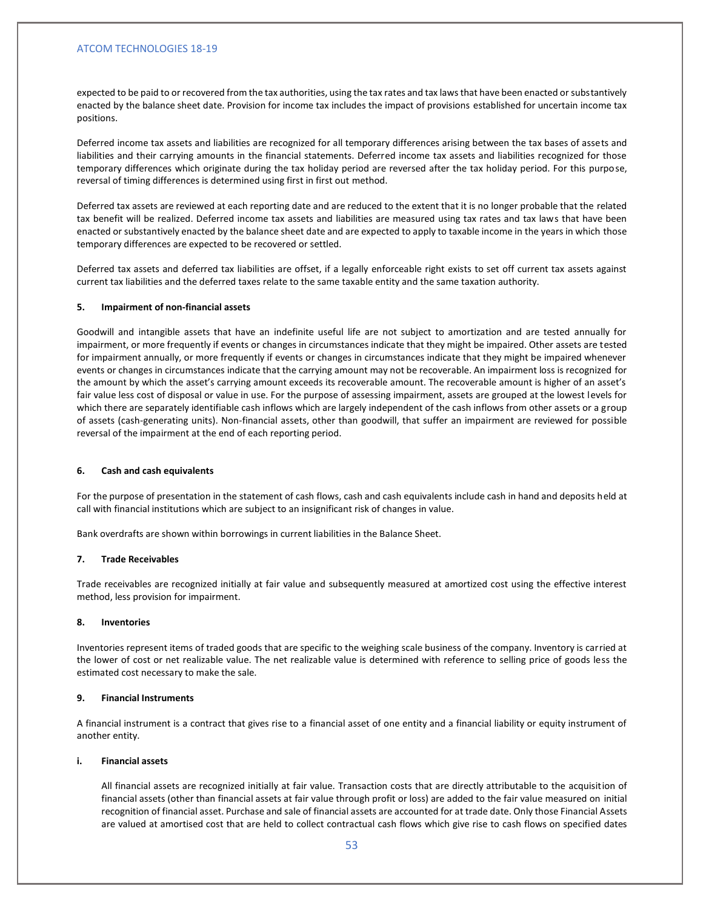expected to be paid to or recovered from the tax authorities, using the tax rates and tax laws that have been enacted or substantively enacted by the balance sheet date. Provision for income tax includes the impact of provisions established for uncertain income tax positions.

Deferred income tax assets and liabilities are recognized for all temporary differences arising between the tax bases of assets and liabilities and their carrying amounts in the financial statements. Deferred income tax assets and liabilities recognized for those temporary differences which originate during the tax holiday period are reversed after the tax holiday period. For this purpose, reversal of timing differences is determined using first in first out method.

Deferred tax assets are reviewed at each reporting date and are reduced to the extent that it is no longer probable that the related tax benefit will be realized. Deferred income tax assets and liabilities are measured using tax rates and tax laws that have been enacted or substantively enacted by the balance sheet date and are expected to apply to taxable income in the years in which those temporary differences are expected to be recovered or settled.

Deferred tax assets and deferred tax liabilities are offset, if a legally enforceable right exists to set off current tax assets against current tax liabilities and the deferred taxes relate to the same taxable entity and the same taxation authority.

**5. Impairment of non-financial assets**

Goodwill and intangible assets that have an indefinite useful life are not subject to amortization and are tested annually for impairment, or more frequently if events or changes in circumstances indicate that they might be impaired. Other assets are tested for impairment annually, or more frequently if events or changes in circumstances indicate that they might be impaired whenever events or changes in circumstances indicate that the carrying amount may not be recoverable. An impairment loss is recognized for the amount by which the asset's carrying amount exceeds its recoverable amount. The recoverable amount is higher of an asset's fair value less cost of disposal or value in use. For the purpose of assessing impairment, assets are grouped at the lowest levels for which there are separately identifiable cash inflows which are largely independent of the cash inflows from other assets or a group of assets (cash-generating units). Non-financial assets, other than goodwill, that suffer an impairment are reviewed for possible reversal of the impairment at the end of each reporting period.

**6. Cash and cash equivalents**

For the purpose of presentation in the statement of cash flows, cash and cash equivalents include cash in hand and deposits held at call with financial institutions which are subject to an insignificant risk of changes in value.

Bank overdrafts are shown within borrowings in current liabilities in the Balance Sheet.

**7. Trade Receivables**

Trade receivables are recognized initially at fair value and subsequently measured at amortized cost using the effective interest method, less provision for impairment.

**8. Inventories**

Inventories represent items of traded goods that are specific to the weighing scale business of the company. Inventory is carried at the lower of cost or net realizable value. The net realizable value is determined with reference to selling price of goods less the estimated cost necessary to make the sale.

**9. Financial Instruments**

A financial instrument is a contract that gives rise to a financial asset of one entity and a financial liability or equity instrument of another entity.

**i. Financial assets**

All financial assets are recognized initially at fair value. Transaction costs that are directly attributable to the acquisition of financial assets (other than financial assets at fair value through profit or loss) are added to the fair value measured on initial recognition of financial asset. Purchase and sale of financial assets are accounted for at trade date. Only those Financial Assets are valued at amortised cost that are held to collect contractual cash flows which give rise to cash flows on specified dates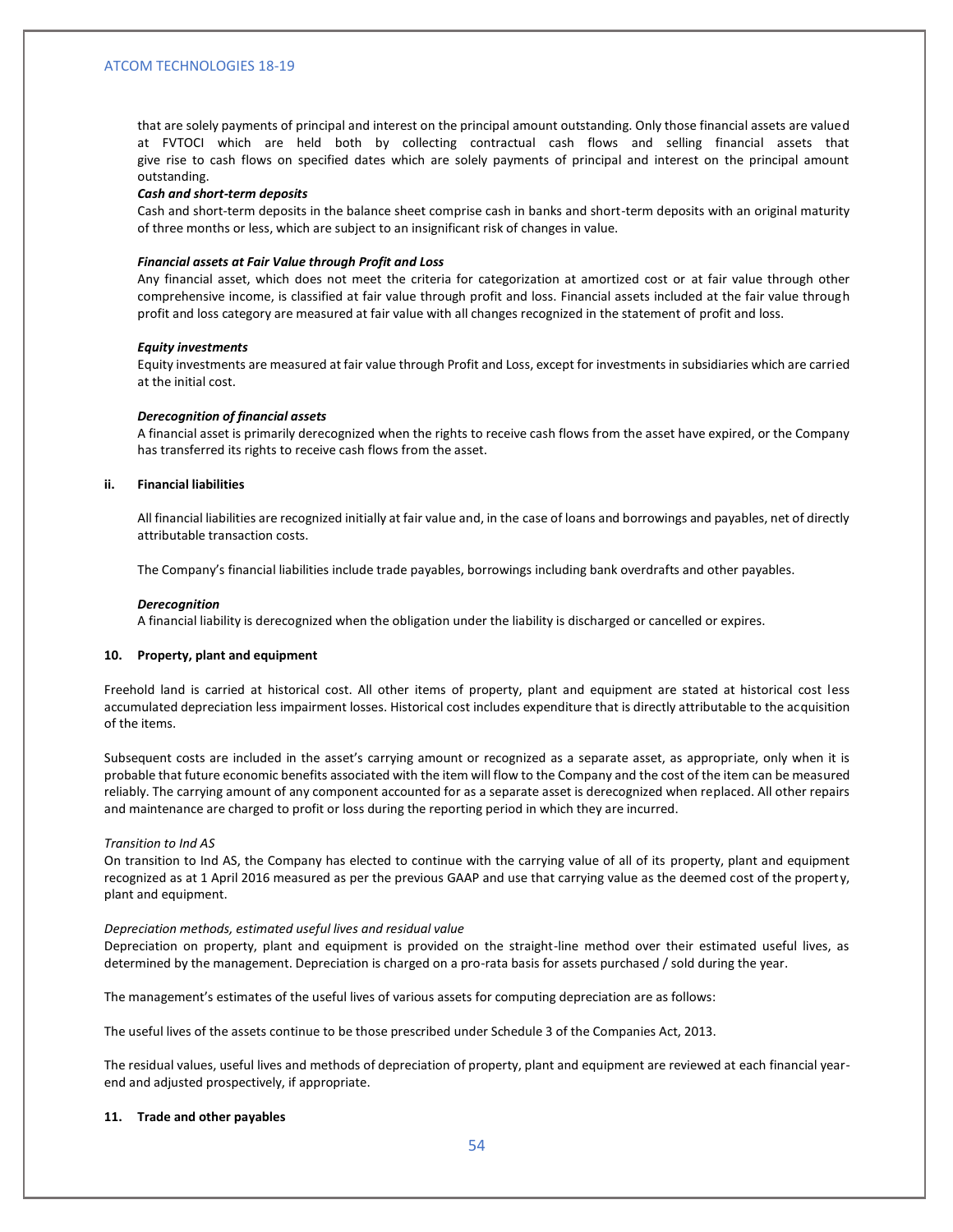that are solely payments of principal and interest on the principal amount outstanding. Only those financial assets are valued at FVTOCI which are held both by collecting contractual cash flows and selling financial assets that give rise to cash flows on specified dates which are solely payments of principal and interest on the principal amount outstanding.

***Cash and short-term deposits***

Cash and short-term deposits in the balance sheet comprise cash in banks and short-term deposits with an original maturity of three months or less, which are subject to an insignificant risk of changes in value.

***Financial assets at Fair Value through Profit and Loss***

Any financial asset, which does not meet the criteria for categorization at amortized cost or at fair value through other comprehensive income, is classified at fair value through profit and loss. Financial assets included at the fair value through profit and loss category are measured at fair value with all changes recognized in the statement of profit and loss.

***Equity investments***

Equity investments are measured at fair value through Profit and Loss, except for investments in subsidiaries which are carried at the initial cost.

***Derecognition of financial assets***

A financial asset is primarily derecognized when the rights to receive cash flows from the asset have expired, or the Company has transferred its rights to receive cash flows from the asset.

**ii. Financial liabilities**

All financial liabilities are recognized initially at fair value and, in the case of loans and borrowings and payables, net of directly attributable transaction costs.

The Company's financial liabilities include trade payables, borrowings including bank overdrafts and other payables.

***Derecognition***

A financial liability is derecognized when the obligation under the liability is discharged or cancelled or expires.

**10. Property, plant and equipment**

Freehold land is carried at historical cost. All other items of property, plant and equipment are stated at historical cost less accumulated depreciation less impairment losses. Historical cost includes expenditure that is directly attributable to the acquisition of the items.

Subsequent costs are included in the asset's carrying amount or recognized as a separate asset, as appropriate, only when it is probable that future economic benefits associated with the item will flow to the Company and the cost of the item can be measured reliably. The carrying amount of any component accounted for as a separate asset is derecognized when replaced. All other repairs and maintenance are charged to profit or loss during the reporting period in which they are incurred.

*Transition to Ind AS*

On transition to Ind AS, the Company has elected to continue with the carrying value of all of its property, plant and equipment recognized as at 1 April 2016 measured as per the previous GAAP and use that carrying value as the deemed cost of the property, plant and equipment.

*Depreciation methods, estimated useful lives and residual value*

Depreciation on property, plant and equipment is provided on the straight-line method over their estimated useful lives, as determined by the management. Depreciation is charged on a pro-rata basis for assets purchased / sold during the year.

The management's estimates of the useful lives of various assets for computing depreciation are as follows:

The useful lives of the assets continue to be those prescribed under Schedule 3 of the Companies Act, 2013.

The residual values, useful lives and methods of depreciation of property, plant and equipment are reviewed at each financial year-end and adjusted prospectively, if appropriate.

**11. Trade and other payables**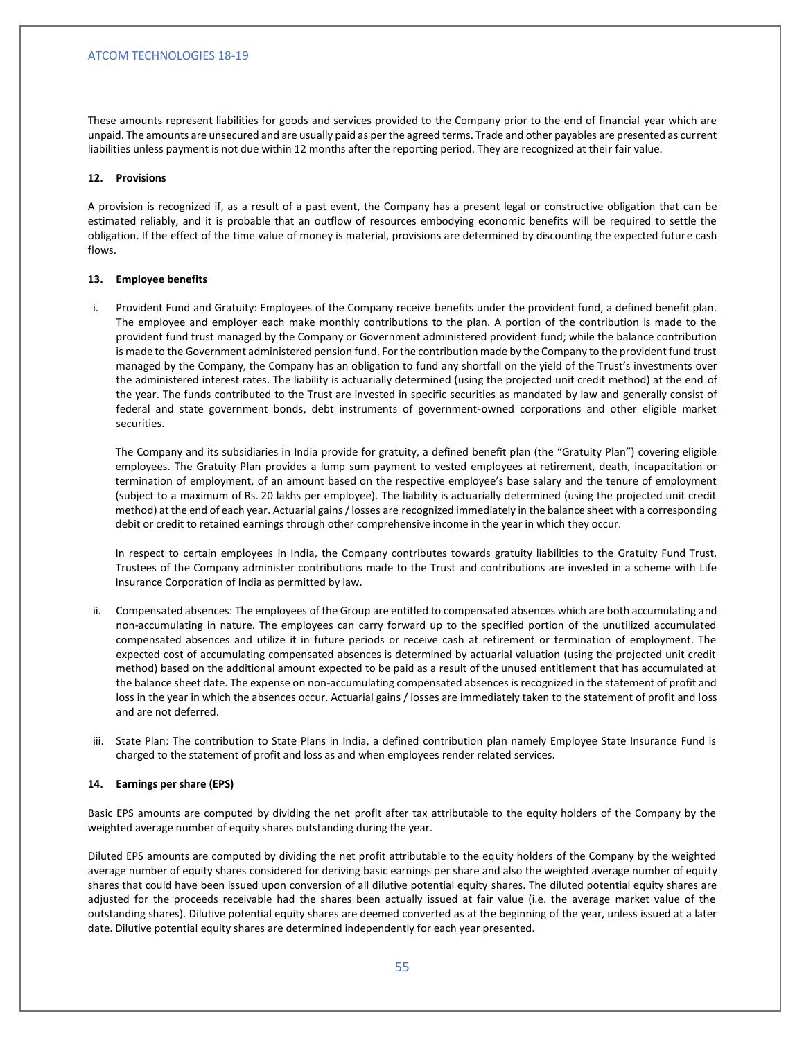These amounts represent liabilities for goods and services provided to the Company prior to the end of financial year which are unpaid. The amounts are unsecured and are usually paid as per the agreed terms. Trade and other payables are presented as current liabilities unless payment is not due within 12 months after the reporting period. They are recognized at their fair value.

**12. Provisions**

A provision is recognized if, as a result of a past event, the Company has a present legal or constructive obligation that can be estimated reliably, and it is probable that an outflow of resources embodying economic benefits will be required to settle the obligation. If the effect of the time value of money is material, provisions are determined by discounting the expected future cash flows.

**13. Employee benefits**

i. Provident Fund and Gratuity: Employees of the Company receive benefits under the provident fund, a defined benefit plan. The employee and employer each make monthly contributions to the plan. A portion of the contribution is made to the provident fund trust managed by the Company or Government administered provident fund; while the balance contribution is made to the Government administered pension fund. For the contribution made by the Company to the provident fund trust managed by the Company, the Company has an obligation to fund any shortfall on the yield of the Trust's investments over the administered interest rates. The liability is actuarially determined (using the projected unit credit method) at the end of the year. The funds contributed to the Trust are invested in specific securities as mandated by law and generally consist of federal and state government bonds, debt instruments of government-owned corporations and other eligible market securities.

   The Company and its subsidiaries in India provide for gratuity, a defined benefit plan (the "Gratuity Plan") covering eligible employees. The Gratuity Plan provides a lump sum payment to vested employees at retirement, death, incapacitation or termination of employment, of an amount based on the respective employee's base salary and the tenure of employment (subject to a maximum of Rs. 20 lakhs per employee). The liability is actuarially determined (using the projected unit credit method) at the end of each year. Actuarial gains / losses are recognized immediately in the balance sheet with a corresponding debit or credit to retained earnings through other comprehensive income in the year in which they occur.

   In respect to certain employees in India, the Company contributes towards gratuity liabilities to the Gratuity Fund Trust. Trustees of the Company administer contributions made to the Trust and contributions are invested in a scheme with Life Insurance Corporation of India as permitted by law.

ii. Compensated absences: The employees of the Group are entitled to compensated absences which are both accumulating and non-accumulating in nature. The employees can carry forward up to the specified portion of the unutilized accumulated compensated absences and utilize it in future periods or receive cash at retirement or termination of employment. The expected cost of accumulating compensated absences is determined by actuarial valuation (using the projected unit credit method) based on the additional amount expected to be paid as a result of the unused entitlement that has accumulated at the balance sheet date. The expense on non-accumulating compensated absences is recognized in the statement of profit and loss in the year in which the absences occur. Actuarial gains / losses are immediately taken to the statement of profit and loss and are not deferred.

iii. State Plan: The contribution to State Plans in India, a defined contribution plan namely Employee State Insurance Fund is charged to the statement of profit and loss as and when employees render related services.

**14. Earnings per share (EPS)**

Basic EPS amounts are computed by dividing the net profit after tax attributable to the equity holders of the Company by the weighted average number of equity shares outstanding during the year.

Diluted EPS amounts are computed by dividing the net profit attributable to the equity holders of the Company by the weighted average number of equity shares considered for deriving basic earnings per share and also the weighted average number of equity shares that could have been issued upon conversion of all dilutive potential equity shares. The diluted potential equity shares are adjusted for the proceeds receivable had the shares been actually issued at fair value (i.e. the average market value of the outstanding shares). Dilutive potential equity shares are deemed converted as at the beginning of the year, unless issued at a later date. Dilutive potential equity shares are determined independently for each year presented.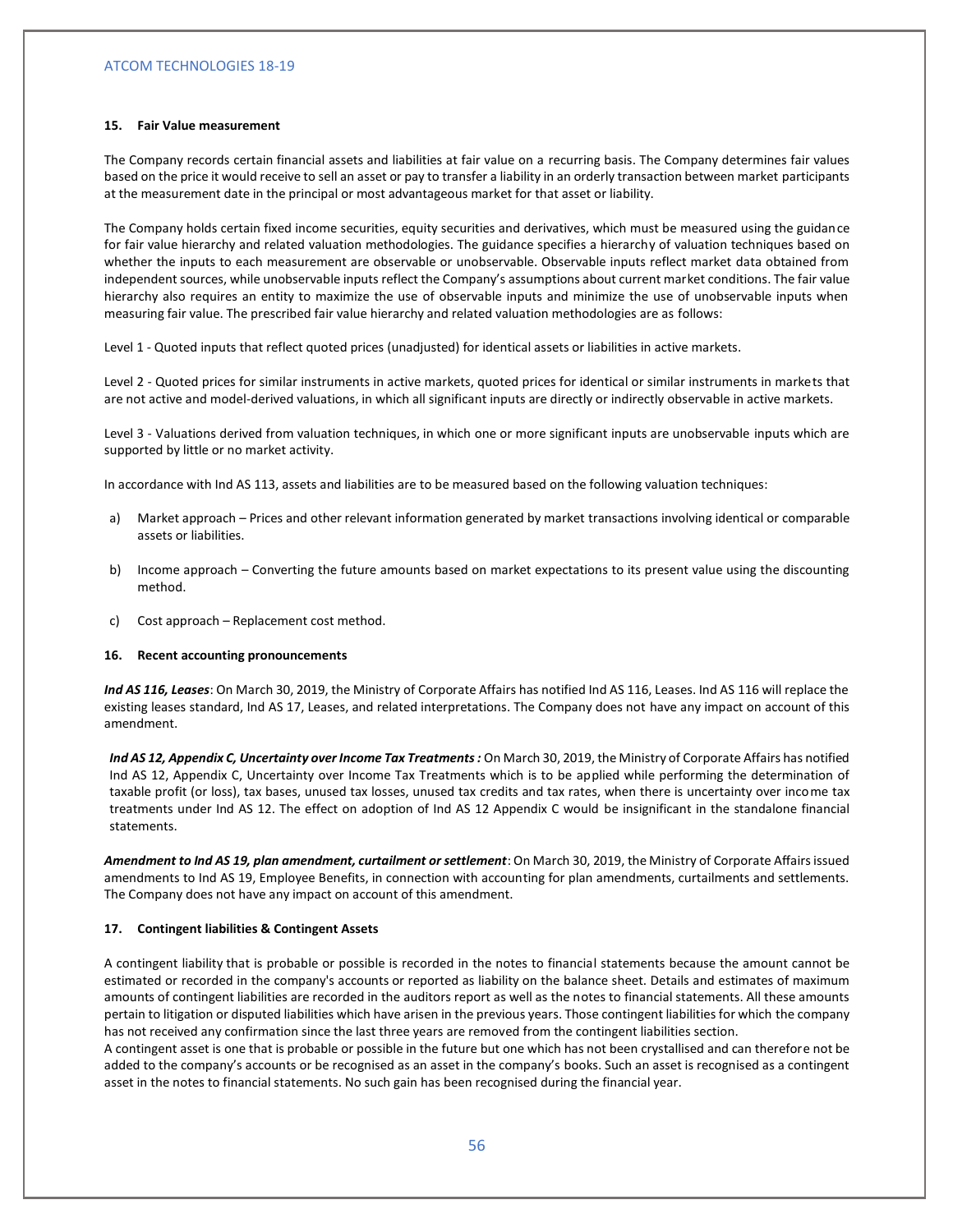#### 15. Fair Value measurement

The Company records certain financial assets and liabilities at fair value on a recurring basis. The Company determines fair values based on the price it would receive to sell an asset or pay to transfer a liability in an orderly transaction between market participants at the measurement date in the principal or most advantageous market for that asset or liability.

The Company holds certain fixed income securities, equity securities and derivatives, which must be measured using the guidance for fair value hierarchy and related valuation methodologies. The guidance specifies a hierarchy of valuation techniques based on whether the inputs to each measurement are observable or unobservable. Observable inputs reflect market data obtained from independent sources, while unobservable inputs reflect the Company's assumptions about current market conditions. The fair value hierarchy also requires an entity to maximize the use of observable inputs and minimize the use of unobservable inputs when measuring fair value. The prescribed fair value hierarchy and related valuation methodologies are as follows:

Level 1 - Quoted inputs that reflect quoted prices (unadjusted) for identical assets or liabilities in active markets.

Level 2 - Quoted prices for similar instruments in active markets, quoted prices for identical or similar instruments in markets that are not active and model-derived valuations, in which all significant inputs are directly or indirectly observable in active markets.

Level 3 - Valuations derived from valuation techniques, in which one or more significant inputs are unobservable inputs which are supported by little or no market activity.

In accordance with Ind AS 113, assets and liabilities are to be measured based on the following valuation techniques:

a) Market approach – Prices and other relevant information generated by market transactions involving identical or comparable assets or liabilities.

b) Income approach – Converting the future amounts based on market expectations to its present value using the discounting method.

c) Cost approach – Replacement cost method.

#### 16. Recent accounting pronouncements

***Ind AS 116, Leases***: On March 30, 2019, the Ministry of Corporate Affairs has notified Ind AS 116, Leases. Ind AS 116 will replace the existing leases standard, Ind AS 17, Leases, and related interpretations. The Company does not have any impact on account of this amendment.

***Ind AS 12, Appendix C, Uncertainty over Income Tax Treatments :*** On March 30, 2019, the Ministry of Corporate Affairs has notified Ind AS 12, Appendix C, Uncertainty over Income Tax Treatments which is to be applied while performing the determination of taxable profit (or loss), tax bases, unused tax losses, unused tax credits and tax rates, when there is uncertainty over income tax treatments under Ind AS 12. The effect on adoption of Ind AS 12 Appendix C would be insignificant in the standalone financial statements.

***Amendment to Ind AS 19, plan amendment, curtailment or settlement***: On March 30, 2019, the Ministry of Corporate Affairs issued amendments to Ind AS 19, Employee Benefits, in connection with accounting for plan amendments, curtailments and settlements. The Company does not have any impact on account of this amendment.

#### 17. Contingent liabilities & Contingent Assets

A contingent liability that is probable or possible is recorded in the notes to financial statements because the amount cannot be estimated or recorded in the company's accounts or reported as liability on the balance sheet. Details and estimates of maximum amounts of contingent liabilities are recorded in the auditors report as well as the notes to financial statements. All these amounts pertain to litigation or disputed liabilities which have arisen in the previous years. Those contingent liabilities for which the company has not received any confirmation since the last three years are removed from the contingent liabilities section.
A contingent asset is one that is probable or possible in the future but one which has not been crystallised and can therefore not be added to the company's accounts or be recognised as an asset in the company's books. Such an asset is recognised as a contingent asset in the notes to financial statements. No such gain has been recognised during the financial year.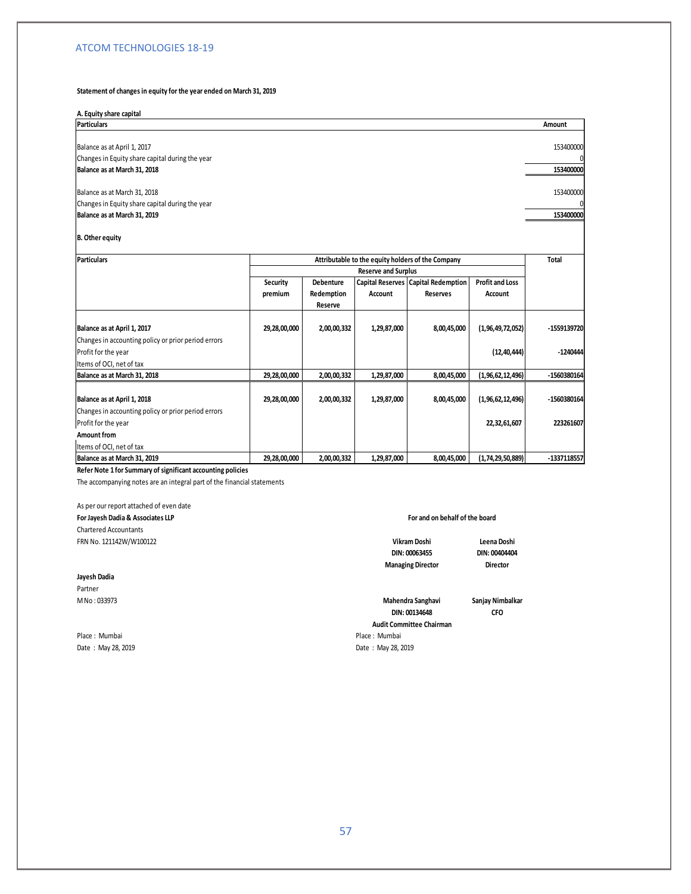**Statement of changes in equity for the year ended on March 31, 2019**

**A. Equity share capital**

| **Particulars** | **Amount** |
|---|---|
| Balance as at April 1, 2017 | 153400000 |
| Changes in Equity share capital during the year | 0 |
| **Balance as at March 31, 2018** | **153400000** |
| Balance as at March 31, 2018 | 153400000 |
| Changes in Equity share capital during the year | 0 |
| **Balance as at March 31, 2019** | **153400000** |

**B. Other equity**

| **Particulars** | **Attributable to the equity holders of the Company** | | | | | **Total** |
|---|---|---|---|---|---|---|
| | **Reserve and Surplus** | | | | | |
| | **Security premium** | **Debenture Redemption Reserve** | **Capital Reserves Account** | **Capital Redemption Reserves** | **Profit and Loss Account** | |
| **Balance as at April 1, 2017** | **29,28,00,000** | **2,00,00,332** | **1,29,87,000** | **8,00,45,000** | **(1,96,49,72,052)** | **-1559139720** |
| Changes in accounting policy or prior period errors | | | | | | |
| Profit for the year | | | | | **(12,40,444)** | **-1240444** |
| Items of OCI, net of tax | | | | | | |
| **Balance as at March 31, 2018** | **29,28,00,000** | **2,00,00,332** | **1,29,87,000** | **8,00,45,000** | **(1,96,62,12,496)** | **-1560380164** |
| **Balance as at April 1, 2018** | **29,28,00,000** | **2,00,00,332** | **1,29,87,000** | **8,00,45,000** | **(1,96,62,12,496)** | **-1560380164** |
| Changes in accounting policy or prior period errors | | | | | | |
| Profit for the year | | | | | **22,32,61,607** | **223261607** |
| **Amount from** | | | | | | |
| Items of OCI, net of tax | | | | | | |
| **Balance as at March 31, 2019** | **29,28,00,000** | **2,00,00,332** | **1,29,87,000** | **8,00,45,000** | **(1,74,29,50,889)** | **-1337118557** |

**Refer Note 1 for Summary of significant accounting policies**

The accompanying notes are an integral part of the financial statements

As per our report attached of even date

**For Jayesh Dadia & Associates LLP**
Chartered Accountants
FRN No. 121142W/W100122

**Jayesh Dadia**
Partner
M No : 033973

Place : Mumbai
Date : May 28, 2019

**For and on behalf of the board**

**Vikram Doshi**
**DIN: 00063455**
**Managing Director**

**Leena Doshi**
**DIN: 00404404**
**Director**

**Mahendra Sanghavi**
**DIN: 00134648**
**Audit Committee Chairman**

**Sanjay Nimbalkar**
**CFO**

Place : Mumbai
Date : May 28, 2019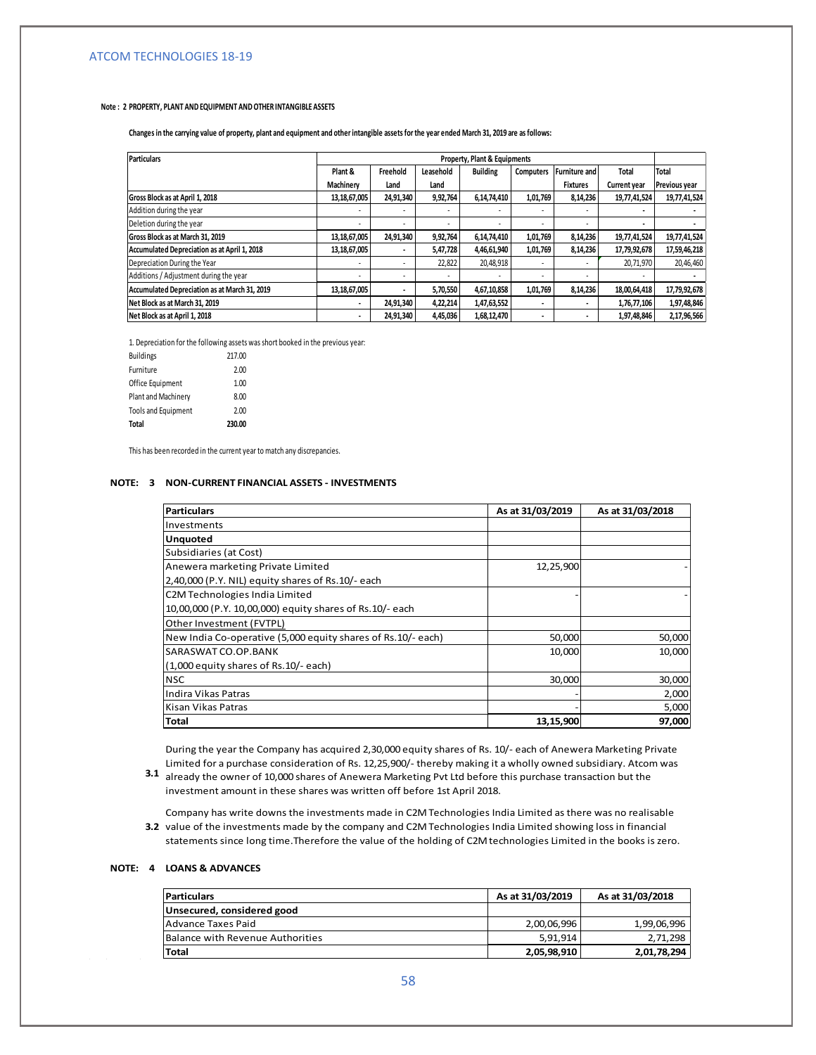**Note : 2 PROPERTY, PLANT AND EQUIPMENT AND OTHER INTANGIBLE ASSETS**

**Changes in the carrying value of property, plant and equipment and other intangible assets for the year ended March 31, 2019 are as follows:**

| Particulars | Property, Plant & Equipments | | | | | | | |
|---|---|---|---|---|---|---|---|---|
| | Plant & Machinery | Freehold Land | Leasehold Land | Building | Computers | Furniture and Fixtures | Total Current year | Total Previous year |
| **Gross Block as at April 1, 2018** | **13,18,67,005** | **24,91,340** | **9,92,764** | **6,14,74,410** | **1,01,769** | **8,14,236** | **19,77,41,524** | **19,77,41,524** |
| Addition during the year | - | - | - | - | - | - | - | - |
| Deletion during the year | - | - | - | - | - | - | - | - |
| **Gross Block as at March 31, 2019** | **13,18,67,005** | **24,91,340** | **9,92,764** | **6,14,74,410** | **1,01,769** | **8,14,236** | **19,77,41,524** | **19,77,41,524** |
| **Accumulated Depreciation as at April 1, 2018** | **13,18,67,005** | **-** | **5,47,728** | **4,46,61,940** | **1,01,769** | **8,14,236** | **17,79,92,678** | **17,59,46,218** |
| Depreciation During the Year | - | - | 22,822 | 20,48,918 | - | - | 20,71,970 | 20,46,460 |
| Additions / Adjustment during the year | - | - | - | - | - | - | - | - |
| **Accumulated Depreciation as at March 31, 2019** | **13,18,67,005** | **-** | **5,70,550** | **4,67,10,858** | **1,01,769** | **8,14,236** | **18,00,64,418** | **17,79,92,678** |
| **Net Block as at March 31, 2019** | **-** | **24,91,340** | **4,22,214** | **1,47,63,552** | **-** | **-** | **1,76,77,106** | **1,97,48,846** |
| **Net Block as at April 1, 2018** | **-** | **24,91,340** | **4,45,036** | **1,68,12,470** | **-** | **-** | **1,97,48,846** | **2,17,96,566** |

1. Depreciation for the following assets was short booked in the previous year:

| | |
|---|---|
| Buildings | 217.00 |
| Furniture | 2.00 |
| Office Equipment | 1.00 |
| Plant and Machinery | 8.00 |
| Tools and Equipment | 2.00 |
| **Total** | **230.00** |

This has been recorded in the current year to match any discrepancies.

**NOTE: 3 NON-CURRENT FINANCIAL ASSETS - INVESTMENTS**

| Particulars | As at 31/03/2019 | As at 31/03/2018 |
|---|---|---|
| Investments | | |
| **Unquoted** | | |
| Subsidiaries (at Cost) | | |
| Anewera marketing Private Limited | 12,25,900 | - |
| 2,40,000 (P.Y. NIL) equity shares of Rs.10/- each | | |
| C2M Technologies India Limited | - | - |
| 10,00,000 (P.Y. 10,00,000) equity shares of Rs.10/- each | | |
| Other Investment (FVTPL) | | |
| New India Co-operative (5,000 equity shares of Rs.10/- each) | 50,000 | 50,000 |
| SARASWAT CO.OP.BANK | 10,000 | 10,000 |
| (1,000 equity shares of Rs.10/- each) | | |
| NSC | 30,000 | 30,000 |
| Indira Vikas Patras | - | 2,000 |
| Kisan Vikas Patras | - | 5,000 |
| **Total** | **13,15,900** | **97,000** |

**3.1** During the year the Company has acquired 2,30,000 equity shares of Rs. 10/- each of Anewera Marketing Private Limited for a purchase consideration of Rs. 12,25,900/- thereby making it a wholly owned subsidiary. Atcom was already the owner of 10,000 shares of Anewera Marketing Pvt Ltd before this purchase transaction but the investment amount in these shares was written off before 1st April 2018.

**3.2** Company has write downs the investments made in C2M Technologies India Limited as there was no realisable value of the investments made by the company and C2M Technologies India Limited showing loss in financial statements since long time.Therefore the value of the holding of C2M technologies Limited in the books is zero.

**NOTE: 4 LOANS & ADVANCES**

| Particulars | As at 31/03/2019 | As at 31/03/2018 |
|---|---|---|
| **Unsecured, considered good** | | |
| Advance Taxes Paid | 2,00,06,996 | 1,99,06,996 |
| Balance with Revenue Authorities | 5,91,914 | 2,71,298 |
| **Total** | **2,05,98,910** | **2,01,78,294** |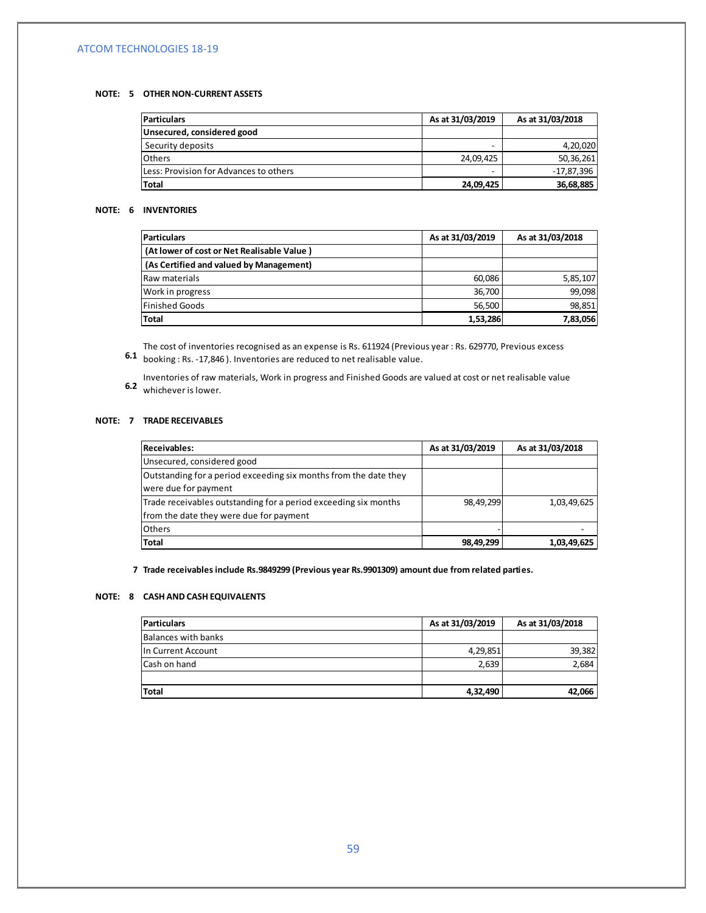### NOTE: 5 OTHER NON-CURRENT ASSETS

| Particulars | As at 31/03/2019 | As at 31/03/2018 |
|---|---|---|
| **Unsecured, considered good** | | |
| Security deposits | - | 4,20,020 |
| Others | 24,09,425 | 50,36,261 |
| Less: Provision for Advances to others | - | -17,87,396 |
| **Total** | **24,09,425** | **36,68,885** |

### NOTE: 6 INVENTORIES

| Particulars | As at 31/03/2019 | As at 31/03/2018 |
|---|---|---|
| **(At lower of cost or Net Realisable Value )** | | |
| **(As Certified and valued by Management)** | | |
| Raw materials | 60,086 | 5,85,107 |
| Work in progress | 36,700 | 99,098 |
| Finished Goods | 56,500 | 98,851 |
| **Total** | **1,53,286** | **7,83,056** |

6.1 The cost of inventories recognised as an expense is Rs. 611924 (Previous year : Rs. 629770, Previous excess booking : Rs. -17,846 ). Inventories are reduced to net realisable value.

6.2 Inventories of raw materials, Work in progress and Finished Goods are valued at cost or net realisable value whichever is lower.

### NOTE: 7 TRADE RECEIVABLES

| Receivables: | As at 31/03/2019 | As at 31/03/2018 |
|---|---|---|
| Unsecured, considered good | | |
| Outstanding for a period exceeding six months from the date they were due for payment | | |
| Trade receivables outstanding for a period exceeding six months from the date they were due for payment | 98,49,299 | 1,03,49,625 |
| Others | - | - |
| **Total** | **98,49,299** | **1,03,49,625** |

**7 Trade receivables include Rs.9849299 (Previous year Rs.9901309) amount due from related parties.**

### NOTE: 8 CASH AND CASH EQUIVALENTS

| Particulars | As at 31/03/2019 | As at 31/03/2018 |
|---|---|---|
| Balances with banks | | |
| In Current Account | 4,29,851 | 39,382 |
| Cash on hand | 2,639 | 2,684 |
| | | |
| **Total** | **4,32,490** | **42,066** |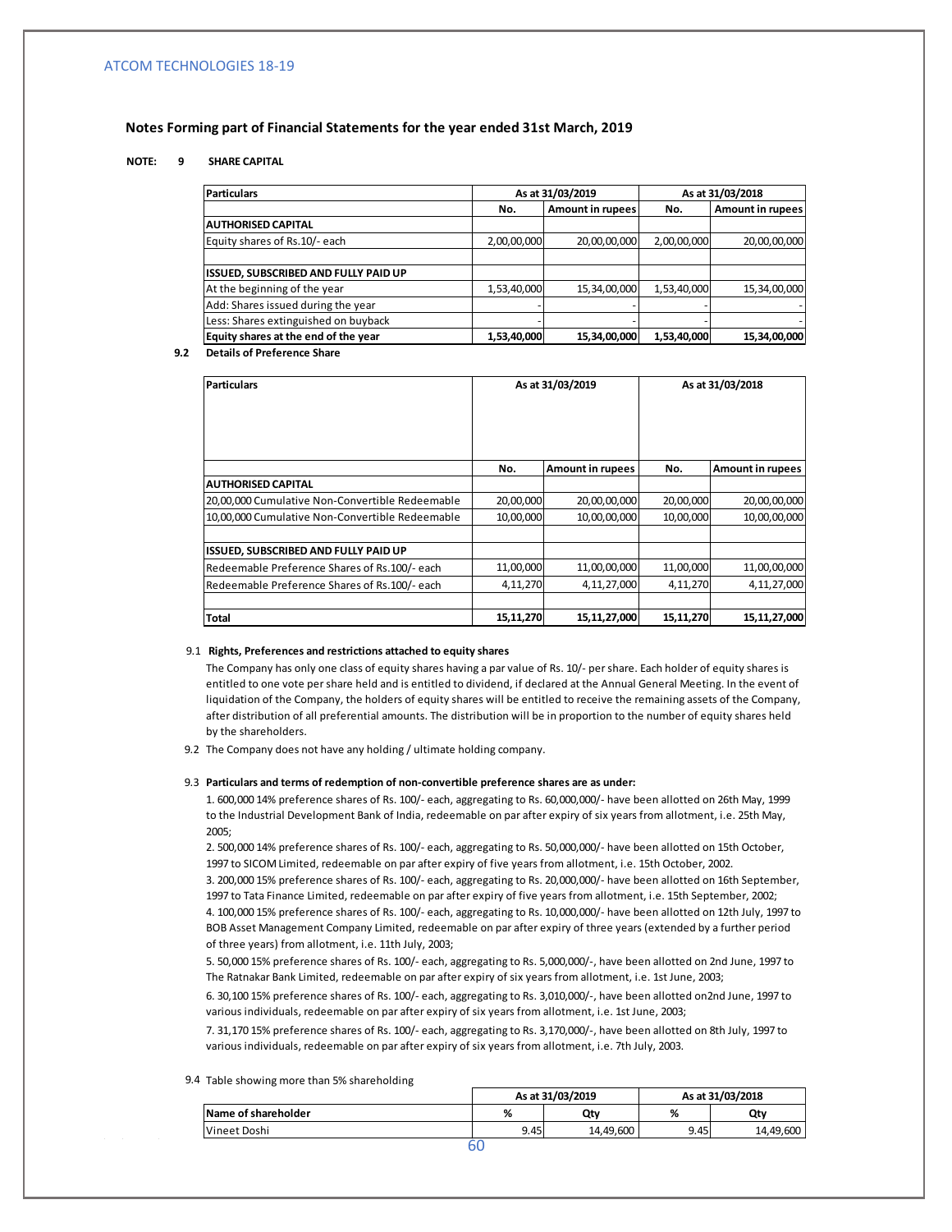## Notes Forming part of Financial Statements for the year ended 31st March, 2019

**NOTE: 9 SHARE CAPITAL**

| Particulars | As at 31/03/2019 | | As at 31/03/2018 | |
|---|---|---|---|---|
| | No. | Amount in rupees | No. | Amount in rupees |
| **AUTHORISED CAPITAL** | | | | |
| Equity shares of Rs.10/- each | 2,00,00,000 | 20,00,00,000 | 2,00,00,000 | 20,00,00,000 |
| | | | | |
| **ISSUED, SUBSCRIBED AND FULLY PAID UP** | | | | |
| At the beginning of the year | 1,53,40,000 | 15,34,00,000 | 1,53,40,000 | 15,34,00,000 |
| Add: Shares issued during the year | - | - | - | - |
| Less: Shares extinguished on buyback | - | - | - | - |
| **Equity shares at the end of the year** | **1,53,40,000** | **15,34,00,000** | **1,53,40,000** | **15,34,00,000** |

**9.2 Details of Preference Share**

| Particulars | As at 31/03/2019 | | As at 31/03/2018 | |
|---|---|---|---|---|
| | No. | Amount in rupees | No. | Amount in rupees |
| **AUTHORISED CAPITAL** | | | | |
| 20,00,000 Cumulative Non-Convertible Redeemable | 20,00,000 | 20,00,00,000 | 20,00,000 | 20,00,00,000 |
| 10,00,000 Cumulative Non-Convertible Redeemable | 10,00,000 | 10,00,00,000 | 10,00,000 | 10,00,00,000 |
| | | | | |
| **ISSUED, SUBSCRIBED AND FULLY PAID UP** | | | | |
| Redeemable Preference Shares of Rs.100/- each | 11,00,000 | 11,00,00,000 | 11,00,000 | 11,00,00,000 |
| Redeemable Preference Shares of Rs.100/- each | 4,11,270 | 4,11,27,000 | 4,11,270 | 4,11,27,000 |
| | | | | |
| **Total** | **15,11,270** | **15,11,27,000** | **15,11,270** | **15,11,27,000** |

9.1 **Rights, Preferences and restrictions attached to equity shares**

The Company has only one class of equity shares having a par value of Rs. 10/- per share. Each holder of equity shares is entitled to one vote per share held and is entitled to dividend, if declared at the Annual General Meeting. In the event of liquidation of the Company, the holders of equity shares will be entitled to receive the remaining assets of the Company, after distribution of all preferential amounts. The distribution will be in proportion to the number of equity shares held by the shareholders.

9.2 The Company does not have any holding / ultimate holding company.

9.3 **Particulars and terms of redemption of non-convertible preference shares are as under:**

1. 600,000 14% preference shares of Rs. 100/- each, aggregating to Rs. 60,000,000/- have been allotted on 26th May, 1999 to the Industrial Development Bank of India, redeemable on par after expiry of six years from allotment, i.e. 25th May, 2005;
2. 500,000 14% preference shares of Rs. 100/- each, aggregating to Rs. 50,000,000/- have been allotted on 15th October, 1997 to SICOM Limited, redeemable on par after expiry of five years from allotment, i.e. 15th October, 2002.
3. 200,000 15% preference shares of Rs. 100/- each, aggregating to Rs. 20,000,000/- have been allotted on 16th September, 1997 to Tata Finance Limited, redeemable on par after expiry of five years from allotment, i.e. 15th September, 2002;
4. 100,000 15% preference shares of Rs. 100/- each, aggregating to Rs. 10,000,000/- have been allotted on 12th July, 1997 to BOB Asset Management Company Limited, redeemable on par after expiry of three years (extended by a further period of three years) from allotment, i.e. 11th July, 2003;
5. 50,000 15% preference shares of Rs. 100/- each, aggregating to Rs. 5,000,000/-, have been allotted on 2nd June, 1997 to The Ratnakar Bank Limited, redeemable on par after expiry of six years from allotment, i.e. 1st June, 2003;
6. 30,100 15% preference shares of Rs. 100/- each, aggregating to Rs. 3,010,000/-, have been allotted on2nd June, 1997 to various individuals, redeemable on par after expiry of six years from allotment, i.e. 1st June, 2003;
7. 31,170 15% preference shares of Rs. 100/- each, aggregating to Rs. 3,170,000/-, have been allotted on 8th July, 1997 to various individuals, redeemable on par after expiry of six years from allotment, i.e. 7th July, 2003.

9.4 Table showing more than 5% shareholding

| | As at 31/03/2019 | | As at 31/03/2018 | |
|---|---|---|---|---|
| **Name of shareholder** | **%** | **Qty** | **%** | **Qty** |
| Vineet Doshi | 9.45 | 14,49,600 | 9.45 | 14,49,600 |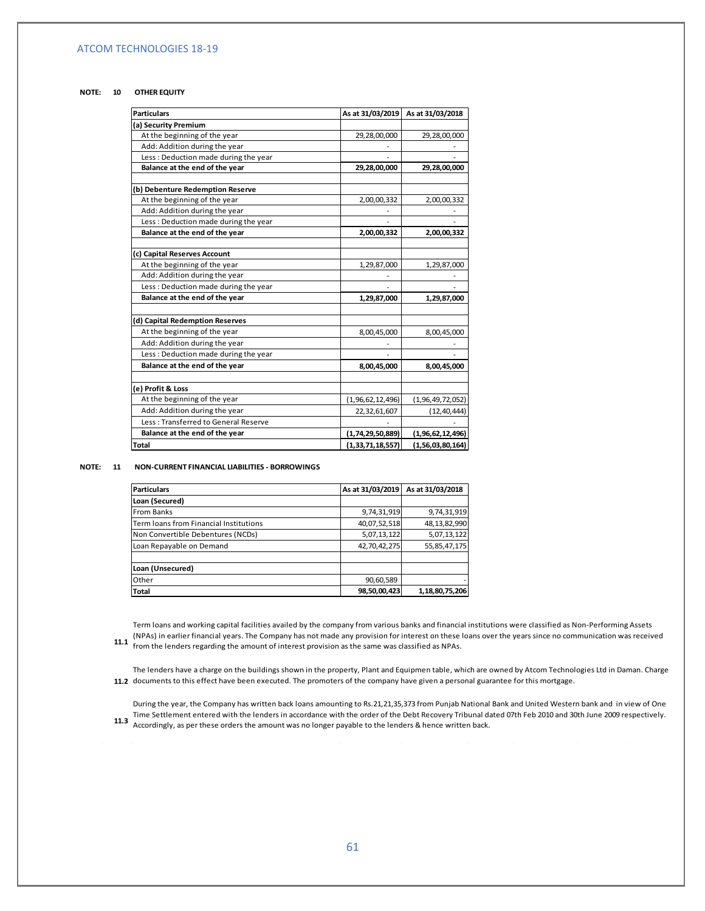**NOTE: 10 OTHER EQUITY**

| Particulars | As at 31/03/2019 | As at 31/03/2018 |
|---|---|---|
| **(a) Security Premium** | | |
| At the beginning of the year | 29,28,00,000 | 29,28,00,000 |
| Add: Addition during the year | - | - |
| Less : Deduction made during the year | - | - |
| **Balance at the end of the year** | **29,28,00,000** | **29,28,00,000** |
| | | |
| **(b) Debenture Redemption Reserve** | | |
| At the beginning of the year | 2,00,00,332 | 2,00,00,332 |
| Add: Addition during the year | - | - |
| Less : Deduction made during the year | - | - |
| **Balance at the end of the year** | **2,00,00,332** | **2,00,00,332** |
| | | |
| **(c) Capital Reserves Account** | | |
| At the beginning of the year | 1,29,87,000 | 1,29,87,000 |
| Add: Addition during the year | - | - |
| Less : Deduction made during the year | - | - |
| **Balance at the end of the year** | **1,29,87,000** | **1,29,87,000** |
| | | |
| **(d) Capital Redemption Reserves** | | |
| At the beginning of the year | 8,00,45,000 | 8,00,45,000 |
| Add: Addition during the year | - | - |
| Less : Deduction made during the year | - | - |
| **Balance at the end of the year** | **8,00,45,000** | **8,00,45,000** |
| | | |
| **(e) Profit & Loss** | | |
| At the beginning of the year | (1,96,62,12,496) | (1,96,49,72,052) |
| Add: Addition during the year | 22,32,61,607 | (12,40,444) |
| Less : Transferred to General Reserve | - | - |
| **Balance at the end of the year** | **(1,74,29,50,889)** | **(1,96,62,12,496)** |
| **Total** | **(1,33,71,18,557)** | **(1,56,03,80,164)** |

**NOTE: 11 NON-CURRENT FINANCIAL LIABILITIES - BORROWINGS**

| Particulars | As at 31/03/2019 | As at 31/03/2018 |
|---|---|---|
| **Loan (Secured)** | | |
| From Banks | 9,74,31,919 | 9,74,31,919 |
| Term loans from Financial Institutions | 40,07,52,518 | 48,13,82,990 |
| Non Convertible Debentures (NCDs) | 5,07,13,122 | 5,07,13,122 |
| Loan Repayable on Demand | 42,70,42,275 | 55,85,47,175 |
| | | |
| **Loan (Unsecured)** | | |
| Other | 90,60,589 | - |
| **Total** | **98,50,00,423** | **1,18,80,75,206** |

**11.1** Term loans and working capital facilities availed by the company from various banks and financial institutions were classified as Non-Performing Assets (NPAs) in earlier financial years. The Company has not made any provision for interest on these loans over the years since no communication was received from the lenders regarding the amount of interest provision as the same was classified as NPAs.

**11.2** The lenders have a charge on the buildings shown in the property, Plant and Equipmen table, which are owned by Atcom Technologies Ltd in Daman. Charge documents to this effect have been executed. The promoters of the company have given a personal guarantee for this mortgage.

**11.3** During the year, the Company has written back loans amounting to Rs.21,21,35,373 from Punjab National Bank and United Western bank and in view of One Time Settlement entered with the lenders in accordance with the order of the Debt Recovery Tribunal dated 07th Feb 2010 and 30th June 2009 respectively. Accordingly, as per these orders the amount was no longer payable to the lenders & hence written back.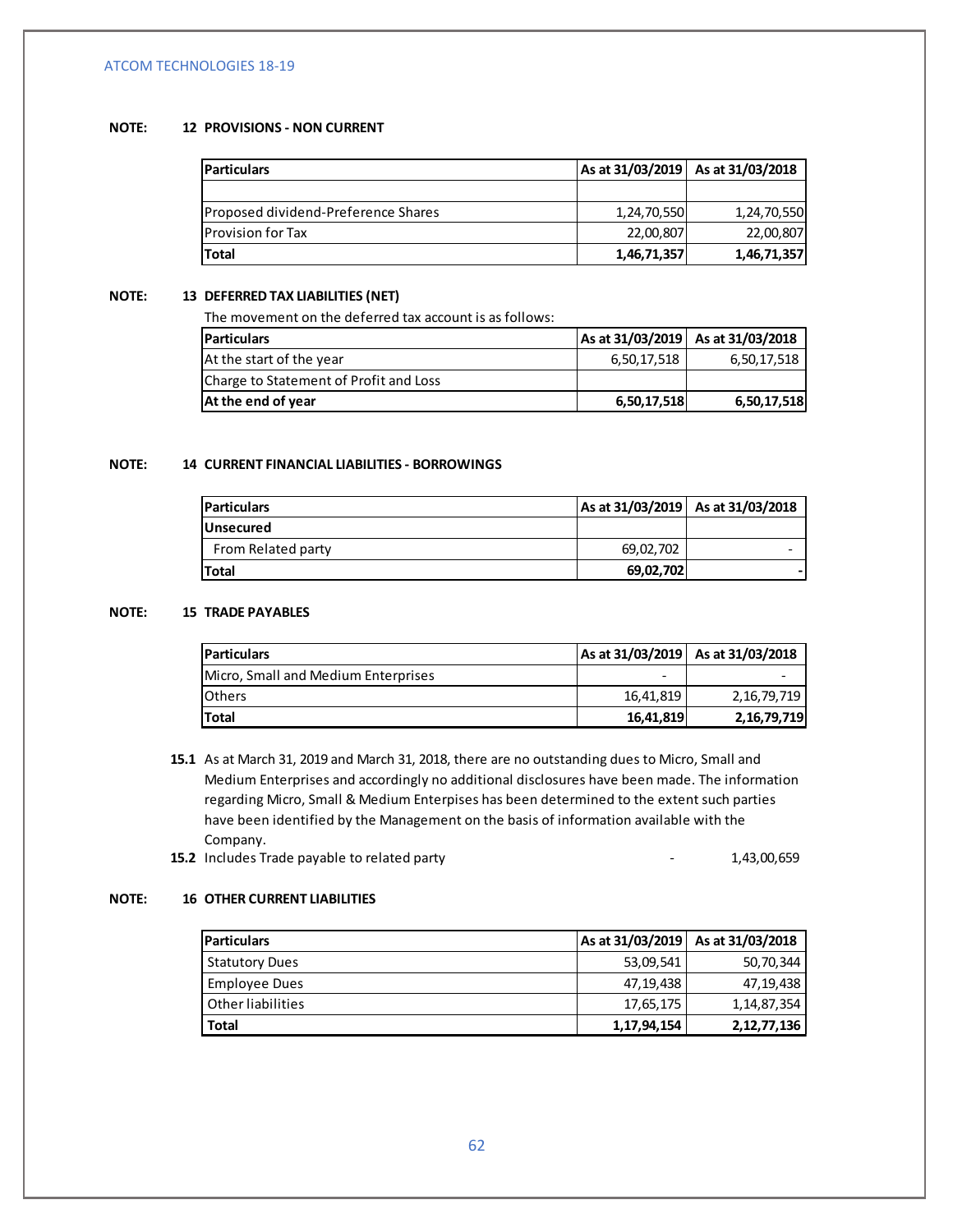**NOTE: 12 PROVISIONS - NON CURRENT**

| Particulars | As at 31/03/2019 | As at 31/03/2018 |
|---|---|---|
| | | |
| Proposed dividend-Preference Shares | 1,24,70,550 | 1,24,70,550 |
| Provision for Tax | 22,00,807 | 22,00,807 |
| **Total** | **1,46,71,357** | **1,46,71,357** |

**NOTE: 13 DEFERRED TAX LIABILITIES (NET)**

The movement on the deferred tax account is as follows:

| Particulars | As at 31/03/2019 | As at 31/03/2018 |
|---|---|---|
| At the start of the year | 6,50,17,518 | 6,50,17,518 |
| Charge to Statement of Profit and Loss | | |
| **At the end of year** | **6,50,17,518** | **6,50,17,518** |

**NOTE: 14 CURRENT FINANCIAL LIABILITIES - BORROWINGS**

| Particulars | As at 31/03/2019 | As at 31/03/2018 |
|---|---|---|
| **Unsecured** | | |
| From Related party | 69,02,702 | - |
| **Total** | **69,02,702** | **-** |

**NOTE: 15 TRADE PAYABLES**

| Particulars | As at 31/03/2019 | As at 31/03/2018 |
|---|---|---|
| Micro, Small and Medium Enterprises | - | - |
| Others | 16,41,819 | 2,16,79,719 |
| **Total** | **16,41,819** | **2,16,79,719** |

**15.1** As at March 31, 2019 and March 31, 2018, there are no outstanding dues to Micro, Small and Medium Enterprises and accordingly no additional disclosures have been made. The information regarding Micro, Small & Medium Enterpises has been determined to the extent such parties have been identified by the Management on the basis of information available with the Company.

**15.2** Includes Trade payable to related party — - — 1,43,00,659

**NOTE: 16 OTHER CURRENT LIABILITIES**

| Particulars | As at 31/03/2019 | As at 31/03/2018 |
|---|---|---|
| Statutory Dues | 53,09,541 | 50,70,344 |
| Employee Dues | 47,19,438 | 47,19,438 |
| Other liabilities | 17,65,175 | 1,14,87,354 |
| **Total** | **1,17,94,154** | **2,12,77,136** |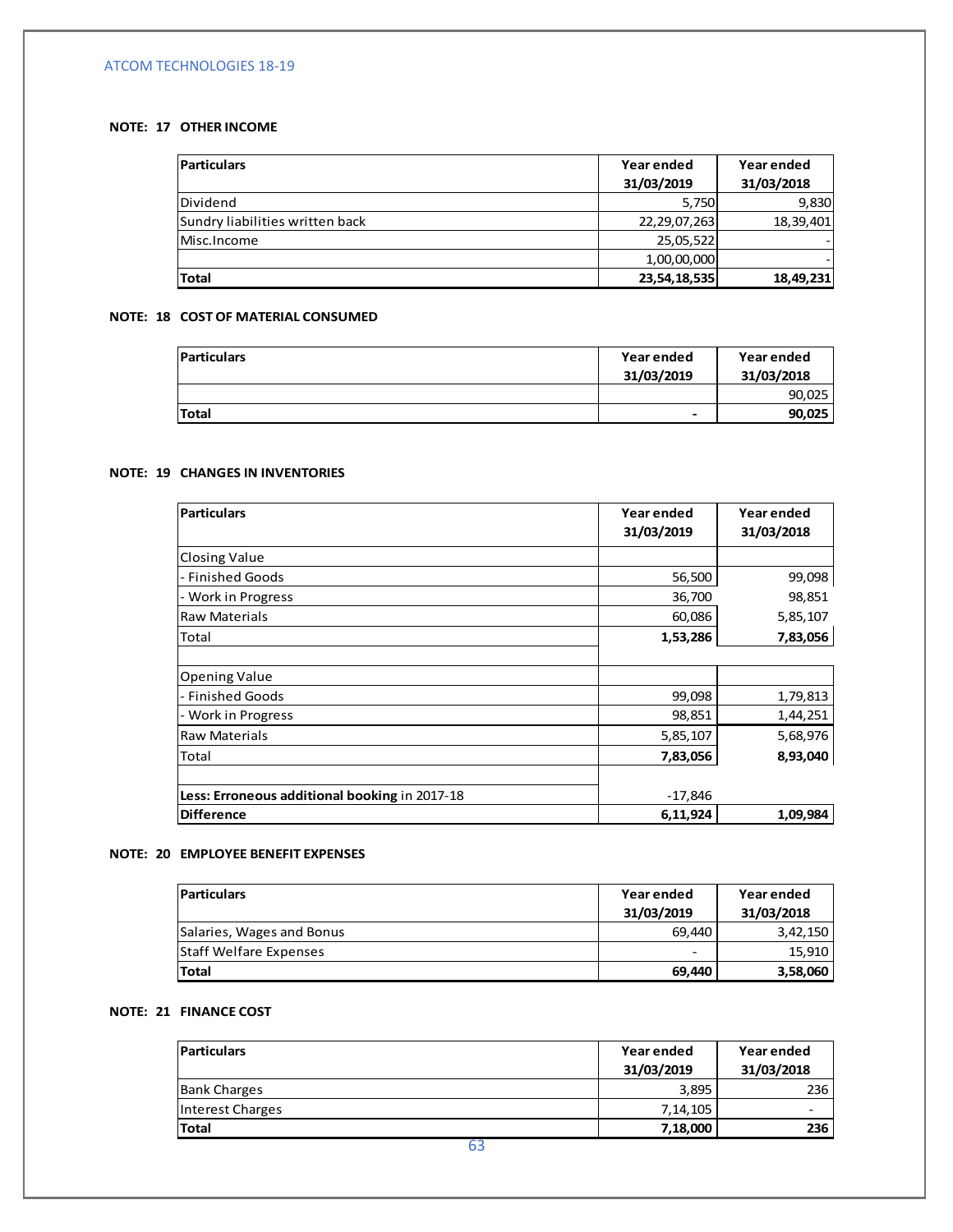### NOTE: 17 OTHER INCOME

| Particulars | Year ended 31/03/2019 | Year ended 31/03/2018 |
|---|---|---|
| Dividend | 5,750 | 9,830 |
| Sundry liabilities written back | 22,29,07,263 | 18,39,401 |
| Misc.Income | 25,05,522 | - |
| | 1,00,00,000 | - |
| **Total** | **23,54,18,535** | **18,49,231** |

### NOTE: 18 COST OF MATERIAL CONSUMED

| Particulars | Year ended 31/03/2019 | Year ended 31/03/2018 |
|---|---|---|
| | | 90,025 |
| **Total** | **-** | **90,025** |

### NOTE: 19 CHANGES IN INVENTORIES

| Particulars | Year ended 31/03/2019 | Year ended 31/03/2018 |
|---|---|---|
| Closing Value | | |
| - Finished Goods | 56,500 | 99,098 |
| - Work in Progress | 36,700 | 98,851 |
| Raw Materials | 60,086 | 5,85,107 |
| Total | **1,53,286** | **7,83,056** |
| | | |
| Opening Value | | |
| - Finished Goods | 99,098 | 1,79,813 |
| - Work in Progress | 98,851 | 1,44,251 |
| Raw Materials | 5,85,107 | 5,68,976 |
| Total | **7,83,056** | **8,93,040** |
| | | |
| **Less: Erroneous additional booking** in 2017-18 | -17,846 | |
| **Difference** | **6,11,924** | **1,09,984** |

### NOTE: 20 EMPLOYEE BENEFIT EXPENSES

| Particulars | Year ended 31/03/2019 | Year ended 31/03/2018 |
|---|---|---|
| Salaries, Wages and Bonus | 69,440 | 3,42,150 |
| Staff Welfare Expenses | - | 15,910 |
| **Total** | **69,440** | **3,58,060** |

### NOTE: 21 FINANCE COST

| Particulars | Year ended 31/03/2019 | Year ended 31/03/2018 |
|---|---|---|
| Bank Charges | 3,895 | 236 |
| Interest Charges | 7,14,105 | - |
| **Total** | **7,18,000** | **236** |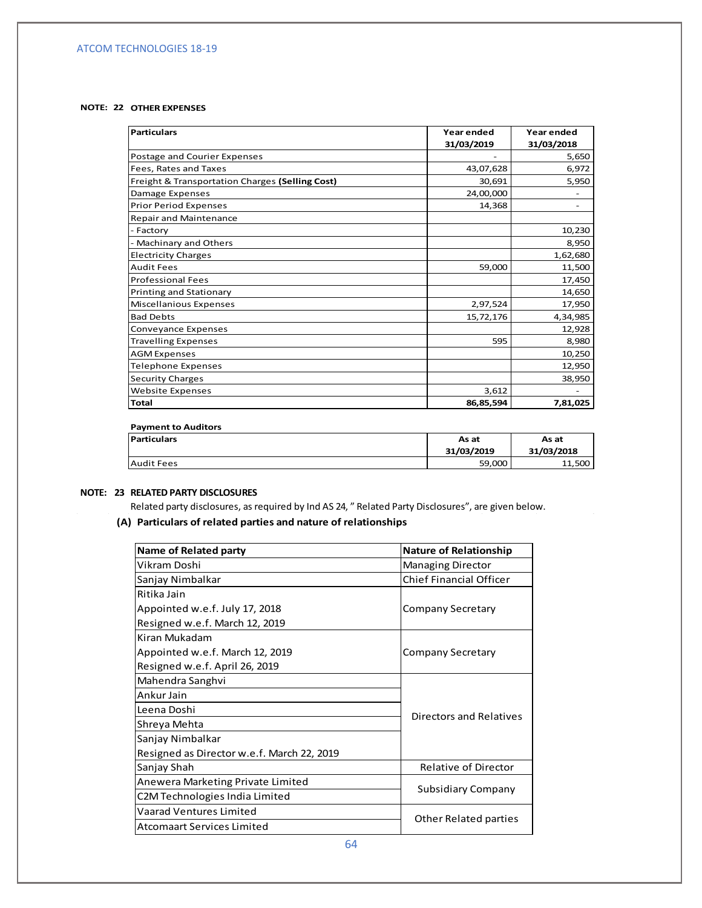**NOTE: 22 OTHER EXPENSES**

| Particulars | Year ended 31/03/2019 | Year ended 31/03/2018 |
|---|---|---|
| Postage and Courier Expenses | - | 5,650 |
| Fees, Rates and Taxes | 43,07,628 | 6,972 |
| Freight & Transportation Charges **(Selling Cost)** | 30,691 | 5,950 |
| Damage Expenses | 24,00,000 | - |
| Prior Period Expenses | 14,368 | - |
| Repair and Maintenance | | |
| - Factory | | 10,230 |
| - Machinary and Others | | 8,950 |
| Electricity Charges | | 1,62,680 |
| Audit Fees | 59,000 | 11,500 |
| Professional Fees | | 17,450 |
| Printing and Stationary | | 14,650 |
| Miscellanious Expenses | 2,97,524 | 17,950 |
| Bad Debts | 15,72,176 | 4,34,985 |
| Conveyance Expenses | | 12,928 |
| Travelling Expenses | 595 | 8,980 |
| AGM Expenses | | 10,250 |
| Telephone Expenses | | 12,950 |
| Security Charges | | 38,950 |
| Website Expenses | 3,612 | - |
| **Total** | **86,85,594** | **7,81,025** |

**Payment to Auditors**

| Particulars | As at 31/03/2019 | As at 31/03/2018 |
|---|---|---|
| Audit Fees | 59,000 | 11,500 |

**NOTE: 23 RELATED PARTY DISCLOSURES**

Related party disclosures, as required by Ind AS 24, " Related Party Disclosures", are given below.

**(A) Particulars of related parties and nature of relationships**

| Name of Related party | Nature of Relationship |
|---|---|
| Vikram Doshi | Managing Director |
| Sanjay Nimbalkar | Chief Financial Officer |
| Ritika Jain<br>Appointed w.e.f. July 17, 2018<br>Resigned w.e.f. March 12, 2019 | Company Secretary |
| Kiran Mukadam<br>Appointed w.e.f. March 12, 2019<br>Resigned w.e.f. April 26, 2019 | Company Secretary |
| Mahendra Sanghvi | Directors and Relatives |
| Ankur Jain | Directors and Relatives |
| Leena Doshi | Directors and Relatives |
| Shreya Mehta | Directors and Relatives |
| Sanjay Nimbalkar<br>Resigned as Director w.e.f. March 22, 2019 | Directors and Relatives |
| Sanjay Shah | Relative of Director |
| Anewera Marketing Private Limited | Subsidiary Company |
| C2M Technologies India Limited | Subsidiary Company |
| Vaarad Ventures Limited | Other Related parties |
| Atcomaart Services Limited | Other Related parties |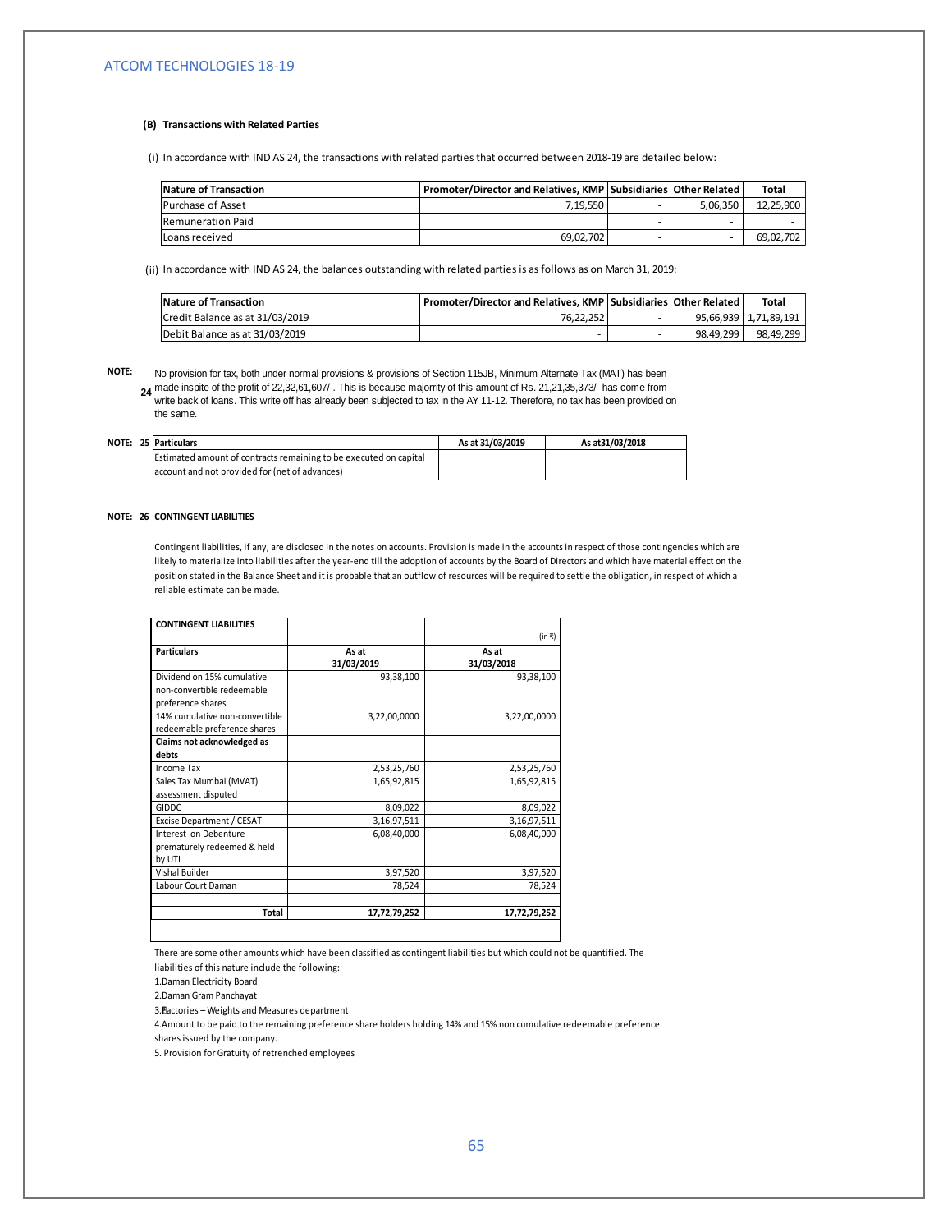**(B) Transactions with Related Parties**

(i) In accordance with IND AS 24, the transactions with related parties that occurred between 2018-19 are detailed below:

| Nature of Transaction | Promoter/Director and Relatives, KMP | Subsidiaries | Other Related | Total |
|---|---|---|---|---|
| Purchase of Asset | 7,19,550 | - | 5,06,350 | 12,25,900 |
| Remuneration Paid | | - | - | - |
| Loans received | 69,02,702 | - | - | 69,02,702 |

(ii) In accordance with IND AS 24, the balances outstanding with related parties is as follows as on March 31, 2019:

| Nature of Transaction | Promoter/Director and Relatives, KMP | Subsidiaries | Other Related | Total |
|---|---|---|---|---|
| Credit Balance as at 31/03/2019 | 76,22,252 | - | 95,66,939 | 1,71,89,191 |
| Debit Balance as at 31/03/2019 | - | - | 98,49,299 | 98,49,299 |

**NOTE: 24** No provision for tax, both under normal provisions & provisions of Section 115JB, Minimum Alternate Tax (MAT) has been made inspite of the profit of 22,32,61,607/-. This is because majorrity of this amount of Rs. 21,21,35,373/- has come from write back of loans. This write off has already been subjected to tax in the AY 11-12. Therefore, no tax has been provided on the same.

**NOTE: 25**

| Particulars | As at 31/03/2019 | As at31/03/2018 |
|---|---|---|
| Estimated amount of contracts remaining to be executed on capital account and not provided for (net of advances) | | |

**NOTE: 26 CONTINGENT LIABILITIES**

Contingent liabilities, if any, are disclosed in the notes on accounts. Provision is made in the accounts in respect of those contingencies which are likely to materialize into liabilities after the year-end till the adoption of accounts by the Board of Directors and which have material effect on the position stated in the Balance Sheet and it is probable that an outflow of resources will be required to settle the obligation, in respect of which a reliable estimate can be made.

| CONTINGENT LIABILITIES | | |
|---|---|---|
| | | (in ₹) |
| **Particulars** | **As at 31/03/2019** | **As at 31/03/2018** |
| Dividend on 15% cumulative non-convertible redeemable preference shares | 93,38,100 | 93,38,100 |
| 14% cumulative non-convertible redeemable preference shares | 3,22,00,0000 | 3,22,00,0000 |
| **Claims not acknowledged as debts** | | |
| Income Tax | 2,53,25,760 | 2,53,25,760 |
| Sales Tax Mumbai (MVAT) assessment disputed | 1,65,92,815 | 1,65,92,815 |
| GIDDC | 8,09,022 | 8,09,022 |
| Excise Department / CESAT | 3,16,97,511 | 3,16,97,511 |
| Interest on Debenture prematurely redeemed & held by UTI | 6,08,40,000 | 6,08,40,000 |
| Vishal Builder | 3,97,520 | 3,97,520 |
| Labour Court Daman | 78,524 | 78,524 |
| | | |
| **Total** | **17,72,79,252** | **17,72,79,252** |

There are some other amounts which have been classified as contingent liabilities but which could not be quantified. The liabilities of this nature include the following:

1. Daman Electricity Board
2. Daman Gram Panchayat
3. Factories – Weights and Measures department
4. Amount to be paid to the remaining preference share holders holding 14% and 15% non cumulative redeemable preference shares issued by the company.
5. Provision for Gratuity of retrenched employees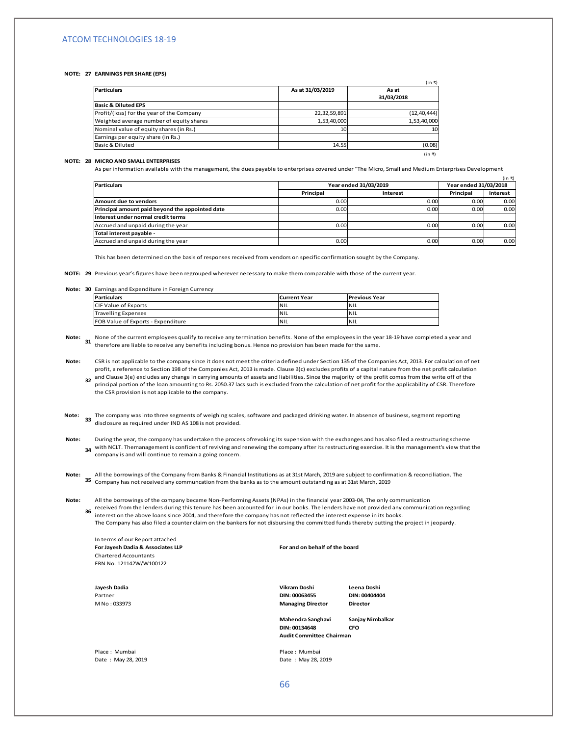**NOTE: 27 EARNINGS PER SHARE (EPS)**

(in ₹)

| Particulars | As at 31/03/2019 | As at 31/03/2018 |
|---|---|---|
| **Basic & Diluted EPS** | | |
| Profit/(loss) for the year of the Company | 22,32,59,891 | (12,40,444) |
| Weighted average number of equity shares | 1,53,40,000 | 1,53,40,000 |
| Nominal value of equity shares (in Rs.) | 10 | 10 |
| Earnings per equity share (in Rs.) | | |
| Basic & Diluted | 14.55 | (0.08) |

(in ₹)

**NOTE: 28 MICRO AND SMALL ENTERPRISES**

As per information available with the management, the dues payable to enterprises covered under "The Micro, Small and Medium Enterprises Development

(in ₹)

| Particulars | Year ended 31/03/2019 | | Year ended 31/03/2018 | |
|---|---|---|---|---|
| | Principal | Interest | Principal | Interest |
| **Amount due to vendors** | 0.00 | 0.00 | 0.00 | 0.00 |
| **Principal amount paid beyond the appointed date** | 0.00 | 0.00 | 0.00 | 0.00 |
| **Interest under normal credit terms** | | | | |
| Accrued and unpaid during the year | 0.00 | 0.00 | 0.00 | 0.00 |
| **Total interest payable -** | | | | |
| Accrued and unpaid during the year | 0.00 | 0.00 | 0.00 | 0.00 |

This has been determined on the basis of responses received from vendors on specific confirmation sought by the Company.

**NOTE: 29** Previous year's figures have been regrouped wherever necessary to make them comparable with those of the current year.

**Note: 30** Earnings and Expenditure in Foreign Currency

| Particulars | Current Year | Previous Year |
|---|---|---|
| CIF Value of Exports | NIL | NIL |
| Travelling Expenses | NIL | NIL |
| FOB Value of Exports - Expenditure | NIL | NIL |

**Note: 31** None of the current employees qualify to receive any termination benefits. None of the employees in the year 18-19 have completed a year and therefore are liable to receive any benefits including bonus. Hence no provision has been made for the same.

**Note: 32** CSR is not applicable to the company since it does not meet the criteria defined under Section 135 of the Companies Act, 2013. For calculation of net profit, a reference to Section 198 of the Companies Act, 2013 is made. Clause 3(c) excludes profits of a capital nature from the net profit calculation and Clause 3(e) excludes any change in carrying amounts of assets and liabilities. Since the majority of the profit comes from the write off of the principal portion of the loan amounting to Rs. 2050.37 lacs such is excluded from the calculation of net profit for the applicability of CSR. Therefore the CSR provision is not applicable to the company.

**Note: 33** The company was into three segments of weighing scales, software and packaged drinking water. In absence of business, segment reporting disclosure as required under IND AS 108 is not provided.

**Note: 34** During the year, the company has undertaken the process ofrevoking its supension with the exchanges and has also filed a restructuring scheme with NCLT. Themanagement is confident of reviving and renewing the company after its restructuring exercise. It is the management's view that the company is and will continue to remain a going concern.

**Note: 35** All the borrowings of the Company from Banks & Financial Institutions as at 31st March, 2019 are subject to confirmation & reconciliation. The Company has not received any communcation from the banks as to the amount outstanding as at 31st March, 2019

**Note: 36** All the borrowings of the company became Non-Performing Assets (NPAs) in the financial year 2003-04, The only communication received from the lenders during this tenure has been accounted for in our books. The lenders have not provided any communication regarding interest on the above loans since 2004, and therefore the company has not reflected the interest expense in its books. The Company has also filed a counter claim on the bankers for not disbursing the committed funds thereby putting the project in jeopardy.

In terms of our Report attached
**For Jayesh Dadia & Associates LLP**
Chartered Accountants
FRN No. 121142W/W100122

**For and on behalf of the board**

**Jayesh Dadia**
Partner
M No : 033973

**Vikram Doshi**
**DIN: 00063455**
**Managing Director**

**Leena Doshi**
**DIN: 00404404**
**Director**

**Mahendra Sanghavi**
**DIN: 00134648**
**Audit Committee Chairman**

**Sanjay Nimbalkar**
**CFO**

Place : Mumbai
Date : May 28, 2019

Place : Mumbai
Date : May 28, 2019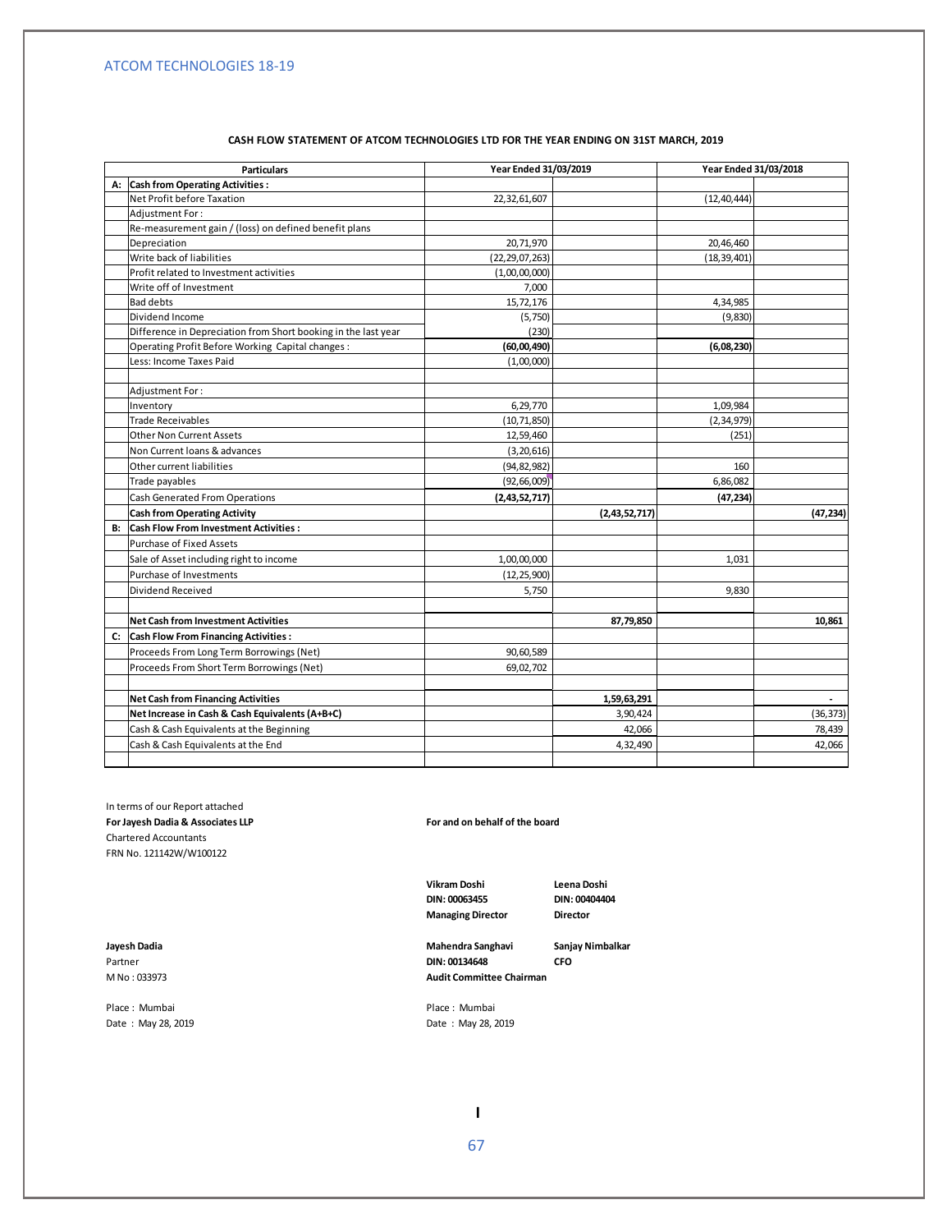### CASH FLOW STATEMENT OF ATCOM TECHNOLOGIES LTD FOR THE YEAR ENDING ON 31ST MARCH, 2019

| | Particulars | Year Ended 31/03/2019 | | Year Ended 31/03/2018 | |
|---|---|---|---|---|---|
| A: | **Cash from Operating Activities :** | | | | |
| | Net Profit before Taxation | 22,32,61,607 | | (12,40,444) | |
| | Adjustment For : | | | | |
| | Re-measurement gain / (loss) on defined benefit plans | | | | |
| | Depreciation | 20,71,970 | | 20,46,460 | |
| | Write back of liabilities | (22,29,07,263) | | (18,39,401) | |
| | Profit related to Investment activities | (1,00,00,000) | | | |
| | Write off of Investment | 7,000 | | | |
| | Bad debts | 15,72,176 | | 4,34,985 | |
| | Dividend Income | (5,750) | | (9,830) | |
| | Difference in Depreciation from Short booking in the last year | (230) | | | |
| | Operating Profit Before Working Capital changes : | **(60,00,490)** | | **(6,08,230)** | |
| | Less: Income Taxes Paid | (1,00,000) | | | |
| | | | | | |
| | Adjustment For : | | | | |
| | Inventory | 6,29,770 | | 1,09,984 | |
| | Trade Receivables | (10,71,850) | | (2,34,979) | |
| | Other Non Current Assets | 12,59,460 | | (251) | |
| | Non Current loans & advances | (3,20,616) | | | |
| | Other current liabilities | (94,82,982) | | 160 | |
| | Trade payables | (92,66,009) | | 6,86,082 | |
| | Cash Generated From Operations | **(2,43,52,717)** | | **(47,234)** | |
| | **Cash from Operating Activity** | | **(2,43,52,717)** | | **(47,234)** |
| B: | **Cash Flow From Investment Activities :** | | | | |
| | Purchase of Fixed Assets | | | | |
| | Sale of Asset including right to income | 1,00,00,000 | | 1,031 | |
| | Purchase of Investments | (12,25,900) | | | |
| | Dividend Received | 5,750 | | 9,830 | |
| | | | | | |
| | **Net Cash from Investment Activities** | | **87,79,850** | | **10,861** |
| C: | **Cash Flow From Financing Activities :** | | | | |
| | Proceeds From Long Term Borrowings (Net) | 90,60,589 | | | |
| | Proceeds From Short Term Borrowings (Net) | 69,02,702 | | | |
| | | | | | |
| | **Net Cash from Financing Activities** | | **1,59,63,291** | | **-** |
| | **Net Increase in Cash & Cash Equivalents (A+B+C)** | | 3,90,424 | | (36,373) |
| | Cash & Cash Equivalents at the Beginning | | 42,066 | | 78,439 |
| | Cash & Cash Equivalents at the End | | 4,32,490 | | 42,066 |

In terms of our Report attached
**For Jayesh Dadia & Associates LLP**
Chartered Accountants
FRN No. 121142W/W100122

**For and on behalf of the board**

**Vikram Doshi**
**DIN: 00063455**
**Managing Director**

**Leena Doshi**
**DIN: 00404404**
**Director**

**Jayesh Dadia**
Partner
M No : 033973

**Mahendra Sanghavi**
**DIN: 00134648**
**Audit Committee Chairman**

**Sanjay Nimbalkar**
**CFO**

Place : Mumbai
Date : May 28, 2019

Place : Mumbai
Date : May 28, 2019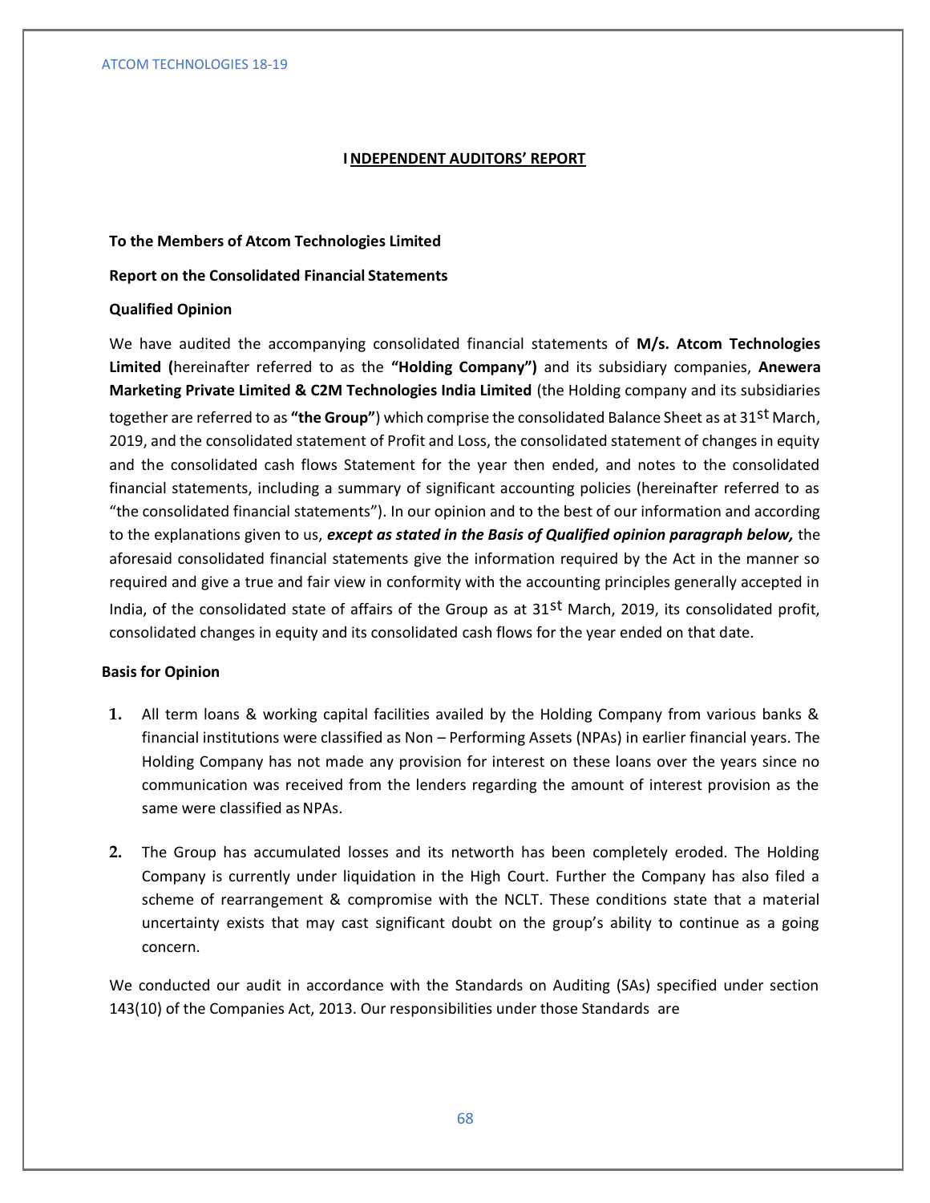# INDEPENDENT AUDITORS' REPORT

**To the Members of Atcom Technologies Limited**

**Report on the Consolidated Financial Statements**

**Qualified Opinion**

We have audited the accompanying consolidated financial statements of **M/s. Atcom Technologies Limited (**hereinafter referred to as the **"Holding Company")** and its subsidiary companies, **Anewera Marketing Private Limited & C2M Technologies India Limited** (the Holding company and its subsidiaries together are referred to as **"the Group"**) which comprise the consolidated Balance Sheet as at 31st March, 2019, and the consolidated statement of Profit and Loss, the consolidated statement of changes in equity and the consolidated cash flows Statement for the year then ended, and notes to the consolidated financial statements, including a summary of significant accounting policies (hereinafter referred to as "the consolidated financial statements"). In our opinion and to the best of our information and according to the explanations given to us, ***except as stated in the Basis of Qualified opinion paragraph below,*** the aforesaid consolidated financial statements give the information required by the Act in the manner so required and give a true and fair view in conformity with the accounting principles generally accepted in India, of the consolidated state of affairs of the Group as at 31st March, 2019, its consolidated profit, consolidated changes in equity and its consolidated cash flows for the year ended on that date.

**Basis for Opinion**

1. All term loans & working capital facilities availed by the Holding Company from various banks & financial institutions were classified as Non – Performing Assets (NPAs) in earlier financial years. The Holding Company has not made any provision for interest on these loans over the years since no communication was received from the lenders regarding the amount of interest provision as the same were classified as NPAs.

2. The Group has accumulated losses and its networth has been completely eroded. The Holding Company is currently under liquidation in the High Court. Further the Company has also filed a scheme of rearrangement & compromise with the NCLT. These conditions state that a material uncertainty exists that may cast significant doubt on the group's ability to continue as a going concern.

We conducted our audit in accordance with the Standards on Auditing (SAs) specified under section 143(10) of the Companies Act, 2013. Our responsibilities under those Standards are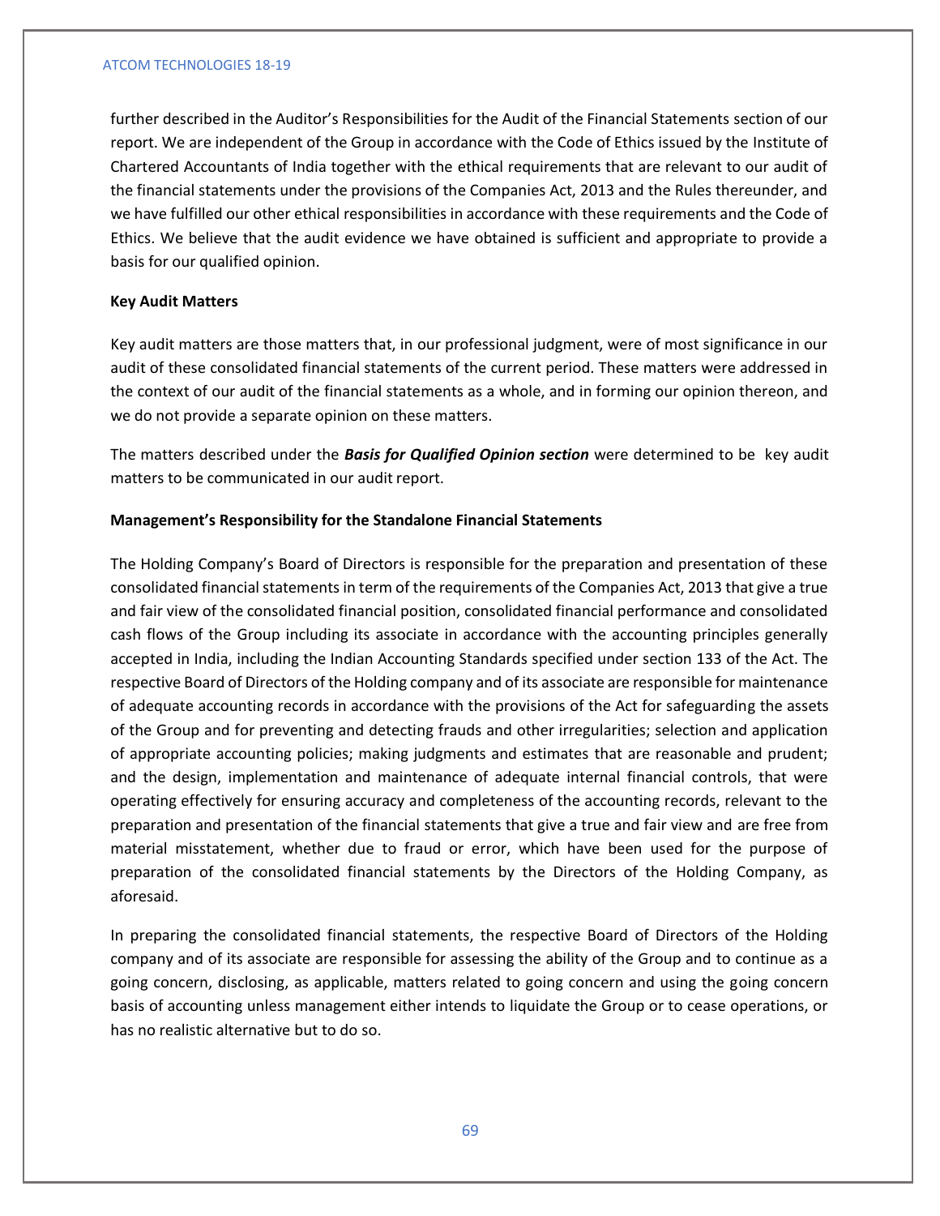further described in the Auditor's Responsibilities for the Audit of the Financial Statements section of our report. We are independent of the Group in accordance with the Code of Ethics issued by the Institute of Chartered Accountants of India together with the ethical requirements that are relevant to our audit of the financial statements under the provisions of the Companies Act, 2013 and the Rules thereunder, and we have fulfilled our other ethical responsibilities in accordance with these requirements and the Code of Ethics. We believe that the audit evidence we have obtained is sufficient and appropriate to provide a basis for our qualified opinion.

**Key Audit Matters**

Key audit matters are those matters that, in our professional judgment, were of most significance in our audit of these consolidated financial statements of the current period. These matters were addressed in the context of our audit of the financial statements as a whole, and in forming our opinion thereon, and we do not provide a separate opinion on these matters.

The matters described under the ***Basis for Qualified Opinion section*** were determined to be key audit matters to be communicated in our audit report.

**Management's Responsibility for the Standalone Financial Statements**

The Holding Company's Board of Directors is responsible for the preparation and presentation of these consolidated financial statements in term of the requirements of the Companies Act, 2013 that give a true and fair view of the consolidated financial position, consolidated financial performance and consolidated cash flows of the Group including its associate in accordance with the accounting principles generally accepted in India, including the Indian Accounting Standards specified under section 133 of the Act. The respective Board of Directors of the Holding company and of its associate are responsible for maintenance of adequate accounting records in accordance with the provisions of the Act for safeguarding the assets of the Group and for preventing and detecting frauds and other irregularities; selection and application of appropriate accounting policies; making judgments and estimates that are reasonable and prudent; and the design, implementation and maintenance of adequate internal financial controls, that were operating effectively for ensuring accuracy and completeness of the accounting records, relevant to the preparation and presentation of the financial statements that give a true and fair view and are free from material misstatement, whether due to fraud or error, which have been used for the purpose of preparation of the consolidated financial statements by the Directors of the Holding Company, as aforesaid.

In preparing the consolidated financial statements, the respective Board of Directors of the Holding company and of its associate are responsible for assessing the ability of the Group and to continue as a going concern, disclosing, as applicable, matters related to going concern and using the going concern basis of accounting unless management either intends to liquidate the Group or to cease operations, or has no realistic alternative but to do so.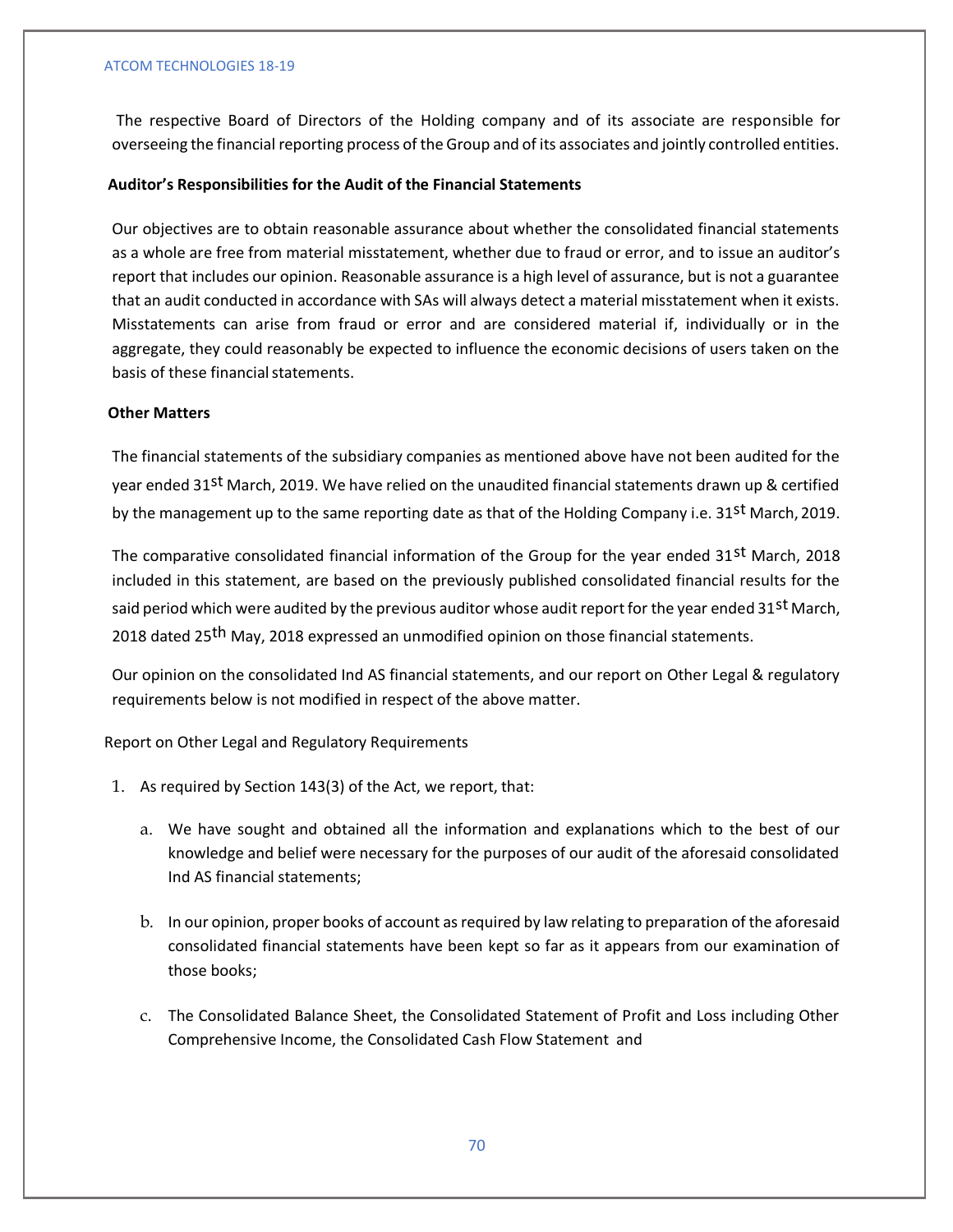The respective Board of Directors of the Holding company and of its associate are responsible for overseeing the financial reporting process of the Group and of its associates and jointly controlled entities.

**Auditor's Responsibilities for the Audit of the Financial Statements**

Our objectives are to obtain reasonable assurance about whether the consolidated financial statements as a whole are free from material misstatement, whether due to fraud or error, and to issue an auditor's report that includes our opinion. Reasonable assurance is a high level of assurance, but is not a guarantee that an audit conducted in accordance with SAs will always detect a material misstatement when it exists. Misstatements can arise from fraud or error and are considered material if, individually or in the aggregate, they could reasonably be expected to influence the economic decisions of users taken on the basis of these financial statements.

**Other Matters**

The financial statements of the subsidiary companies as mentioned above have not been audited for the year ended 31st March, 2019. We have relied on the unaudited financial statements drawn up & certified by the management up to the same reporting date as that of the Holding Company i.e. 31st March, 2019.

The comparative consolidated financial information of the Group for the year ended 31st March, 2018 included in this statement, are based on the previously published consolidated financial results for the said period which were audited by the previous auditor whose audit report for the year ended 31st March, 2018 dated 25th May, 2018 expressed an unmodified opinion on those financial statements.

Our opinion on the consolidated Ind AS financial statements, and our report on Other Legal & regulatory requirements below is not modified in respect of the above matter.

Report on Other Legal and Regulatory Requirements

1. As required by Section 143(3) of the Act, we report, that:

   a. We have sought and obtained all the information and explanations which to the best of our knowledge and belief were necessary for the purposes of our audit of the aforesaid consolidated Ind AS financial statements;

   b. In our opinion, proper books of account as required by law relating to preparation of the aforesaid consolidated financial statements have been kept so far as it appears from our examination of those books;

   c. The Consolidated Balance Sheet, the Consolidated Statement of Profit and Loss including Other Comprehensive Income, the Consolidated Cash Flow Statement and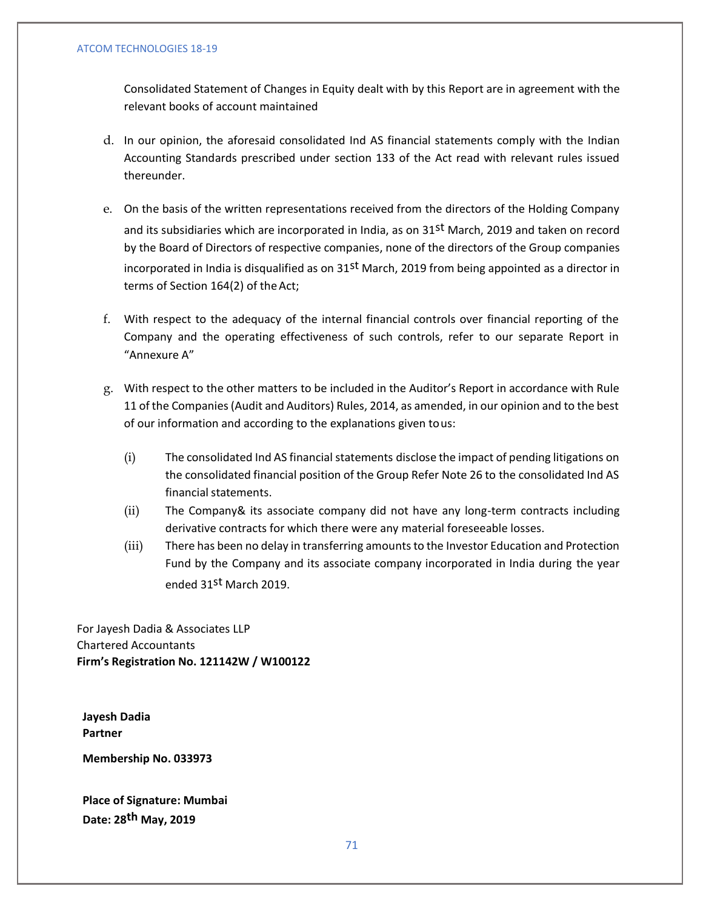Consolidated Statement of Changes in Equity dealt with by this Report are in agreement with the relevant books of account maintained

d. In our opinion, the aforesaid consolidated Ind AS financial statements comply with the Indian Accounting Standards prescribed under section 133 of the Act read with relevant rules issued thereunder.

e. On the basis of the written representations received from the directors of the Holding Company and its subsidiaries which are incorporated in India, as on 31st March, 2019 and taken on record by the Board of Directors of respective companies, none of the directors of the Group companies incorporated in India is disqualified as on 31st March, 2019 from being appointed as a director in terms of Section 164(2) of the Act;

f. With respect to the adequacy of the internal financial controls over financial reporting of the Company and the operating effectiveness of such controls, refer to our separate Report in "Annexure A"

g. With respect to the other matters to be included in the Auditor's Report in accordance with Rule 11 of the Companies (Audit and Auditors) Rules, 2014, as amended, in our opinion and to the best of our information and according to the explanations given to us:

   (i) The consolidated Ind AS financial statements disclose the impact of pending litigations on the consolidated financial position of the Group Refer Note 26 to the consolidated Ind AS financial statements.

   (ii) The Company& its associate company did not have any long-term contracts including derivative contracts for which there were any material foreseeable losses.

   (iii) There has been no delay in transferring amounts to the Investor Education and Protection Fund by the Company and its associate company incorporated in India during the year ended 31st March 2019.

For Jayesh Dadia & Associates LLP
Chartered Accountants
**Firm's Registration No. 121142W / W100122**

**Jayesh Dadia**
**Partner**

**Membership No. 033973**

**Place of Signature: Mumbai**
**Date: 28th May, 2019**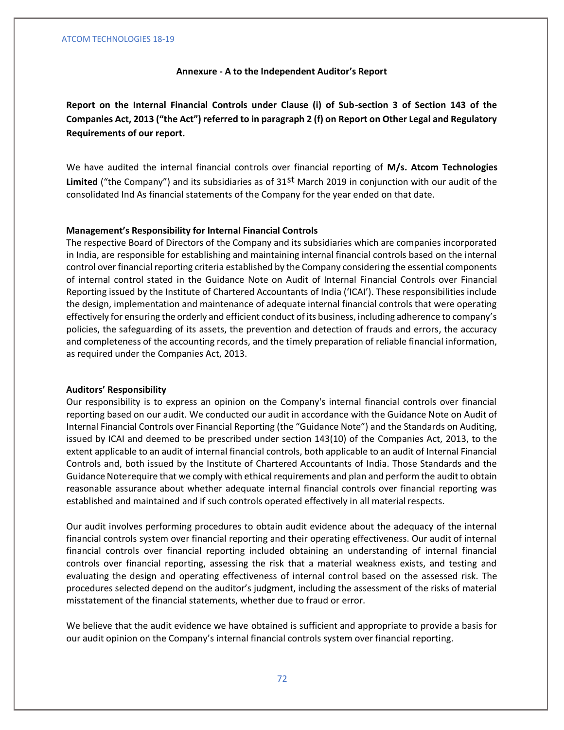**Annexure - A to the Independent Auditor's Report**

**Report on the Internal Financial Controls under Clause (i) of Sub-section 3 of Section 143 of the Companies Act, 2013 ("the Act") referred to in paragraph 2 (f) on Report on Other Legal and Regulatory Requirements of our report.**

We have audited the internal financial controls over financial reporting of **M/s. Atcom Technologies Limited** ("the Company") and its subsidiaries as of 31st March 2019 in conjunction with our audit of the consolidated Ind As financial statements of the Company for the year ended on that date.

**Management's Responsibility for Internal Financial Controls**

The respective Board of Directors of the Company and its subsidiaries which are companies incorporated in India, are responsible for establishing and maintaining internal financial controls based on the internal control over financial reporting criteria established by the Company considering the essential components of internal control stated in the Guidance Note on Audit of Internal Financial Controls over Financial Reporting issued by the Institute of Chartered Accountants of India ('ICAI'). These responsibilities include the design, implementation and maintenance of adequate internal financial controls that were operating effectively for ensuring the orderly and efficient conduct of its business, including adherence to company's policies, the safeguarding of its assets, the prevention and detection of frauds and errors, the accuracy and completeness of the accounting records, and the timely preparation of reliable financial information, as required under the Companies Act, 2013.

**Auditors' Responsibility**

Our responsibility is to express an opinion on the Company's internal financial controls over financial reporting based on our audit. We conducted our audit in accordance with the Guidance Note on Audit of Internal Financial Controls over Financial Reporting (the "Guidance Note") and the Standards on Auditing, issued by ICAI and deemed to be prescribed under section 143(10) of the Companies Act, 2013, to the extent applicable to an audit of internal financial controls, both applicable to an audit of Internal Financial Controls and, both issued by the Institute of Chartered Accountants of India. Those Standards and the Guidance Noterequire that we comply with ethical requirements and plan and perform the audit to obtain reasonable assurance about whether adequate internal financial controls over financial reporting was established and maintained and if such controls operated effectively in all material respects.

Our audit involves performing procedures to obtain audit evidence about the adequacy of the internal financial controls system over financial reporting and their operating effectiveness. Our audit of internal financial controls over financial reporting included obtaining an understanding of internal financial controls over financial reporting, assessing the risk that a material weakness exists, and testing and evaluating the design and operating effectiveness of internal control based on the assessed risk. The procedures selected depend on the auditor's judgment, including the assessment of the risks of material misstatement of the financial statements, whether due to fraud or error.

We believe that the audit evidence we have obtained is sufficient and appropriate to provide a basis for our audit opinion on the Company's internal financial controls system over financial reporting.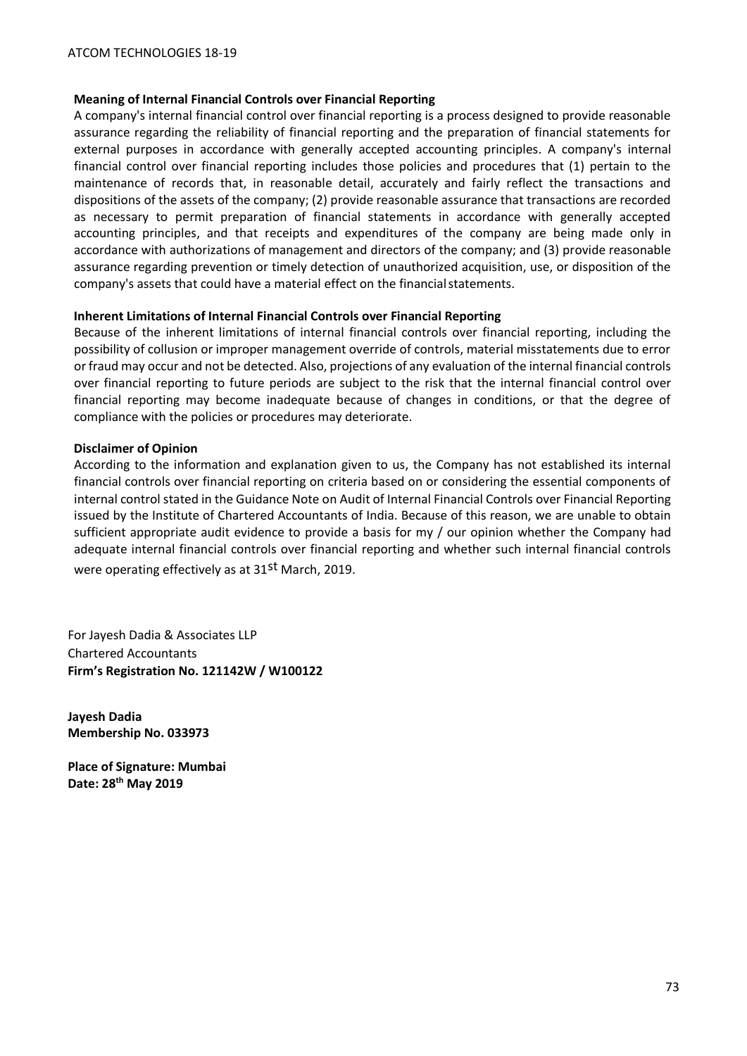**Meaning of Internal Financial Controls over Financial Reporting**

A company's internal financial control over financial reporting is a process designed to provide reasonable assurance regarding the reliability of financial reporting and the preparation of financial statements for external purposes in accordance with generally accepted accounting principles. A company's internal financial control over financial reporting includes those policies and procedures that (1) pertain to the maintenance of records that, in reasonable detail, accurately and fairly reflect the transactions and dispositions of the assets of the company; (2) provide reasonable assurance that transactions are recorded as necessary to permit preparation of financial statements in accordance with generally accepted accounting principles, and that receipts and expenditures of the company are being made only in accordance with authorizations of management and directors of the company; and (3) provide reasonable assurance regarding prevention or timely detection of unauthorized acquisition, use, or disposition of the company's assets that could have a material effect on the financial statements.

**Inherent Limitations of Internal Financial Controls over Financial Reporting**

Because of the inherent limitations of internal financial controls over financial reporting, including the possibility of collusion or improper management override of controls, material misstatements due to error or fraud may occur and not be detected. Also, projections of any evaluation of the internal financial controls over financial reporting to future periods are subject to the risk that the internal financial control over financial reporting may become inadequate because of changes in conditions, or that the degree of compliance with the policies or procedures may deteriorate.

**Disclaimer of Opinion**

According to the information and explanation given to us, the Company has not established its internal financial controls over financial reporting on criteria based on or considering the essential components of internal control stated in the Guidance Note on Audit of Internal Financial Controls over Financial Reporting issued by the Institute of Chartered Accountants of India. Because of this reason, we are unable to obtain sufficient appropriate audit evidence to provide a basis for my / our opinion whether the Company had adequate internal financial controls over financial reporting and whether such internal financial controls were operating effectively as at 31st March, 2019.

For Jayesh Dadia & Associates LLP
Chartered Accountants
**Firm's Registration No. 121142W / W100122**

**Jayesh Dadia**
**Membership No. 033973**

**Place of Signature: Mumbai**
**Date: 28th May 2019**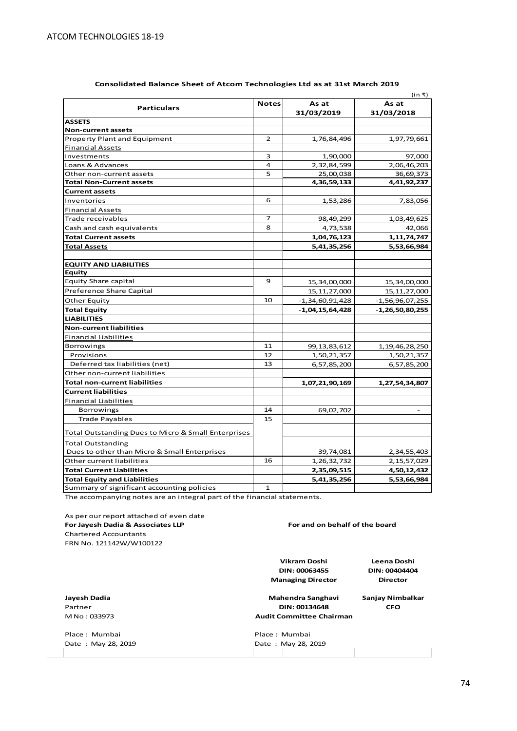ATCOM TECHNOLOGIES 18-19

## Consolidated Balance Sheet of Atcom Technologies Ltd as at 31st March 2019

(in ₹)

| Particulars | Notes | As at 31/03/2019 | As at 31/03/2018 |
|---|---|---|---|
| **ASSETS** | | | |
| **Non-current assets** | | | |
| Property Plant and Equipment | 2 | 1,76,84,496 | 1,97,79,661 |
| Financial Assets | | | |
| Investments | 3 | 1,90,000 | 97,000 |
| Loans & Advances | 4 | 2,32,84,599 | 2,06,46,203 |
| Other non-current assets | 5 | 25,00,038 | 36,69,373 |
| **Total Non-Current assets** | | **4,36,59,133** | **4,41,92,237** |
| **Current assets** | | | |
| Inventories | 6 | 1,53,286 | 7,83,056 |
| Financial Assets | | | |
| Trade receivables | 7 | 98,49,299 | 1,03,49,625 |
| Cash and cash equivalents | 8 | 4,73,538 | 42,066 |
| **Total Current assets** | | **1,04,76,123** | **1,11,74,747** |
| **Total Assets** | | **5,41,35,256** | **5,53,66,984** |
| | | | |
| **EQUITY AND LIABILITIES** | | | |
| **Equity** | | | |
| Equity Share capital | 9 | 15,34,00,000 | 15,34,00,000 |
| Preference Share Capital | | 15,11,27,000 | 15,11,27,000 |
| Other Equity | 10 | -1,34,60,91,428 | -1,56,96,07,255 |
| **Total Equity** | | **-1,04,15,64,428** | **-1,26,50,80,255** |
| **LIABILITIES** | | | |
| **Non-current liabilities** | | | |
| Financial Liabilities | | | |
| Borrowings | 11 | 99,13,83,612 | 1,19,46,28,250 |
| Provisions | 12 | 1,50,21,357 | 1,50,21,357 |
| Deferred tax liabilities (net) | 13 | 6,57,85,200 | 6,57,85,200 |
| Other non-current liabilities | | | |
| **Total non-current liabilities** | | **1,07,21,90,169** | **1,27,54,34,807** |
| **Current liabilities** | | | |
| Financial Liabilities | | | |
| Borrowings | 14 | 69,02,702 | - |
| Trade Payables | 15 | | |
| Total Outstanding Dues to Micro & Small Enterprises | | | |
| Total Outstanding Dues to other than Micro & Small Enterprises | | 39,74,081 | 2,34,55,403 |
| Other current liabilities | 16 | 1,26,32,732 | 2,15,57,029 |
| **Total Current Liabilities** | | **2,35,09,515** | **4,50,12,432** |
| **Total Equity and Liabilities** | | **5,41,35,256** | **5,53,66,984** |
| Summary of significant accounting policies | 1 | | |

The accompanying notes are an integral part of the financial statements.

As per our report attached of even date
**For Jayesh Dadia & Associates LLP**
Chartered Accountants
FRN No. 121142W/W100122

**For and on behalf of the board**

**Vikram Doshi**
**DIN: 00063455**
**Managing Director**

**Leena Doshi**
**DIN: 00404404**
**Director**

**Jayesh Dadia**
Partner
M No : 033973

**Mahendra Sanghavi**
**DIN: 00134648**
**Audit Committee Chairman**

**Sanjay Nimbalkar**
**CFO**

Place : Mumbai
Date : May 28, 2019

Place : Mumbai
Date : May 28, 2019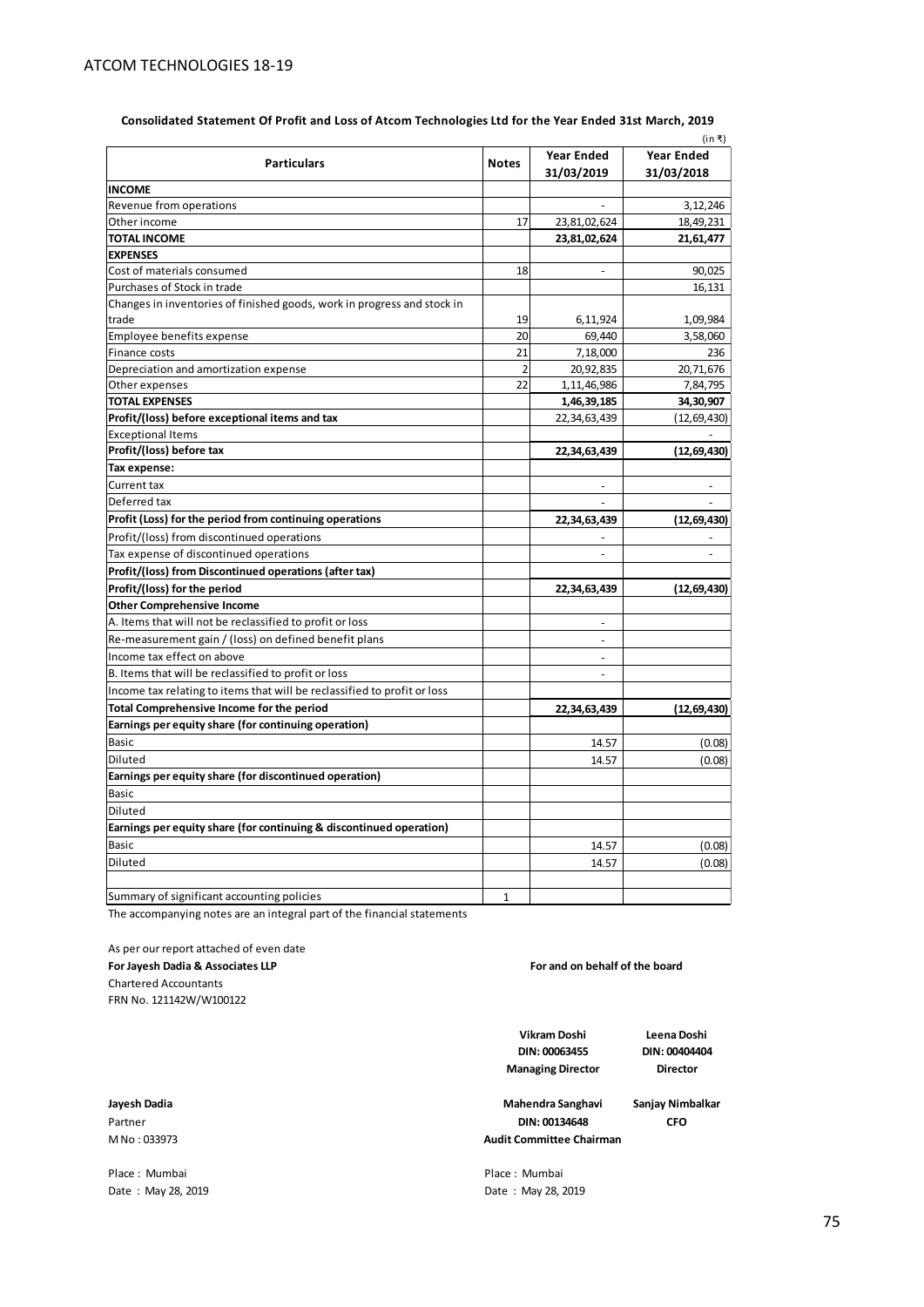## Consolidated Statement Of Profit and Loss of Atcom Technologies Ltd for the Year Ended 31st March, 2019

(in ₹)

| Particulars | Notes | Year Ended 31/03/2019 | Year Ended 31/03/2018 |
|---|---|---|---|
| **INCOME** | | | |
| Revenue from operations | | - | 3,12,246 |
| Other income | 17 | 23,81,02,624 | 18,49,231 |
| **TOTAL INCOME** | | **23,81,02,624** | **21,61,477** |
| **EXPENSES** | | | |
| Cost of materials consumed | 18 | - | 90,025 |
| Purchases of Stock in trade | | | 16,131 |
| Changes in inventories of finished goods, work in progress and stock in trade | 19 | 6,11,924 | 1,09,984 |
| Employee benefits expense | 20 | 69,440 | 3,58,060 |
| Finance costs | 21 | 7,18,000 | 236 |
| Depreciation and amortization expense | 2 | 20,92,835 | 20,71,676 |
| Other expenses | 22 | 1,11,46,986 | 7,84,795 |
| **TOTAL EXPENSES** | | **1,46,39,185** | **34,30,907** |
| **Profit/(loss) before exceptional items and tax** | | 22,34,63,439 | (12,69,430) |
| Exceptional Items | | | - |
| **Profit/(loss) before tax** | | **22,34,63,439** | **(12,69,430)** |
| **Tax expense:** | | | |
| Current tax | | - | - |
| Deferred tax | | - | - |
| **Profit (Loss) for the period from continuing operations** | | **22,34,63,439** | **(12,69,430)** |
| Profit/(loss) from discontinued operations | | - | - |
| Tax expense of discontinued operations | | - | - |
| **Profit/(loss) from Discontinued operations (after tax)** | | | |
| **Profit/(loss) for the period** | | **22,34,63,439** | **(12,69,430)** |
| **Other Comprehensive Income** | | | |
| A. Items that will not be reclassified to profit or loss | | - | |
| Re-measurement gain / (loss) on defined benefit plans | | - | |
| Income tax effect on above | | - | |
| B. Items that will be reclassified to profit or loss | | - | |
| Income tax relating to items that will be reclassified to profit or loss | | | |
| **Total Comprehensive Income for the period** | | **22,34,63,439** | **(12,69,430)** |
| **Earnings per equity share (for continuing operation)** | | | |
| Basic | | 14.57 | (0.08) |
| Diluted | | 14.57 | (0.08) |
| **Earnings per equity share (for discontinued operation)** | | | |
| Basic | | | |
| Diluted | | | |
| **Earnings per equity share (for continuing & discontinued operation)** | | | |
| Basic | | 14.57 | (0.08) |
| Diluted | | 14.57 | (0.08) |
| Summary of significant accounting policies | 1 | | |

The accompanying notes are an integral part of the financial statements

As per our report attached of even date

**For Jayesh Dadia & Associates LLP**
Chartered Accountants
FRN No. 121142W/W100122

**For and on behalf of the board**

**Vikram Doshi**
**DIN: 00063455**
**Managing Director**

**Leena Doshi**
**DIN: 00404404**
**Director**

**Jayesh Dadia**
Partner
M No : 033973

**Mahendra Sanghavi**
**DIN: 00134648**
**Audit Committee Chairman**

**Sanjay Nimbalkar**
**CFO**

Place : Mumbai
Date : May 28, 2019

Place : Mumbai
Date : May 28, 2019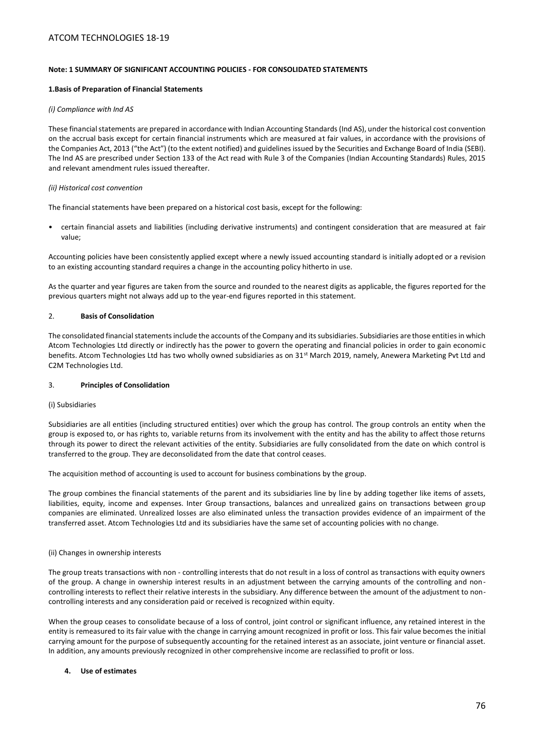### Note: 1 SUMMARY OF SIGNIFICANT ACCOUNTING POLICIES - FOR CONSOLIDATED STATEMENTS

#### 1.Basis of Preparation of Financial Statements

*(i) Compliance with Ind AS*

These financial statements are prepared in accordance with Indian Accounting Standards (Ind AS), under the historical cost convention on the accrual basis except for certain financial instruments which are measured at fair values, in accordance with the provisions of the Companies Act, 2013 ("the Act") (to the extent notified) and guidelines issued by the Securities and Exchange Board of India (SEBI). The Ind AS are prescribed under Section 133 of the Act read with Rule 3 of the Companies (Indian Accounting Standards) Rules, 2015 and relevant amendment rules issued thereafter.

*(ii) Historical cost convention*

The financial statements have been prepared on a historical cost basis, except for the following:

- certain financial assets and liabilities (including derivative instruments) and contingent consideration that are measured at fair value;

Accounting policies have been consistently applied except where a newly issued accounting standard is initially adopted or a revision to an existing accounting standard requires a change in the accounting policy hitherto in use.

As the quarter and year figures are taken from the source and rounded to the nearest digits as applicable, the figures reported for the previous quarters might not always add up to the year-end figures reported in this statement.

#### 2. Basis of Consolidation

The consolidated financial statements include the accounts of the Company and its subsidiaries. Subsidiaries are those entities in which Atcom Technologies Ltd directly or indirectly has the power to govern the operating and financial policies in order to gain economic benefits. Atcom Technologies Ltd has two wholly owned subsidiaries as on 31st March 2019, namely, Anewera Marketing Pvt Ltd and C2M Technologies Ltd.

#### 3. Principles of Consolidation

(i) Subsidiaries

Subsidiaries are all entities (including structured entities) over which the group has control. The group controls an entity when the group is exposed to, or has rights to, variable returns from its involvement with the entity and has the ability to affect those returns through its power to direct the relevant activities of the entity. Subsidiaries are fully consolidated from the date on which control is transferred to the group. They are deconsolidated from the date that control ceases.

The acquisition method of accounting is used to account for business combinations by the group.

The group combines the financial statements of the parent and its subsidiaries line by line by adding together like items of assets, liabilities, equity, income and expenses. Inter Group transactions, balances and unrealized gains on transactions between group companies are eliminated. Unrealized losses are also eliminated unless the transaction provides evidence of an impairment of the transferred asset. Atcom Technologies Ltd and its subsidiaries have the same set of accounting policies with no change.

(ii) Changes in ownership interests

The group treats transactions with non - controlling interests that do not result in a loss of control as transactions with equity owners of the group. A change in ownership interest results in an adjustment between the carrying amounts of the controlling and non-controlling interests to reflect their relative interests in the subsidiary. Any difference between the amount of the adjustment to non-controlling interests and any consideration paid or received is recognized within equity.

When the group ceases to consolidate because of a loss of control, joint control or significant influence, any retained interest in the entity is remeasured to its fair value with the change in carrying amount recognized in profit or loss. This fair value becomes the initial carrying amount for the purpose of subsequently accounting for the retained interest as an associate, joint venture or financial asset. In addition, any amounts previously recognized in other comprehensive income are reclassified to profit or loss.

#### 4. Use of estimates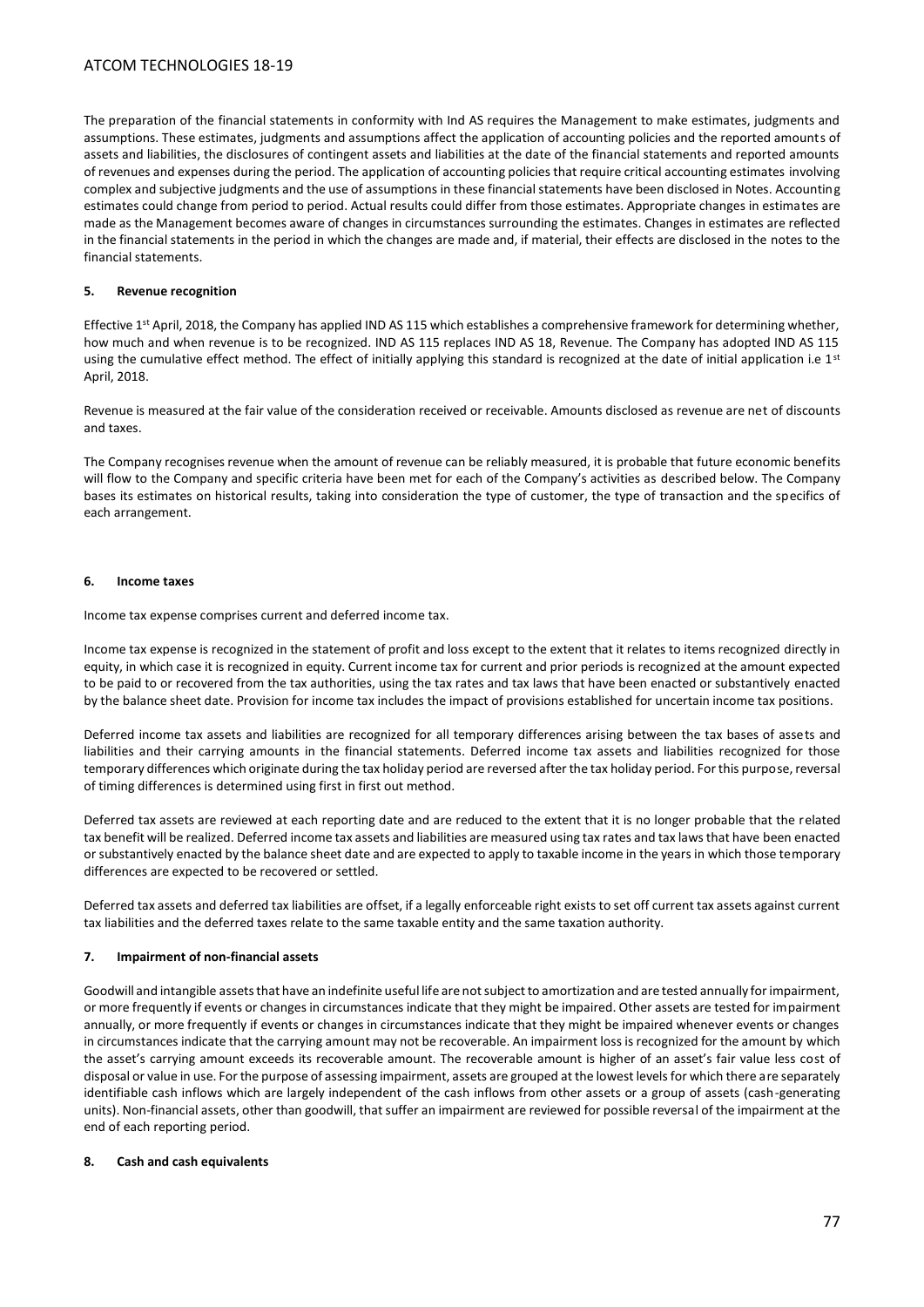The preparation of the financial statements in conformity with Ind AS requires the Management to make estimates, judgments and assumptions. These estimates, judgments and assumptions affect the application of accounting policies and the reported amounts of assets and liabilities, the disclosures of contingent assets and liabilities at the date of the financial statements and reported amounts of revenues and expenses during the period. The application of accounting policies that require critical accounting estimates involving complex and subjective judgments and the use of assumptions in these financial statements have been disclosed in Notes. Accounting estimates could change from period to period. Actual results could differ from those estimates. Appropriate changes in estimates are made as the Management becomes aware of changes in circumstances surrounding the estimates. Changes in estimates are reflected in the financial statements in the period in which the changes are made and, if material, their effects are disclosed in the notes to the financial statements.

#### 5. Revenue recognition

Effective 1st April, 2018, the Company has applied IND AS 115 which establishes a comprehensive framework for determining whether, how much and when revenue is to be recognized. IND AS 115 replaces IND AS 18, Revenue. The Company has adopted IND AS 115 using the cumulative effect method. The effect of initially applying this standard is recognized at the date of initial application i.e 1st April, 2018.

Revenue is measured at the fair value of the consideration received or receivable. Amounts disclosed as revenue are net of discounts and taxes.

The Company recognises revenue when the amount of revenue can be reliably measured, it is probable that future economic benefits will flow to the Company and specific criteria have been met for each of the Company's activities as described below. The Company bases its estimates on historical results, taking into consideration the type of customer, the type of transaction and the specifics of each arrangement.

#### 6. Income taxes

Income tax expense comprises current and deferred income tax.

Income tax expense is recognized in the statement of profit and loss except to the extent that it relates to items recognized directly in equity, in which case it is recognized in equity. Current income tax for current and prior periods is recognized at the amount expected to be paid to or recovered from the tax authorities, using the tax rates and tax laws that have been enacted or substantively enacted by the balance sheet date. Provision for income tax includes the impact of provisions established for uncertain income tax positions.

Deferred income tax assets and liabilities are recognized for all temporary differences arising between the tax bases of assets and liabilities and their carrying amounts in the financial statements. Deferred income tax assets and liabilities recognized for those temporary differences which originate during the tax holiday period are reversed after the tax holiday period. For this purpose, reversal of timing differences is determined using first in first out method.

Deferred tax assets are reviewed at each reporting date and are reduced to the extent that it is no longer probable that the related tax benefit will be realized. Deferred income tax assets and liabilities are measured using tax rates and tax laws that have been enacted or substantively enacted by the balance sheet date and are expected to apply to taxable income in the years in which those temporary differences are expected to be recovered or settled.

Deferred tax assets and deferred tax liabilities are offset, if a legally enforceable right exists to set off current tax assets against current tax liabilities and the deferred taxes relate to the same taxable entity and the same taxation authority.

#### 7. Impairment of non-financial assets

Goodwill and intangible assets that have an indefinite useful life are not subject to amortization and are tested annually for impairment, or more frequently if events or changes in circumstances indicate that they might be impaired. Other assets are tested for impairment annually, or more frequently if events or changes in circumstances indicate that they might be impaired whenever events or changes in circumstances indicate that the carrying amount may not be recoverable. An impairment loss is recognized for the amount by which the asset's carrying amount exceeds its recoverable amount. The recoverable amount is higher of an asset's fair value less cost of disposal or value in use. For the purpose of assessing impairment, assets are grouped at the lowest levels for which there are separately identifiable cash inflows which are largely independent of the cash inflows from other assets or a group of assets (cash-generating units). Non-financial assets, other than goodwill, that suffer an impairment are reviewed for possible reversal of the impairment at the end of each reporting period.

#### 8. Cash and cash equivalents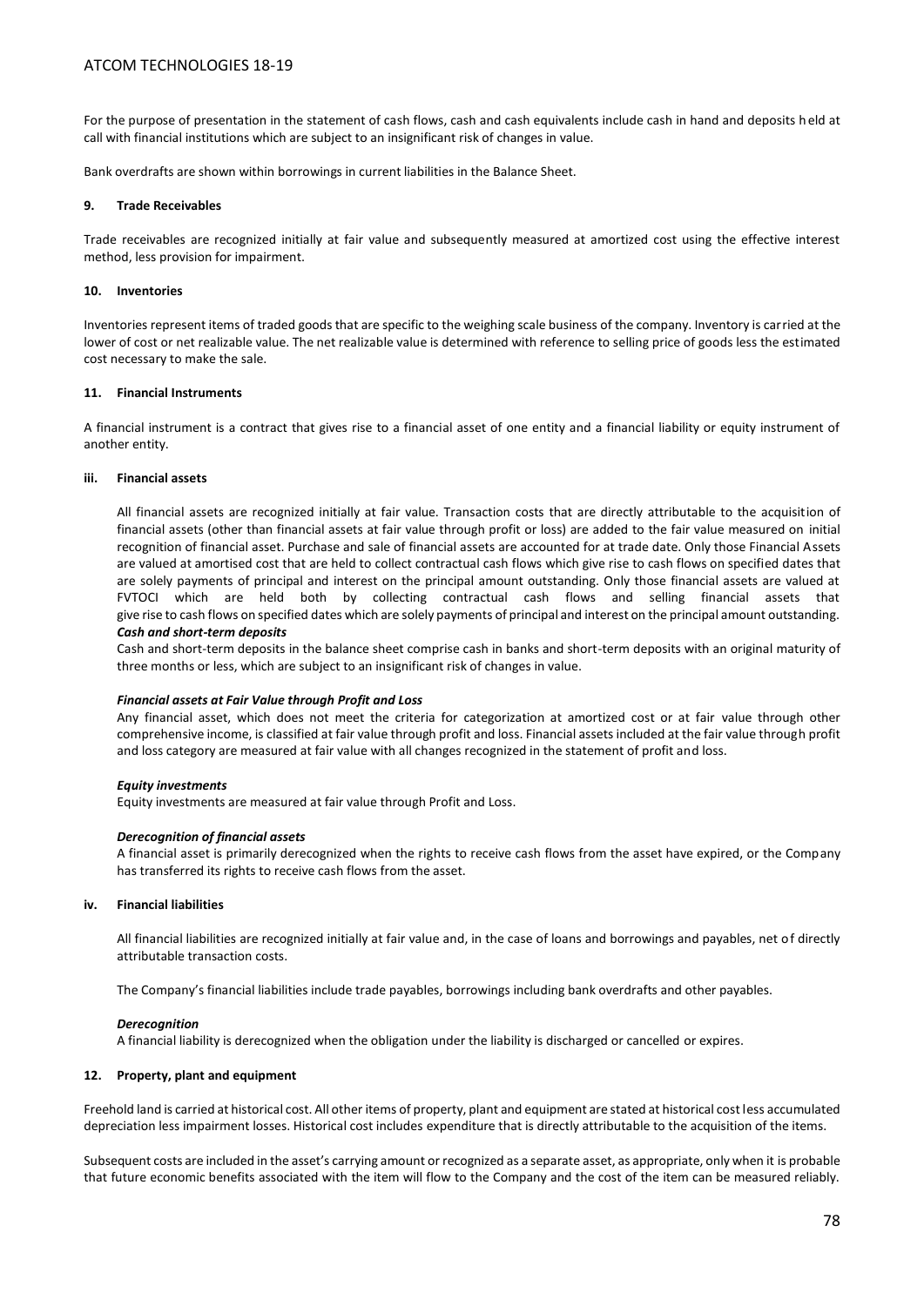For the purpose of presentation in the statement of cash flows, cash and cash equivalents include cash in hand and deposits held at call with financial institutions which are subject to an insignificant risk of changes in value.

Bank overdrafts are shown within borrowings in current liabilities in the Balance Sheet.

**9. Trade Receivables**

Trade receivables are recognized initially at fair value and subsequently measured at amortized cost using the effective interest method, less provision for impairment.

**10. Inventories**

Inventories represent items of traded goods that are specific to the weighing scale business of the company. Inventory is carried at the lower of cost or net realizable value. The net realizable value is determined with reference to selling price of goods less the estimated cost necessary to make the sale.

**11. Financial Instruments**

A financial instrument is a contract that gives rise to a financial asset of one entity and a financial liability or equity instrument of another entity.

**iii. Financial assets**

All financial assets are recognized initially at fair value. Transaction costs that are directly attributable to the acquisition of financial assets (other than financial assets at fair value through profit or loss) are added to the fair value measured on initial recognition of financial asset. Purchase and sale of financial assets are accounted for at trade date. Only those Financial Assets are valued at amortised cost that are held to collect contractual cash flows which give rise to cash flows on specified dates that are solely payments of principal and interest on the principal amount outstanding. Only those financial assets are valued at FVTOCI which are held both by collecting contractual cash flows and selling financial assets that give rise to cash flows on specified dates which are solely payments of principal and interest on the principal amount outstanding.

***Cash and short-term deposits***

Cash and short-term deposits in the balance sheet comprise cash in banks and short-term deposits with an original maturity of three months or less, which are subject to an insignificant risk of changes in value.

***Financial assets at Fair Value through Profit and Loss***

Any financial asset, which does not meet the criteria for categorization at amortized cost or at fair value through other comprehensive income, is classified at fair value through profit and loss. Financial assets included at the fair value through profit and loss category are measured at fair value with all changes recognized in the statement of profit and loss.

***Equity investments***

Equity investments are measured at fair value through Profit and Loss.

***Derecognition of financial assets***

A financial asset is primarily derecognized when the rights to receive cash flows from the asset have expired, or the Company has transferred its rights to receive cash flows from the asset.

**iv. Financial liabilities**

All financial liabilities are recognized initially at fair value and, in the case of loans and borrowings and payables, net of directly attributable transaction costs.

The Company's financial liabilities include trade payables, borrowings including bank overdrafts and other payables.

***Derecognition***

A financial liability is derecognized when the obligation under the liability is discharged or cancelled or expires.

**12. Property, plant and equipment**

Freehold land is carried at historical cost. All other items of property, plant and equipment are stated at historical cost less accumulated depreciation less impairment losses. Historical cost includes expenditure that is directly attributable to the acquisition of the items.

Subsequent costs are included in the asset's carrying amount or recognized as a separate asset, as appropriate, only when it is probable that future economic benefits associated with the item will flow to the Company and the cost of the item can be measured reliably.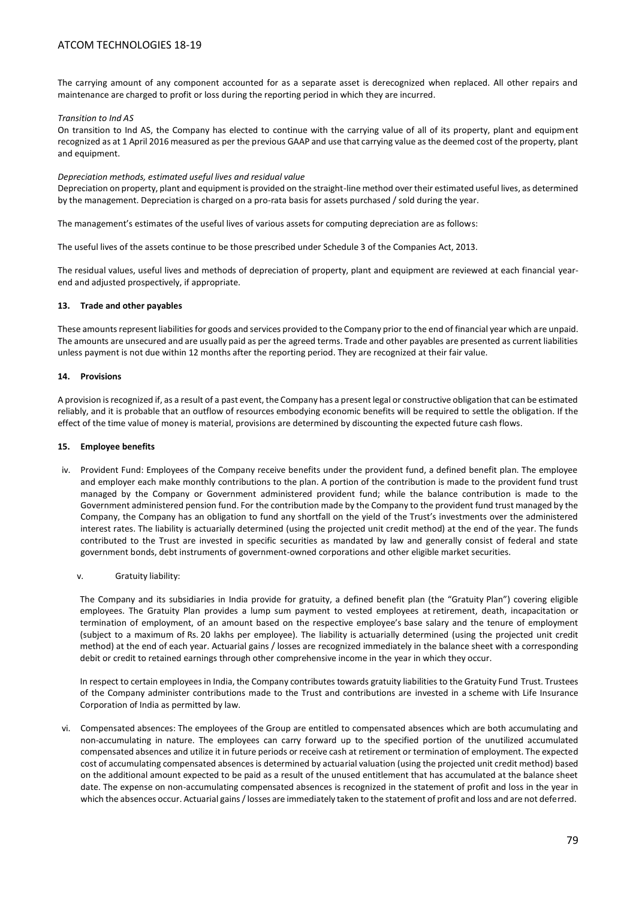The carrying amount of any component accounted for as a separate asset is derecognized when replaced. All other repairs and maintenance are charged to profit or loss during the reporting period in which they are incurred.

*Transition to Ind AS*

On transition to Ind AS, the Company has elected to continue with the carrying value of all of its property, plant and equipment recognized as at 1 April 2016 measured as per the previous GAAP and use that carrying value as the deemed cost of the property, plant and equipment.

*Depreciation methods, estimated useful lives and residual value*

Depreciation on property, plant and equipment is provided on the straight-line method over their estimated useful lives, as determined by the management. Depreciation is charged on a pro-rata basis for assets purchased / sold during the year.

The management's estimates of the useful lives of various assets for computing depreciation are as follows:

The useful lives of the assets continue to be those prescribed under Schedule 3 of the Companies Act, 2013.

The residual values, useful lives and methods of depreciation of property, plant and equipment are reviewed at each financial year-end and adjusted prospectively, if appropriate.

**13. Trade and other payables**

These amounts represent liabilities for goods and services provided to the Company prior to the end of financial year which are unpaid. The amounts are unsecured and are usually paid as per the agreed terms. Trade and other payables are presented as current liabilities unless payment is not due within 12 months after the reporting period. They are recognized at their fair value.

**14. Provisions**

A provision is recognized if, as a result of a past event, the Company has a present legal or constructive obligation that can be estimated reliably, and it is probable that an outflow of resources embodying economic benefits will be required to settle the obligation. If the effect of the time value of money is material, provisions are determined by discounting the expected future cash flows.

**15. Employee benefits**

iv. Provident Fund: Employees of the Company receive benefits under the provident fund, a defined benefit plan. The employee and employer each make monthly contributions to the plan. A portion of the contribution is made to the provident fund trust managed by the Company or Government administered provident fund; while the balance contribution is made to the Government administered pension fund. For the contribution made by the Company to the provident fund trust managed by the Company, the Company has an obligation to fund any shortfall on the yield of the Trust's investments over the administered interest rates. The liability is actuarially determined (using the projected unit credit method) at the end of the year. The funds contributed to the Trust are invested in specific securities as mandated by law and generally consist of federal and state government bonds, debt instruments of government-owned corporations and other eligible market securities.

v. Gratuity liability:

The Company and its subsidiaries in India provide for gratuity, a defined benefit plan (the "Gratuity Plan") covering eligible employees. The Gratuity Plan provides a lump sum payment to vested employees at retirement, death, incapacitation or termination of employment, of an amount based on the respective employee's base salary and the tenure of employment (subject to a maximum of Rs. 20 lakhs per employee). The liability is actuarially determined (using the projected unit credit method) at the end of each year. Actuarial gains / losses are recognized immediately in the balance sheet with a corresponding debit or credit to retained earnings through other comprehensive income in the year in which they occur.

In respect to certain employees in India, the Company contributes towards gratuity liabilities to the Gratuity Fund Trust. Trustees of the Company administer contributions made to the Trust and contributions are invested in a scheme with Life Insurance Corporation of India as permitted by law.

vi. Compensated absences: The employees of the Group are entitled to compensated absences which are both accumulating and non-accumulating in nature. The employees can carry forward up to the specified portion of the unutilized accumulated compensated absences and utilize it in future periods or receive cash at retirement or termination of employment. The expected cost of accumulating compensated absences is determined by actuarial valuation (using the projected unit credit method) based on the additional amount expected to be paid as a result of the unused entitlement that has accumulated at the balance sheet date. The expense on non-accumulating compensated absences is recognized in the statement of profit and loss in the year in which the absences occur. Actuarial gains / losses are immediately taken to the statement of profit and loss and are not deferred.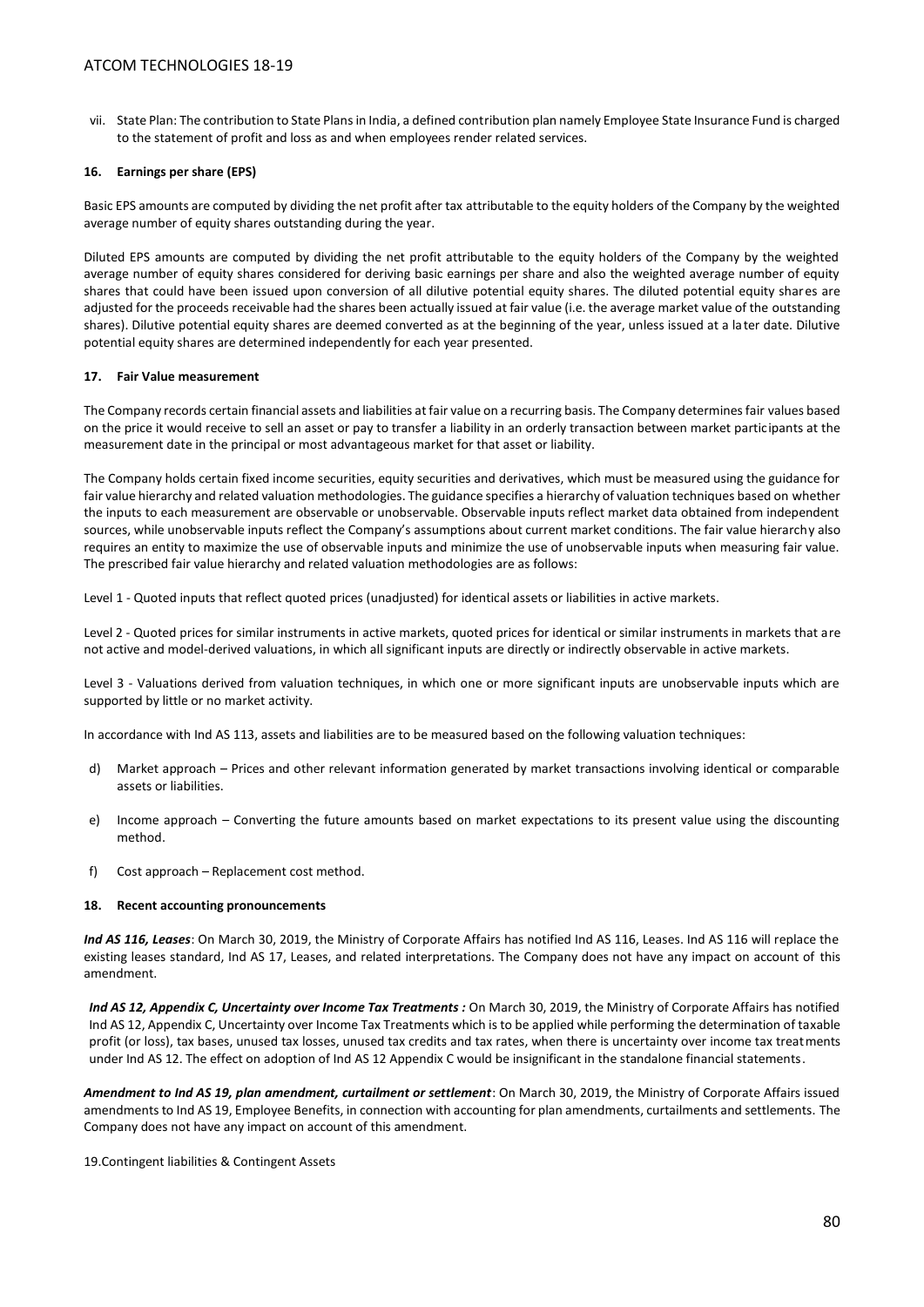vii. State Plan: The contribution to State Plans in India, a defined contribution plan namely Employee State Insurance Fund is charged to the statement of profit and loss as and when employees render related services.

**16. Earnings per share (EPS)**

Basic EPS amounts are computed by dividing the net profit after tax attributable to the equity holders of the Company by the weighted average number of equity shares outstanding during the year.

Diluted EPS amounts are computed by dividing the net profit attributable to the equity holders of the Company by the weighted average number of equity shares considered for deriving basic earnings per share and also the weighted average number of equity shares that could have been issued upon conversion of all dilutive potential equity shares. The diluted potential equity shares are adjusted for the proceeds receivable had the shares been actually issued at fair value (i.e. the average market value of the outstanding shares). Dilutive potential equity shares are deemed converted as at the beginning of the year, unless issued at a later date. Dilutive potential equity shares are determined independently for each year presented.

**17. Fair Value measurement**

The Company records certain financial assets and liabilities at fair value on a recurring basis. The Company determines fair values based on the price it would receive to sell an asset or pay to transfer a liability in an orderly transaction between market participants at the measurement date in the principal or most advantageous market for that asset or liability.

The Company holds certain fixed income securities, equity securities and derivatives, which must be measured using the guidance for fair value hierarchy and related valuation methodologies. The guidance specifies a hierarchy of valuation techniques based on whether the inputs to each measurement are observable or unobservable. Observable inputs reflect market data obtained from independent sources, while unobservable inputs reflect the Company's assumptions about current market conditions. The fair value hierarchy also requires an entity to maximize the use of observable inputs and minimize the use of unobservable inputs when measuring fair value. The prescribed fair value hierarchy and related valuation methodologies are as follows:

Level 1 - Quoted inputs that reflect quoted prices (unadjusted) for identical assets or liabilities in active markets.

Level 2 - Quoted prices for similar instruments in active markets, quoted prices for identical or similar instruments in markets that are not active and model-derived valuations, in which all significant inputs are directly or indirectly observable in active markets.

Level 3 - Valuations derived from valuation techniques, in which one or more significant inputs are unobservable inputs which are supported by little or no market activity.

In accordance with Ind AS 113, assets and liabilities are to be measured based on the following valuation techniques:

d) Market approach – Prices and other relevant information generated by market transactions involving identical or comparable assets or liabilities.

e) Income approach – Converting the future amounts based on market expectations to its present value using the discounting method.

f) Cost approach – Replacement cost method.

**18. Recent accounting pronouncements**

***Ind AS 116, Leases***: On March 30, 2019, the Ministry of Corporate Affairs has notified Ind AS 116, Leases. Ind AS 116 will replace the existing leases standard, Ind AS 17, Leases, and related interpretations. The Company does not have any impact on account of this amendment.

***Ind AS 12, Appendix C, Uncertainty over Income Tax Treatments :*** On March 30, 2019, the Ministry of Corporate Affairs has notified Ind AS 12, Appendix C, Uncertainty over Income Tax Treatments which is to be applied while performing the determination of taxable profit (or loss), tax bases, unused tax losses, unused tax credits and tax rates, when there is uncertainty over income tax treatments under Ind AS 12. The effect on adoption of Ind AS 12 Appendix C would be insignificant in the standalone financial statements.

***Amendment to Ind AS 19, plan amendment, curtailment or settlement***: On March 30, 2019, the Ministry of Corporate Affairs issued amendments to Ind AS 19, Employee Benefits, in connection with accounting for plan amendments, curtailments and settlements. The Company does not have any impact on account of this amendment.

19.Contingent liabilities & Contingent Assets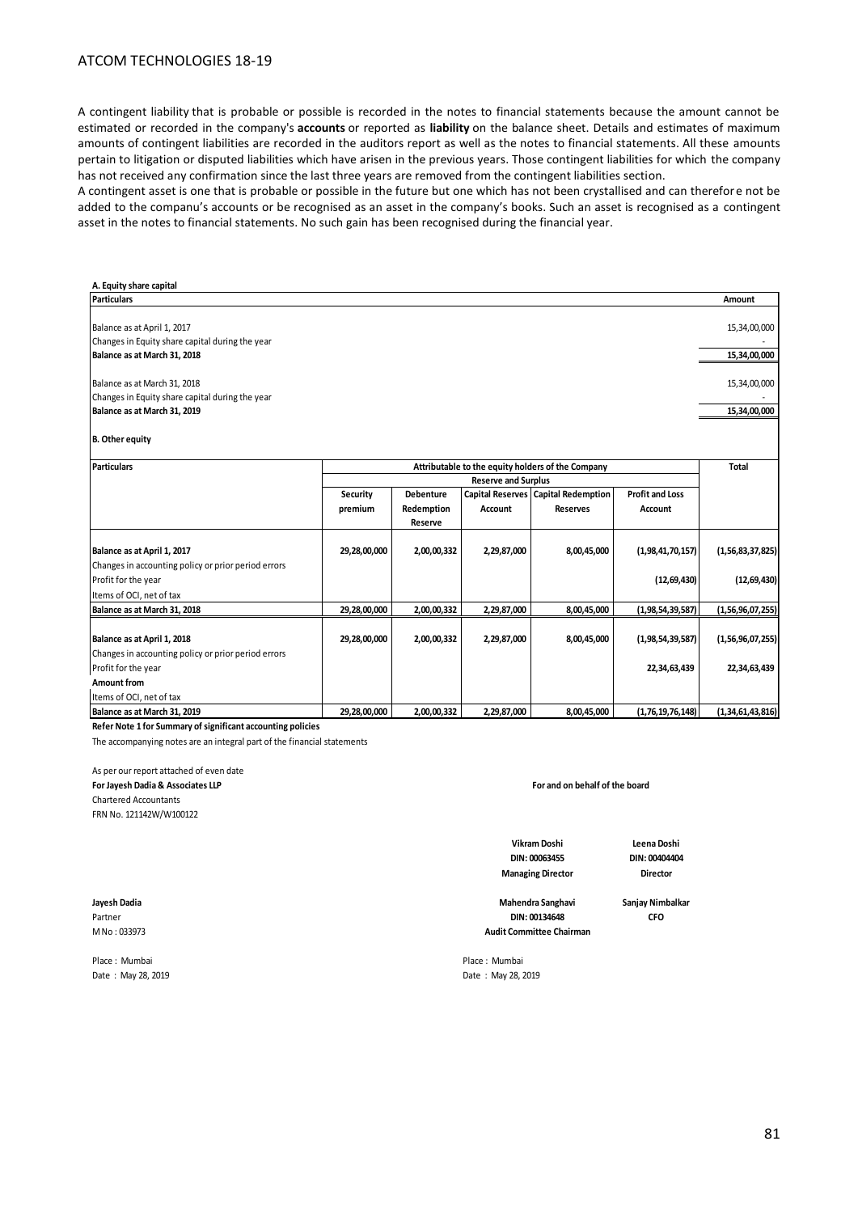A contingent liability that is probable or possible is recorded in the notes to financial statements because the amount cannot be estimated or recorded in the company's **accounts** or reported as **liability** on the balance sheet. Details and estimates of maximum amounts of contingent liabilities are recorded in the auditors report as well as the notes to financial statements. All these amounts pertain to litigation or disputed liabilities which have arisen in the previous years. Those contingent liabilities for which the company has not received any confirmation since the last three years are removed from the contingent liabilities section.

A contingent asset is one that is probable or possible in the future but one which has not been crystallised and can therefore not be added to the companu's accounts or be recognised as an asset in the company's books. Such an asset is recognised as a contingent asset in the notes to financial statements. No such gain has been recognised during the financial year.

**A. Equity share capital**

| Particulars | Amount |
|---|---|
| Balance as at April 1, 2017 | 15,34,00,000 |
| Changes in Equity share capital during the year | - |
| **Balance as at March 31, 2018** | **15,34,00,000** |
| Balance as at March 31, 2018 | 15,34,00,000 |
| Changes in Equity share capital during the year | - |
| **Balance as at March 31, 2019** | **15,34,00,000** |

**B. Other equity**

| Particulars | Attributable to the equity holders of the Company | | | | | Total |
|---|---|---|---|---|---|---|
| | Reserve and Surplus | | | | | |
| | Security premium | Debenture Redemption Reserve | Capital Reserves Account | Capital Redemption Reserves | Profit and Loss Account | |
| **Balance as at April 1, 2017** | **29,28,00,000** | **2,00,00,332** | **2,29,87,000** | **8,00,45,000** | **(1,98,41,70,157)** | **(1,56,83,37,825)** |
| Changes in accounting policy or prior period errors | | | | | | |
| Profit for the year | | | | | **(12,69,430)** | **(12,69,430)** |
| Items of OCI, net of tax | | | | | | |
| **Balance as at March 31, 2018** | **29,28,00,000** | **2,00,00,332** | **2,29,87,000** | **8,00,45,000** | **(1,98,54,39,587)** | **(1,56,96,07,255)** |
| **Balance as at April 1, 2018** | **29,28,00,000** | **2,00,00,332** | **2,29,87,000** | **8,00,45,000** | **(1,98,54,39,587)** | **(1,56,96,07,255)** |
| Changes in accounting policy or prior period errors | | | | | | |
| Profit for the year | | | | | **22,34,63,439** | **22,34,63,439** |
| **Amount from** | | | | | | |
| Items of OCI, net of tax | | | | | | |
| **Balance as at March 31, 2019** | **29,28,00,000** | **2,00,00,332** | **2,29,87,000** | **8,00,45,000** | **(1,76,19,76,148)** | **(1,34,61,43,816)** |

**Refer Note 1 for Summary of significant accounting policies**

The accompanying notes are an integral part of the financial statements

As per our report attached of even date
**For Jayesh Dadia & Associates LLP**
Chartered Accountants
FRN No. 121142W/W100122

**For and on behalf of the board**

**Vikram Doshi**
**DIN: 00063455**
**Managing Director**

**Leena Doshi**
**DIN: 00404404**
**Director**

**Jayesh Dadia**
Partner
M No : 033973

**Mahendra Sanghavi**
**DIN: 00134648**
**Audit Committee Chairman**

**Sanjay Nimbalkar**
**CFO**

Place : Mumbai
Date : May 28, 2019

Place : Mumbai
Date : May 28, 2019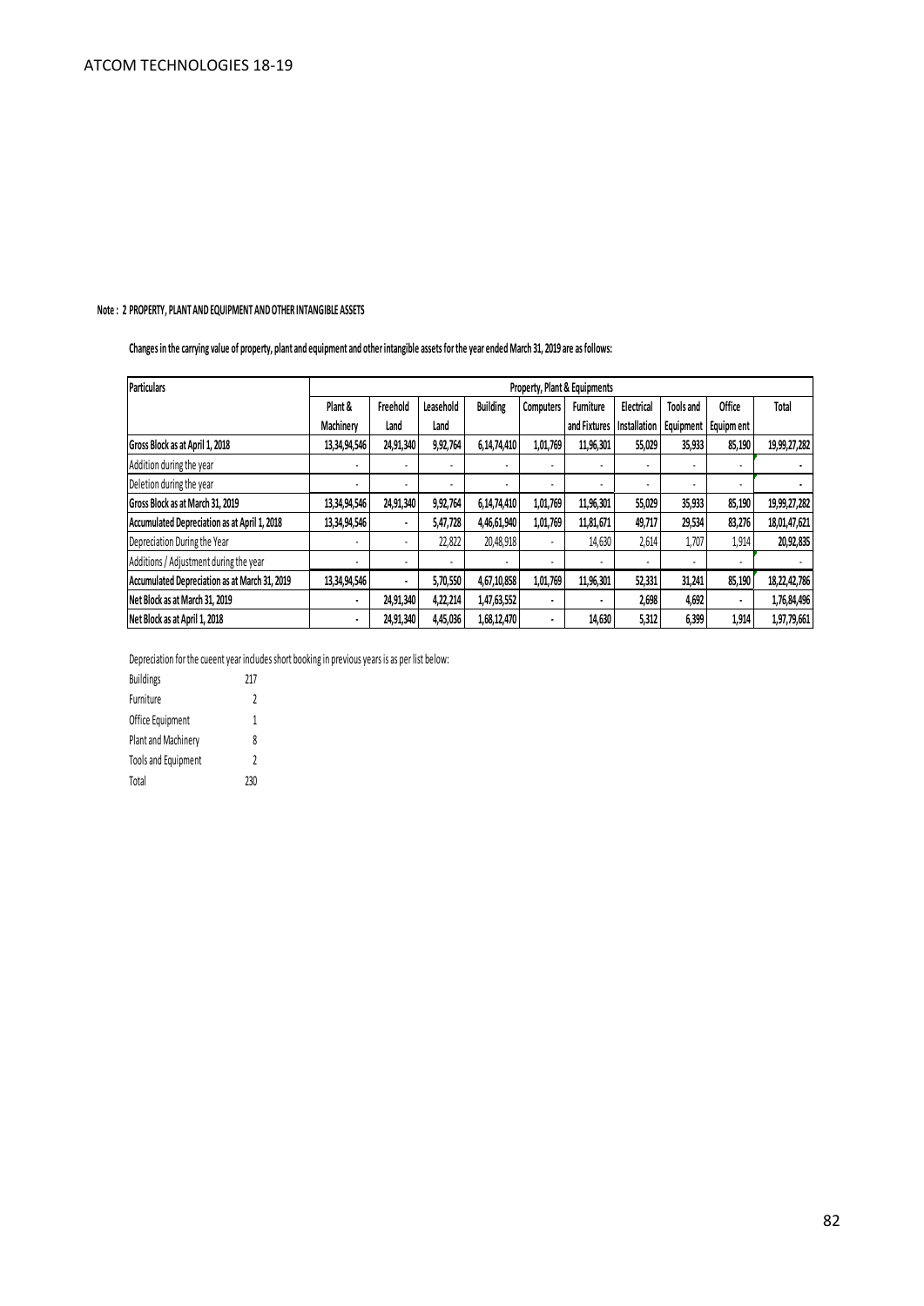ATCOM TECHNOLOGIES 18-19

**Note : 2 PROPERTY, PLANT AND EQUIPMENT AND OTHER INTANGIBLE ASSETS**

**Changes in the carrying value of property, plant and equipment and other intangible assets for the year ended March 31, 2019 are as follows:**

| Particulars | Property, Plant & Equipments | | | | | | | | | |
|---|---|---|---|---|---|---|---|---|---|---|
| | Plant & Machinery | Freehold Land | Leasehold Land | Building | Computers | Furniture and Fixtures | Electrical Installation | Tools and Equipment | Office Equipm ent | Total |
| **Gross Block as at April 1, 2018** | 13,34,94,546 | 24,91,340 | 9,92,764 | 6,14,74,410 | 1,01,769 | 11,96,301 | 55,029 | 35,933 | 85,190 | 19,99,27,282 |
| Addition during the year | - | - | - | - | - | - | - | - | - | - |
| Deletion during the year | - | - | - | - | - | - | - | - | - | - |
| **Gross Block as at March 31, 2019** | 13,34,94,546 | 24,91,340 | 9,92,764 | 6,14,74,410 | 1,01,769 | 11,96,301 | 55,029 | 35,933 | 85,190 | 19,99,27,282 |
| **Accumulated Depreciation as at April 1, 2018** | 13,34,94,546 | - | 5,47,728 | 4,46,61,940 | 1,01,769 | 11,81,671 | 49,717 | 29,534 | 83,276 | 18,01,47,621 |
| Depreciation During the Year | - | - | 22,822 | 20,48,918 | - | 14,630 | 2,614 | 1,707 | 1,914 | 20,92,835 |
| Additions / Adjustment during the year | - | - | - | - | - | - | - | - | - | - |
| **Accumulated Depreciation as at March 31, 2019** | 13,34,94,546 | - | 5,70,550 | 4,67,10,858 | 1,01,769 | 11,96,301 | 52,331 | 31,241 | 85,190 | 18,22,42,786 |
| **Net Block as at March 31, 2019** | - | 24,91,340 | 4,22,214 | 1,47,63,552 | - | - | 2,698 | 4,692 | - | 1,76,84,496 |
| **Net Block as at April 1, 2018** | - | 24,91,340 | 4,45,036 | 1,68,12,470 | - | 14,630 | 5,312 | 6,399 | 1,914 | 1,97,79,661 |

Depreciation for the cueent year includes short booking in previous years is as per list below:

| | |
|---|---|
| Buildings | 217 |
| Furniture | 2 |
| Office Equipment | 1 |
| Plant and Machinery | 8 |
| Tools and Equipment | 2 |
| Total | 230 |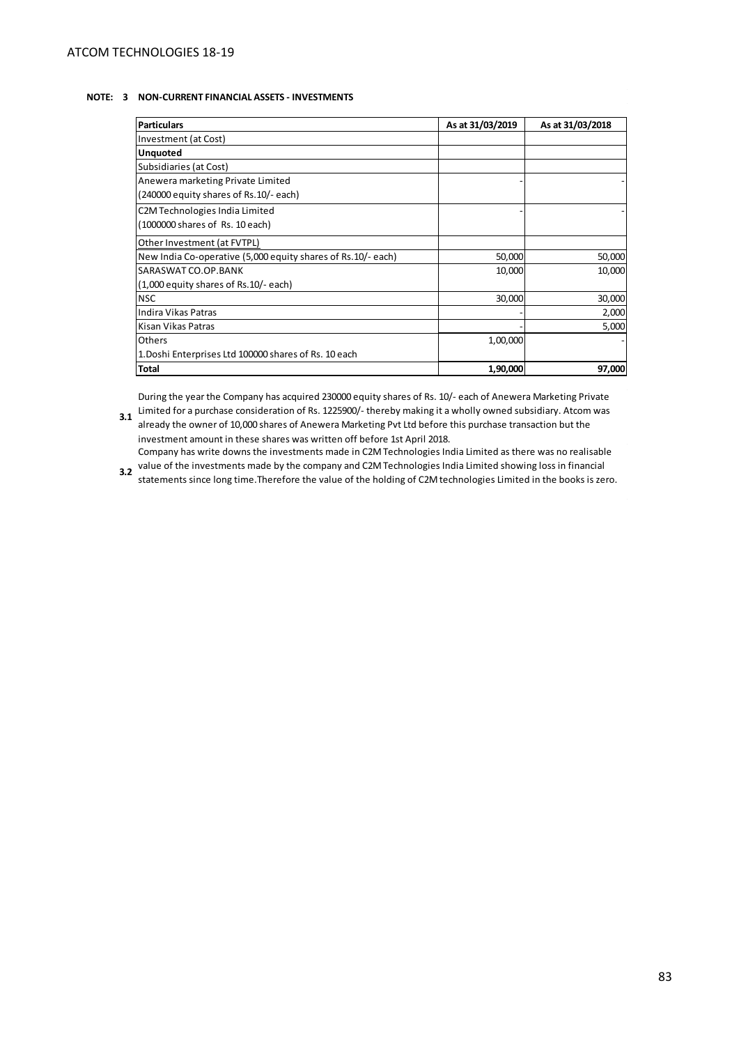**NOTE: 3 NON-CURRENT FINANCIAL ASSETS - INVESTMENTS**

| Particulars | As at 31/03/2019 | As at 31/03/2018 |
|---|---|---|
| Investment (at Cost) | | |
| **Unquoted** | | |
| Subsidiaries (at Cost) | | |
| Anewera marketing Private Limited<br>(240000 equity shares of Rs.10/- each) | - | - |
| C2M Technologies India Limited<br>(1000000 shares of Rs. 10 each) | - | - |
| Other Investment (at FVTPL) | | |
| New India Co-operative (5,000 equity shares of Rs.10/- each) | 50,000 | 50,000 |
| SARASWAT CO.OP.BANK<br>(1,000 equity shares of Rs.10/- each) | 10,000 | 10,000 |
| NSC | 30,000 | 30,000 |
| Indira Vikas Patras | - | 2,000 |
| Kisan Vikas Patras | - | 5,000 |
| Others<br>1.Doshi Enterprises Ltd 100000 shares of Rs. 10 each | 1,00,000 | - |
| **Total** | **1,90,000** | **97,000** |

**3.1** During the year the Company has acquired 230000 equity shares of Rs. 10/- each of Anewera Marketing Private Limited for a purchase consideration of Rs. 1225900/- thereby making it a wholly owned subsidiary. Atcom was already the owner of 10,000 shares of Anewera Marketing Pvt Ltd before this purchase transaction but the investment amount in these shares was written off before 1st April 2018.

**3.2** Company has write downs the investments made in C2M Technologies India Limited as there was no realisable value of the investments made by the company and C2M Technologies India Limited showing loss in financial statements since long time.Therefore the value of the holding of C2M technologies Limited in the books is zero.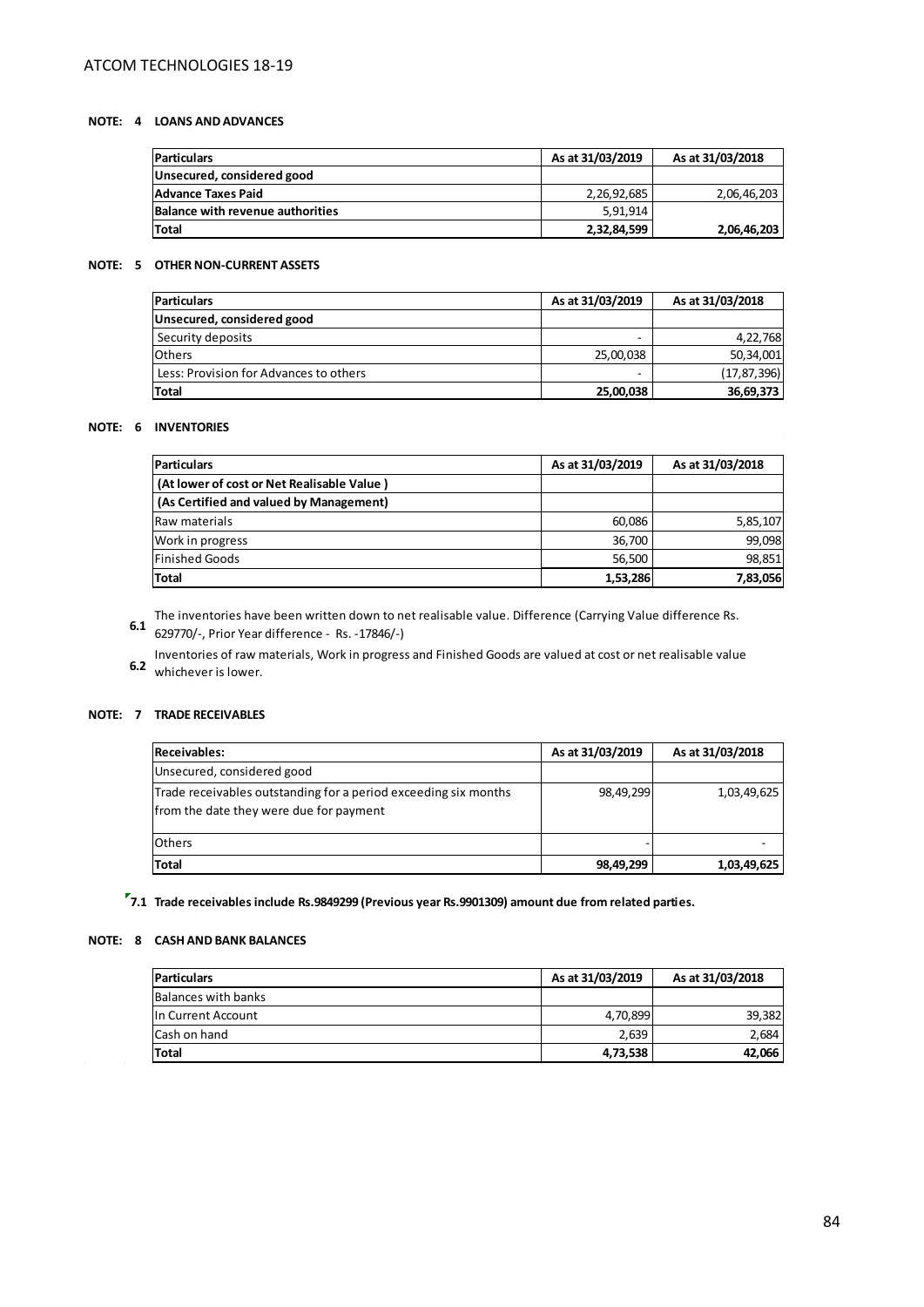### NOTE: 4 LOANS AND ADVANCES

| Particulars | As at 31/03/2019 | As at 31/03/2018 |
|---|---|---|
| **Unsecured, considered good** | | |
| **Advance Taxes Paid** | 2,26,92,685 | 2,06,46,203 |
| **Balance with revenue authorities** | 5,91,914 | |
| **Total** | **2,32,84,599** | **2,06,46,203** |

### NOTE: 5 OTHER NON-CURRENT ASSETS

| Particulars | As at 31/03/2019 | As at 31/03/2018 |
|---|---|---|
| **Unsecured, considered good** | | |
| Security deposits | - | 4,22,768 |
| Others | 25,00,038 | 50,34,001 |
| Less: Provision for Advances to others | - | (17,87,396) |
| **Total** | **25,00,038** | **36,69,373** |

### NOTE: 6 INVENTORIES

| Particulars | As at 31/03/2019 | As at 31/03/2018 |
|---|---|---|
| **(At lower of cost or Net Realisable Value )** | | |
| **(As Certified and valued by Management)** | | |
| Raw materials | 60,086 | 5,85,107 |
| Work in progress | 36,700 | 99,098 |
| Finished Goods | 56,500 | 98,851 |
| **Total** | **1,53,286** | **7,83,056** |

6.1 The inventories have been written down to net realisable value. Difference (Carrying Value difference Rs. 629770/-, Prior Year difference - Rs. -17846/-)

6.2 Inventories of raw materials, Work in progress and Finished Goods are valued at cost or net realisable value whichever is lower.

### NOTE: 7 TRADE RECEIVABLES

| Receivables: | As at 31/03/2019 | As at 31/03/2018 |
|---|---|---|
| Unsecured, considered good | | |
| Trade receivables outstanding for a period exceeding six months from the date they were due for payment | 98,49,299 | 1,03,49,625 |
| Others | - | - |
| **Total** | **98,49,299** | **1,03,49,625** |

**7.1 Trade receivables include Rs.9849299 (Previous year Rs.9901309) amount due from related parties.**

### NOTE: 8 CASH AND BANK BALANCES

| Particulars | As at 31/03/2019 | As at 31/03/2018 |
|---|---|---|
| Balances with banks | | |
| In Current Account | 4,70,899 | 39,382 |
| Cash on hand | 2,639 | 2,684 |
| **Total** | **4,73,538** | **42,066** |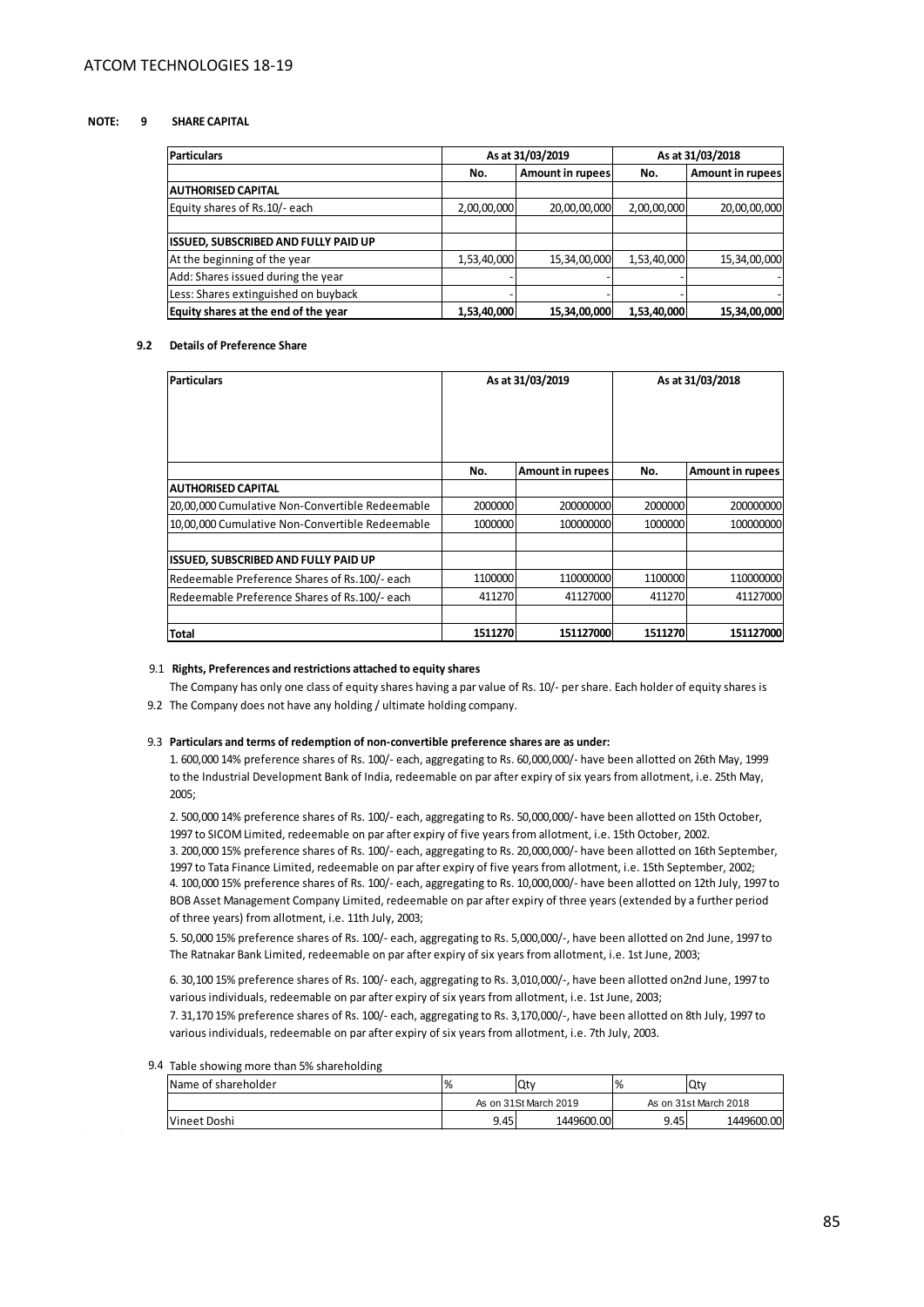**NOTE: 9 SHARE CAPITAL**

| Particulars | As at 31/03/2019 | | As at 31/03/2018 | |
|---|---|---|---|---|
| | No. | Amount in rupees | No. | Amount in rupees |
| **AUTHORISED CAPITAL** | | | | |
| Equity shares of Rs.10/- each | 2,00,00,000 | 20,00,00,000 | 2,00,00,000 | 20,00,00,000 |
| | | | | |
| **ISSUED, SUBSCRIBED AND FULLY PAID UP** | | | | |
| At the beginning of the year | 1,53,40,000 | 15,34,00,000 | 1,53,40,000 | 15,34,00,000 |
| Add: Shares issued during the year | - | - | - | - |
| Less: Shares extinguished on buyback | - | - | - | - |
| **Equity shares at the end of the year** | **1,53,40,000** | **15,34,00,000** | **1,53,40,000** | **15,34,00,000** |

**9.2 Details of Preference Share**

| Particulars | As at 31/03/2019 | | As at 31/03/2018 | |
|---|---|---|---|---|
| | No. | Amount in rupees | No. | Amount in rupees |
| **AUTHORISED CAPITAL** | | | | |
| 20,00,000 Cumulative Non-Convertible Redeemable | 2000000 | 200000000 | 2000000 | 200000000 |
| 10,00,000 Cumulative Non-Convertible Redeemable | 1000000 | 100000000 | 1000000 | 100000000 |
| | | | | |
| **ISSUED, SUBSCRIBED AND FULLY PAID UP** | | | | |
| Redeemable Preference Shares of Rs.100/- each | 1100000 | 110000000 | 1100000 | 110000000 |
| Redeemable Preference Shares of Rs.100/- each | 411270 | 41127000 | 411270 | 41127000 |
| | | | | |
| **Total** | **1511270** | **151127000** | **1511270** | **151127000** |

9.1 **Rights, Preferences and restrictions attached to equity shares**

The Company has only one class of equity shares having a par value of Rs. 10/- per share. Each holder of equity shares is

9.2 The Company does not have any holding / ultimate holding company.

9.3 **Particulars and terms of redemption of non-convertible preference shares are as under:**

1. 600,000 14% preference shares of Rs. 100/- each, aggregating to Rs. 60,000,000/- have been allotted on 26th May, 1999 to the Industrial Development Bank of India, redeemable on par after expiry of six years from allotment, i.e. 25th May, 2005;

2. 500,000 14% preference shares of Rs. 100/- each, aggregating to Rs. 50,000,000/- have been allotted on 15th October, 1997 to SICOM Limited, redeemable on par after expiry of five years from allotment, i.e. 15th October, 2002.

3. 200,000 15% preference shares of Rs. 100/- each, aggregating to Rs. 20,000,000/- have been allotted on 16th September, 1997 to Tata Finance Limited, redeemable on par after expiry of five years from allotment, i.e. 15th September, 2002;

4. 100,000 15% preference shares of Rs. 100/- each, aggregating to Rs. 10,000,000/- have been allotted on 12th July, 1997 to BOB Asset Management Company Limited, redeemable on par after expiry of three years (extended by a further period of three years) from allotment, i.e. 11th July, 2003;

5. 50,000 15% preference shares of Rs. 100/- each, aggregating to Rs. 5,000,000/-, have been allotted on 2nd June, 1997 to The Ratnakar Bank Limited, redeemable on par after expiry of six years from allotment, i.e. 1st June, 2003;

6. 30,100 15% preference shares of Rs. 100/- each, aggregating to Rs. 3,010,000/-, have been allotted on2nd June, 1997 to various individuals, redeemable on par after expiry of six years from allotment, i.e. 1st June, 2003;

7. 31,170 15% preference shares of Rs. 100/- each, aggregating to Rs. 3,170,000/-, have been allotted on 8th July, 1997 to various individuals, redeemable on par after expiry of six years from allotment, i.e. 7th July, 2003.

9.4 Table showing more than 5% shareholding

| Name of shareholder | % | Qty | % | Qty |
|---|---|---|---|---|
| | As on 31St March 2019 | | As on 31st March 2018 | |
| Vineet Doshi | 9.45 | 1449600.00 | 9.45 | 1449600.00 |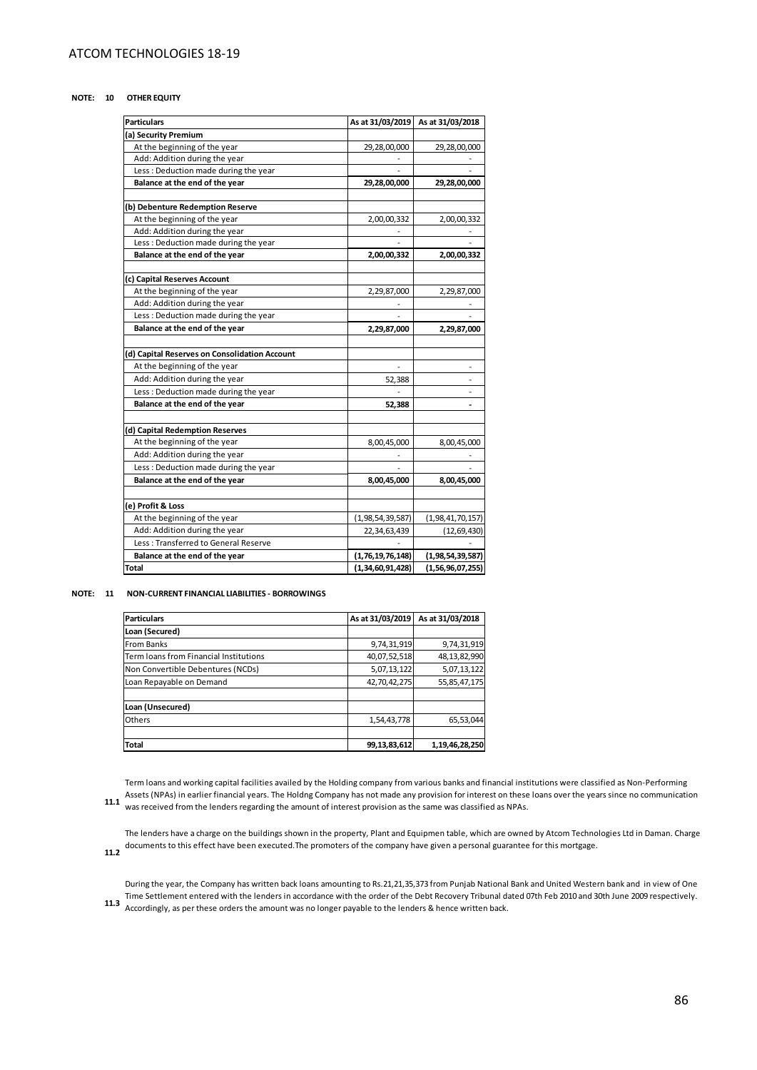ATCOM TECHNOLOGIES 18-19

## NOTE: 10 OTHER EQUITY

| Particulars | As at 31/03/2019 | As at 31/03/2018 |
|---|---|---|
| **(a) Security Premium** | | |
| At the beginning of the year | 29,28,00,000 | 29,28,00,000 |
| Add: Addition during the year | - | - |
| Less : Deduction made during the year | - | - |
| **Balance at the end of the year** | **29,28,00,000** | **29,28,00,000** |
| | | |
| **(b) Debenture Redemption Reserve** | | |
| At the beginning of the year | 2,00,00,332 | 2,00,00,332 |
| Add: Addition during the year | - | - |
| Less : Deduction made during the year | - | - |
| **Balance at the end of the year** | **2,00,00,332** | **2,00,00,332** |
| | | |
| **(c) Capital Reserves Account** | | |
| At the beginning of the year | 2,29,87,000 | 2,29,87,000 |
| Add: Addition during the year | - | - |
| Less : Deduction made during the year | - | - |
| **Balance at the end of the year** | **2,29,87,000** | **2,29,87,000** |
| | | |
| **(d) Capital Reserves on Consolidation Account** | | |
| At the beginning of the year | - | - |
| Add: Addition during the year | 52,388 | - |
| Less : Deduction made during the year | - | - |
| **Balance at the end of the year** | **52,388** | **-** |
| | | |
| **(d) Capital Redemption Reserves** | | |
| At the beginning of the year | 8,00,45,000 | 8,00,45,000 |
| Add: Addition during the year | - | - |
| Less : Deduction made during the year | - | - |
| **Balance at the end of the year** | **8,00,45,000** | **8,00,45,000** |
| | | |
| **(e) Profit & Loss** | | |
| At the beginning of the year | (1,98,54,39,587) | (1,98,41,70,157) |
| Add: Addition during the year | 22,34,63,439 | (12,69,430) |
| Less : Transferred to General Reserve | - | - |
| **Balance at the end of the year** | **(1,76,19,76,148)** | **(1,98,54,39,587)** |
| **Total** | **(1,34,60,91,428)** | **(1,56,96,07,255)** |

## NOTE: 11 NON-CURRENT FINANCIAL LIABILITIES - BORROWINGS

| Particulars | As at 31/03/2019 | As at 31/03/2018 |
|---|---|---|
| **Loan (Secured)** | | |
| From Banks | 9,74,31,919 | 9,74,31,919 |
| Term loans from Financial Institutions | 40,07,52,518 | 48,13,82,990 |
| Non Convertible Debentures (NCDs) | 5,07,13,122 | 5,07,13,122 |
| Loan Repayable on Demand | 42,70,42,275 | 55,85,47,175 |
| | | |
| **Loan (Unsecured)** | | |
| Others | 1,54,43,778 | 65,53,044 |
| | | |
| **Total** | **99,13,83,612** | **1,19,46,28,250** |

**11.1** Term loans and working capital facilities availed by the Holding company from various banks and financial institutions were classified as Non-Performing Assets (NPAs) in earlier financial years. The Holdng Company has not made any provision for interest on these loans over the years since no communication was received from the lenders regarding the amount of interest provision as the same was classified as NPAs.

**11.2** The lenders have a charge on the buildings shown in the property, Plant and Equipmen table, which are owned by Atcom Technologies Ltd in Daman. Charge documents to this effect have been executed.The promoters of the company have given a personal guarantee for this mortgage.

**11.3** During the year, the Company has written back loans amounting to Rs.21,21,35,373 from Punjab National Bank and United Western bank and in view of One Time Settlement entered with the lenders in accordance with the order of the Debt Recovery Tribunal dated 07th Feb 2010 and 30th June 2009 respectively. Accordingly, as per these orders the amount was no longer payable to the lenders & hence written back.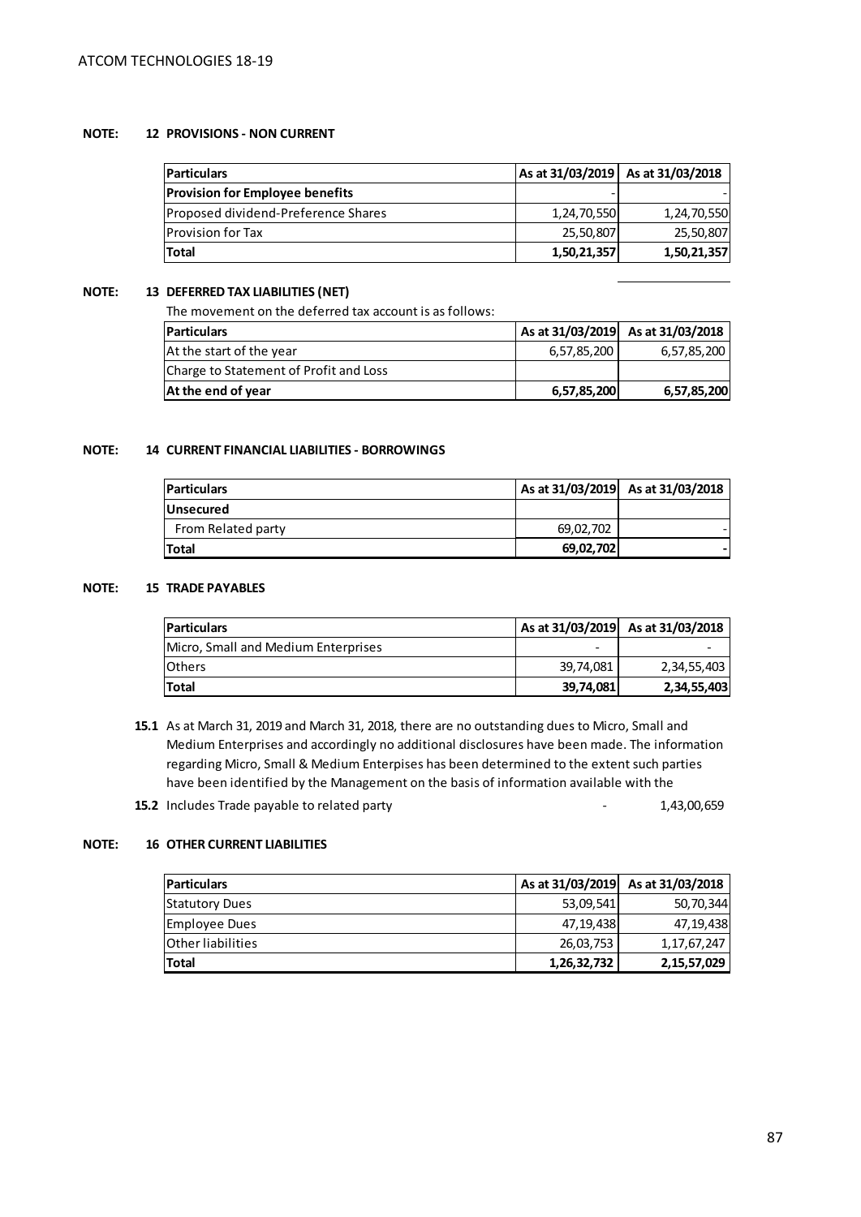**NOTE: 12 PROVISIONS - NON CURRENT**

| Particulars | As at 31/03/2019 | As at 31/03/2018 |
|---|---|---|
| **Provision for Employee benefits** | - | - |
| Proposed dividend-Preference Shares | 1,24,70,550 | 1,24,70,550 |
| Provision for Tax | 25,50,807 | 25,50,807 |
| **Total** | **1,50,21,357** | **1,50,21,357** |

**NOTE: 13 DEFERRED TAX LIABILITIES (NET)**

The movement on the deferred tax account is as follows:

| Particulars | As at 31/03/2019 | As at 31/03/2018 |
|---|---|---|
| At the start of the year | 6,57,85,200 | 6,57,85,200 |
| Charge to Statement of Profit and Loss | | |
| **At the end of year** | **6,57,85,200** | **6,57,85,200** |

**NOTE: 14 CURRENT FINANCIAL LIABILITIES - BORROWINGS**

| Particulars | As at 31/03/2019 | As at 31/03/2018 |
|---|---|---|
| **Unsecured** | | |
| From Related party | 69,02,702 | - |
| **Total** | **69,02,702** | **-** |

**NOTE: 15 TRADE PAYABLES**

| Particulars | As at 31/03/2019 | As at 31/03/2018 |
|---|---|---|
| Micro, Small and Medium Enterprises | - | - |
| Others | 39,74,081 | 2,34,55,403 |
| **Total** | **39,74,081** | **2,34,55,403** |

**15.1** As at March 31, 2019 and March 31, 2018, there are no outstanding dues to Micro, Small and Medium Enterprises and accordingly no additional disclosures have been made. The information regarding Micro, Small & Medium Enterpises has been determined to the extent such parties have been identified by the Management on the basis of information available with the

**15.2** Includes Trade payable to related party - 1,43,00,659

**NOTE: 16 OTHER CURRENT LIABILITIES**

| Particulars | As at 31/03/2019 | As at 31/03/2018 |
|---|---|---|
| Statutory Dues | 53,09,541 | 50,70,344 |
| Employee Dues | 47,19,438 | 47,19,438 |
| Other liabilities | 26,03,753 | 1,17,67,247 |
| **Total** | **1,26,32,732** | **2,15,57,029** |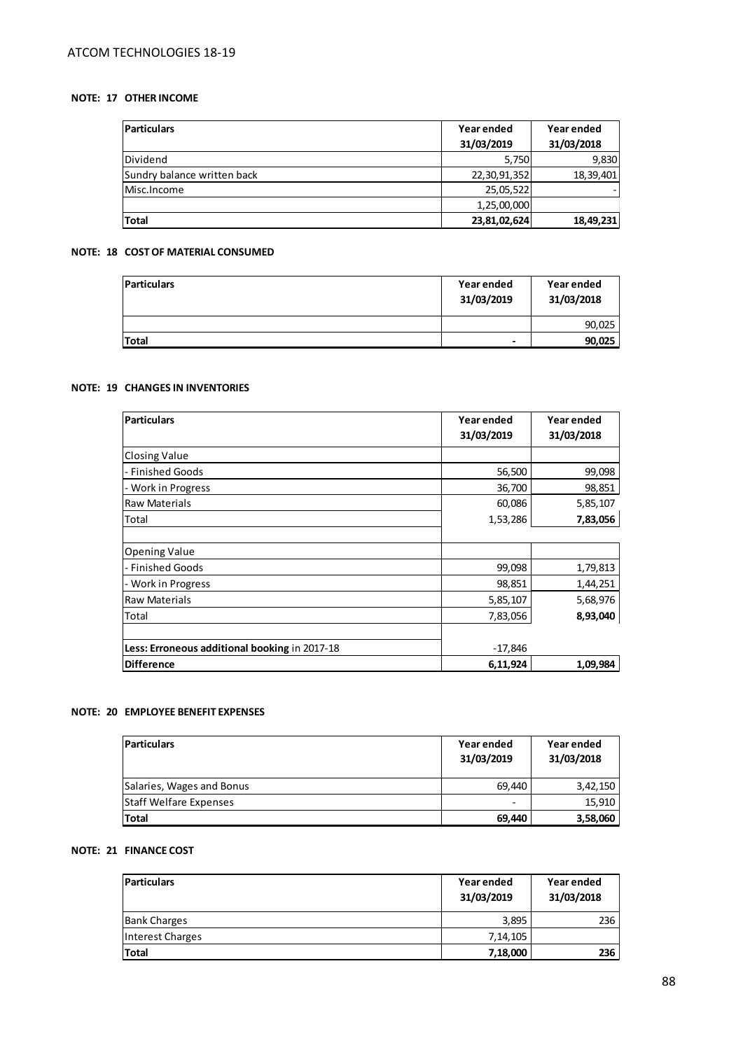ATCOM TECHNOLOGIES 18-19

**NOTE: 17 OTHER INCOME**

| Particulars | Year ended 31/03/2019 | Year ended 31/03/2018 |
|---|---|---|
| Dividend | 5,750 | 9,830 |
| Sundry balance written back | 22,30,91,352 | 18,39,401 |
| Misc.Income | 25,05,522 | - |
| | 1,25,00,000 | |
| **Total** | **23,81,02,624** | **18,49,231** |

**NOTE: 18 COST OF MATERIAL CONSUMED**

| Particulars | Year ended 31/03/2019 | Year ended 31/03/2018 |
|---|---|---|
| | | 90,025 |
| **Total** | **-** | **90,025** |

**NOTE: 19 CHANGES IN INVENTORIES**

| Particulars | Year ended 31/03/2019 | Year ended 31/03/2018 |
|---|---|---|
| Closing Value | | |
| - Finished Goods | 56,500 | 99,098 |
| - Work in Progress | 36,700 | 98,851 |
| Raw Materials | 60,086 | 5,85,107 |
| Total | 1,53,286 | **7,83,056** |
| | | |
| Opening Value | | |
| - Finished Goods | 99,098 | 1,79,813 |
| - Work in Progress | 98,851 | 1,44,251 |
| Raw Materials | 5,85,107 | 5,68,976 |
| Total | 7,83,056 | **8,93,040** |
| | | |
| **Less: Erroneous additional booking** in 2017-18 | -17,846 | |
| **Difference** | **6,11,924** | **1,09,984** |

**NOTE: 20 EMPLOYEE BENEFIT EXPENSES**

| Particulars | Year ended 31/03/2019 | Year ended 31/03/2018 |
|---|---|---|
| Salaries, Wages and Bonus | 69,440 | 3,42,150 |
| Staff Welfare Expenses | - | 15,910 |
| **Total** | **69,440** | **3,58,060** |

**NOTE: 21 FINANCE COST**

| Particulars | Year ended 31/03/2019 | Year ended 31/03/2018 |
|---|---|---|
| Bank Charges | 3,895 | 236 |
| Interest Charges | 7,14,105 | |
| **Total** | **7,18,000** | **236** |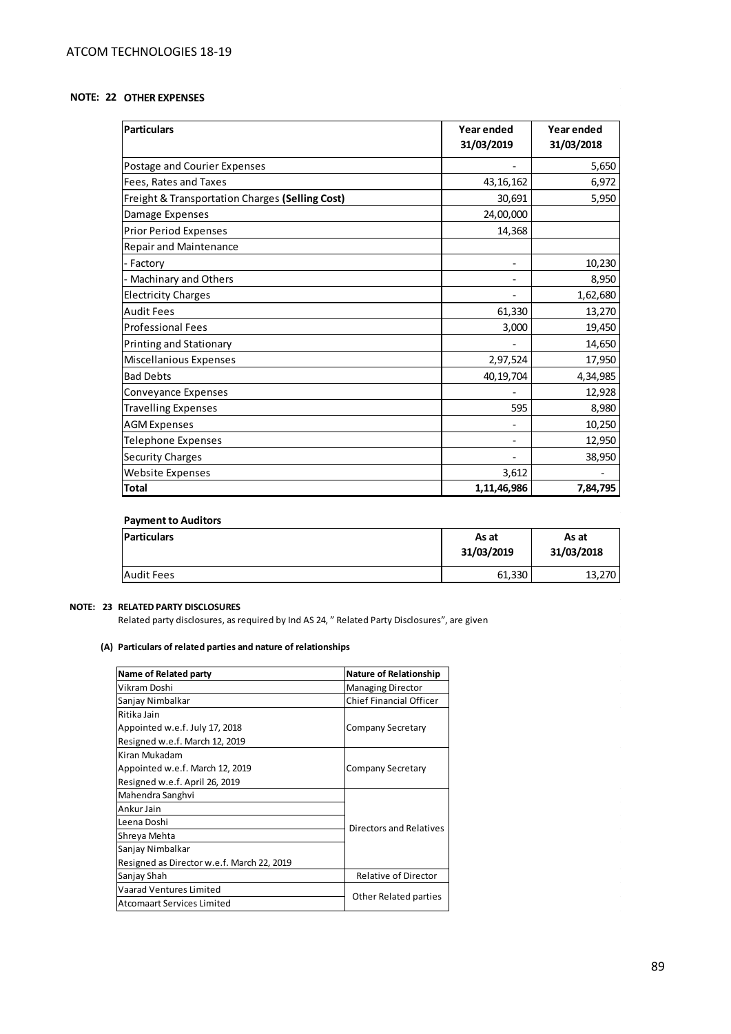## NOTE: 22 OTHER EXPENSES

| Particulars | Year ended 31/03/2019 | Year ended 31/03/2018 |
|---|---|---|
| Postage and Courier Expenses | - | 5,650 |
| Fees, Rates and Taxes | 43,16,162 | 6,972 |
| Freight & Transportation Charges **(Selling Cost)** | 30,691 | 5,950 |
| Damage Expenses | 24,00,000 | |
| Prior Period Expenses | 14,368 | |
| Repair and Maintenance | | |
| - Factory | - | 10,230 |
| - Machinary and Others | - | 8,950 |
| Electricity Charges | - | 1,62,680 |
| Audit Fees | 61,330 | 13,270 |
| Professional Fees | 3,000 | 19,450 |
| Printing and Stationary | - | 14,650 |
| Miscellanious Expenses | 2,97,524 | 17,950 |
| Bad Debts | 40,19,704 | 4,34,985 |
| Conveyance Expenses | - | 12,928 |
| Travelling Expenses | 595 | 8,980 |
| AGM Expenses | - | 10,250 |
| Telephone Expenses | - | 12,950 |
| Security Charges | - | 38,950 |
| Website Expenses | 3,612 | - |
| **Total** | **1,11,46,986** | **7,84,795** |

### Payment to Auditors

| Particulars | As at 31/03/2019 | As at 31/03/2018 |
|---|---|---|
| Audit Fees | 61,330 | 13,270 |

## NOTE: 23 RELATED PARTY DISCLOSURES

Related party disclosures, as required by Ind AS 24, " Related Party Disclosures", are given

### (A) Particulars of related parties and nature of relationships

| Name of Related party | Nature of Relationship |
|---|---|
| Vikram Doshi | Managing Director |
| Sanjay Nimbalkar | Chief Financial Officer |
| Ritika Jain<br>Appointed w.e.f. July 17, 2018<br>Resigned w.e.f. March 12, 2019 | Company Secretary |
| Kiran Mukadam<br>Appointed w.e.f. March 12, 2019<br>Resigned w.e.f. April 26, 2019 | Company Secretary |
| Mahendra Sanghvi | Directors and Relatives |
| Ankur Jain | Directors and Relatives |
| Leena Doshi | Directors and Relatives |
| Shreya Mehta | Directors and Relatives |
| Sanjay Nimbalkar<br>Resigned as Director w.e.f. March 22, 2019 | Directors and Relatives |
| Sanjay Shah | Relative of Director |
| Vaarad Ventures Limited | Other Related parties |
| Atcomaart Services Limited | Other Related parties |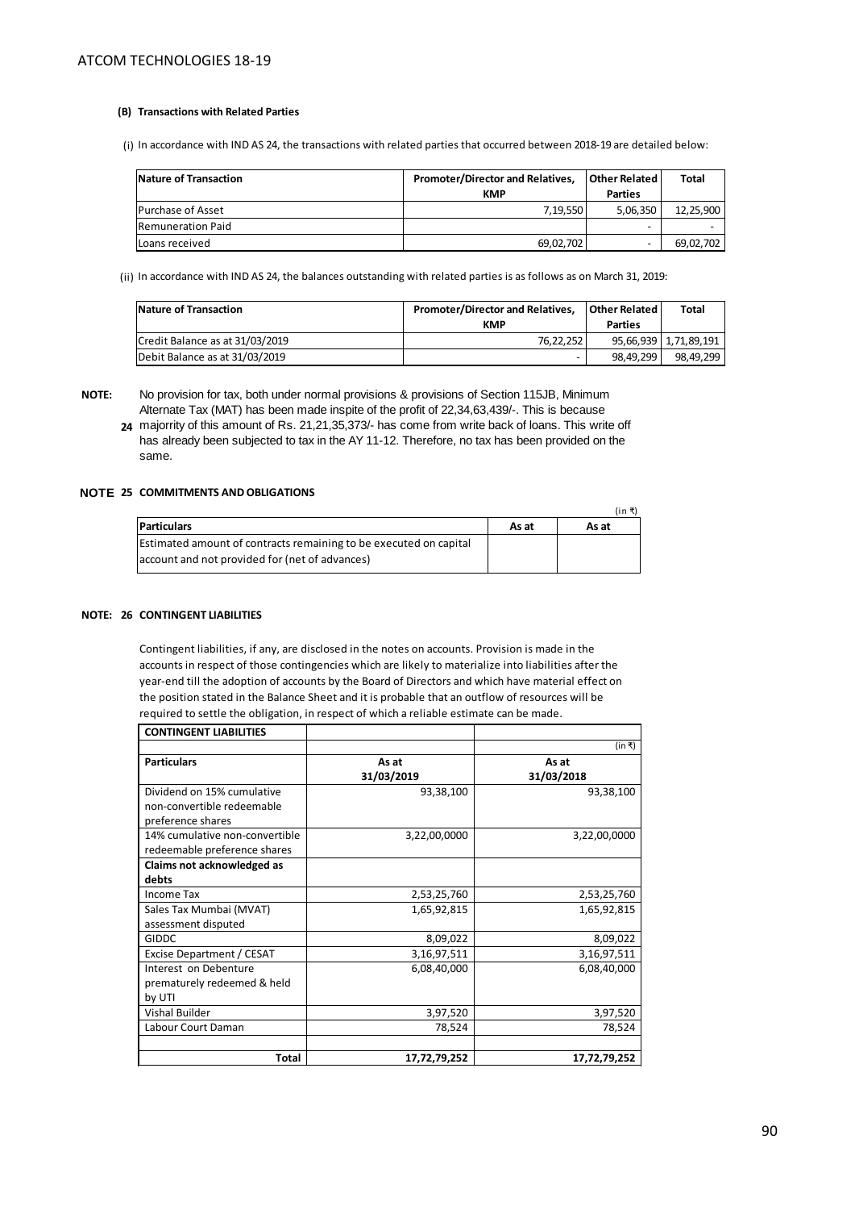#### (B) Transactions with Related Parties

(i) In accordance with IND AS 24, the transactions with related parties that occurred between 2018-19 are detailed below:

| Nature of Transaction | Promoter/Director and Relatives, KMP | Other Related Parties | Total |
|---|---|---|---|
| Purchase of Asset | 7,19,550 | 5,06,350 | 12,25,900 |
| Remuneration Paid | | - | - |
| Loans received | 69,02,702 | - | 69,02,702 |

(ii) In accordance with IND AS 24, the balances outstanding with related parties is as follows as on March 31, 2019:

| Nature of Transaction | Promoter/Director and Relatives, KMP | Other Related Parties | Total |
|---|---|---|---|
| Credit Balance as at 31/03/2019 | 76,22,252 | 95,66,939 | 1,71,89,191 |
| Debit Balance as at 31/03/2019 | - | 98,49,299 | 98,49,299 |

**NOTE: 24** No provision for tax, both under normal provisions & provisions of Section 115JB, Minimum Alternate Tax (MAT) has been made inspite of the profit of 22,34,63,439/-. This is because majorrity of this amount of Rs. 21,21,35,373/- has come from write back of loans. This write off has already been subjected to tax in the AY 11-12. Therefore, no tax has been provided on the same.

### NOTE 25 COMMITMENTS AND OBLIGATIONS

(in ₹)

| Particulars | As at | As at |
|---|---|---|
| Estimated amount of contracts remaining to be executed on capital account and not provided for (net of advances) | | |

### NOTE: 26 CONTINGENT LIABILITIES

Contingent liabilities, if any, are disclosed in the notes on accounts. Provision is made in the accounts in respect of those contingencies which are likely to materialize into liabilities after the year-end till the adoption of accounts by the Board of Directors and which have material effect on the position stated in the Balance Sheet and it is probable that an outflow of resources will be required to settle the obligation, in respect of which a reliable estimate can be made.

| CONTINGENT LIABILITIES | | |
|---|---|---|
| | | (in ₹) |
| **Particulars** | **As at 31/03/2019** | **As at 31/03/2018** |
| Dividend on 15% cumulative non-convertible redeemable preference shares | 93,38,100 | 93,38,100 |
| 14% cumulative non-convertible redeemable preference shares | 3,22,00,0000 | 3,22,00,0000 |
| **Claims not acknowledged as debts** | | |
| Income Tax | 2,53,25,760 | 2,53,25,760 |
| Sales Tax Mumbai (MVAT) assessment disputed | 1,65,92,815 | 1,65,92,815 |
| GIDDC | 8,09,022 | 8,09,022 |
| Excise Department / CESAT | 3,16,97,511 | 3,16,97,511 |
| Interest on Debenture prematurely redeemed & held by UTI | 6,08,40,000 | 6,08,40,000 |
| Vishal Builder | 3,97,520 | 3,97,520 |
| Labour Court Daman | 78,524 | 78,524 |
| | | |
| **Total** | **17,72,79,252** | **17,72,79,252** |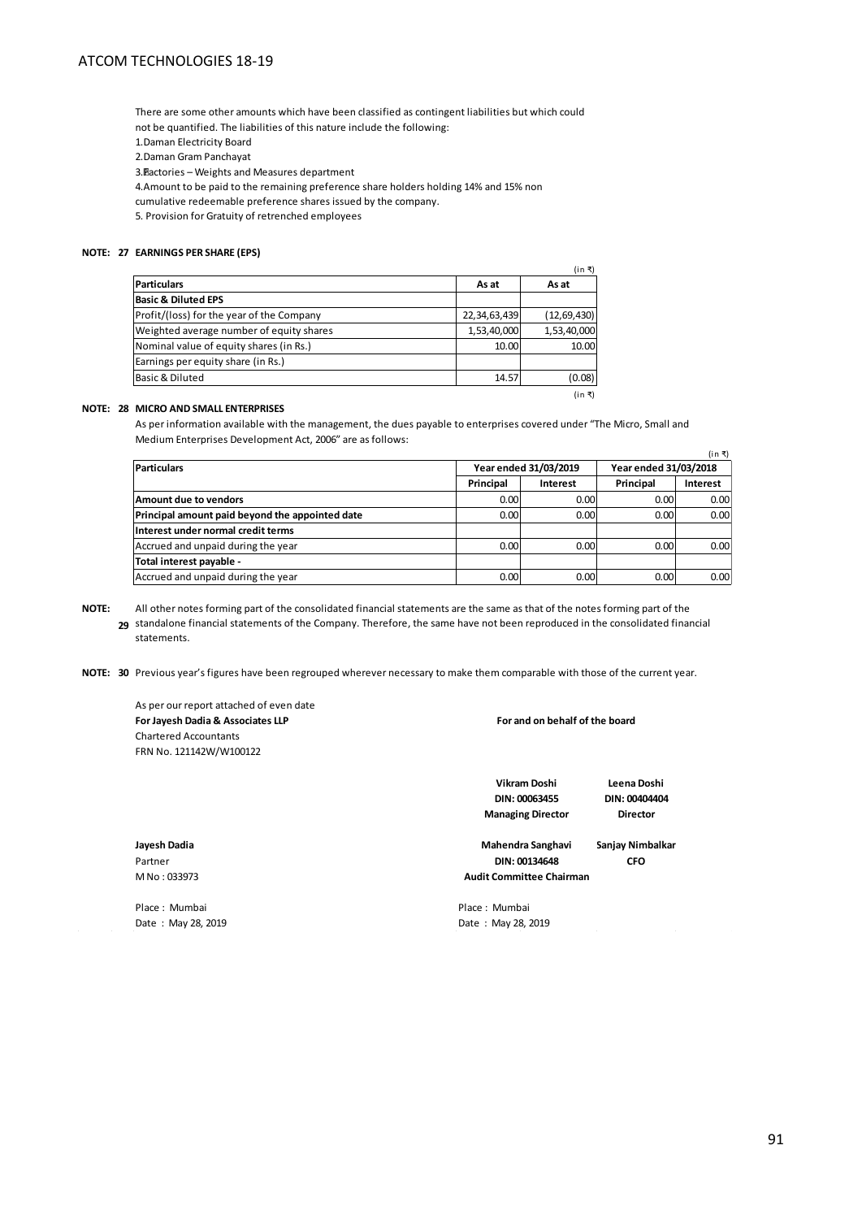There are some other amounts which have been classified as contingent liabilities but which could not be quantified. The liabilities of this nature include the following:

1. Daman Electricity Board
2. Daman Gram Panchayat
3. Factories – Weights and Measures department
4. Amount to be paid to the remaining preference share holders holding 14% and 15% non cumulative redeemable preference shares issued by the company.
5. Provision for Gratuity of retrenched employees

**NOTE: 27 EARNINGS PER SHARE (EPS)**

(in ₹)

| Particulars | As at | As at |
|---|---|---|
| **Basic & Diluted EPS** | | |
| Profit/(loss) for the year of the Company | 22,34,63,439 | (12,69,430) |
| Weighted average number of equity shares | 1,53,40,000 | 1,53,40,000 |
| Nominal value of equity shares (in Rs.) | 10.00 | 10.00 |
| Earnings per equity share (in Rs.) | | |
| Basic & Diluted | 14.57 | (0.08) |

(in ₹)

**NOTE: 28 MICRO AND SMALL ENTERPRISES**

As per information available with the management, the dues payable to enterprises covered under "The Micro, Small and Medium Enterprises Development Act, 2006" are as follows:

(in ₹)

| Particulars | Year ended 31/03/2019 | | Year ended 31/03/2018 | |
|---|---|---|---|---|
| | Principal | Interest | Principal | Interest |
| **Amount due to vendors** | 0.00 | 0.00 | 0.00 | 0.00 |
| **Principal amount paid beyond the appointed date** | 0.00 | 0.00 | 0.00 | 0.00 |
| **Interest under normal credit terms** | | | | |
| Accrued and unpaid during the year | 0.00 | 0.00 | 0.00 | 0.00 |
| **Total interest payable -** | | | | |
| Accrued and unpaid during the year | 0.00 | 0.00 | 0.00 | 0.00 |

**NOTE: 29** All other notes forming part of the consolidated financial statements are the same as that of the notes forming part of the standalone financial statements of the Company. Therefore, the same have not been reproduced in the consolidated financial statements.

**NOTE: 30** Previous year's figures have been regrouped wherever necessary to make them comparable with those of the current year.

As per our report attached of even date
**For Jayesh Dadia & Associates LLP**
Chartered Accountants
FRN No. 121142W/W100122

**For and on behalf of the board**

**Vikram Doshi**
**DIN: 00063455**
**Managing Director**

**Leena Doshi**
**DIN: 00404404**
**Director**

**Jayesh Dadia**
Partner
M No : 033973

**Mahendra Sanghavi**
**DIN: 00134648**
**Audit Committee Chairman**

**Sanjay Nimbalkar**
**CFO**

Place : Mumbai
Date : May 28, 2019

Place : Mumbai
Date : May 28, 2019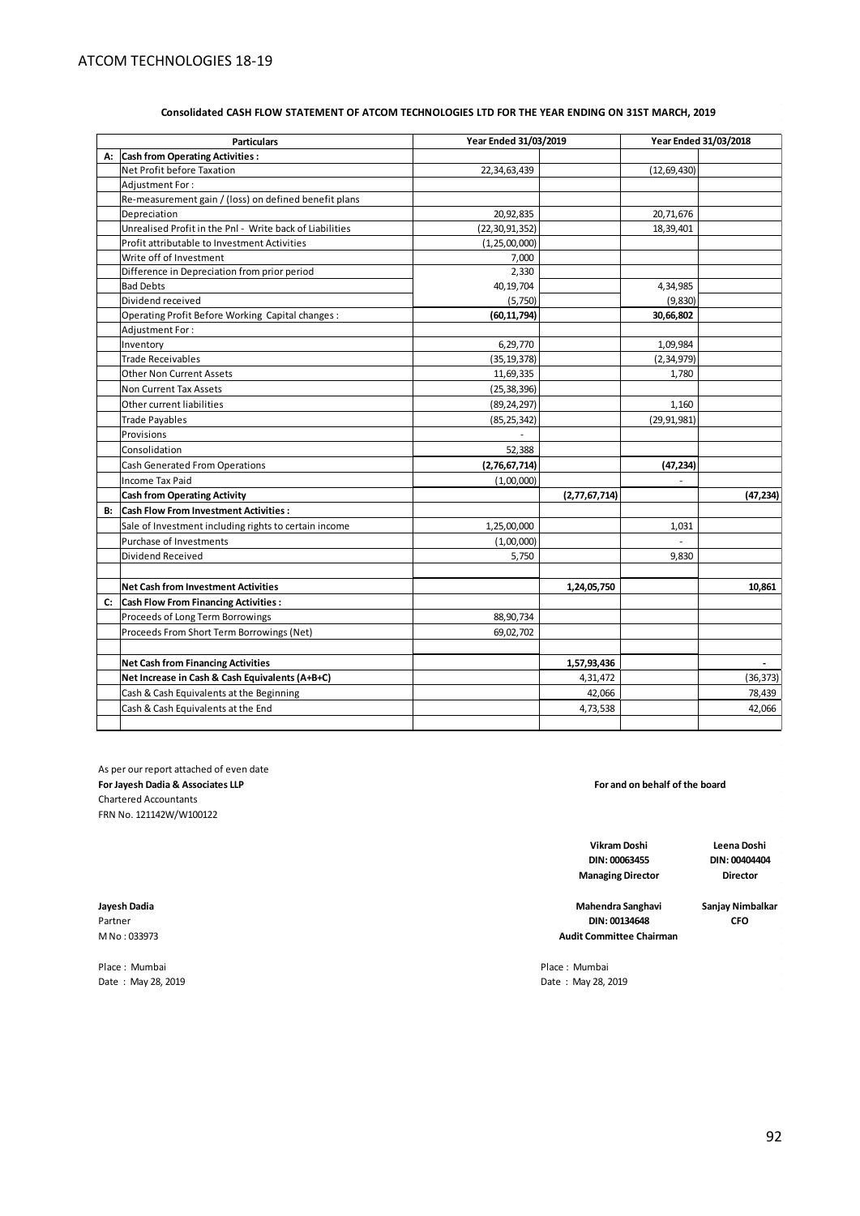ATCOM TECHNOLOGIES 18-19

**Consolidated CASH FLOW STATEMENT OF ATCOM TECHNOLOGIES LTD FOR THE YEAR ENDING ON 31ST MARCH, 2019**

| | Particulars | Year Ended 31/03/2019 | | Year Ended 31/03/2018 | |
|---|---|---|---|---|---|
| **A:** | **Cash from Operating Activities :** | | | | |
| | Net Profit before Taxation | 22,34,63,439 | | (12,69,430) | |
| | Adjustment For : | | | | |
| | Re-measurement gain / (loss) on defined benefit plans | | | | |
| | Depreciation | 20,92,835 | | 20,71,676 | |
| | Unrealised Profit in the Pnl - Write back of Liabilities | (22,30,91,352) | | 18,39,401 | |
| | Profit attributable to Investment Activities | (1,25,00,000) | | | |
| | Write off of Investment | 7,000 | | | |
| | Difference in Depreciation from prior period | 2,330 | | | |
| | Bad Debts | 40,19,704 | | 4,34,985 | |
| | Dividend received | (5,750) | | (9,830) | |
| | Operating Profit Before Working Capital changes : | **(60,11,794)** | | **30,66,802** | |
| | Adjustment For : | | | | |
| | Inventory | 6,29,770 | | 1,09,984 | |
| | Trade Receivables | (35,19,378) | | (2,34,979) | |
| | Other Non Current Assets | 11,69,335 | | 1,780 | |
| | Non Current Tax Assets | (25,38,396) | | | |
| | Other current liabilities | (89,24,297) | | 1,160 | |
| | Trade Payables | (85,25,342) | | (29,91,981) | |
| | Provisions | - | | | |
| | Consolidation | 52,388 | | | |
| | Cash Generated From Operations | **(2,76,67,714)** | | **(47,234)** | |
| | Income Tax Paid | (1,00,000) | | - | |
| | **Cash from Operating Activity** | | **(2,77,67,714)** | | **(47,234)** |
| **B:** | **Cash Flow From Investment Activities :** | | | | |
| | Sale of Investment including rights to certain income | 1,25,00,000 | | 1,031 | |
| | Purchase of Investments | (1,00,000) | | - | |
| | Dividend Received | 5,750 | | 9,830 | |
| | | | | | |
| | **Net Cash from Investment Activities** | | **1,24,05,750** | | **10,861** |
| **C:** | **Cash Flow From Financing Activities :** | | | | |
| | Proceeds of Long Term Borrowings | 88,90,734 | | | |
| | Proceeds From Short Term Borrowings (Net) | 69,02,702 | | | |
| | | | | | |
| | **Net Cash from Financing Activities** | | **1,57,93,436** | | **-** |
| | **Net Increase in Cash & Cash Equivalents (A+B+C)** | | 4,31,472 | | (36,373) |
| | Cash & Cash Equivalents at the Beginning | | 42,066 | | 78,439 |
| | Cash & Cash Equivalents at the End | | 4,73,538 | | 42,066 |

As per our report attached of even date
**For Jayesh Dadia & Associates LLP**
Chartered Accountants
FRN No. 121142W/W100122

**Jayesh Dadia**
Partner
M No : 033973

Place : Mumbai
Date : May 28, 2019

**For and on behalf of the board**

**Vikram Doshi**
**DIN: 00063455**
**Managing Director**

**Leena Doshi**
**DIN: 00404404**
**Director**

**Mahendra Sanghavi**
**DIN: 00134648**
**Audit Committee Chairman**

**Sanjay Nimbalkar**
**CFO**

Place : Mumbai
Date : May 28, 2019